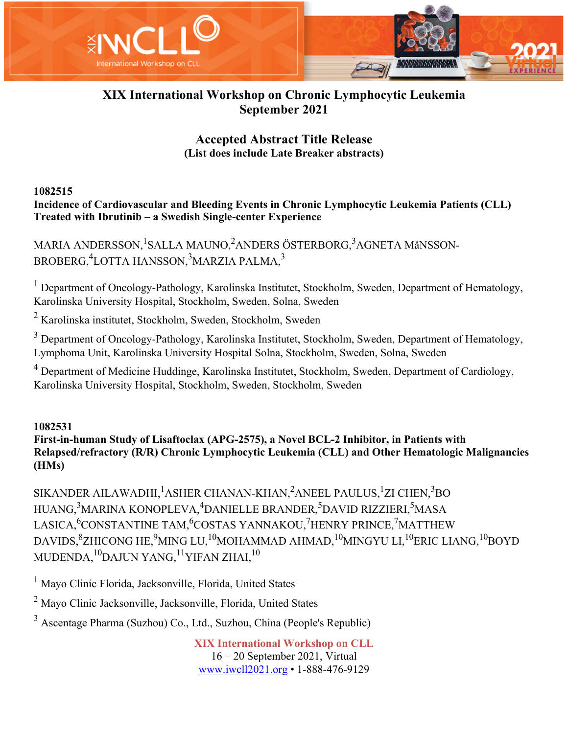# XIX International Workshop on Chronic Lymphocytic Leukemia
## September 2021

## Accepted Abstract Title Release
**(List does include Late Breaker abstracts)**

**1082515**

**Incidence of Cardiovascular and Bleeding Events in Chronic Lymphocytic Leukemia Patients (CLL) Treated with Ibrutinib – a Swedish Single-center Experience**

MARIA ANDERSSON,[1] SALLA MAUNO,[2] ANDERS ÖSTERBORG,[3] AGNETA MåNSSON-BROBERG,[4] LOTTA HANSSON,[3] MARZIA PALMA,[3]

[1] Department of Oncology-Pathology, Karolinska Institutet, Stockholm, Sweden, Department of Hematology, Karolinska University Hospital, Stockholm, Sweden, Solna, Sweden

[2] Karolinska institutet, Stockholm, Sweden, Stockholm, Sweden

[3] Department of Oncology-Pathology, Karolinska Institutet, Stockholm, Sweden, Department of Hematology, Lymphoma Unit, Karolinska University Hospital Solna, Stockholm, Sweden, Solna, Sweden

[4] Department of Medicine Huddinge, Karolinska Institutet, Stockholm, Sweden, Department of Cardiology, Karolinska University Hospital, Stockholm, Sweden, Stockholm, Sweden

**1082531**

**First-in-human Study of Lisaftoclax (APG-2575), a Novel BCL-2 Inhibitor, in Patients with Relapsed/refractory (R/R) Chronic Lymphocytic Leukemia (CLL) and Other Hematologic Malignancies (HMs)**

SIKANDER AILAWADHI,[1] ASHER CHANAN-KHAN,[2] ANEEL PAULUS,[1] ZI CHEN,[3] BO HUANG,[3] MARINA KONOPLEVA,[4] DANIELLE BRANDER,[5] DAVID RIZZIERI,[5] MASA LASICA,[6] CONSTANTINE TAM,[6] COSTAS YANNAKOU,[7] HENRY PRINCE,[7] MATTHEW DAVIDS,[8] ZHICONG HE,[9] MING LU,[10] MOHAMMAD AHMAD,[10] MINGYU LI,[10] ERIC LIANG,[10] BOYD MUDENDA,[10] DAJUN YANG,[11] YIFAN ZHAI,[10]

[1] Mayo Clinic Florida, Jacksonville, Florida, United States

[2] Mayo Clinic Jacksonville, Jacksonville, Florida, United States

[3] Ascentage Pharma (Suzhou) Co., Ltd., Suzhou, China (People's Republic)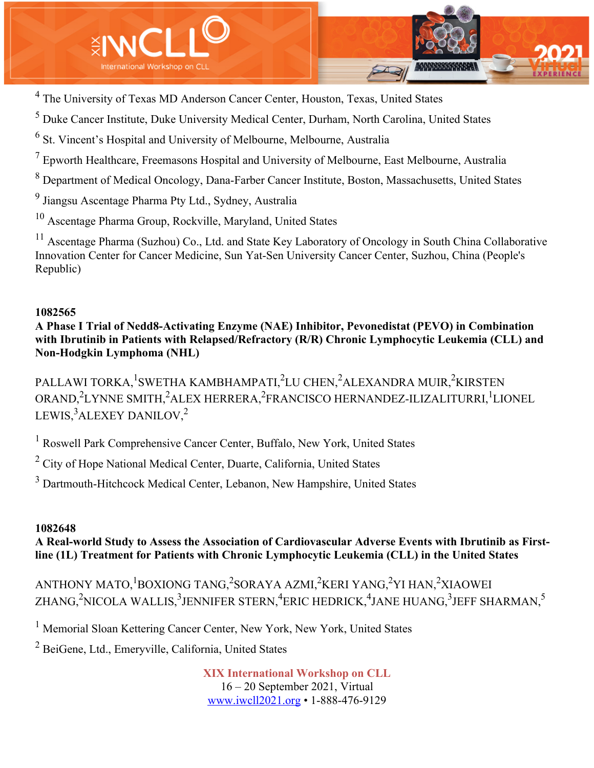[4] The University of Texas MD Anderson Cancer Center, Houston, Texas, United States

[5] Duke Cancer Institute, Duke University Medical Center, Durham, North Carolina, United States

[6] St. Vincent's Hospital and University of Melbourne, Melbourne, Australia

[7] Epworth Healthcare, Freemasons Hospital and University of Melbourne, East Melbourne, Australia

[8] Department of Medical Oncology, Dana-Farber Cancer Institute, Boston, Massachusetts, United States

[9] Jiangsu Ascentage Pharma Pty Ltd., Sydney, Australia

[10] Ascentage Pharma Group, Rockville, Maryland, United States

[11] Ascentage Pharma (Suzhou) Co., Ltd. and State Key Laboratory of Oncology in South China Collaborative Innovation Center for Cancer Medicine, Sun Yat-Sen University Cancer Center, Suzhou, China (People's Republic)

**1082565**

**A Phase I Trial of Nedd8-Activating Enzyme (NAE) Inhibitor, Pevonedistat (PEVO) in Combination with Ibrutinib in Patients with Relapsed/Refractory (R/R) Chronic Lymphocytic Leukemia (CLL) and Non-Hodgkin Lymphoma (NHL)**

PALLAWI TORKA,[1] SWETHA KAMBHAMPATI,[2] LU CHEN,[2] ALEXANDRA MUIR,[2] KIRSTEN ORAND,[2] LYNNE SMITH,[2] ALEX HERRERA,[2] FRANCISCO HERNANDEZ-ILIZALITURRI,[1] LIONEL LEWIS,[3] ALEXEY DANILOV,[2]

[1] Roswell Park Comprehensive Cancer Center, Buffalo, New York, United States

[2] City of Hope National Medical Center, Duarte, California, United States

[3] Dartmouth-Hitchcock Medical Center, Lebanon, New Hampshire, United States

**1082648**

**A Real-world Study to Assess the Association of Cardiovascular Adverse Events with Ibrutinib as First-line (1L) Treatment for Patients with Chronic Lymphocytic Leukemia (CLL) in the United States**

ANTHONY MATO,[1] BOXIONG TANG,[2] SORAYA AZMI,[2] KERI YANG,[2] YI HAN,[2] XIAOWEI ZHANG,[2] NICOLA WALLIS,[3] JENNIFER STERN,[4] ERIC HEDRICK,[4] JANE HUANG,[3] JEFF SHARMAN,[5]

[1] Memorial Sloan Kettering Cancer Center, New York, New York, United States

[2] BeiGene, Ltd., Emeryville, California, United States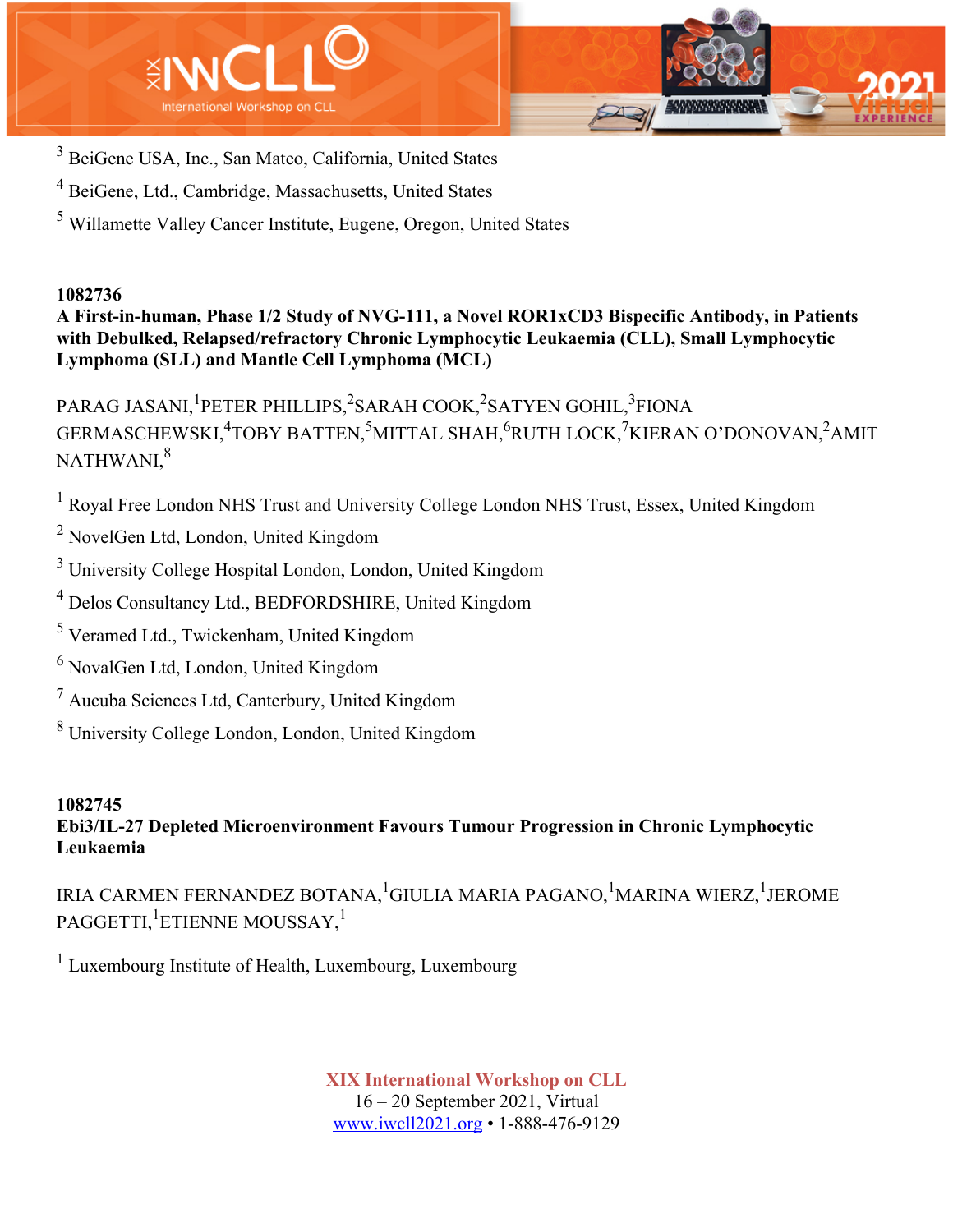[3] BeiGene USA, Inc., San Mateo, California, United States

[4] BeiGene, Ltd., Cambridge, Massachusetts, United States

[5] Willamette Valley Cancer Institute, Eugene, Oregon, United States

**1082736**
**A First-in-human, Phase 1/2 Study of NVG-111, a Novel ROR1xCD3 Bispecific Antibody, in Patients with Debulked, Relapsed/refractory Chronic Lymphocytic Leukaemia (CLL), Small Lymphocytic Lymphoma (SLL) and Mantle Cell Lymphoma (MCL)**

PARAG JASANI,[1] PETER PHILLIPS,[2] SARAH COOK,[2] SATYEN GOHIL,[3] FIONA GERMASCHEWSKI,[4] TOBY BATTEN,[5] MITTAL SHAH,[6] RUTH LOCK,[7] KIERAN O'DONOVAN,[2] AMIT NATHWANI,[8]

[1] Royal Free London NHS Trust and University College London NHS Trust, Essex, United Kingdom

[2] NovelGen Ltd, London, United Kingdom

[3] University College Hospital London, London, United Kingdom

[4] Delos Consultancy Ltd., BEDFORDSHIRE, United Kingdom

[5] Veramed Ltd., Twickenham, United Kingdom

[6] NovalGen Ltd, London, United Kingdom

[7] Aucuba Sciences Ltd, Canterbury, United Kingdom

[8] University College London, London, United Kingdom

**1082745**
**Ebi3/IL-27 Depleted Microenvironment Favours Tumour Progression in Chronic Lymphocytic Leukaemia**

IRIA CARMEN FERNANDEZ BOTANA,[1] GIULIA MARIA PAGANO,[1] MARINA WIERZ,[1] JEROME PAGGETTI,[1] ETIENNE MOUSSAY,[1]

[1] Luxembourg Institute of Health, Luxembourg, Luxembourg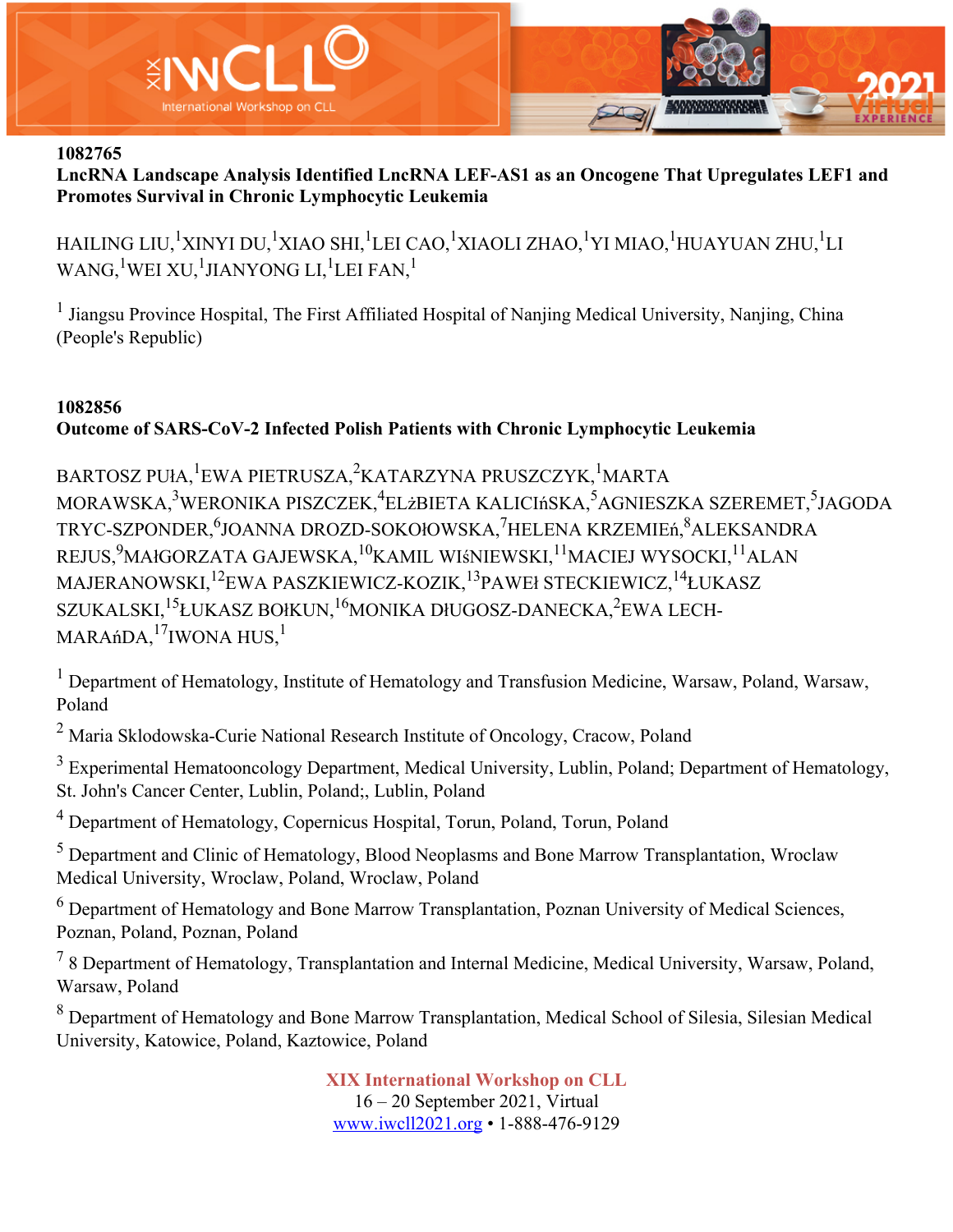**1082765**

**LncRNA Landscape Analysis Identified LncRNA LEF-AS1 as an Oncogene That Upregulates LEF1 and Promotes Survival in Chronic Lymphocytic Leukemia**

HAILING LIU,[1] XINYI DU,[1] XIAO SHI,[1] LEI CAO,[1] XIAOLI ZHAO,[1] YI MIAO,[1] HUAYUAN ZHU,[1] LI WANG,[1] WEI XU,[1] JIANYONG LI,[1] LEI FAN,[1]

[1] Jiangsu Province Hospital, The First Affiliated Hospital of Nanjing Medical University, Nanjing, China (People's Republic)

**1082856**

**Outcome of SARS-CoV-2 Infected Polish Patients with Chronic Lymphocytic Leukemia**

BARTOSZ PUłA,[1] EWA PIETRUSZA,[2] KATARZYNA PRUSZCZYK,[1] MARTA MORAWSKA,[3] WERONIKA PISZCZEK,[4] ELżBIETA KALICIńSKA,[5] AGNIESZKA SZEREMET,[5] JAGODA TRYC-SZPONDER,[6] JOANNA DROZD-SOKOłOWSKA,[7] HELENA KRZEMIEń,[8] ALEKSANDRA REJUS,[9] MAłGORZATA GAJEWSKA,[10] KAMIL WIśNIEWSKI,[11] MACIEJ WYSOCKI,[11] ALAN MAJERANOWSKI,[12] EWA PASZKIEWICZ-KOZIK,[13] PAWEł STECKIEWICZ,[14] łUKASZ SZUKALSKI,[15] łUKASZ BOłKUN,[16] MONIKA DłUGOSZ-DANECKA,[2] EWA LECH-MARAńDA,[17] IWONA HUS,[1]

[1] Department of Hematology, Institute of Hematology and Transfusion Medicine, Warsaw, Poland, Warsaw, Poland

[2] Maria Sklodowska-Curie National Research Institute of Oncology, Cracow, Poland

[3] Experimental Hematooncology Department, Medical University, Lublin, Poland; Department of Hematology, St. John's Cancer Center, Lublin, Poland;, Lublin, Poland

[4] Department of Hematology, Copernicus Hospital, Torun, Poland, Torun, Poland

[5] Department and Clinic of Hematology, Blood Neoplasms and Bone Marrow Transplantation, Wroclaw Medical University, Wroclaw, Poland, Wroclaw, Poland

[6] Department of Hematology and Bone Marrow Transplantation, Poznan University of Medical Sciences, Poznan, Poland, Poznan, Poland

[7] 8 Department of Hematology, Transplantation and Internal Medicine, Medical University, Warsaw, Poland, Warsaw, Poland

[8] Department of Hematology and Bone Marrow Transplantation, Medical School of Silesia, Silesian Medical University, Katowice, Poland, Kaztowice, Poland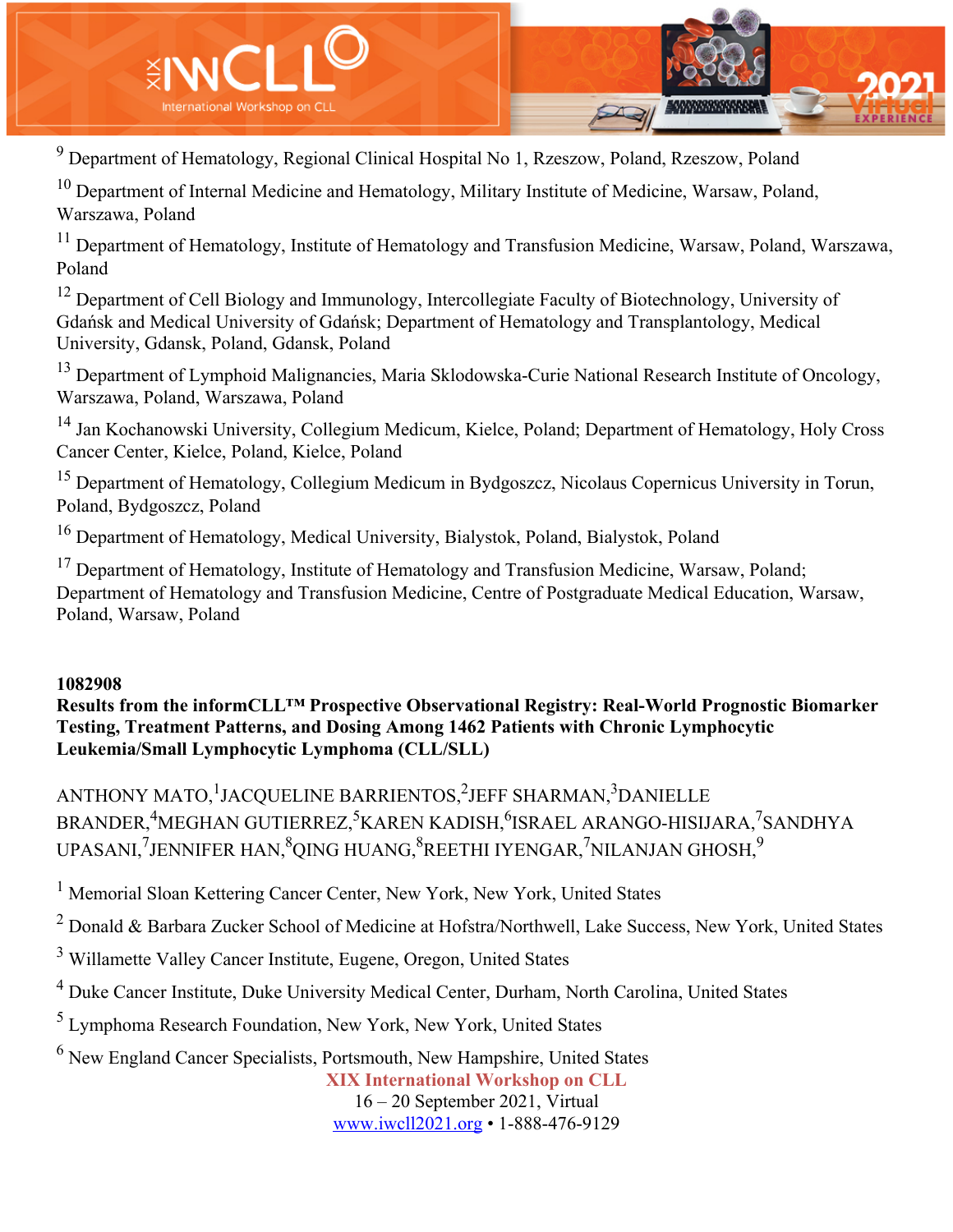[9] Department of Hematology, Regional Clinical Hospital No 1, Rzeszow, Poland, Rzeszow, Poland

[10] Department of Internal Medicine and Hematology, Military Institute of Medicine, Warsaw, Poland, Warszawa, Poland

[11] Department of Hematology, Institute of Hematology and Transfusion Medicine, Warsaw, Poland, Warszawa, Poland

[12] Department of Cell Biology and Immunology, Intercollegiate Faculty of Biotechnology, University of Gdańsk and Medical University of Gdańsk; Department of Hematology and Transplantology, Medical University, Gdansk, Poland, Gdansk, Poland

[13] Department of Lymphoid Malignancies, Maria Sklodowska-Curie National Research Institute of Oncology, Warszawa, Poland, Warszawa, Poland

[14] Jan Kochanowski University, Collegium Medicum, Kielce, Poland; Department of Hematology, Holy Cross Cancer Center, Kielce, Poland, Kielce, Poland

[15] Department of Hematology, Collegium Medicum in Bydgoszcz, Nicolaus Copernicus University in Torun, Poland, Bydgoszcz, Poland

[16] Department of Hematology, Medical University, Bialystok, Poland, Bialystok, Poland

[17] Department of Hematology, Institute of Hematology and Transfusion Medicine, Warsaw, Poland; Department of Hematology and Transfusion Medicine, Centre of Postgraduate Medical Education, Warsaw, Poland, Warsaw, Poland

**1082908**

**Results from the informCLL™ Prospective Observational Registry: Real-World Prognostic Biomarker Testing, Treatment Patterns, and Dosing Among 1462 Patients with Chronic Lymphocytic Leukemia/Small Lymphocytic Lymphoma (CLL/SLL)**

ANTHONY MATO,[1] JACQUELINE BARRIENTOS,[2] JEFF SHARMAN,[3] DANIELLE BRANDER,[4] MEGHAN GUTIERREZ,[5] KAREN KADISH,[6] ISRAEL ARANGO-HISIJARA,[7] SANDHYA UPASANI,[7] JENNIFER HAN,[8] QING HUANG,[8] REETHI IYENGAR,[7] NILANJAN GHOSH,[9]

[1] Memorial Sloan Kettering Cancer Center, New York, New York, United States

[2] Donald & Barbara Zucker School of Medicine at Hofstra/Northwell, Lake Success, New York, United States

[3] Willamette Valley Cancer Institute, Eugene, Oregon, United States

[4] Duke Cancer Institute, Duke University Medical Center, Durham, North Carolina, United States

[5] Lymphoma Research Foundation, New York, New York, United States

[6] New England Cancer Specialists, Portsmouth, New Hampshire, United States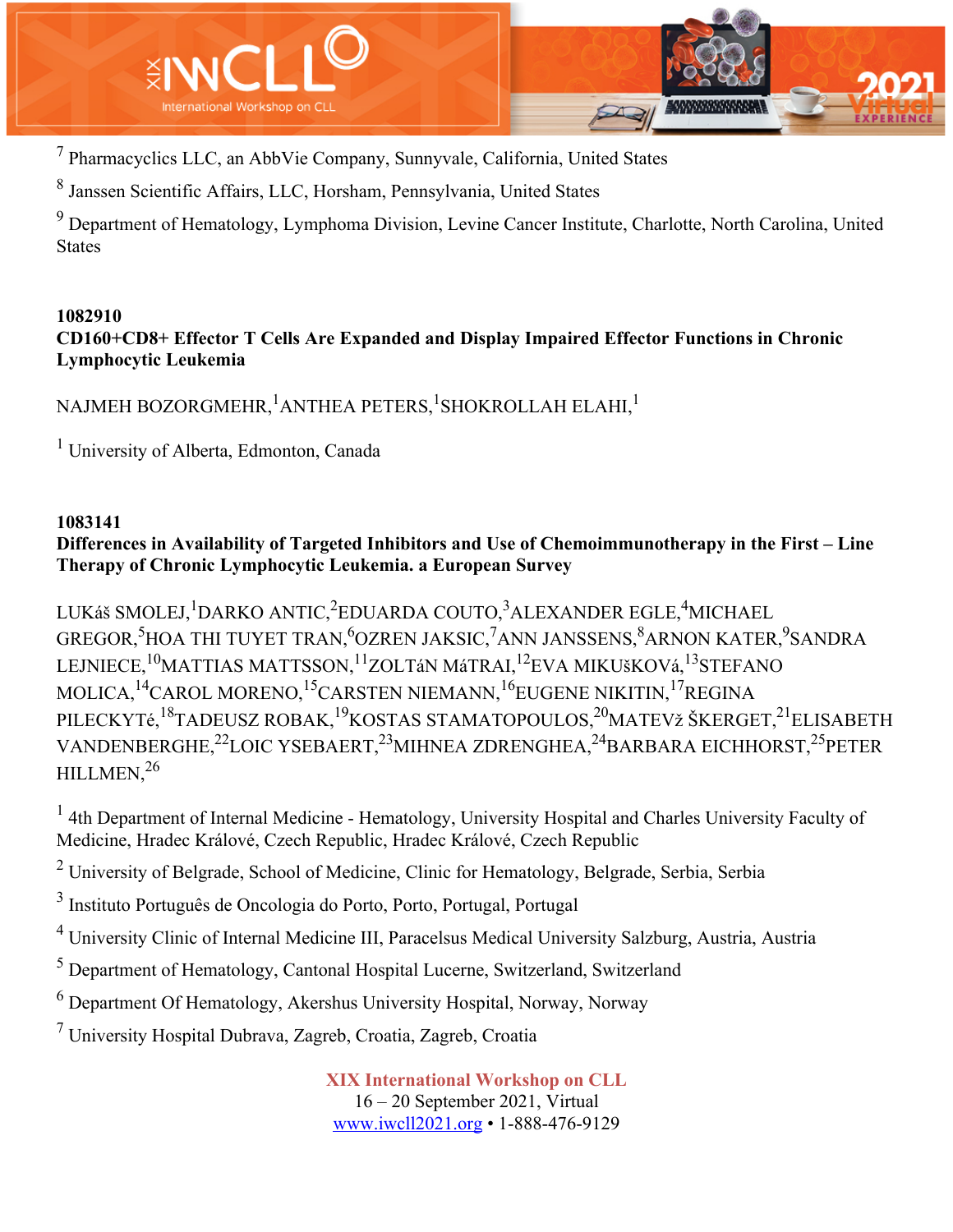[7] Pharmacyclics LLC, an AbbVie Company, Sunnyvale, California, United States

[8] Janssen Scientific Affairs, LLC, Horsham, Pennsylvania, United States

[9] Department of Hematology, Lymphoma Division, Levine Cancer Institute, Charlotte, North Carolina, United States

**1082910**

**CD160+CD8+ Effector T Cells Are Expanded and Display Impaired Effector Functions in Chronic Lymphocytic Leukemia**

NAJMEH BOZORGMEHR,[1] ANTHEA PETERS,[1] SHOKROLLAH ELAHI,[1]

[1] University of Alberta, Edmonton, Canada

**1083141**

**Differences in Availability of Targeted Inhibitors and Use of Chemoimmunotherapy in the First – Line Therapy of Chronic Lymphocytic Leukemia. a European Survey**

LUKáš SMOLEJ,[1] DARKO ANTIC,[2] EDUARDA COUTO,[3] ALEXANDER EGLE,[4] MICHAEL GREGOR,[5] HOA THI TUYET TRAN,[6] OZREN JAKSIC,[7] ANN JANSSENS,[8] ARNON KATER,[9] SANDRA LEJNIECE,[10] MATTIAS MATTSSON,[11] ZOLTáN MáTRAI,[12] EVA MIKUšKOVá,[13] STEFANO MOLICA,[14] CAROL MORENO,[15] CARSTEN NIEMANN,[16] EUGENE NIKITIN,[17] REGINA PILECKYTé,[18] TADEUSZ ROBAK,[19] KOSTAS STAMATOPOULOS,[20] MATEVž ŠKERGET,[21] ELISABETH VANDENBERGHE,[22] LOIC YSEBAERT,[23] MIHNEA ZDRENGHEA,[24] BARBARA EICHHORST,[25] PETER HILLMEN,[26]

[1] 4th Department of Internal Medicine - Hematology, University Hospital and Charles University Faculty of Medicine, Hradec Králové, Czech Republic, Hradec Králové, Czech Republic

[2] University of Belgrade, School of Medicine, Clinic for Hematology, Belgrade, Serbia, Serbia

[3] Instituto Português de Oncologia do Porto, Porto, Portugal, Portugal

[4] University Clinic of Internal Medicine III, Paracelsus Medical University Salzburg, Austria, Austria

[5] Department of Hematology, Cantonal Hospital Lucerne, Switzerland, Switzerland

[6] Department Of Hematology, Akershus University Hospital, Norway, Norway

[7] University Hospital Dubrava, Zagreb, Croatia, Zagreb, Croatia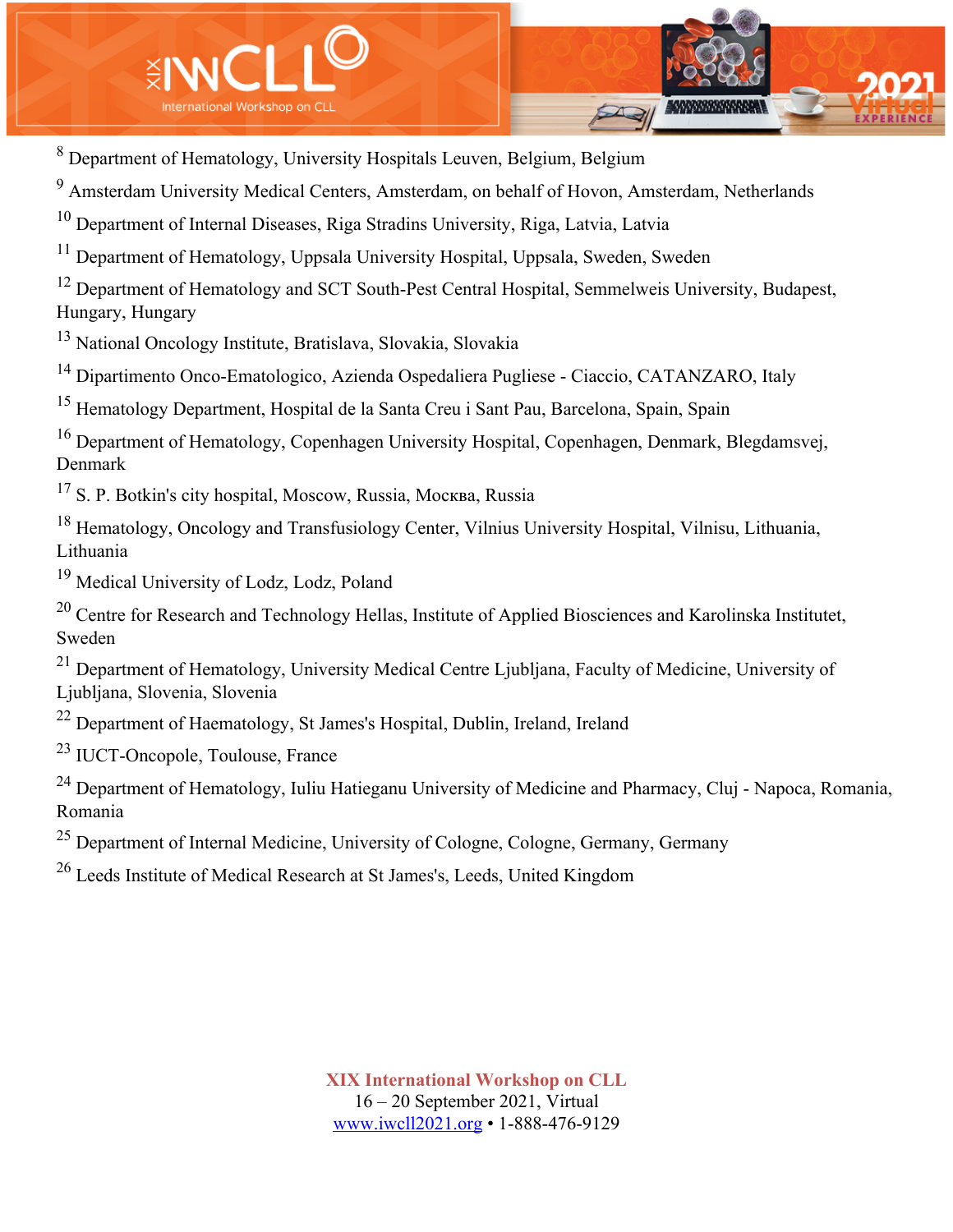[8] Department of Hematology, University Hospitals Leuven, Belgium, Belgium

[9] Amsterdam University Medical Centers, Amsterdam, on behalf of Hovon, Amsterdam, Netherlands

[10] Department of Internal Diseases, Riga Stradins University, Riga, Latvia, Latvia

[11] Department of Hematology, Uppsala University Hospital, Uppsala, Sweden, Sweden

[12] Department of Hematology and SCT South-Pest Central Hospital, Semmelweis University, Budapest, Hungary, Hungary

[13] National Oncology Institute, Bratislava, Slovakia, Slovakia

[14] Dipartimento Onco-Ematologico, Azienda Ospedaliera Pugliese - Ciaccio, CATANZARO, Italy

[15] Hematology Department, Hospital de la Santa Creu i Sant Pau, Barcelona, Spain, Spain

[16] Department of Hematology, Copenhagen University Hospital, Copenhagen, Denmark, Blegdamsvej, Denmark

[17] S. P. Botkin's city hospital, Moscow, Russia, Москва, Russia

[18] Hematology, Oncology and Transfusiology Center, Vilnius University Hospital, Vilnisu, Lithuania, Lithuania

[19] Medical University of Lodz, Lodz, Poland

[20] Centre for Research and Technology Hellas, Institute of Applied Biosciences and Karolinska Institutet, Sweden

[21] Department of Hematology, University Medical Centre Ljubljana, Faculty of Medicine, University of Ljubljana, Slovenia, Slovenia

[22] Department of Haematology, St James's Hospital, Dublin, Ireland, Ireland

[23] IUCT-Oncopole, Toulouse, France

[24] Department of Hematology, Iuliu Hatieganu University of Medicine and Pharmacy, Cluj - Napoca, Romania, Romania

[25] Department of Internal Medicine, University of Cologne, Cologne, Germany, Germany

[26] Leeds Institute of Medical Research at St James's, Leeds, United Kingdom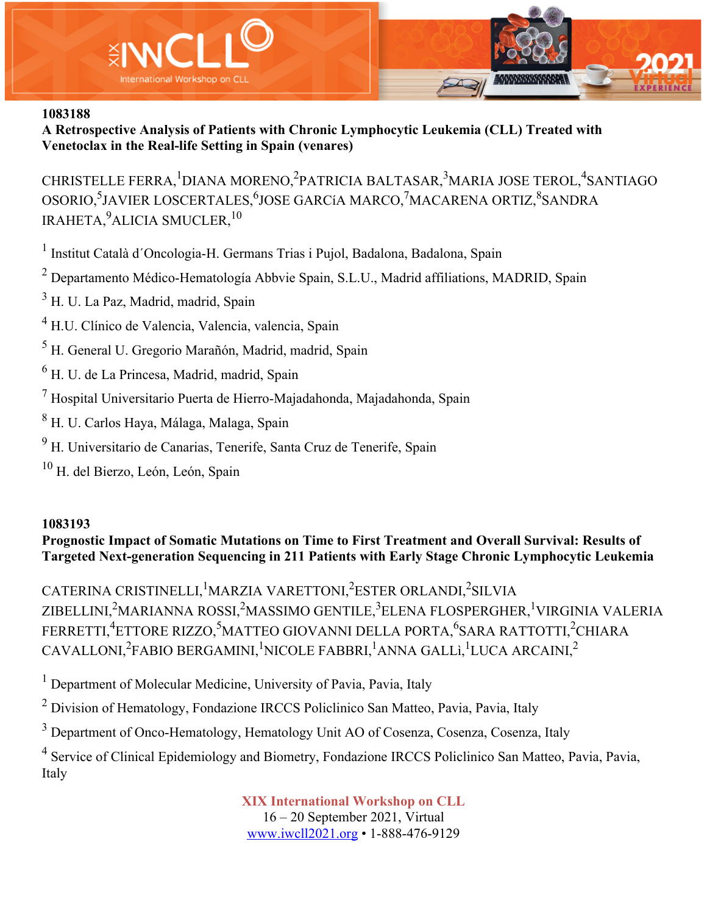**1083188**

**A Retrospective Analysis of Patients with Chronic Lymphocytic Leukemia (CLL) Treated with Venetoclax in the Real-life Setting in Spain (venares)**

CHRISTELLE FERRA,[1] DIANA MORENO,[2] PATRICIA BALTASAR,[3] MARIA JOSE TEROL,[4] SANTIAGO OSORIO,[5] JAVIER LOSCERTALES,[6] JOSE GARCíA MARCO,[7] MACARENA ORTIZ,[8] SANDRA IRAHETA,[9] ALICIA SMUCLER,[10]

[1] Institut Català d´Oncologia-H. Germans Trias i Pujol, Badalona, Badalona, Spain

[2] Departamento Médico-Hematología Abbvie Spain, S.L.U., Madrid affiliations, MADRID, Spain

[3] H. U. La Paz, Madrid, madrid, Spain

[4] H.U. Clínico de Valencia, Valencia, valencia, Spain

[5] H. General U. Gregorio Marañón, Madrid, madrid, Spain

[6] H. U. de La Princesa, Madrid, madrid, Spain

[7] Hospital Universitario Puerta de Hierro-Majadahonda, Majadahonda, Spain

[8] H. U. Carlos Haya, Málaga, Malaga, Spain

[9] H. Universitario de Canarias, Tenerife, Santa Cruz de Tenerife, Spain

[10] H. del Bierzo, León, León, Spain

**1083193**

**Prognostic Impact of Somatic Mutations on Time to First Treatment and Overall Survival: Results of Targeted Next-generation Sequencing in 211 Patients with Early Stage Chronic Lymphocytic Leukemia**

CATERINA CRISTINELLI,[1] MARZIA VARETTONI,[2] ESTER ORLANDI,[2] SILVIA ZIBELLINI,[2] MARIANNA ROSSI,[2] MASSIMO GENTILE,[3] ELENA FLOSPERGHER,[1] VIRGINIA VALERIA FERRETTI,[4] ETTORE RIZZO,[5] MATTEO GIOVANNI DELLA PORTA,[6] SARA RATTOTTI,[2] CHIARA CAVALLONI,[2] FABIO BERGAMINI,[1] NICOLE FABBRI,[1] ANNA GALLì,[1] LUCA ARCAINI,[2]

[1] Department of Molecular Medicine, University of Pavia, Pavia, Italy

[2] Division of Hematology, Fondazione IRCCS Policlinico San Matteo, Pavia, Pavia, Italy

[3] Department of Onco-Hematology, Hematology Unit AO of Cosenza, Cosenza, Cosenza, Italy

[4] Service of Clinical Epidemiology and Biometry, Fondazione IRCCS Policlinico San Matteo, Pavia, Pavia, Italy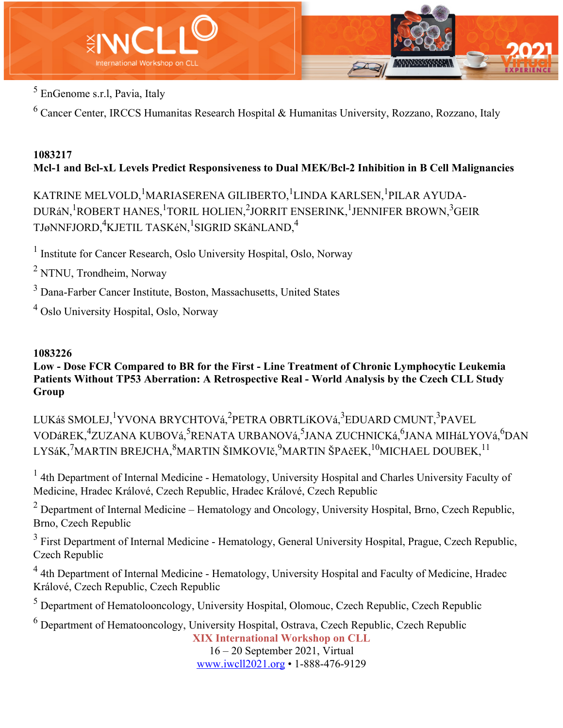[5] EnGenome s.r.l, Pavia, Italy

[6] Cancer Center, IRCCS Humanitas Research Hospital & Humanitas University, Rozzano, Rozzano, Italy

**1083217**
**Mcl-1 and Bcl-xL Levels Predict Responsiveness to Dual MEK/Bcl-2 Inhibition in B Cell Malignancies**

KATRINE MELVOLD,[1] MARIASERENA GILIBERTO,[1] LINDA KARLSEN,[1] PILAR AYUDA-DURáN,[1] ROBERT HANES,[1] TORIL HOLIEN,[2] JORRIT ENSERINK,[1] JENNIFER BROWN,[3] GEIR TJøNNFJORD,[4] KJETIL TASKéN,[1] SIGRID SKåNLAND,[4]

[1] Institute for Cancer Research, Oslo University Hospital, Oslo, Norway

[2] NTNU, Trondheim, Norway

[3] Dana-Farber Cancer Institute, Boston, Massachusetts, United States

[4] Oslo University Hospital, Oslo, Norway

**1083226**
**Low - Dose FCR Compared to BR for the First - Line Treatment of Chronic Lymphocytic Leukemia Patients Without TP53 Aberration: A Retrospective Real - World Analysis by the Czech CLL Study Group**

LUKáš SMOLEJ,[1] YVONA BRYCHTOVá,[2] PETRA OBRTLíKOVá,[3] EDUARD CMUNT,[3] PAVEL VODáREK,[4] ZUZANA KUBOVá,[5] RENATA URBANOVá,[5] JANA ZUCHNICKá,[6] JANA MIHáLYOVá,[6] DAN LYSáK,[7] MARTIN BREJCHA,[8] MARTIN ŠIMKOVIč,[9] MARTIN ŠPAčEK,[10] MICHAEL DOUBEK,[11]

[1] 4th Department of Internal Medicine - Hematology, University Hospital and Charles University Faculty of Medicine, Hradec Králové, Czech Republic, Hradec Králové, Czech Republic

[2] Department of Internal Medicine – Hematology and Oncology, University Hospital, Brno, Czech Republic, Brno, Czech Republic

[3] First Department of Internal Medicine - Hematology, General University Hospital, Prague, Czech Republic, Czech Republic

[4] 4th Department of Internal Medicine - Hematology, University Hospital and Faculty of Medicine, Hradec Králové, Czech Republic, Czech Republic

[5] Department of Hematolooncology, University Hospital, Olomouc, Czech Republic, Czech Republic

[6] Department of Hematooncology, University Hospital, Ostrava, Czech Republic, Czech Republic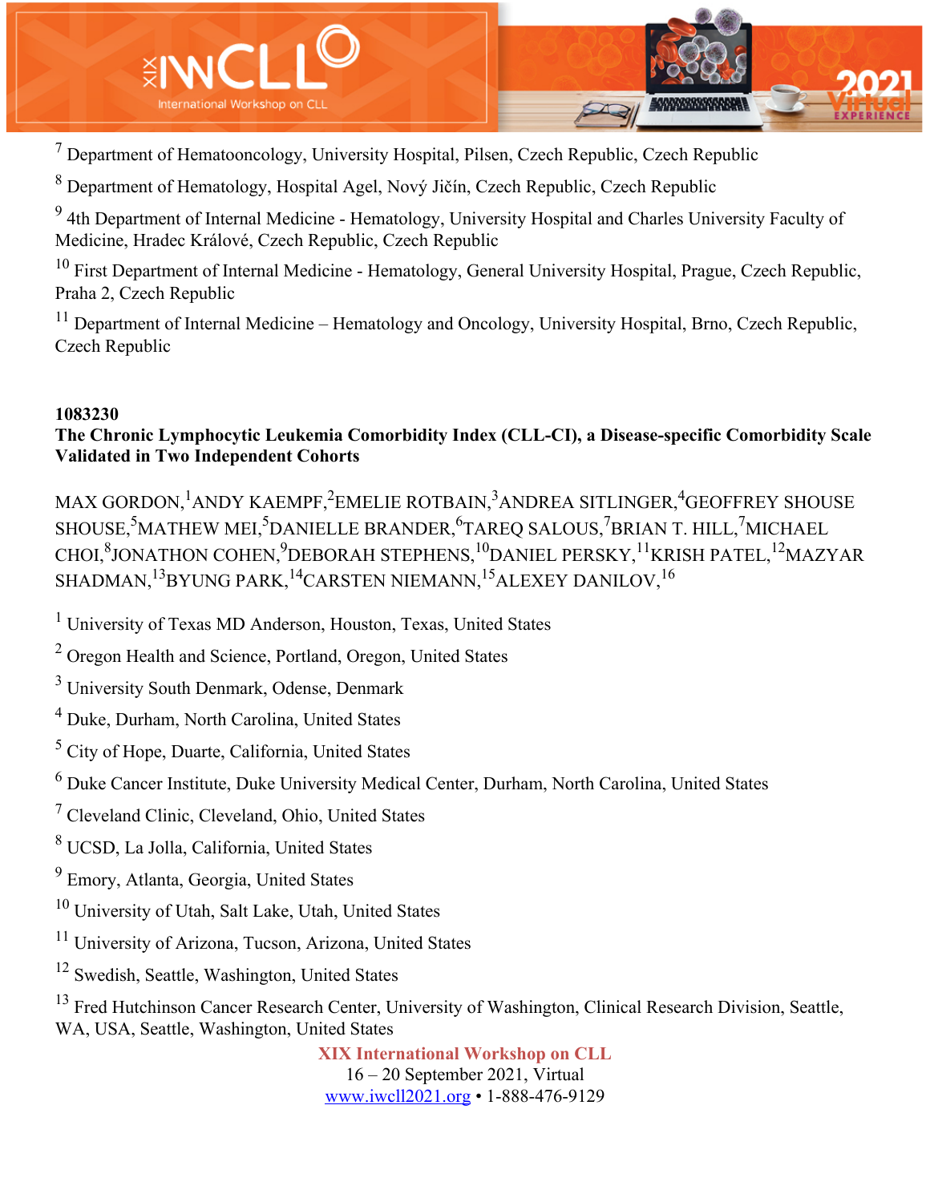[7] Department of Hematooncology, University Hospital, Pilsen, Czech Republic, Czech Republic

[8] Department of Hematology, Hospital Agel, Nový Jičín, Czech Republic, Czech Republic

[9] 4th Department of Internal Medicine - Hematology, University Hospital and Charles University Faculty of Medicine, Hradec Králové, Czech Republic, Czech Republic

[10] First Department of Internal Medicine - Hematology, General University Hospital, Prague, Czech Republic, Praha 2, Czech Republic

[11] Department of Internal Medicine – Hematology and Oncology, University Hospital, Brno, Czech Republic, Czech Republic

**1083230**

**The Chronic Lymphocytic Leukemia Comorbidity Index (CLL-CI), a Disease-specific Comorbidity Scale Validated in Two Independent Cohorts**

MAX GORDON,[1] ANDY KAEMPF,[2] EMELIE ROTBAIN,[3] ANDREA SITLINGER,[4] GEOFFREY SHOUSE SHOUSE,[5] MATHEW MEI,[5] DANIELLE BRANDER,[6] TAREQ SALOUS,[7] BRIAN T. HILL,[7] MICHAEL CHOI,[8] JONATHON COHEN,[9] DEBORAH STEPHENS,[10] DANIEL PERSKY,[11] KRISH PATEL,[12] MAZYAR SHADMAN,[13] BYUNG PARK,[14] CARSTEN NIEMANN,[15] ALEXEY DANILOV,[16]

[1] University of Texas MD Anderson, Houston, Texas, United States

[2] Oregon Health and Science, Portland, Oregon, United States

[3] University South Denmark, Odense, Denmark

[4] Duke, Durham, North Carolina, United States

[5] City of Hope, Duarte, California, United States

[6] Duke Cancer Institute, Duke University Medical Center, Durham, North Carolina, United States

[7] Cleveland Clinic, Cleveland, Ohio, United States

[8] UCSD, La Jolla, California, United States

[9] Emory, Atlanta, Georgia, United States

[10] University of Utah, Salt Lake, Utah, United States

[11] University of Arizona, Tucson, Arizona, United States

[12] Swedish, Seattle, Washington, United States

[13] Fred Hutchinson Cancer Research Center, University of Washington, Clinical Research Division, Seattle, WA, USA, Seattle, Washington, United States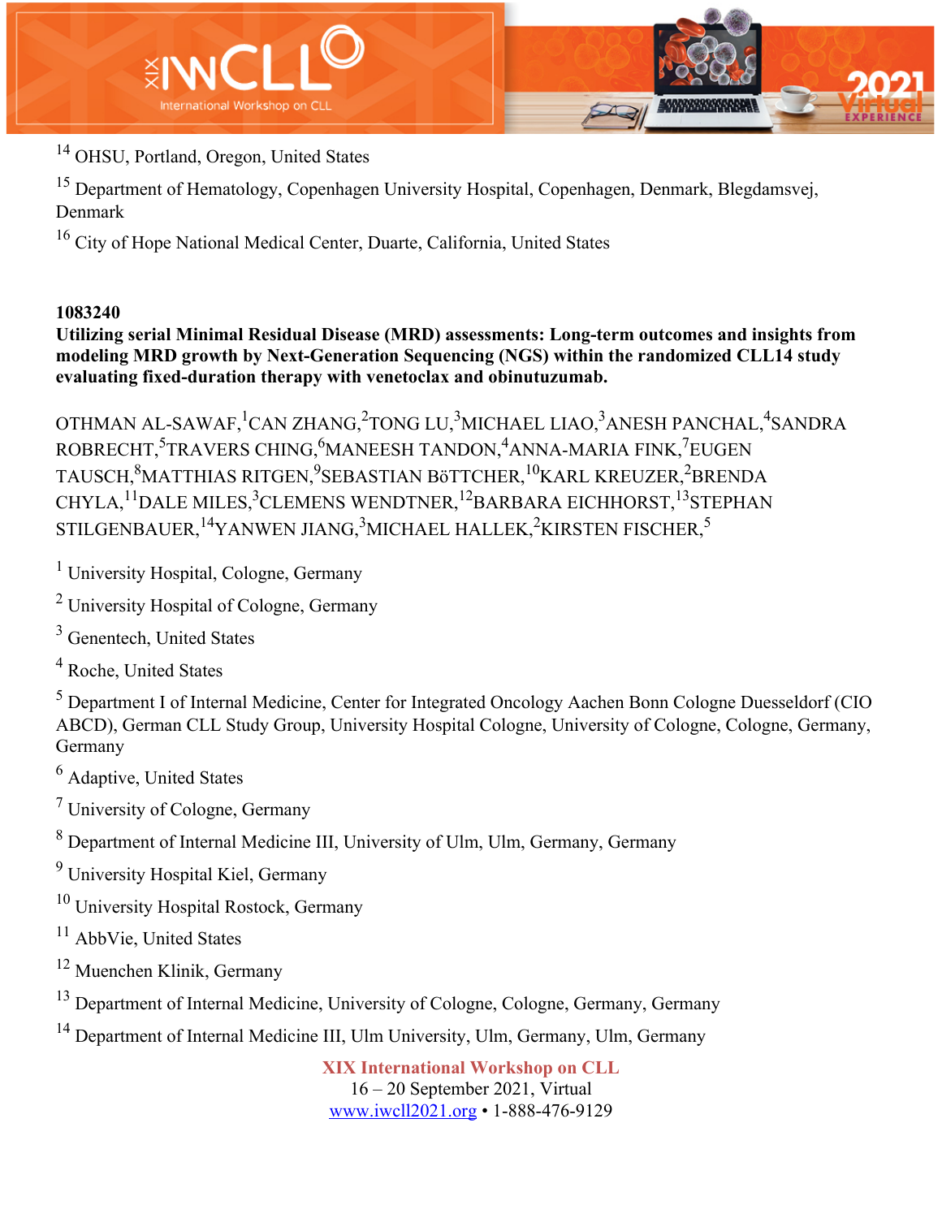[14] OHSU, Portland, Oregon, United States

[15] Department of Hematology, Copenhagen University Hospital, Copenhagen, Denmark, Blegdamsvej, Denmark

[16] City of Hope National Medical Center, Duarte, California, United States

**1083240**

**Utilizing serial Minimal Residual Disease (MRD) assessments: Long-term outcomes and insights from modeling MRD growth by Next-Generation Sequencing (NGS) within the randomized CLL14 study evaluating fixed-duration therapy with venetoclax and obinutuzumab.**

OTHMAN AL-SAWAF,[1] CAN ZHANG,[2] TONG LU,[3] MICHAEL LIAO,[3] ANESH PANCHAL,[4] SANDRA ROBRECHT,[5] TRAVERS CHING,[6] MANEESH TANDON,[4] ANNA-MARIA FINK,[7] EUGEN TAUSCH,[8] MATTHIAS RITGEN,[9] SEBASTIAN BöTTCHER,[10] KARL KREUZER,[2] BRENDA CHYLA,[11] DALE MILES,[3] CLEMENS WENDTNER,[12] BARBARA EICHHORST,[13] STEPHAN STILGENBAUER,[14] YANWEN JIANG,[3] MICHAEL HALLEK,[2] KIRSTEN FISCHER,[5]

[1] University Hospital, Cologne, Germany

[2] University Hospital of Cologne, Germany

[3] Genentech, United States

[4] Roche, United States

[5] Department I of Internal Medicine, Center for Integrated Oncology Aachen Bonn Cologne Duesseldorf (CIO ABCD), German CLL Study Group, University Hospital Cologne, University of Cologne, Cologne, Germany, Germany

[6] Adaptive, United States

[7] University of Cologne, Germany

[8] Department of Internal Medicine III, University of Ulm, Ulm, Germany, Germany

[9] University Hospital Kiel, Germany

[10] University Hospital Rostock, Germany

[11] AbbVie, United States

[12] Muenchen Klinik, Germany

[13] Department of Internal Medicine, University of Cologne, Cologne, Germany, Germany

[14] Department of Internal Medicine III, Ulm University, Ulm, Germany, Ulm, Germany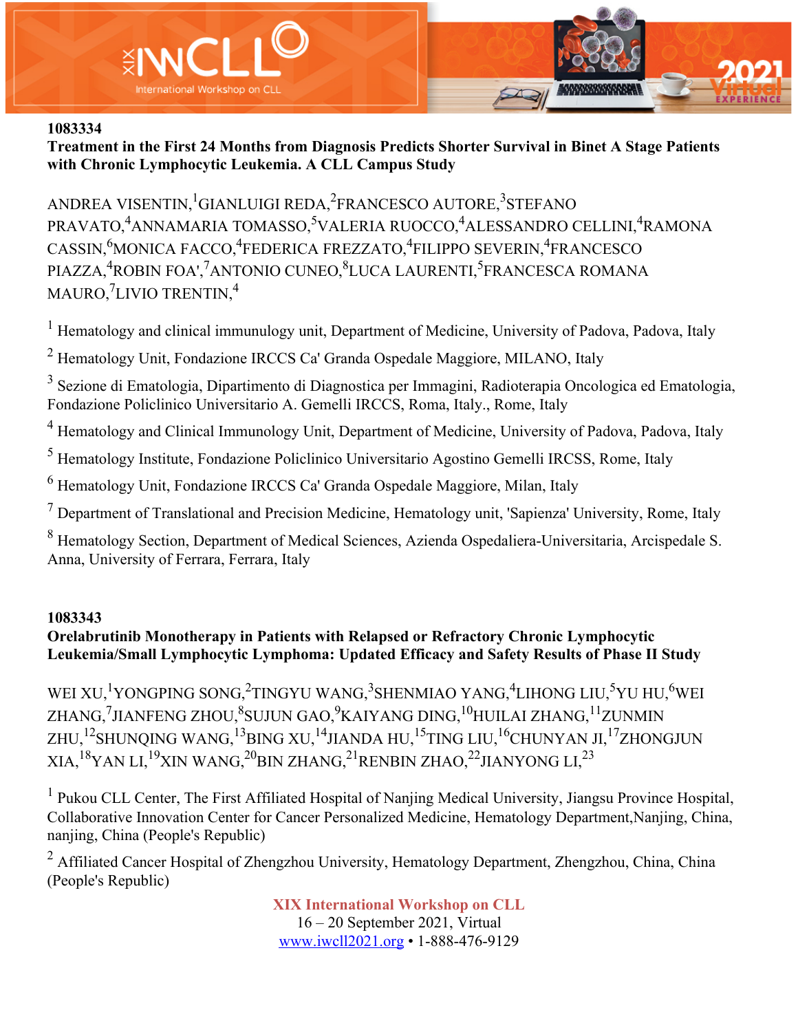**1083334**

**Treatment in the First 24 Months from Diagnosis Predicts Shorter Survival in Binet A Stage Patients with Chronic Lymphocytic Leukemia. A CLL Campus Study**

ANDREA VISENTIN,[1] GIANLUIGI REDA,[2] FRANCESCO AUTORE,[3] STEFANO PRAVATO,[4] ANNAMARIA TOMASSO,[5] VALERIA RUOCCO,[4] ALESSANDRO CELLINI,[4] RAMONA CASSIN,[6] MONICA FACCO,[4] FEDERICA FREZZATO,[4] FILIPPO SEVERIN,[4] FRANCESCO PIAZZA,[4] ROBIN FOA',[7] ANTONIO CUNEO,[8] LUCA LAURENTI,[5] FRANCESCA ROMANA MAURO,[7] LIVIO TRENTIN,[4]

[1] Hematology and clinical immunulogy unit, Department of Medicine, University of Padova, Padova, Italy

[2] Hematology Unit, Fondazione IRCCS Ca' Granda Ospedale Maggiore, MILANO, Italy

[3] Sezione di Ematologia, Dipartimento di Diagnostica per Immagini, Radioterapia Oncologica ed Ematologia, Fondazione Policlinico Universitario A. Gemelli IRCCS, Roma, Italy., Rome, Italy

[4] Hematology and Clinical Immunology Unit, Department of Medicine, University of Padova, Padova, Italy

[5] Hematology Institute, Fondazione Policlinico Universitario Agostino Gemelli IRCSS, Rome, Italy

[6] Hematology Unit, Fondazione IRCCS Ca' Granda Ospedale Maggiore, Milan, Italy

[7] Department of Translational and Precision Medicine, Hematology unit, 'Sapienza' University, Rome, Italy

[8] Hematology Section, Department of Medical Sciences, Azienda Ospedaliera-Universitaria, Arcispedale S. Anna, University of Ferrara, Ferrara, Italy

**1083343**

**Orelabrutinib Monotherapy in Patients with Relapsed or Refractory Chronic Lymphocytic Leukemia/Small Lymphocytic Lymphoma: Updated Efficacy and Safety Results of Phase II Study**

WEI XU,[1] YONGPING SONG,[2] TINGYU WANG,[3] SHENMIAO YANG,[4] LIHONG LIU,[5] YU HU,[6] WEI ZHANG,[7] JIANFENG ZHOU,[8] SUJUN GAO,[9] KAIYANG DING,[10] HUILAI ZHANG,[11] ZUNMIN ZHU,[12] SHUNQING WANG,[13] BING XU,[14] JIANDA HU,[15] TING LIU,[16] CHUNYAN JI,[17] ZHONGJUN XIA,[18] YAN LI,[19] XIN WANG,[20] BIN ZHANG,[21] RENBIN ZHAO,[22] JIANYONG LI,[23]

[1] Pukou CLL Center, The First Affiliated Hospital of Nanjing Medical University, Jiangsu Province Hospital, Collaborative Innovation Center for Cancer Personalized Medicine, Hematology Department,Nanjing, China, nanjing, China (People's Republic)

[2] Affiliated Cancer Hospital of Zhengzhou University, Hematology Department, Zhengzhou, China, China (People's Republic)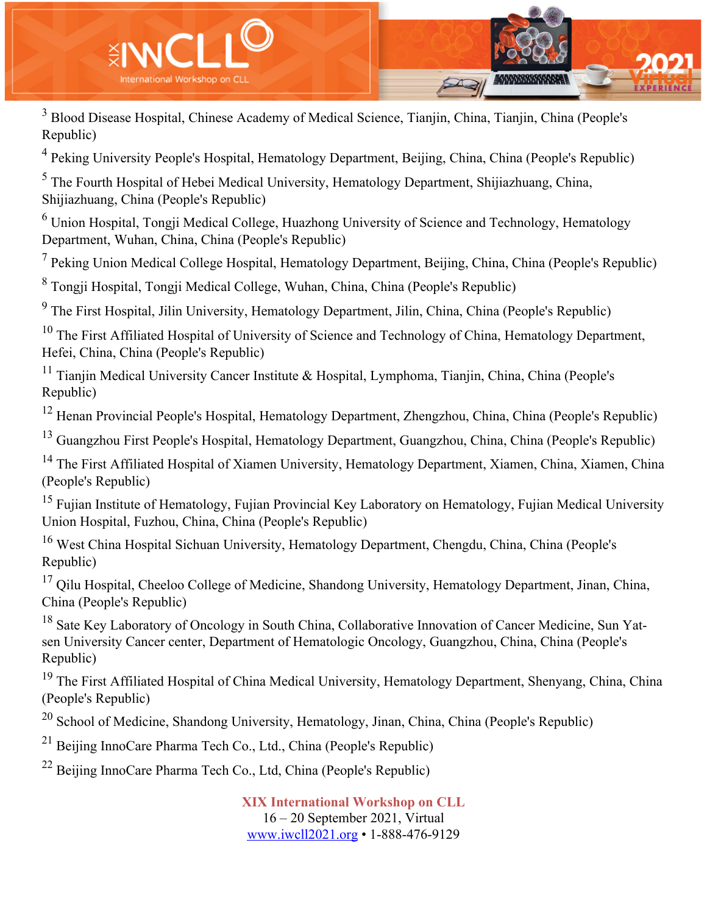[3] Blood Disease Hospital, Chinese Academy of Medical Science, Tianjin, China, Tianjin, China (People's Republic)

[4] Peking University People's Hospital, Hematology Department, Beijing, China, China (People's Republic)

[5] The Fourth Hospital of Hebei Medical University, Hematology Department, Shijiazhuang, China, Shijiazhuang, China (People's Republic)

[6] Union Hospital, Tongji Medical College, Huazhong University of Science and Technology, Hematology Department, Wuhan, China, China (People's Republic)

[7] Peking Union Medical College Hospital, Hematology Department, Beijing, China, China (People's Republic)

[8] Tongji Hospital, Tongji Medical College, Wuhan, China, China (People's Republic)

[9] The First Hospital, Jilin University, Hematology Department, Jilin, China, China (People's Republic)

[10] The First Affiliated Hospital of University of Science and Technology of China, Hematology Department, Hefei, China, China (People's Republic)

[11] Tianjin Medical University Cancer Institute & Hospital, Lymphoma, Tianjin, China, China (People's Republic)

[12] Henan Provincial People's Hospital, Hematology Department, Zhengzhou, China, China (People's Republic)

[13] Guangzhou First People's Hospital, Hematology Department, Guangzhou, China, China (People's Republic)

[14] The First Affiliated Hospital of Xiamen University, Hematology Department, Xiamen, China, Xiamen, China (People's Republic)

[15] Fujian Institute of Hematology, Fujian Provincial Key Laboratory on Hematology, Fujian Medical University Union Hospital, Fuzhou, China, China (People's Republic)

[16] West China Hospital Sichuan University, Hematology Department, Chengdu, China, China (People's Republic)

[17] Qilu Hospital, Cheeloo College of Medicine, Shandong University, Hematology Department, Jinan, China, China (People's Republic)

[18] Sate Key Laboratory of Oncology in South China, Collaborative Innovation of Cancer Medicine, Sun Yat-sen University Cancer center, Department of Hematologic Oncology, Guangzhou, China, China (People's Republic)

[19] The First Affiliated Hospital of China Medical University, Hematology Department, Shenyang, China, China (People's Republic)

[20] School of Medicine, Shandong University, Hematology, Jinan, China, China (People's Republic)

[21] Beijing InnoCare Pharma Tech Co., Ltd., China (People's Republic)

[22] Beijing InnoCare Pharma Tech Co., Ltd, China (People's Republic)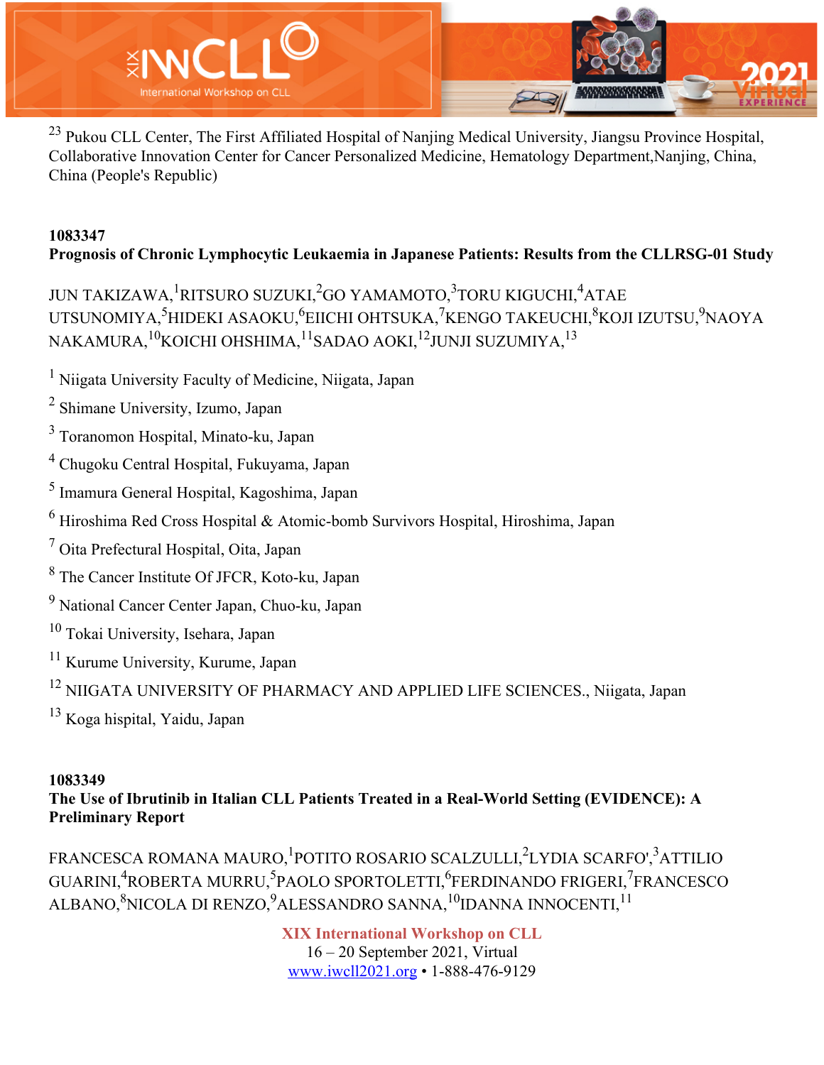[23] Pukou CLL Center, The First Affiliated Hospital of Nanjing Medical University, Jiangsu Province Hospital, Collaborative Innovation Center for Cancer Personalized Medicine, Hematology Department,Nanjing, China, China (People's Republic)

**1083347**

**Prognosis of Chronic Lymphocytic Leukaemia in Japanese Patients: Results from the CLLRSG-01 Study**

JUN TAKIZAWA,[1] RITSURO SUZUKI,[2] GO YAMAMOTO,[3] TORU KIGUCHI,[4] ATAE UTSUNOMIYA,[5] HIDEKI ASAOKU,[6] EIICHI OHTSUKA,[7] KENGO TAKEUCHI,[8] KOJI IZUTSU,[9] NAOYA NAKAMURA,[10] KOICHI OHSHIMA,[11] SADAO AOKI,[12] JUNJI SUZUMIYA,[13]

[1] Niigata University Faculty of Medicine, Niigata, Japan

[2] Shimane University, Izumo, Japan

[3] Toranomon Hospital, Minato-ku, Japan

[4] Chugoku Central Hospital, Fukuyama, Japan

[5] Imamura General Hospital, Kagoshima, Japan

[6] Hiroshima Red Cross Hospital & Atomic-bomb Survivors Hospital, Hiroshima, Japan

[7] Oita Prefectural Hospital, Oita, Japan

[8] The Cancer Institute Of JFCR, Koto-ku, Japan

[9] National Cancer Center Japan, Chuo-ku, Japan

[10] Tokai University, Isehara, Japan

[11] Kurume University, Kurume, Japan

[12] NIIGATA UNIVERSITY OF PHARMACY AND APPLIED LIFE SCIENCES., Niigata, Japan

[13] Koga hispital, Yaidu, Japan

**1083349**

**The Use of Ibrutinib in Italian CLL Patients Treated in a Real-World Setting (EVIDENCE): A Preliminary Report**

FRANCESCA ROMANA MAURO,[1] POTITO ROSARIO SCALZULLI,[2] LYDIA SCARFO',[3] ATTILIO GUARINI,[4] ROBERTA MURRU,[5] PAOLO SPORTOLETTI,[6] FERDINANDO FRIGERI,[7] FRANCESCO ALBANO,[8] NICOLA DI RENZO,[9] ALESSANDRO SANNA,[10] IDANNA INNOCENTI,[11]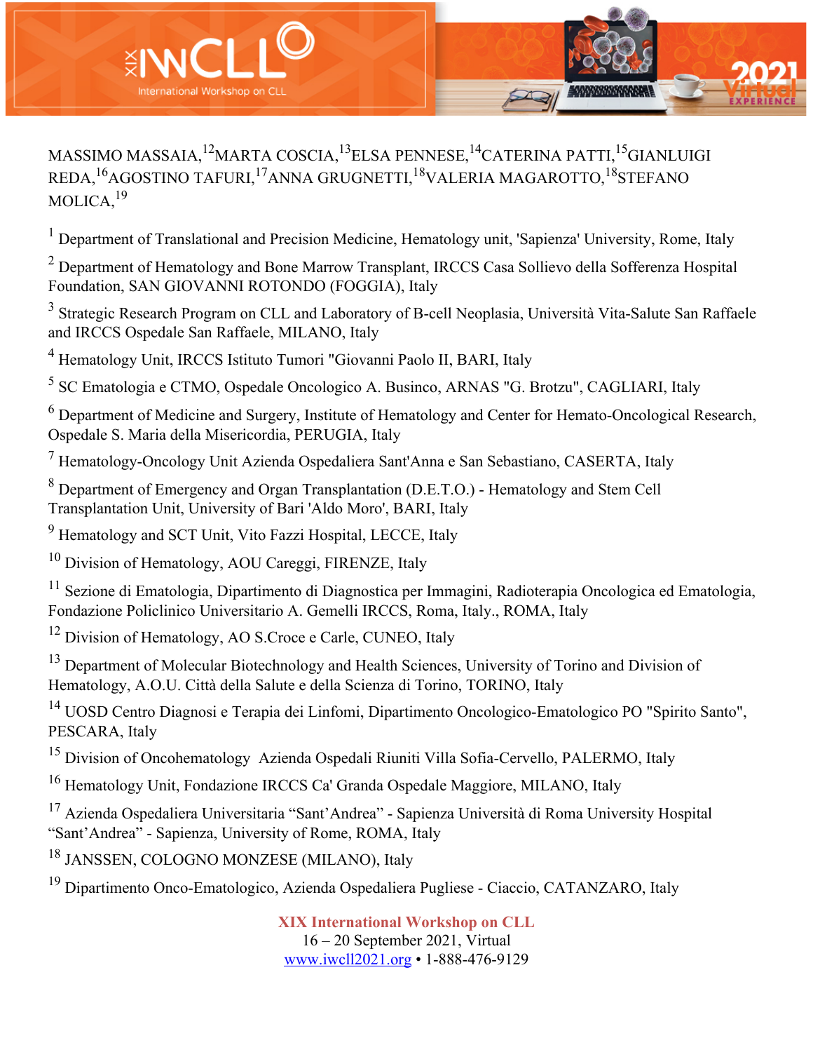MASSIMO MASSAIA,[12]MARTA COSCIA,[13]ELSA PENNESE,[14]CATERINA PATTI,[15]GIANLUIGI REDA,[16]AGOSTINO TAFURI,[17]ANNA GRUGNETTI,[18]VALERIA MAGAROTTO,[18]STEFANO MOLICA,[19]

[1] Department of Translational and Precision Medicine, Hematology unit, 'Sapienza' University, Rome, Italy

[2] Department of Hematology and Bone Marrow Transplant, IRCCS Casa Sollievo della Sofferenza Hospital Foundation, SAN GIOVANNI ROTONDO (FOGGIA), Italy

[3] Strategic Research Program on CLL and Laboratory of B-cell Neoplasia, Università Vita-Salute San Raffaele and IRCCS Ospedale San Raffaele, MILANO, Italy

[4] Hematology Unit, IRCCS Istituto Tumori "Giovanni Paolo II, BARI, Italy

[5] SC Ematologia e CTMO, Ospedale Oncologico A. Businco, ARNAS "G. Brotzu", CAGLIARI, Italy

[6] Department of Medicine and Surgery, Institute of Hematology and Center for Hemato-Oncological Research, Ospedale S. Maria della Misericordia, PERUGIA, Italy

[7] Hematology-Oncology Unit Azienda Ospedaliera Sant'Anna e San Sebastiano, CASERTA, Italy

[8] Department of Emergency and Organ Transplantation (D.E.T.O.) - Hematology and Stem Cell Transplantation Unit, University of Bari 'Aldo Moro', BARI, Italy

[9] Hematology and SCT Unit, Vito Fazzi Hospital, LECCE, Italy

[10] Division of Hematology, AOU Careggi, FIRENZE, Italy

[11] Sezione di Ematologia, Dipartimento di Diagnostica per Immagini, Radioterapia Oncologica ed Ematologia, Fondazione Policlinico Universitario A. Gemelli IRCCS, Roma, Italy., ROMA, Italy

[12] Division of Hematology, AO S.Croce e Carle, CUNEO, Italy

[13] Department of Molecular Biotechnology and Health Sciences, University of Torino and Division of Hematology, A.O.U. Città della Salute e della Scienza di Torino, TORINO, Italy

[14] UOSD Centro Diagnosi e Terapia dei Linfomi, Dipartimento Oncologico-Ematologico PO "Spirito Santo", PESCARA, Italy

[15] Division of Oncohematology  Azienda Ospedali Riuniti Villa Sofia-Cervello, PALERMO, Italy

[16] Hematology Unit, Fondazione IRCCS Ca' Granda Ospedale Maggiore, MILANO, Italy

[17] Azienda Ospedaliera Universitaria "Sant'Andrea" - Sapienza Università di Roma University Hospital "Sant'Andrea" - Sapienza, University of Rome, ROMA, Italy

[18] JANSSEN, COLOGNO MONZESE (MILANO), Italy

[19] Dipartimento Onco-Ematologico, Azienda Ospedaliera Pugliese - Ciaccio, CATANZARO, Italy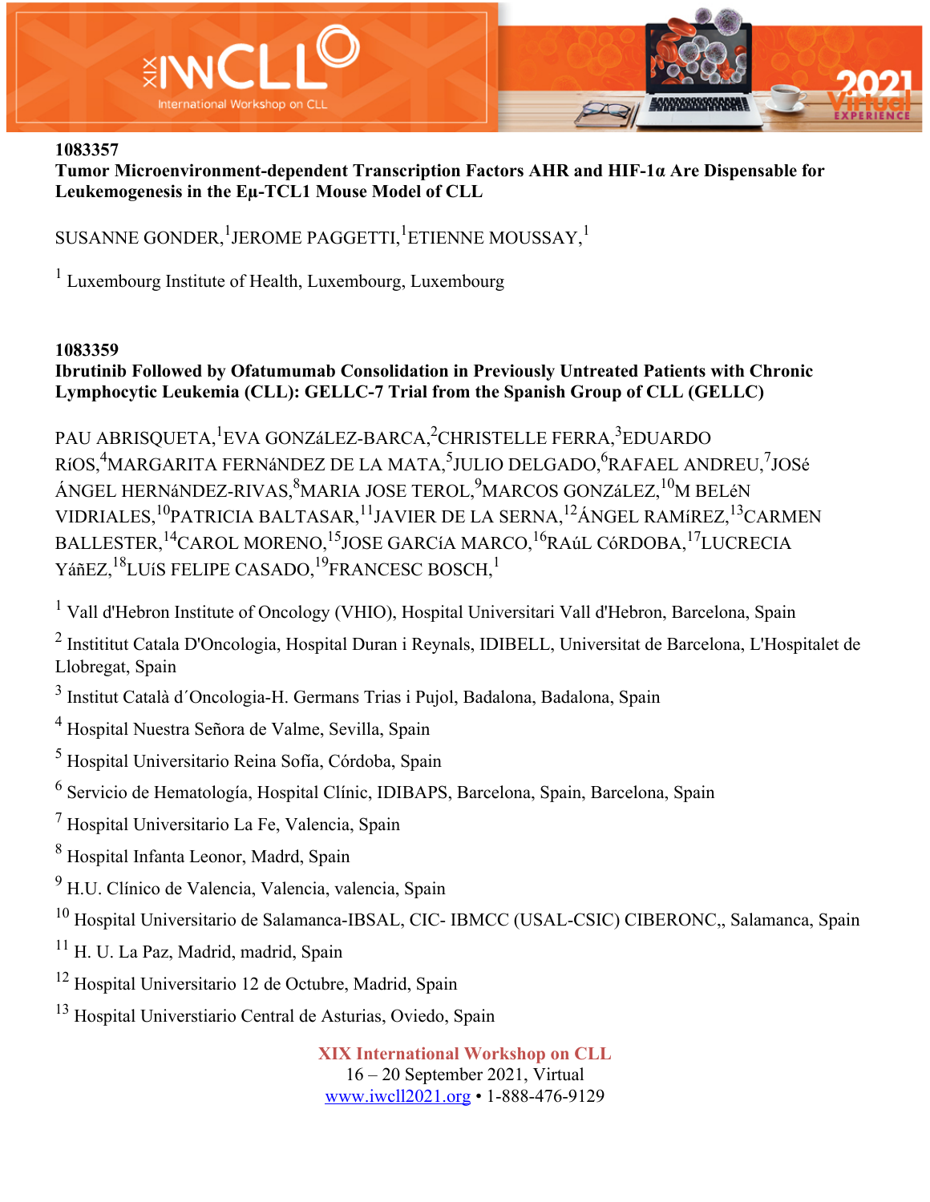**1083357**

**Tumor Microenvironment-dependent Transcription Factors AHR and HIF-1α Are Dispensable for Leukemogenesis in the Eμ-TCL1 Mouse Model of CLL**

SUSANNE GONDER,[1] JEROME PAGGETTI,[1] ETIENNE MOUSSAY,[1]

[1] Luxembourg Institute of Health, Luxembourg, Luxembourg

**1083359**

**Ibrutinib Followed by Ofatumumab Consolidation in Previously Untreated Patients with Chronic Lymphocytic Leukemia (CLL): GELLC-7 Trial from the Spanish Group of CLL (GELLC)**

PAU ABRISQUETA,[1] EVA GONZáLEZ-BARCA,[2] CHRISTELLE FERRA,[3] EDUARDO RíOS,[4] MARGARITA FERNáNDEZ DE LA MATA,[5] JULIO DELGADO,[6] RAFAEL ANDREU,[7] JOSé ÁNGEL HERNáNDEZ-RIVAS,[8] MARIA JOSE TEROL,[9] MARCOS GONZáLEZ,[10] M BELéN VIDRIALES,[10] PATRICIA BALTASAR,[11] JAVIER DE LA SERNA,[12] ÁNGEL RAMíREZ,[13] CARMEN BALLESTER,[14] CAROL MORENO,[15] JOSE GARCíA MARCO,[16] RAúL CóRDOBA,[17] LUCRECIA YáñEZ,[18] LUíS FELIPE CASADO,[19] FRANCESC BOSCH,[1]

[1] Vall d'Hebron Institute of Oncology (VHIO), Hospital Universitari Vall d'Hebron, Barcelona, Spain

[2] Instititut Catala D'Oncologia, Hospital Duran i Reynals, IDIBELL, Universitat de Barcelona, L'Hospitalet de Llobregat, Spain

[3] Institut Català d´Oncologia-H. Germans Trias i Pujol, Badalona, Badalona, Spain

[4] Hospital Nuestra Señora de Valme, Sevilla, Spain

[5] Hospital Universitario Reina Sofía, Córdoba, Spain

[6] Servicio de Hematología, Hospital Clínic, IDIBAPS, Barcelona, Spain, Barcelona, Spain

[7] Hospital Universitario La Fe, Valencia, Spain

[8] Hospital Infanta Leonor, Madrd, Spain

[9] H.U. Clínico de Valencia, Valencia, valencia, Spain

[10] Hospital Universitario de Salamanca-IBSAL, CIC- IBMCC (USAL-CSIC) CIBERONC,, Salamanca, Spain

[11] H. U. La Paz, Madrid, madrid, Spain

[12] Hospital Universitario 12 de Octubre, Madrid, Spain

[13] Hospital Universtiario Central de Asturias, Oviedo, Spain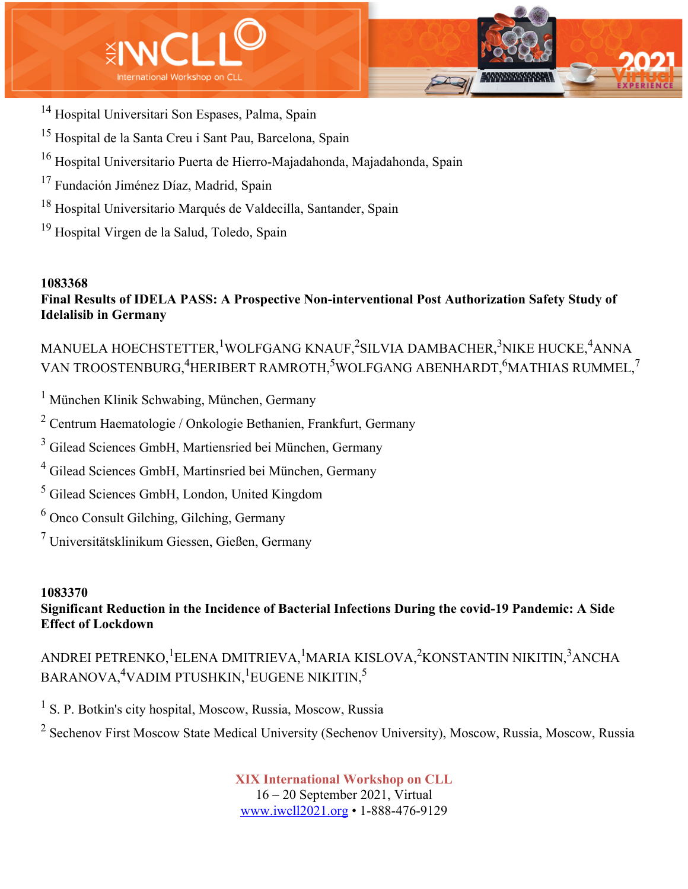[14] Hospital Universitari Son Espases, Palma, Spain

[15] Hospital de la Santa Creu i Sant Pau, Barcelona, Spain

[16] Hospital Universitario Puerta de Hierro-Majadahonda, Majadahonda, Spain

[17] Fundación Jiménez Díaz, Madrid, Spain

[18] Hospital Universitario Marqués de Valdecilla, Santander, Spain

[19] Hospital Virgen de la Salud, Toledo, Spain

**1083368**

**Final Results of IDELA PASS: A Prospective Non-interventional Post Authorization Safety Study of Idelalisib in Germany**

MANUELA HOECHSTETTER,[1] WOLFGANG KNAUF,[2] SILVIA DAMBACHER,[3] NIKE HUCKE,[4] ANNA VAN TROOSTENBURG,[4] HERIBERT RAMROTH,[5] WOLFGANG ABENHARDT,[6] MATHIAS RUMMEL,[7]

[1] München Klinik Schwabing, München, Germany

[2] Centrum Haematologie / Onkologie Bethanien, Frankfurt, Germany

[3] Gilead Sciences GmbH, Martiensried bei München, Germany

[4] Gilead Sciences GmbH, Martinsried bei München, Germany

[5] Gilead Sciences GmbH, London, United Kingdom

[6] Onco Consult Gilching, Gilching, Germany

[7] Universitätsklinikum Giessen, Gießen, Germany

**1083370**

**Significant Reduction in the Incidence of Bacterial Infections During the covid-19 Pandemic: A Side Effect of Lockdown**

ANDREI PETRENKO,[1] ELENA DMITRIEVA,[1] MARIA KISLOVA,[2] KONSTANTIN NIKITIN,[3] ANCHA BARANOVA,[4] VADIM PTUSHKIN,[1] EUGENE NIKITIN,[5]

[1] S. P. Botkin's city hospital, Moscow, Russia, Moscow, Russia

[2] Sechenov First Moscow State Medical University (Sechenov University), Moscow, Russia, Moscow, Russia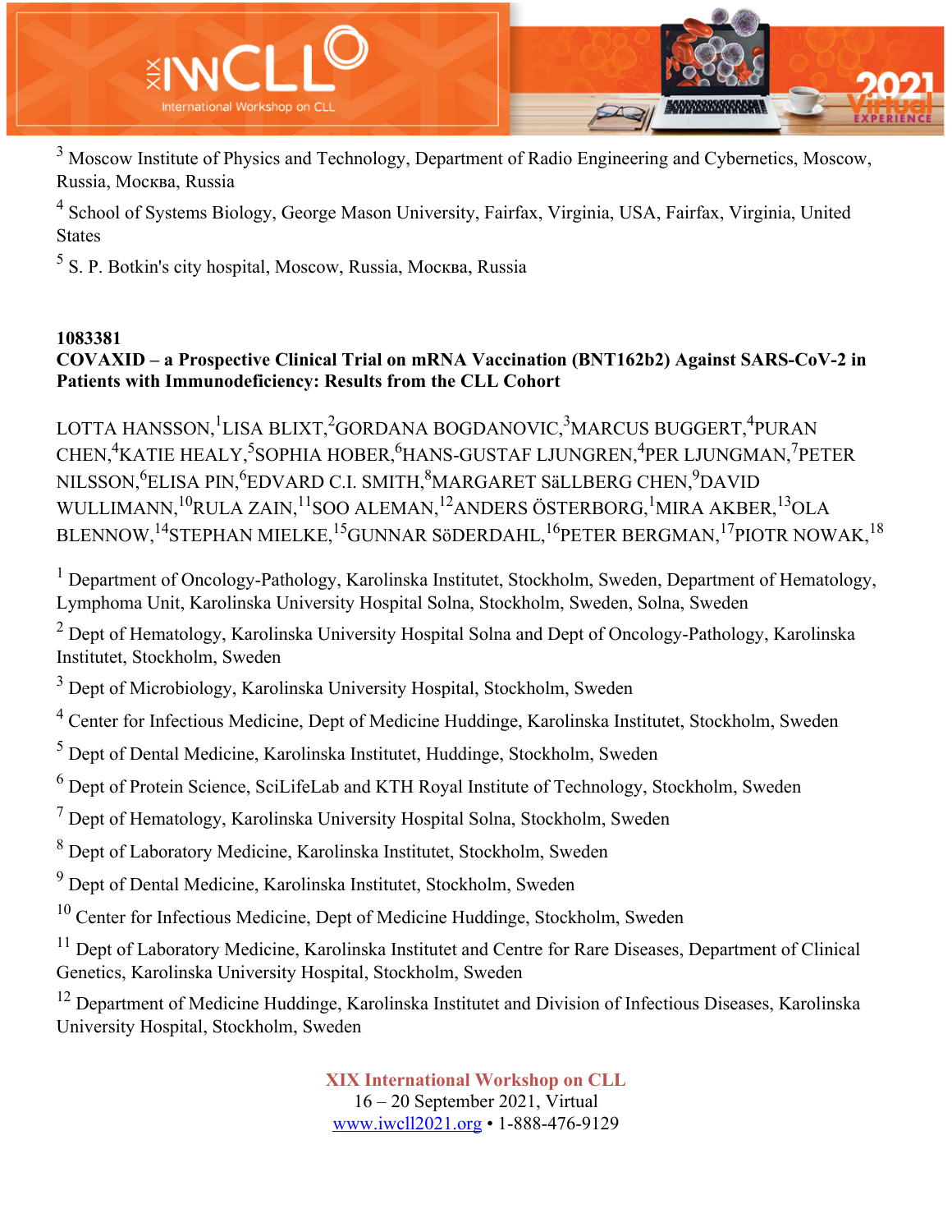[3] Moscow Institute of Physics and Technology, Department of Radio Engineering and Cybernetics, Moscow, Russia, Москва, Russia

[4] School of Systems Biology, George Mason University, Fairfax, Virginia, USA, Fairfax, Virginia, United States

[5] S. P. Botkin's city hospital, Moscow, Russia, Москва, Russia

**1083381**

**COVAXID – a Prospective Clinical Trial on mRNA Vaccination (BNT162b2) Against SARS-CoV-2 in Patients with Immunodeficiency: Results from the CLL Cohort**

LOTTA HANSSON,[1] LISA BLIXT,[2] GORDANA BOGDANOVIC,[3] MARCUS BUGGERT,[4] PURAN CHEN,[4] KATIE HEALY,[5] SOPHIA HOBER,[6] HANS-GUSTAF LJUNGREN,[4] PER LJUNGMAN,[7] PETER NILSSON,[6] ELISA PIN,[6] EDVARD C.I. SMITH,[8] MARGARET SäLLBERG CHEN,[9] DAVID WULLIMANN,[10] RULA ZAIN,[11] SOO ALEMAN,[12] ANDERS ÖSTERBORG,[1] MIRA AKBER,[13] OLA BLENNOW,[14] STEPHAN MIELKE,[15] GUNNAR SöDERDAHL,[16] PETER BERGMAN,[17] PIOTR NOWAK,[18]

[1] Department of Oncology-Pathology, Karolinska Institutet, Stockholm, Sweden, Department of Hematology, Lymphoma Unit, Karolinska University Hospital Solna, Stockholm, Sweden, Solna, Sweden

[2] Dept of Hematology, Karolinska University Hospital Solna and Dept of Oncology-Pathology, Karolinska Institutet, Stockholm, Sweden

[3] Dept of Microbiology, Karolinska University Hospital, Stockholm, Sweden

[4] Center for Infectious Medicine, Dept of Medicine Huddinge, Karolinska Institutet, Stockholm, Sweden

[5] Dept of Dental Medicine, Karolinska Institutet, Huddinge, Stockholm, Sweden

[6] Dept of Protein Science, SciLifeLab and KTH Royal Institute of Technology, Stockholm, Sweden

[7] Dept of Hematology, Karolinska University Hospital Solna, Stockholm, Sweden

[8] Dept of Laboratory Medicine, Karolinska Institutet, Stockholm, Sweden

[9] Dept of Dental Medicine, Karolinska Institutet, Stockholm, Sweden

[10] Center for Infectious Medicine, Dept of Medicine Huddinge, Stockholm, Sweden

[11] Dept of Laboratory Medicine, Karolinska Institutet and Centre for Rare Diseases, Department of Clinical Genetics, Karolinska University Hospital, Stockholm, Sweden

[12] Department of Medicine Huddinge, Karolinska Institutet and Division of Infectious Diseases, Karolinska University Hospital, Stockholm, Sweden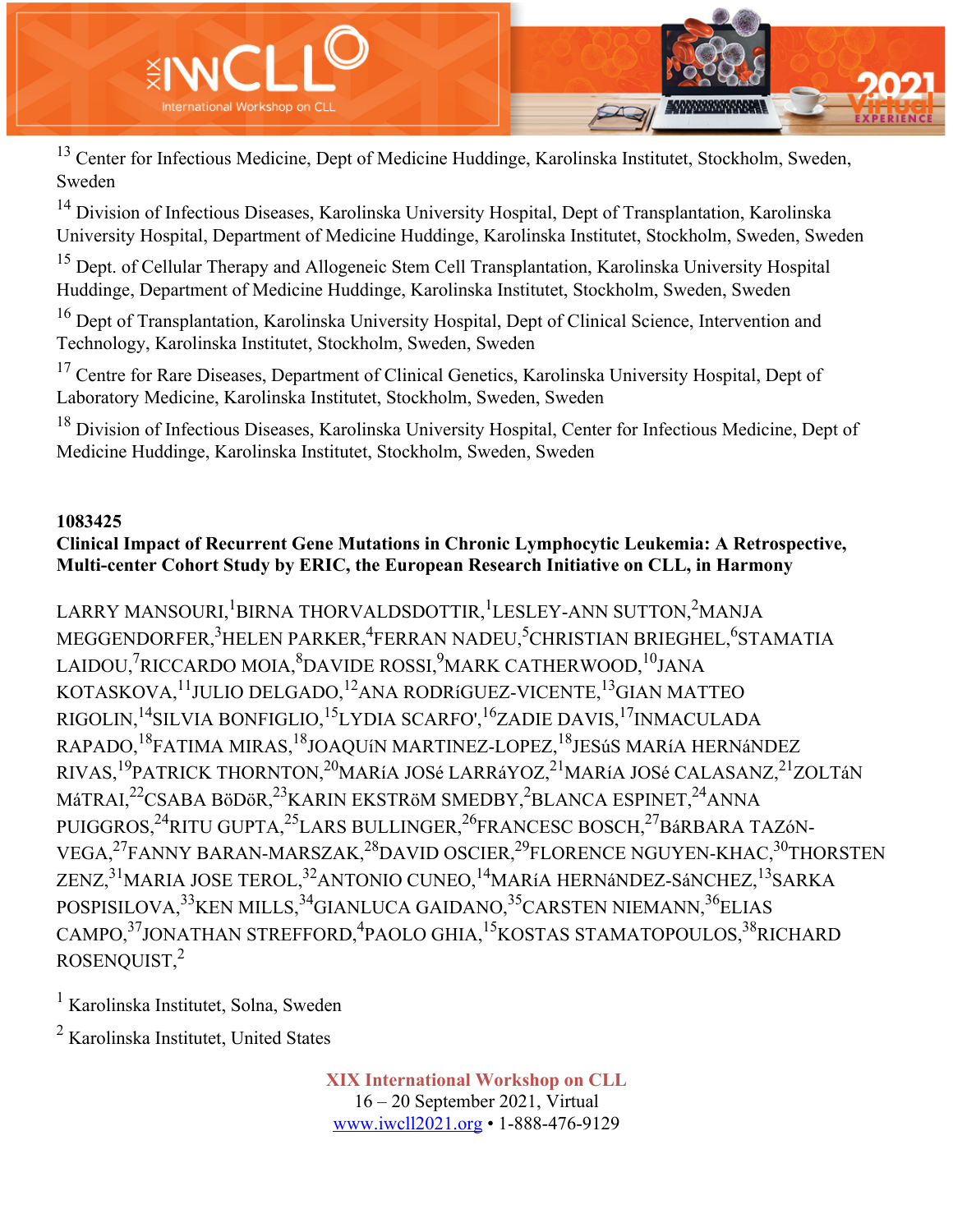[13] Center for Infectious Medicine, Dept of Medicine Huddinge, Karolinska Institutet, Stockholm, Sweden, Sweden

[14] Division of Infectious Diseases, Karolinska University Hospital, Dept of Transplantation, Karolinska University Hospital, Department of Medicine Huddinge, Karolinska Institutet, Stockholm, Sweden, Sweden

[15] Dept. of Cellular Therapy and Allogeneic Stem Cell Transplantation, Karolinska University Hospital Huddinge, Department of Medicine Huddinge, Karolinska Institutet, Stockholm, Sweden, Sweden

[16] Dept of Transplantation, Karolinska University Hospital, Dept of Clinical Science, Intervention and Technology, Karolinska Institutet, Stockholm, Sweden, Sweden

[17] Centre for Rare Diseases, Department of Clinical Genetics, Karolinska University Hospital, Dept of Laboratory Medicine, Karolinska Institutet, Stockholm, Sweden, Sweden

[18] Division of Infectious Diseases, Karolinska University Hospital, Center for Infectious Medicine, Dept of Medicine Huddinge, Karolinska Institutet, Stockholm, Sweden, Sweden

**1083425**

**Clinical Impact of Recurrent Gene Mutations in Chronic Lymphocytic Leukemia: A Retrospective, Multi-center Cohort Study by ERIC, the European Research Initiative on CLL, in Harmony**

LARRY MANSOURI,[1] BIRNA THORVALDSDOTTIR,[1] LESLEY-ANN SUTTON,[2] MANJA MEGGENDORFER,[3] HELEN PARKER,[4] FERRAN NADEU,[5] CHRISTIAN BRIEGHEL,[6] STAMATIA LAIDOU,[7] RICCARDO MOIA,[8] DAVIDE ROSSI,[9] MARK CATHERWOOD,[10] JANA KOTASKOVA,[11] JULIO DELGADO,[12] ANA RODRíGUEZ-VICENTE,[13] GIAN MATTEO RIGOLIN,[14] SILVIA BONFIGLIO,[15] LYDIA SCARFO',[16] ZADIE DAVIS,[17] INMACULADA RAPADO,[18] FATIMA MIRAS,[18] JOAQUíN MARTINEZ-LOPEZ,[18] JESúS MARíA HERNáNDEZ RIVAS,[19] PATRICK THORNTON,[20] MARíA JOSé LARRáYOZ,[21] MARíA JOSé CALASANZ,[21] ZOLTáN MáTRAI,[22] CSABA BöDöR,[23] KARIN EKSTRöM SMEDBY,[2] BLANCA ESPINET,[24] ANNA PUIGGROS,[24] RITU GUPTA,[25] LARS BULLINGER,[26] FRANCESC BOSCH,[27] BáRBARA TAZóN-VEGA,[27] FANNY BARAN-MARSZAK,[28] DAVID OSCIER,[29] FLORENCE NGUYEN-KHAC,[30] THORSTEN ZENZ,[31] MARIA JOSE TEROL,[32] ANTONIO CUNEO,[14] MARíA HERNáNDEZ-SáNCHEZ,[13] SARKA POSPISILOVA,[33] KEN MILLS,[34] GIANLUCA GAIDANO,[35] CARSTEN NIEMANN,[36] ELIAS CAMPO,[37] JONATHAN STREFFORD,[4] PAOLO GHIA,[15] KOSTAS STAMATOPOULOS,[38] RICHARD ROSENQUIST,[2]

[1] Karolinska Institutet, Solna, Sweden

[2] Karolinska Institutet, United States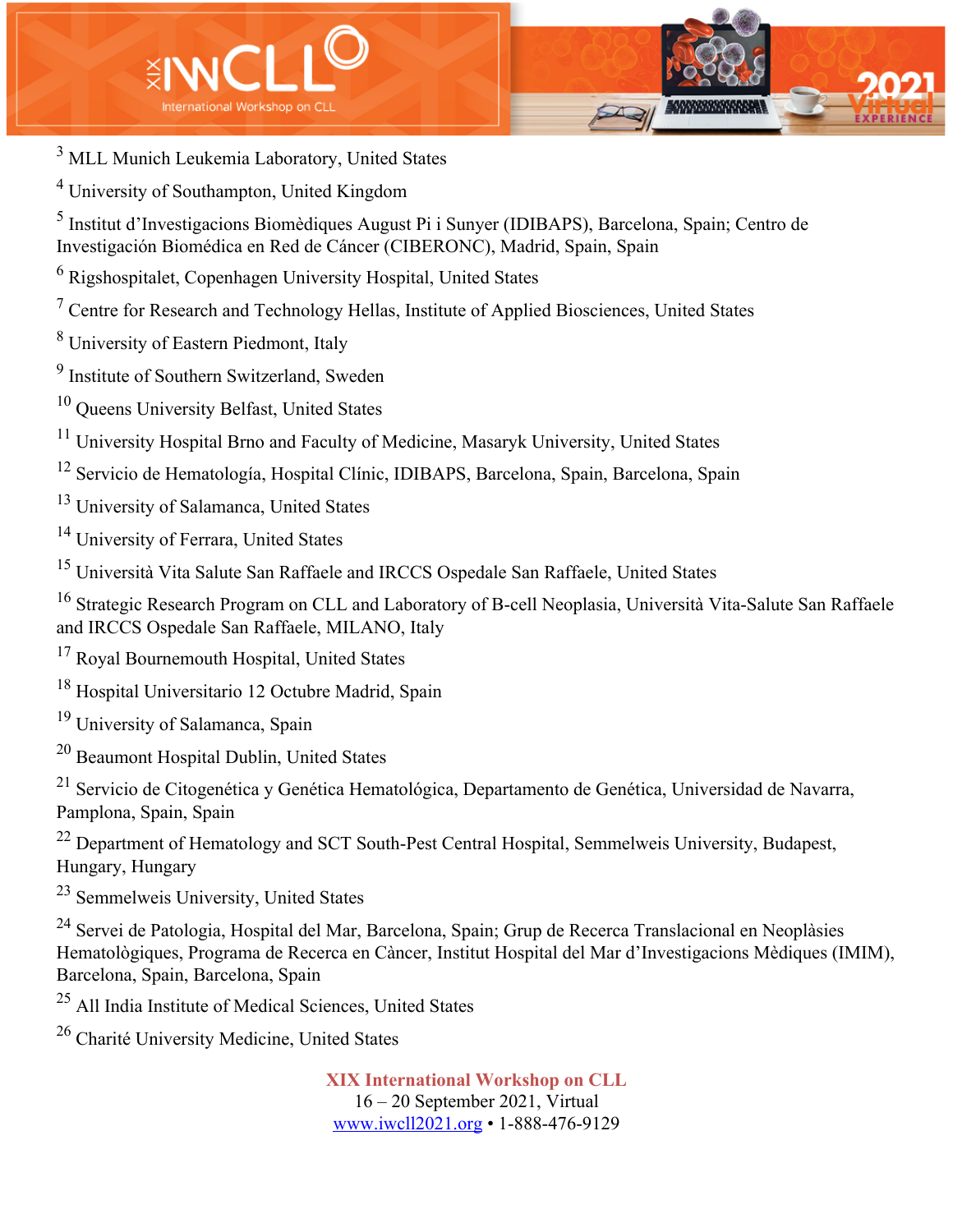[3] MLL Munich Leukemia Laboratory, United States

[4] University of Southampton, United Kingdom

[5] Institut d'Investigacions Biomèdiques August Pi i Sunyer (IDIBAPS), Barcelona, Spain; Centro de Investigación Biomédica en Red de Cáncer (CIBERONC), Madrid, Spain, Spain

[6] Rigshospitalet, Copenhagen University Hospital, United States

[7] Centre for Research and Technology Hellas, Institute of Applied Biosciences, United States

[8] University of Eastern Piedmont, Italy

[9] Institute of Southern Switzerland, Sweden

[10] Queens University Belfast, United States

[11] University Hospital Brno and Faculty of Medicine, Masaryk University, United States

[12] Servicio de Hematología, Hospital Clínic, IDIBAPS, Barcelona, Spain, Barcelona, Spain

[13] University of Salamanca, United States

[14] University of Ferrara, United States

[15] Università Vita Salute San Raffaele and IRCCS Ospedale San Raffaele, United States

[16] Strategic Research Program on CLL and Laboratory of B-cell Neoplasia, Università Vita-Salute San Raffaele and IRCCS Ospedale San Raffaele, MILANO, Italy

[17] Royal Bournemouth Hospital, United States

[18] Hospital Universitario 12 Octubre Madrid, Spain

[19] University of Salamanca, Spain

[20] Beaumont Hospital Dublin, United States

[21] Servicio de Citogenética y Genética Hematológica, Departamento de Genética, Universidad de Navarra, Pamplona, Spain, Spain

[22] Department of Hematology and SCT South-Pest Central Hospital, Semmelweis University, Budapest, Hungary, Hungary

[23] Semmelweis University, United States

[24] Servei de Patologia, Hospital del Mar, Barcelona, Spain; Grup de Recerca Translacional en Neoplàsies Hematològiques, Programa de Recerca en Càncer, Institut Hospital del Mar d'Investigacions Mèdiques (IMIM), Barcelona, Spain, Barcelona, Spain

[25] All India Institute of Medical Sciences, United States

[26] Charité University Medicine, United States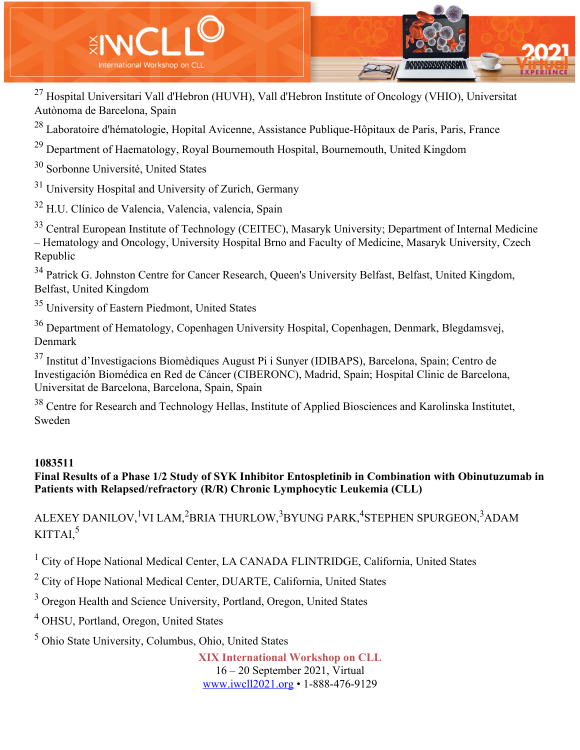[27] Hospital Universitari Vall d'Hebron (HUVH), Vall d'Hebron Institute of Oncology (VHIO), Universitat Autònoma de Barcelona, Spain

[28] Laboratoire d'hématologie, Hopital Avicenne, Assistance Publique-Hôpitaux de Paris, Paris, France

[29] Department of Haematology, Royal Bournemouth Hospital, Bournemouth, United Kingdom

[30] Sorbonne Université, United States

[31] University Hospital and University of Zurich, Germany

[32] H.U. Clínico de Valencia, Valencia, valencia, Spain

[33] Central European Institute of Technology (CEITEC), Masaryk University; Department of Internal Medicine – Hematology and Oncology, University Hospital Brno and Faculty of Medicine, Masaryk University, Czech Republic

[34] Patrick G. Johnston Centre for Cancer Research, Queen's University Belfast, Belfast, United Kingdom, Belfast, United Kingdom

[35] University of Eastern Piedmont, United States

[36] Department of Hematology, Copenhagen University Hospital, Copenhagen, Denmark, Blegdamsvej, Denmark

[37] Institut d'Investigacions Biomèdiques August Pi i Sunyer (IDIBAPS), Barcelona, Spain; Centro de Investigación Biomédica en Red de Cáncer (CIBERONC), Madrid, Spain; Hospital Clinic de Barcelona, Universitat de Barcelona, Barcelona, Spain, Spain

[38] Centre for Research and Technology Hellas, Institute of Applied Biosciences and Karolinska Institutet, Sweden

**1083511**

**Final Results of a Phase 1/2 Study of SYK Inhibitor Entospletinib in Combination with Obinutuzumab in Patients with Relapsed/refractory (R/R) Chronic Lymphocytic Leukemia (CLL)**

ALEXEY DANILOV,[1] VI LAM,[2] BRIA THURLOW,[3] BYUNG PARK,[4] STEPHEN SPURGEON,[3] ADAM KITTAI,[5]

[1] City of Hope National Medical Center, LA CANADA FLINTRIDGE, California, United States

[2] City of Hope National Medical Center, DUARTE, California, United States

[3] Oregon Health and Science University, Portland, Oregon, United States

[4] OHSU, Portland, Oregon, United States

[5] Ohio State University, Columbus, Ohio, United States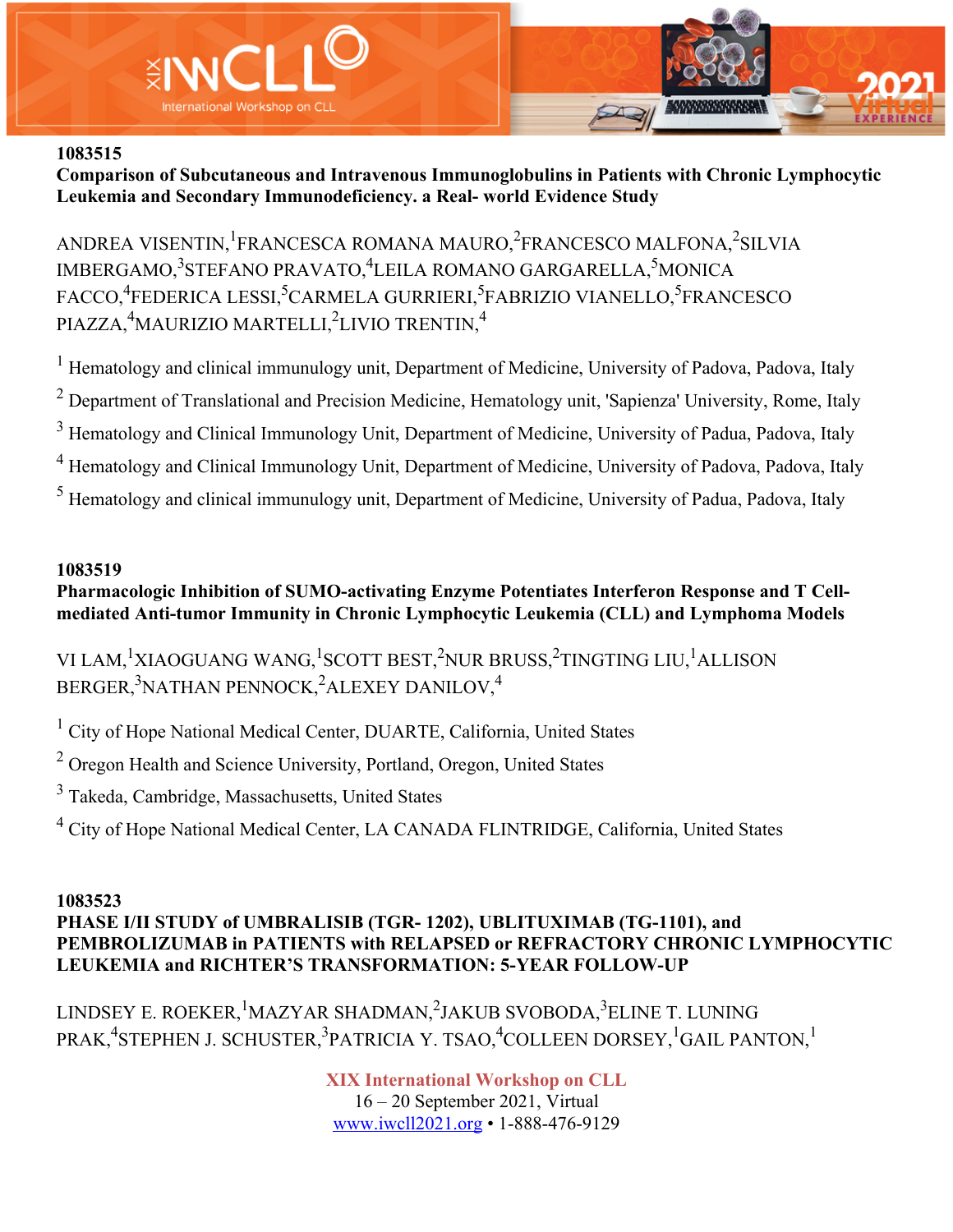**1083515**

**Comparison of Subcutaneous and Intravenous Immunoglobulins in Patients with Chronic Lymphocytic Leukemia and Secondary Immunodeficiency. a Real- world Evidence Study**

ANDREA VISENTIN,[1]FRANCESCA ROMANA MAURO,[2]FRANCESCO MALFONA,[2]SILVIA IMBERGAMO,[3]STEFANO PRAVATO,[4]LEILA ROMANO GARGARELLA,[5]MONICA FACCO,[4]FEDERICA LESSI,[5]CARMELA GURRIERI,[5]FABRIZIO VIANELLO,[5]FRANCESCO PIAZZA,[4]MAURIZIO MARTELLI,[2]LIVIO TRENTIN,[4]

[1] Hematology and clinical immunulogy unit, Department of Medicine, University of Padova, Padova, Italy

[2] Department of Translational and Precision Medicine, Hematology unit, 'Sapienza' University, Rome, Italy

[3] Hematology and Clinical Immunology Unit, Department of Medicine, University of Padua, Padova, Italy

[4] Hematology and Clinical Immunology Unit, Department of Medicine, University of Padova, Padova, Italy

[5] Hematology and clinical immunulogy unit, Department of Medicine, University of Padua, Padova, Italy

**1083519**

**Pharmacologic Inhibition of SUMO-activating Enzyme Potentiates Interferon Response and T Cell-mediated Anti-tumor Immunity in Chronic Lymphocytic Leukemia (CLL) and Lymphoma Models**

VI LAM,[1]XIAOGUANG WANG,[1]SCOTT BEST,[2]NUR BRUSS,[2]TINGTING LIU,[1]ALLISON BERGER,[3]NATHAN PENNOCK,[2]ALEXEY DANILOV,[4]

[1] City of Hope National Medical Center, DUARTE, California, United States

[2] Oregon Health and Science University, Portland, Oregon, United States

[3] Takeda, Cambridge, Massachusetts, United States

[4] City of Hope National Medical Center, LA CANADA FLINTRIDGE, California, United States

**1083523**

**PHASE I/II STUDY of UMBRALISIB (TGR- 1202), UBLITUXIMAB (TG-1101), and PEMBROLIZUMAB in PATIENTS with RELAPSED or REFRACTORY CHRONIC LYMPHOCYTIC LEUKEMIA and RICHTER'S TRANSFORMATION: 5-YEAR FOLLOW-UP**

LINDSEY E. ROEKER,[1]MAZYAR SHADMAN,[2]JAKUB SVOBODA,[3]ELINE T. LUNING PRAK,[4]STEPHEN J. SCHUSTER,[3]PATRICIA Y. TSAO,[4]COLLEEN DORSEY,[1]GAIL PANTON,[1]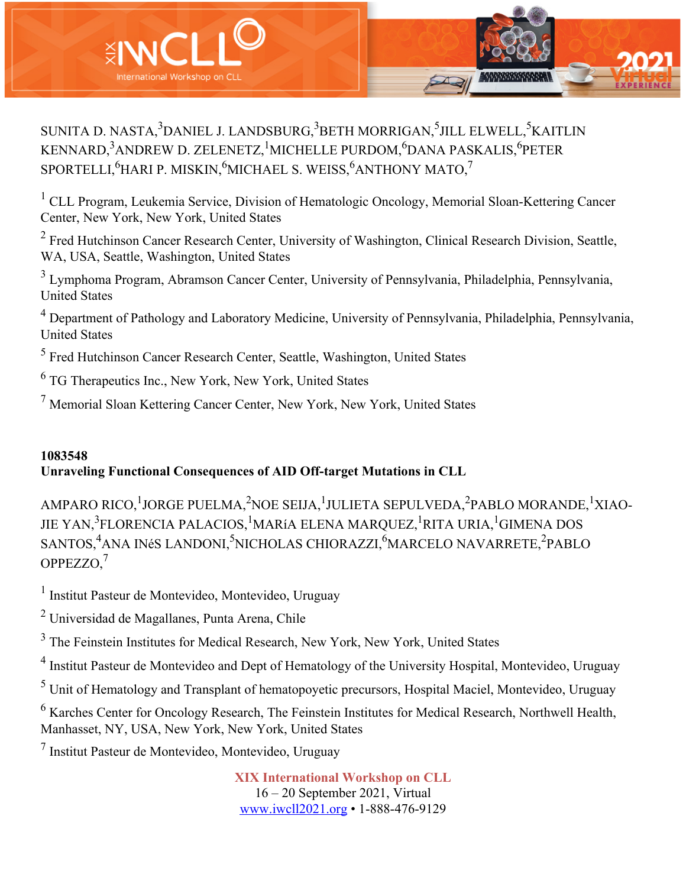SUNITA D. NASTA,[3]DANIEL J. LANDSBURG,[3]BETH MORRIGAN,[5]JILL ELWELL,[5]KAITLIN KENNARD,[3]ANDREW D. ZELENETZ,[1]MICHELLE PURDOM,[6]DANA PASKALIS,[6]PETER SPORTELLI,[6]HARI P. MISKIN,[6]MICHAEL S. WEISS,[6]ANTHONY MATO,[7]

[1] CLL Program, Leukemia Service, Division of Hematologic Oncology, Memorial Sloan-Kettering Cancer Center, New York, New York, United States

[2] Fred Hutchinson Cancer Research Center, University of Washington, Clinical Research Division, Seattle, WA, USA, Seattle, Washington, United States

[3] Lymphoma Program, Abramson Cancer Center, University of Pennsylvania, Philadelphia, Pennsylvania, United States

[4] Department of Pathology and Laboratory Medicine, University of Pennsylvania, Philadelphia, Pennsylvania, United States

[5] Fred Hutchinson Cancer Research Center, Seattle, Washington, United States

[6] TG Therapeutics Inc., New York, New York, United States

[7] Memorial Sloan Kettering Cancer Center, New York, New York, United States

**1083548**
**Unraveling Functional Consequences of AID Off-target Mutations in CLL**

AMPARO RICO,[1]JORGE PUELMA,[2]NOE SEIJA,[1]JULIETA SEPULVEDA,[2]PABLO MORANDE,[1]XIAO-JIE YAN,[3]FLORENCIA PALACIOS,[1]MARíA ELENA MARQUEZ,[1]RITA URIA,[1]GIMENA DOS SANTOS,[4]ANA INéS LANDONI,[5]NICHOLAS CHIORAZZI,[6]MARCELO NAVARRETE,[2]PABLO OPPEZZO,[7]

[1] Institut Pasteur de Montevideo, Montevideo, Uruguay

[2] Universidad de Magallanes, Punta Arena, Chile

[3] The Feinstein Institutes for Medical Research, New York, New York, United States

[4] Institut Pasteur de Montevideo and Dept of Hematology of the University Hospital, Montevideo, Uruguay

[5] Unit of Hematology and Transplant of hematopoyetic precursors, Hospital Maciel, Montevideo, Uruguay

[6] Karches Center for Oncology Research, The Feinstein Institutes for Medical Research, Northwell Health, Manhasset, NY, USA, New York, New York, United States

[7] Institut Pasteur de Montevideo, Montevideo, Uruguay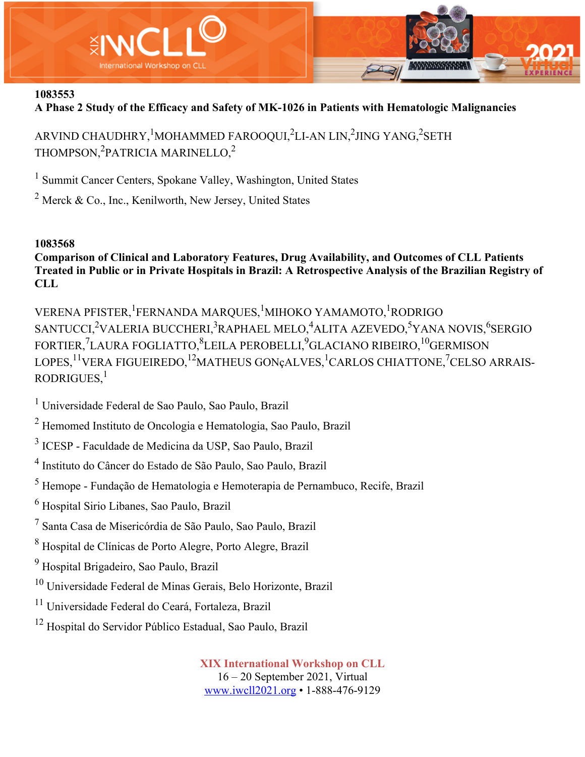**1083553**

**A Phase 2 Study of the Efficacy and Safety of MK-1026 in Patients with Hematologic Malignancies**

ARVIND CHAUDHRY,[1] MOHAMMED FAROOQUI,[2] LI-AN LIN,[2] JING YANG,[2] SETH THOMPSON,[2] PATRICIA MARINELLO,[2]

[1] Summit Cancer Centers, Spokane Valley, Washington, United States

[2] Merck & Co., Inc., Kenilworth, New Jersey, United States

**1083568**

**Comparison of Clinical and Laboratory Features, Drug Availability, and Outcomes of CLL Patients Treated in Public or in Private Hospitals in Brazil: A Retrospective Analysis of the Brazilian Registry of CLL**

VERENA PFISTER,[1] FERNANDA MARQUES,[1] MIHOKO YAMAMOTO,[1] RODRIGO SANTUCCI,[2] VALERIA BUCCHERI,[3] RAPHAEL MELO,[4] ALITA AZEVEDO,[5] YANA NOVIS,[6] SERGIO FORTIER,[7] LAURA FOGLIATTO,[8] LEILA PEROBELLI,[9] GLACIANO RIBEIRO,[10] GERMISON LOPES,[11] VERA FIGUEIREDO,[12] MATHEUS GONçALVES,[1] CARLOS CHIATTONE,[7] CELSO ARRAIS-RODRIGUES,[1]

[1] Universidade Federal de Sao Paulo, Sao Paulo, Brazil

[2] Hemomed Instituto de Oncologia e Hematologia, Sao Paulo, Brazil

[3] ICESP - Faculdade de Medicina da USP, Sao Paulo, Brazil

[4] Instituto do Câncer do Estado de São Paulo, Sao Paulo, Brazil

[5] Hemope - Fundação de Hematologia e Hemoterapia de Pernambuco, Recife, Brazil

[6] Hospital Sirio Libanes, Sao Paulo, Brazil

[7] Santa Casa de Misericórdia de São Paulo, Sao Paulo, Brazil

[8] Hospital de Clínicas de Porto Alegre, Porto Alegre, Brazil

[9] Hospital Brigadeiro, Sao Paulo, Brazil

[10] Universidade Federal de Minas Gerais, Belo Horizonte, Brazil

[11] Universidade Federal do Ceará, Fortaleza, Brazil

[12] Hospital do Servidor Público Estadual, Sao Paulo, Brazil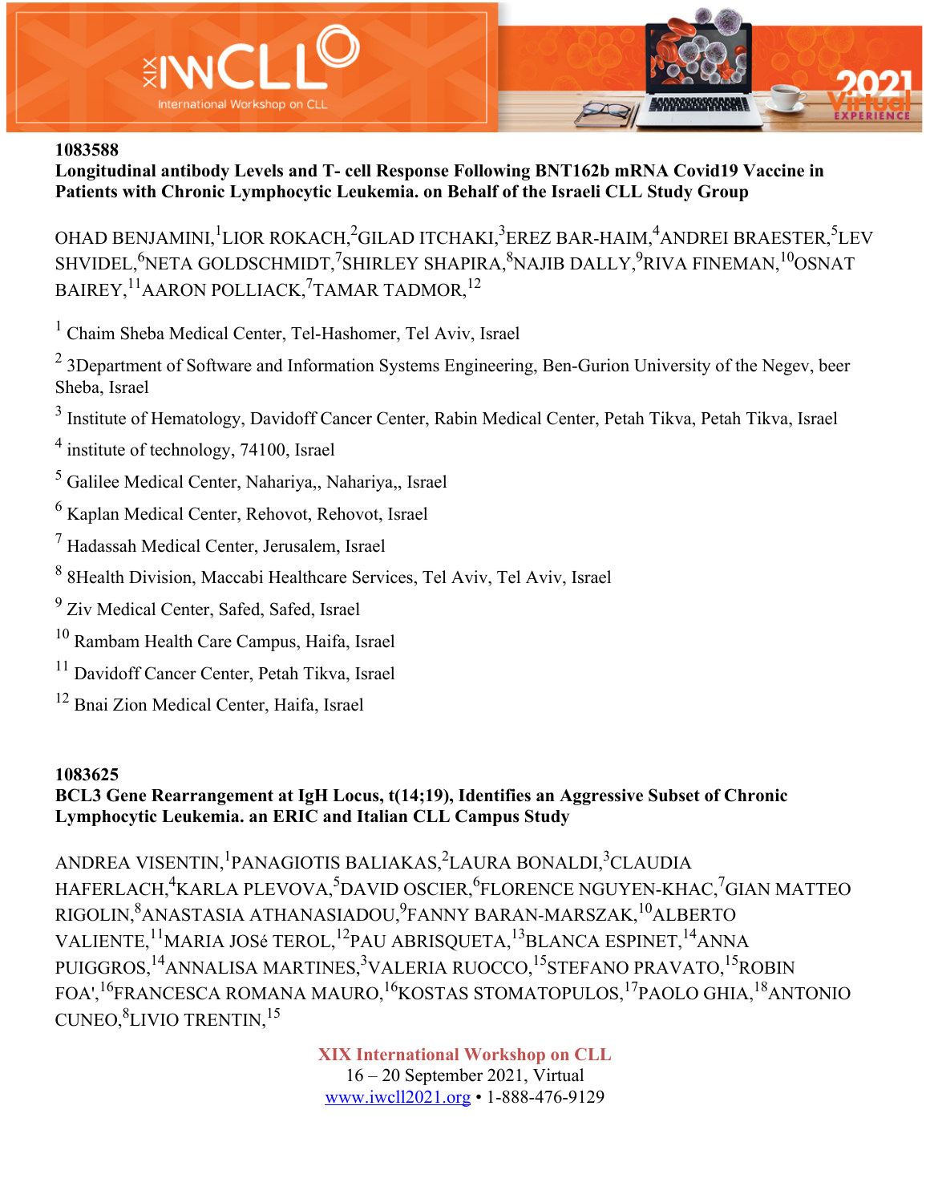**1083588**

**Longitudinal antibody Levels and T- cell Response Following BNT162b mRNA Covid19 Vaccine in Patients with Chronic Lymphocytic Leukemia. on Behalf of the Israeli CLL Study Group**

OHAD BENJAMINI,[1]LIOR ROKACH,[2]GILAD ITCHAKI,[3]EREZ BAR-HAIM,[4]ANDREI BRAESTER,[5]LEV SHVIDEL,[6]NETA GOLDSCHMIDT,[7]SHIRLEY SHAPIRA,[8]NAJIB DALLY,[9]RIVA FINEMAN,[10]OSNAT BAIREY,[11]AARON POLLIACK,[7]TAMAR TADMOR,[12]

[1] Chaim Sheba Medical Center, Tel-Hashomer, Tel Aviv, Israel

[2] 3Department of Software and Information Systems Engineering, Ben-Gurion University of the Negev, beer Sheba, Israel

[3] Institute of Hematology, Davidoff Cancer Center, Rabin Medical Center, Petah Tikva, Petah Tikva, Israel

[4] institute of technology, 74100, Israel

[5] Galilee Medical Center, Nahariya,, Nahariya,, Israel

[6] Kaplan Medical Center, Rehovot, Rehovot, Israel

[7] Hadassah Medical Center, Jerusalem, Israel

[8] 8Health Division, Maccabi Healthcare Services, Tel Aviv, Tel Aviv, Israel

[9] Ziv Medical Center, Safed, Safed, Israel

[10] Rambam Health Care Campus, Haifa, Israel

[11] Davidoff Cancer Center, Petah Tikva, Israel

[12] Bnai Zion Medical Center, Haifa, Israel

**1083625**

**BCL3 Gene Rearrangement at IgH Locus, t(14;19), Identifies an Aggressive Subset of Chronic Lymphocytic Leukemia. an ERIC and Italian CLL Campus Study**

ANDREA VISENTIN,[1]PANAGIOTIS BALIAKAS,[2]LAURA BONALDI,[3]CLAUDIA HAFERLACH,[4]KARLA PLEVOVA,[5]DAVID OSCIER,[6]FLORENCE NGUYEN-KHAC,[7]GIAN MATTEO RIGOLIN,[8]ANASTASIA ATHANASIADOU,[9]FANNY BARAN-MARSZAK,[10]ALBERTO VALIENTE,[11]MARIA JOSé TEROL,[12]PAU ABRISQUETA,[13]BLANCA ESPINET,[14]ANNA PUIGGROS,[14]ANNALISA MARTINES,[3]VALERIA RUOCCO,[15]STEFANO PRAVATO,[15]ROBIN FOA',[16]FRANCESCA ROMANA MAURO,[16]KOSTAS STOMATOPULOS,[17]PAOLO GHIA,[18]ANTONIO CUNEO,[8]LIVIO TRENTIN,[15]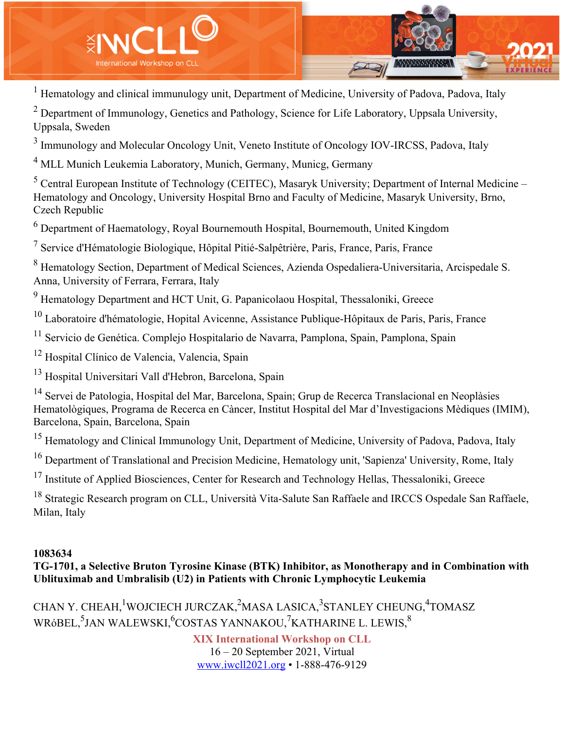[1] Hematology and clinical immunulogy unit, Department of Medicine, University of Padova, Padova, Italy

[2] Department of Immunology, Genetics and Pathology, Science for Life Laboratory, Uppsala University, Uppsala, Sweden

[3] Immunology and Molecular Oncology Unit, Veneto Institute of Oncology IOV-IRCSS, Padova, Italy

[4] MLL Munich Leukemia Laboratory, Munich, Germany, Municg, Germany

[5] Central European Institute of Technology (CEITEC), Masaryk University; Department of Internal Medicine – Hematology and Oncology, University Hospital Brno and Faculty of Medicine, Masaryk University, Brno, Czech Republic

[6] Department of Haematology, Royal Bournemouth Hospital, Bournemouth, United Kingdom

[7] Service d'Hématologie Biologique, Hôpital Pitié-Salpêtrière, Paris, France, Paris, France

[8] Hematology Section, Department of Medical Sciences, Azienda Ospedaliera-Universitaria, Arcispedale S. Anna, University of Ferrara, Ferrara, Italy

[9] Hematology Department and HCT Unit, G. Papanicolaou Hospital, Thessaloniki, Greece

[10] Laboratoire d'hématologie, Hopital Avicenne, Assistance Publique-Hôpitaux de Paris, Paris, France

[11] Servicio de Genética. Complejo Hospitalario de Navarra, Pamplona, Spain, Pamplona, Spain

[12] Hospital Clínico de Valencia, Valencia, Spain

[13] Hospital Universitari Vall d'Hebron, Barcelona, Spain

[14] Servei de Patologia, Hospital del Mar, Barcelona, Spain; Grup de Recerca Translacional en Neoplàsies Hematològiques, Programa de Recerca en Càncer, Institut Hospital del Mar d'Investigacions Mèdiques (IMIM), Barcelona, Spain, Barcelona, Spain

[15] Hematology and Clinical Immunology Unit, Department of Medicine, University of Padova, Padova, Italy

[16] Department of Translational and Precision Medicine, Hematology unit, 'Sapienza' University, Rome, Italy

[17] Institute of Applied Biosciences, Center for Research and Technology Hellas, Thessaloniki, Greece

[18] Strategic Research program on CLL, Università Vita-Salute San Raffaele and IRCCS Ospedale San Raffaele, Milan, Italy

**1083634**

**TG-1701, a Selective Bruton Tyrosine Kinase (BTK) Inhibitor, as Monotherapy and in Combination with Ublituximab and Umbralisib (U2) in Patients with Chronic Lymphocytic Leukemia**

CHAN Y. CHEAH,[1] WOJCIECH JURCZAK,[2] MASA LASICA,[3] STANLEY CHEUNG,[4] TOMASZ WRóBEL,[5] JAN WALEWSKI,[6] COSTAS YANNAKOU,[7] KATHARINE L. LEWIS,[8]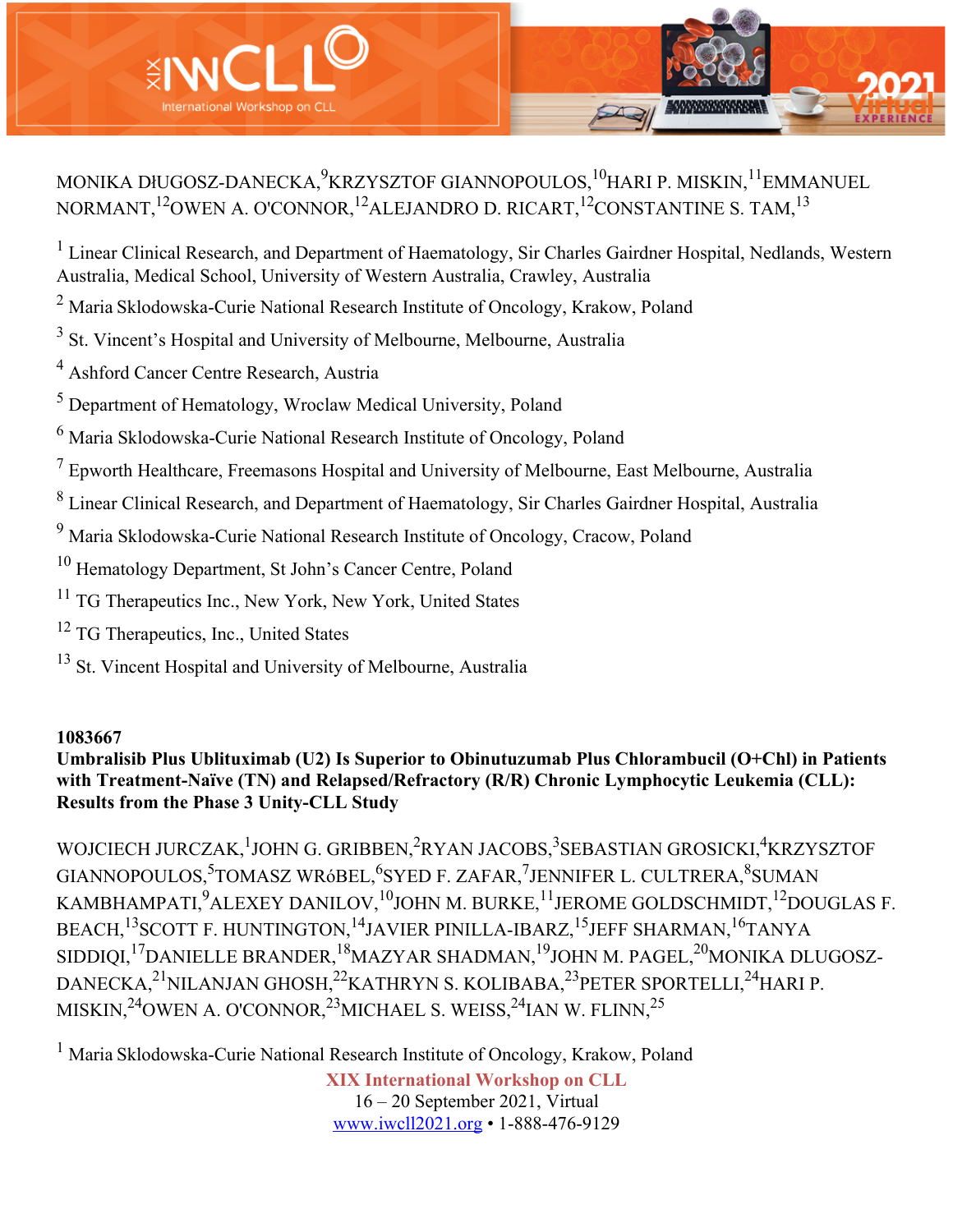MONIKA DŁUGOSZ-DANECKA,[9]KRZYSZTOF GIANNOPOULOS,[10]HARI P. MISKIN,[11]EMMANUEL NORMANT,[12]OWEN A. O'CONNOR,[12]ALEJANDRO D. RICART,[12]CONSTANTINE S. TAM,[13]

[1] Linear Clinical Research, and Department of Haematology, Sir Charles Gairdner Hospital, Nedlands, Western Australia, Medical School, University of Western Australia, Crawley, Australia

[2] Maria Sklodowska-Curie National Research Institute of Oncology, Krakow, Poland

[3] St. Vincent's Hospital and University of Melbourne, Melbourne, Australia

[4] Ashford Cancer Centre Research, Austria

[5] Department of Hematology, Wroclaw Medical University, Poland

[6] Maria Sklodowska-Curie National Research Institute of Oncology, Poland

[7] Epworth Healthcare, Freemasons Hospital and University of Melbourne, East Melbourne, Australia

[8] Linear Clinical Research, and Department of Haematology, Sir Charles Gairdner Hospital, Australia

[9] Maria Sklodowska-Curie National Research Institute of Oncology, Cracow, Poland

[10] Hematology Department, St John's Cancer Centre, Poland

[11] TG Therapeutics Inc., New York, New York, United States

[12] TG Therapeutics, Inc., United States

[13] St. Vincent Hospital and University of Melbourne, Australia

**1083667**

**Umbralisib Plus Ublituximab (U2) Is Superior to Obinutuzumab Plus Chlorambucil (O+Chl) in Patients with Treatment-Naïve (TN) and Relapsed/Refractory (R/R) Chronic Lymphocytic Leukemia (CLL): Results from the Phase 3 Unity-CLL Study**

WOJCIECH JURCZAK,[1]JOHN G. GRIBBEN,[2]RYAN JACOBS,[3]SEBASTIAN GROSICKI,[4]KRZYSZTOF GIANNOPOULOS,[5]TOMASZ WRóBEL,[6]SYED F. ZAFAR,[7]JENNIFER L. CULTRERA,[8]SUMAN KAMBHAMPATI,[9]ALEXEY DANILOV,[10]JOHN M. BURKE,[11]JEROME GOLDSCHMIDT,[12]DOUGLAS F. BEACH,[13]SCOTT F. HUNTINGTON,[14]JAVIER PINILLA-IBARZ,[15]JEFF SHARMAN,[16]TANYA SIDDIQI,[17]DANIELLE BRANDER,[18]MAZYAR SHADMAN,[19]JOHN M. PAGEL,[20]MONIKA DLUGOSZ-DANECKA,[21]NILANJAN GHOSH,[22]KATHRYN S. KOLIBABA,[23]PETER SPORTELLI,[24]HARI P. MISKIN,[24]OWEN A. O'CONNOR,[23]MICHAEL S. WEISS,[24]IAN W. FLINN,[25]

[1] Maria Sklodowska-Curie National Research Institute of Oncology, Krakow, Poland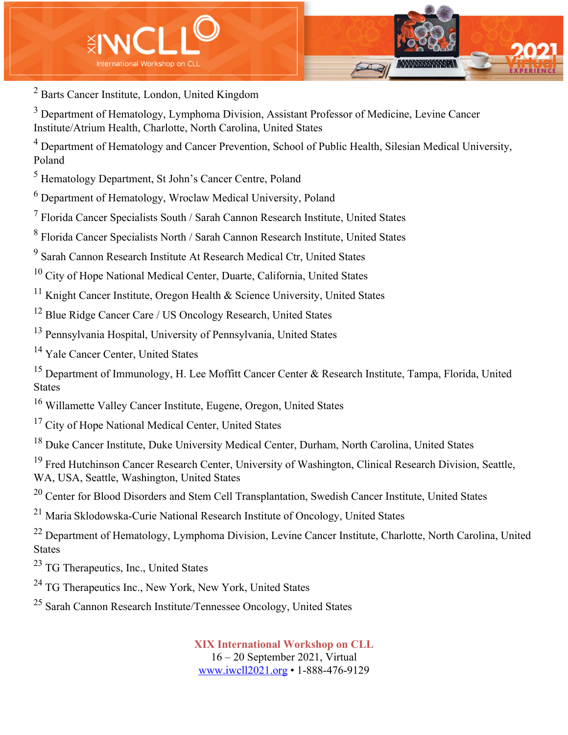[2] Barts Cancer Institute, London, United Kingdom

[3] Department of Hematology, Lymphoma Division, Assistant Professor of Medicine, Levine Cancer Institute/Atrium Health, Charlotte, North Carolina, United States

[4] Department of Hematology and Cancer Prevention, School of Public Health, Silesian Medical University, Poland

[5] Hematology Department, St John's Cancer Centre, Poland

[6] Department of Hematology, Wroclaw Medical University, Poland

[7] Florida Cancer Specialists South / Sarah Cannon Research Institute, United States

[8] Florida Cancer Specialists North / Sarah Cannon Research Institute, United States

[9] Sarah Cannon Research Institute At Research Medical Ctr, United States

[10] City of Hope National Medical Center, Duarte, California, United States

[11] Knight Cancer Institute, Oregon Health & Science University, United States

[12] Blue Ridge Cancer Care / US Oncology Research, United States

[13] Pennsylvania Hospital, University of Pennsylvania, United States

[14] Yale Cancer Center, United States

[15] Department of Immunology, H. Lee Moffitt Cancer Center & Research Institute, Tampa, Florida, United States

[16] Willamette Valley Cancer Institute, Eugene, Oregon, United States

[17] City of Hope National Medical Center, United States

[18] Duke Cancer Institute, Duke University Medical Center, Durham, North Carolina, United States

[19] Fred Hutchinson Cancer Research Center, University of Washington, Clinical Research Division, Seattle, WA, USA, Seattle, Washington, United States

[20] Center for Blood Disorders and Stem Cell Transplantation, Swedish Cancer Institute, United States

[21] Maria Sklodowska-Curie National Research Institute of Oncology, United States

[22] Department of Hematology, Lymphoma Division, Levine Cancer Institute, Charlotte, North Carolina, United States

[23] TG Therapeutics, Inc., United States

[24] TG Therapeutics Inc., New York, New York, United States

[25] Sarah Cannon Research Institute/Tennessee Oncology, United States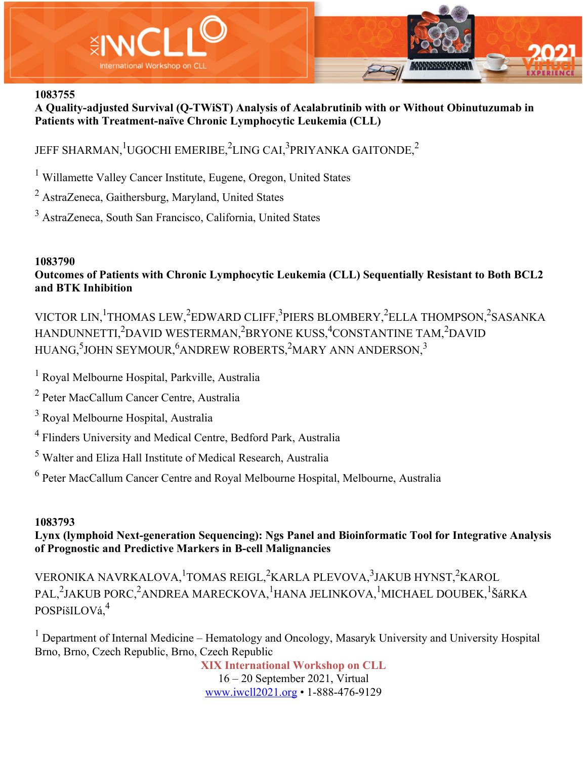**1083755**

**A Quality-adjusted Survival (Q-TWiST) Analysis of Acalabrutinib with or Without Obinutuzumab in Patients with Treatment-naïve Chronic Lymphocytic Leukemia (CLL)**

JEFF SHARMAN,[1] UGOCHI EMERIBE,[2] LING CAI,[3] PRIYANKA GAITONDE,[2]

[1] Willamette Valley Cancer Institute, Eugene, Oregon, United States

[2] AstraZeneca, Gaithersburg, Maryland, United States

[3] AstraZeneca, South San Francisco, California, United States

**1083790**

**Outcomes of Patients with Chronic Lymphocytic Leukemia (CLL) Sequentially Resistant to Both BCL2 and BTK Inhibition**

VICTOR LIN,[1] THOMAS LEW,[2] EDWARD CLIFF,[3] PIERS BLOMBERY,[2] ELLA THOMPSON,[2] SASANKA HANDUNNETTI,[2] DAVID WESTERMAN,[2] BRYONE KUSS,[4] CONSTANTINE TAM,[2] DAVID HUANG,[5] JOHN SEYMOUR,[6] ANDREW ROBERTS,[2] MARY ANN ANDERSON,[3]

[1] Royal Melbourne Hospital, Parkville, Australia

[2] Peter MacCallum Cancer Centre, Australia

[3] Royal Melbourne Hospital, Australia

[4] Flinders University and Medical Centre, Bedford Park, Australia

[5] Walter and Eliza Hall Institute of Medical Research, Australia

[6] Peter MacCallum Cancer Centre and Royal Melbourne Hospital, Melbourne, Australia

**1083793**

**Lynx (lymphoid Next-generation Sequencing): Ngs Panel and Bioinformatic Tool for Integrative Analysis of Prognostic and Predictive Markers in B-cell Malignancies**

VERONIKA NAVRKALOVA,[1] TOMAS REIGL,[2] KARLA PLEVOVA,[3] JAKUB HYNST,[2] KAROL PAL,[2] JAKUB PORC,[2] ANDREA MARECKOVA,[1] HANA JELINKOVA,[1] MICHAEL DOUBEK,[1] ŠáRKA POSPíšILOVá,[4]

[1] Department of Internal Medicine – Hematology and Oncology, Masaryk University and University Hospital Brno, Brno, Czech Republic, Brno, Czech Republic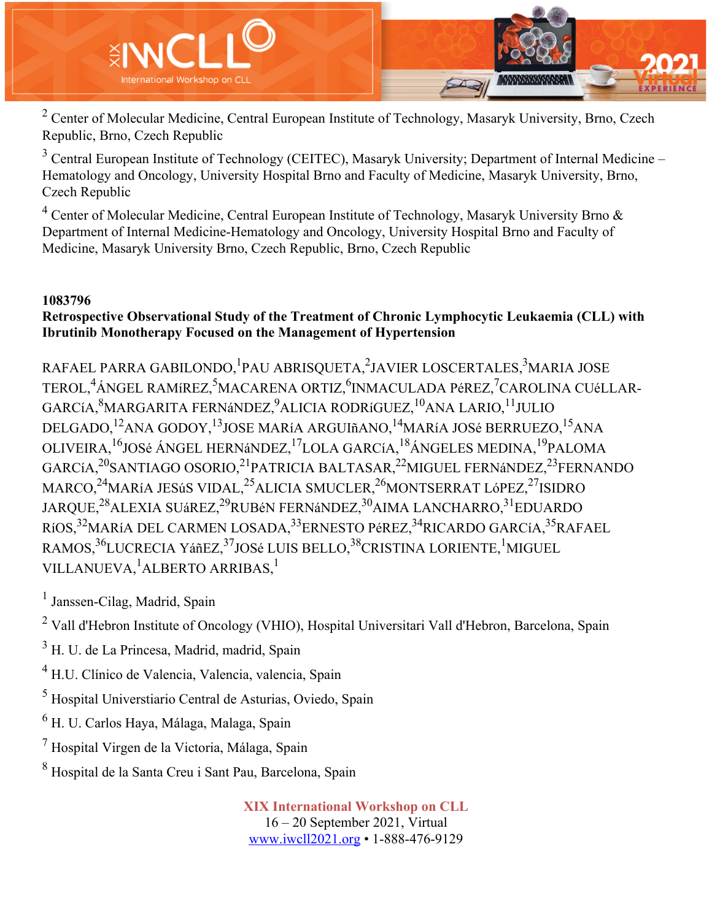[2] Center of Molecular Medicine, Central European Institute of Technology, Masaryk University, Brno, Czech Republic, Brno, Czech Republic

[3] Central European Institute of Technology (CEITEC), Masaryk University; Department of Internal Medicine – Hematology and Oncology, University Hospital Brno and Faculty of Medicine, Masaryk University, Brno, Czech Republic

[4] Center of Molecular Medicine, Central European Institute of Technology, Masaryk University Brno & Department of Internal Medicine-Hematology and Oncology, University Hospital Brno and Faculty of Medicine, Masaryk University Brno, Czech Republic, Brno, Czech Republic

**1083796**

**Retrospective Observational Study of the Treatment of Chronic Lymphocytic Leukaemia (CLL) with Ibrutinib Monotherapy Focused on the Management of Hypertension**

RAFAEL PARRA GABILONDO,[1]PAU ABRISQUETA,[2]JAVIER LOSCERTALES,[3]MARIA JOSE TEROL,[4]ÁNGEL RAMíREZ,[5]MACARENA ORTIZ,[6]INMACULADA PéREZ,[7]CAROLINA CUéLLAR-GARCíA,[8]MARGARITA FERNáNDEZ,[9]ALICIA RODRíGUEZ,[10]ANA LARIO,[11]JULIO DELGADO,[12]ANA GODOY,[13]JOSE MARíA ARGUIñANO,[14]MARíA JOSé BERRUEZO,[15]ANA OLIVEIRA,[16]JOSé ÁNGEL HERNáNDEZ,[17]LOLA GARCíA,[18]ÁNGELES MEDINA,[19]PALOMA GARCíA,[20]SANTIAGO OSORIO,[21]PATRICIA BALTASAR,[22]MIGUEL FERNáNDEZ,[23]FERNANDO MARCO,[24]MARíA JESúS VIDAL,[25]ALICIA SMUCLER,[26]MONTSERRAT LóPEZ,[27]ISIDRO JARQUE,[28]ALEXIA SUáREZ,[29]RUBéN FERNáNDEZ,[30]AIMA LANCHARRO,[31]EDUARDO RíOS,[32]MARíA DEL CARMEN LOSADA,[33]ERNESTO PéREZ,[34]RICARDO GARCíA,[35]RAFAEL RAMOS,[36]LUCRECIA YáñEZ,[37]JOSé LUIS BELLO,[38]CRISTINA LORIENTE,[1]MIGUEL VILLANUEVA,[1]ALBERTO ARRIBAS,[1]

[1] Janssen-Cilag, Madrid, Spain

[2] Vall d'Hebron Institute of Oncology (VHIO), Hospital Universitari Vall d'Hebron, Barcelona, Spain

[3] H. U. de La Princesa, Madrid, madrid, Spain

[4] H.U. Clínico de Valencia, Valencia, valencia, Spain

[5] Hospital Universtiario Central de Asturias, Oviedo, Spain

[6] H. U. Carlos Haya, Málaga, Malaga, Spain

[7] Hospital Virgen de la Victoria, Málaga, Spain

[8] Hospital de la Santa Creu i Sant Pau, Barcelona, Spain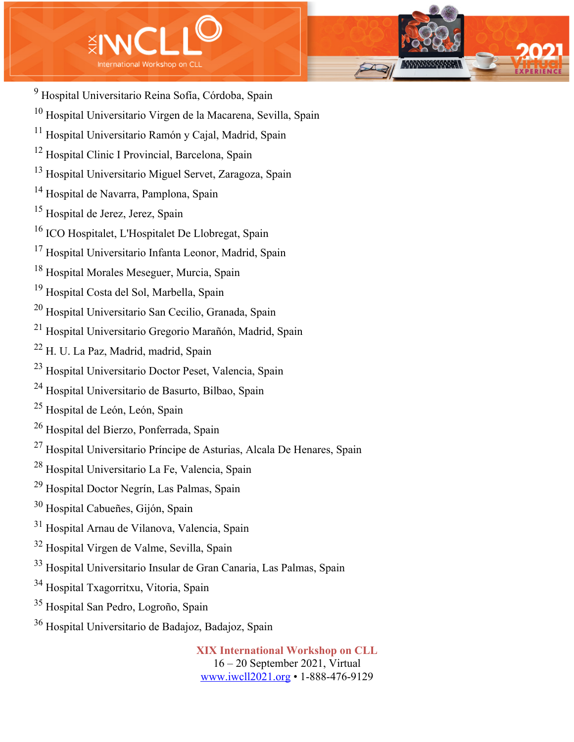[9] Hospital Universitario Reina Sofía, Córdoba, Spain

[10] Hospital Universitario Virgen de la Macarena, Sevilla, Spain

[11] Hospital Universitario Ramón y Cajal, Madrid, Spain

[12] Hospital Clinic I Provincial, Barcelona, Spain

[13] Hospital Universitario Miguel Servet, Zaragoza, Spain

[14] Hospital de Navarra, Pamplona, Spain

[15] Hospital de Jerez, Jerez, Spain

[16] ICO Hospitalet, L'Hospitalet De Llobregat, Spain

[17] Hospital Universitario Infanta Leonor, Madrid, Spain

[18] Hospital Morales Meseguer, Murcia, Spain

[19] Hospital Costa del Sol, Marbella, Spain

[20] Hospital Universitario San Cecilio, Granada, Spain

[21] Hospital Universitario Gregorio Marañón, Madrid, Spain

[22] H. U. La Paz, Madrid, madrid, Spain

[23] Hospital Universitario Doctor Peset, Valencia, Spain

[24] Hospital Universitario de Basurto, Bilbao, Spain

[25] Hospital de León, León, Spain

[26] Hospital del Bierzo, Ponferrada, Spain

[27] Hospital Universitario Príncipe de Asturias, Alcala De Henares, Spain

[28] Hospital Universitario La Fe, Valencia, Spain

[29] Hospital Doctor Negrín, Las Palmas, Spain

[30] Hospital Cabueñes, Gijón, Spain

[31] Hospital Arnau de Vilanova, Valencia, Spain

[32] Hospital Virgen de Valme, Sevilla, Spain

[33] Hospital Universitario Insular de Gran Canaria, Las Palmas, Spain

[34] Hospital Txagorritxu, Vitoria, Spain

[35] Hospital San Pedro, Logroño, Spain

[36] Hospital Universitario de Badajoz, Badajoz, Spain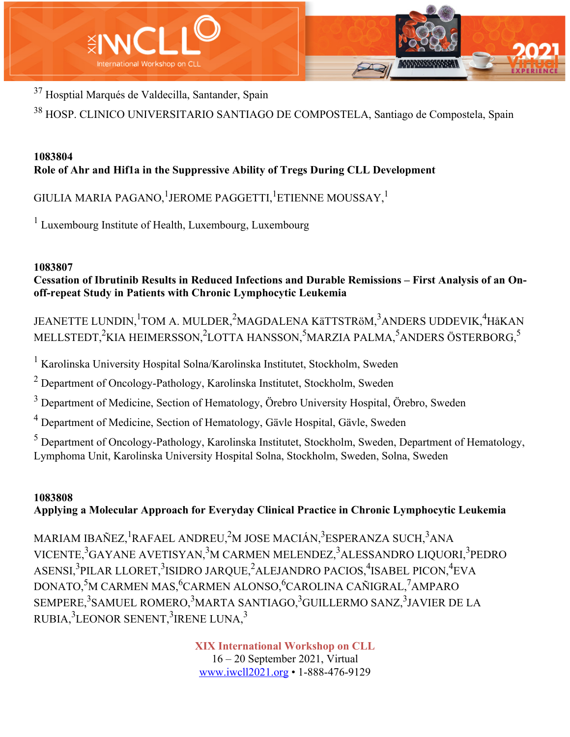[37] Hosptial Marqués de Valdecilla, Santander, Spain

[38] HOSP. CLINICO UNIVERSITARIO SANTIAGO DE COMPOSTELA, Santiago de Compostela, Spain

**1083804**
**Role of Ahr and Hif1a in the Suppressive Ability of Tregs During CLL Development**

GIULIA MARIA PAGANO,[1] JEROME PAGGETTI,[1] ETIENNE MOUSSAY,[1]

[1] Luxembourg Institute of Health, Luxembourg, Luxembourg

**1083807**
**Cessation of Ibrutinib Results in Reduced Infections and Durable Remissions – First Analysis of an On-off-repeat Study in Patients with Chronic Lymphocytic Leukemia**

JEANETTE LUNDIN,[1] TOM A. MULDER,[2] MAGDALENA KäTTSTRöM,[3] ANDERS UDDEVIK,[4] HåKAN MELLSTEDT,[2] KIA HEIMERSSON,[2] LOTTA HANSSON,[5] MARZIA PALMA,[5] ANDERS ÖSTERBORG,[5]

[1] Karolinska University Hospital Solna/Karolinska Institutet, Stockholm, Sweden

[2] Department of Oncology-Pathology, Karolinska Institutet, Stockholm, Sweden

[3] Department of Medicine, Section of Hematology, Örebro University Hospital, Örebro, Sweden

[4] Department of Medicine, Section of Hematology, Gävle Hospital, Gävle, Sweden

[5] Department of Oncology-Pathology, Karolinska Institutet, Stockholm, Sweden, Department of Hematology, Lymphoma Unit, Karolinska University Hospital Solna, Stockholm, Sweden, Solna, Sweden

**1083808**
**Applying a Molecular Approach for Everyday Clinical Practice in Chronic Lymphocytic Leukemia**

MARIAM IBAÑEZ,[1] RAFAEL ANDREU,[2] M JOSE MACIÁN,[3] ESPERANZA SUCH,[3] ANA VICENTE,[3] GAYANE AVETISYAN,[3] M CARMEN MELENDEZ,[3] ALESSANDRO LIQUORI,[3] PEDRO ASENSI,[3] PILAR LLORET,[3] ISIDRO JARQUE,[2] ALEJANDRO PACIOS,[4] ISABEL PICON,[4] EVA DONATO,[5] M CARMEN MAS,[6] CARMEN ALONSO,[6] CAROLINA CAÑIGRAL,[7] AMPARO SEMPERE,[3] SAMUEL ROMERO,[3] MARTA SANTIAGO,[3] GUILLERMO SANZ,[3] JAVIER DE LA RUBIA,[3] LEONOR SENENT,[3] IRENE LUNA,[3]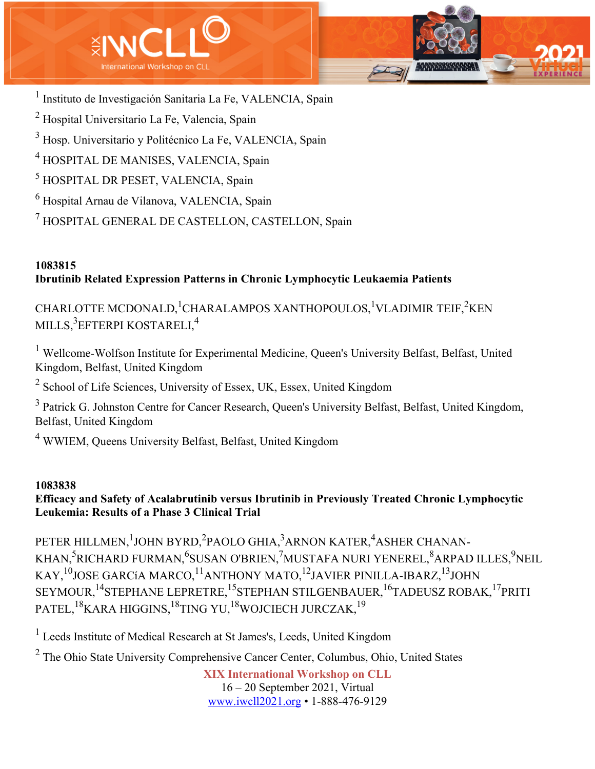[1] Instituto de Investigación Sanitaria La Fe, VALENCIA, Spain

[2] Hospital Universitario La Fe, Valencia, Spain

[3] Hosp. Universitario y Politécnico La Fe, VALENCIA, Spain

[4] HOSPITAL DE MANISES, VALENCIA, Spain

[5] HOSPITAL DR PESET, VALENCIA, Spain

[6] Hospital Arnau de Vilanova, VALENCIA, Spain

[7] HOSPITAL GENERAL DE CASTELLON, CASTELLON, Spain

**1083815**
**Ibrutinib Related Expression Patterns in Chronic Lymphocytic Leukaemia Patients**

CHARLOTTE MCDONALD,[1]CHARALAMPOS XANTHOPOULOS,[1]VLADIMIR TEIF,[2]KEN MILLS,[3]EFTERPI KOSTARELI,[4]

[1] Wellcome-Wolfson Institute for Experimental Medicine, Queen's University Belfast, Belfast, United Kingdom, Belfast, United Kingdom

[2] School of Life Sciences, University of Essex, UK, Essex, United Kingdom

[3] Patrick G. Johnston Centre for Cancer Research, Queen's University Belfast, Belfast, United Kingdom, Belfast, United Kingdom

[4] WWIEM, Queens University Belfast, Belfast, United Kingdom

**1083838**
**Efficacy and Safety of Acalabrutinib versus Ibrutinib in Previously Treated Chronic Lymphocytic Leukemia: Results of a Phase 3 Clinical Trial**

PETER HILLMEN,[1]JOHN BYRD,[2]PAOLO GHIA,[3]ARNON KATER,[4]ASHER CHANAN-KHAN,[5]RICHARD FURMAN,[6]SUSAN O'BRIEN,[7]MUSTAFA NURI YENEREL,[8]ARPAD ILLES,[9]NEIL KAY,[10]JOSE GARCíA MARCO,[11]ANTHONY MATO,[12]JAVIER PINILLA-IBARZ,[13]JOHN SEYMOUR,[14]STEPHANE LEPRETRE,[15]STEPHAN STILGENBAUER,[16]TADEUSZ ROBAK,[17]PRITI PATEL,[18]KARA HIGGINS,[18]TING YU,[18]WOJCIECH JURCZAK,[19]

[1] Leeds Institute of Medical Research at St James's, Leeds, United Kingdom

[2] The Ohio State University Comprehensive Cancer Center, Columbus, Ohio, United States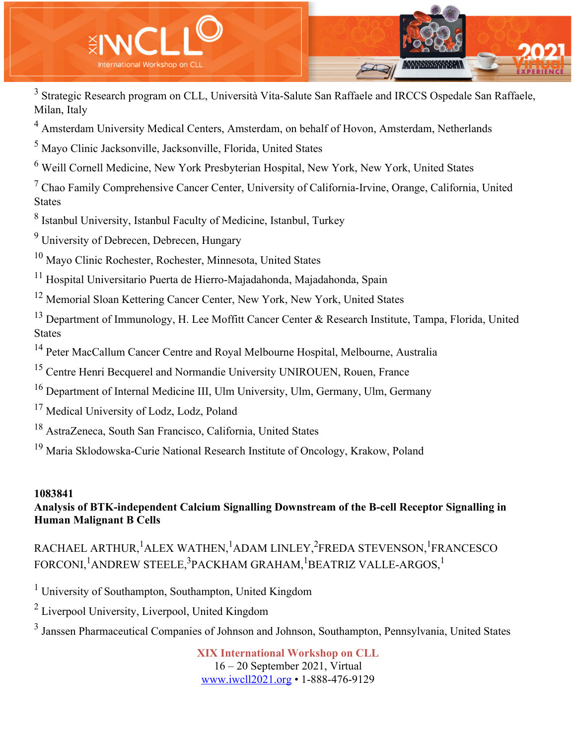[3] Strategic Research program on CLL, Università Vita-Salute San Raffaele and IRCCS Ospedale San Raffaele, Milan, Italy

[4] Amsterdam University Medical Centers, Amsterdam, on behalf of Hovon, Amsterdam, Netherlands

[5] Mayo Clinic Jacksonville, Jacksonville, Florida, United States

[6] Weill Cornell Medicine, New York Presbyterian Hospital, New York, New York, United States

[7] Chao Family Comprehensive Cancer Center, University of California-Irvine, Orange, California, United States

[8] Istanbul University, Istanbul Faculty of Medicine, Istanbul, Turkey

[9] University of Debrecen, Debrecen, Hungary

[10] Mayo Clinic Rochester, Rochester, Minnesota, United States

[11] Hospital Universitario Puerta de Hierro-Majadahonda, Majadahonda, Spain

[12] Memorial Sloan Kettering Cancer Center, New York, New York, United States

[13] Department of Immunology, H. Lee Moffitt Cancer Center & Research Institute, Tampa, Florida, United States

[14] Peter MacCallum Cancer Centre and Royal Melbourne Hospital, Melbourne, Australia

[15] Centre Henri Becquerel and Normandie University UNIROUEN, Rouen, France

[16] Department of Internal Medicine III, Ulm University, Ulm, Germany, Ulm, Germany

[17] Medical University of Lodz, Lodz, Poland

[18] AstraZeneca, South San Francisco, California, United States

[19] Maria Sklodowska-Curie National Research Institute of Oncology, Krakow, Poland

**1083841**

**Analysis of BTK-independent Calcium Signalling Downstream of the B-cell Receptor Signalling in Human Malignant B Cells**

RACHAEL ARTHUR,[1] ALEX WATHEN,[1] ADAM LINLEY,[2] FREDA STEVENSON,[1] FRANCESCO FORCONI,[1] ANDREW STEELE,[3] PACKHAM GRAHAM,[1] BEATRIZ VALLE-ARGOS,[1]

[1] University of Southampton, Southampton, United Kingdom

[2] Liverpool University, Liverpool, United Kingdom

[3] Janssen Pharmaceutical Companies of Johnson and Johnson, Southampton, Pennsylvania, United States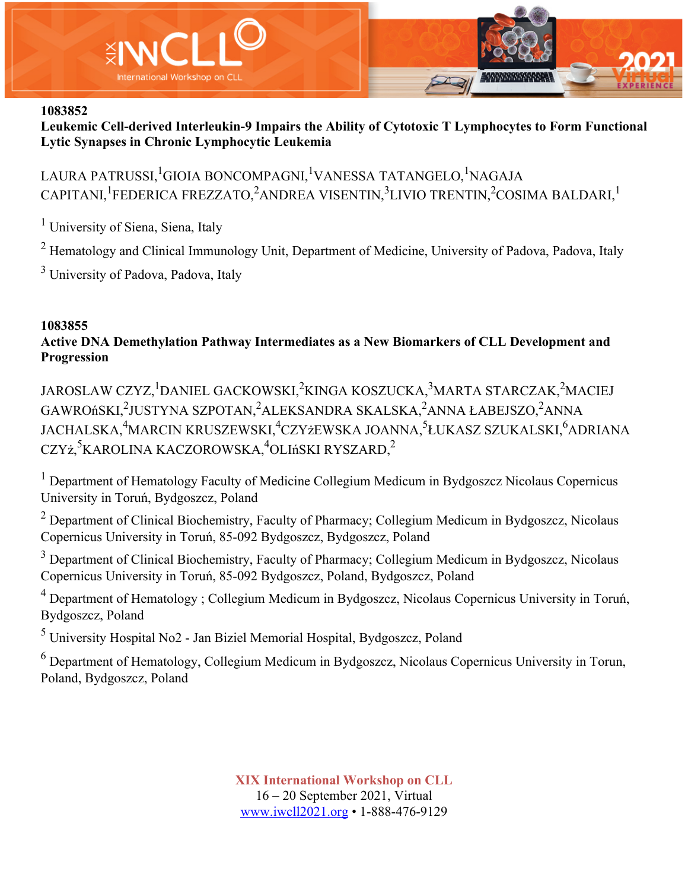**1083852**

**Leukemic Cell-derived Interleukin-9 Impairs the Ability of Cytotoxic T Lymphocytes to Form Functional Lytic Synapses in Chronic Lymphocytic Leukemia**

LAURA PATRUSSI,[1] GIOIA BONCOMPAGNI,[1] VANESSA TATANGELO,[1] NAGAJA CAPITANI,[1] FEDERICA FREZZATO,[2] ANDREA VISENTIN,[3] LIVIO TRENTIN,[2] COSIMA BALDARI,[1]

[1] University of Siena, Siena, Italy

[2] Hematology and Clinical Immunology Unit, Department of Medicine, University of Padova, Padova, Italy

[3] University of Padova, Padova, Italy

**1083855**

**Active DNA Demethylation Pathway Intermediates as a New Biomarkers of CLL Development and Progression**

JAROSLAW CZYZ,[1] DANIEL GACKOWSKI,[2] KINGA KOSZUCKA,[3] MARTA STARCZAK,[2] MACIEJ GAWROńSKI,[2] JUSTYNA SZPOTAN,[2] ALEKSANDRA SKALSKA,[2] ANNA ŁABEJSZO,[2] ANNA JACHALSKA,[4] MARCIN KRUSZEWSKI,[4] CZYżEWSKA JOANNA,[5] ŁUKASZ SZUKALSKI,[6] ADRIANA CZYż,[5] KAROLINA KACZOROWSKA,[4] OLIńSKI RYSZARD,[2]

[1] Department of Hematology Faculty of Medicine Collegium Medicum in Bydgoszcz Nicolaus Copernicus University in Toruń, Bydgoszcz, Poland

[2] Department of Clinical Biochemistry, Faculty of Pharmacy; Collegium Medicum in Bydgoszcz, Nicolaus Copernicus University in Toruń, 85-092 Bydgoszcz, Bydgoszcz, Poland

[3] Department of Clinical Biochemistry, Faculty of Pharmacy; Collegium Medicum in Bydgoszcz, Nicolaus Copernicus University in Toruń, 85-092 Bydgoszcz, Poland, Bydgoszcz, Poland

[4] Department of Hematology ; Collegium Medicum in Bydgoszcz, Nicolaus Copernicus University in Toruń, Bydgoszcz, Poland

[5] University Hospital No2 - Jan Biziel Memorial Hospital, Bydgoszcz, Poland

[6] Department of Hematology, Collegium Medicum in Bydgoszcz, Nicolaus Copernicus University in Torun, Poland, Bydgoszcz, Poland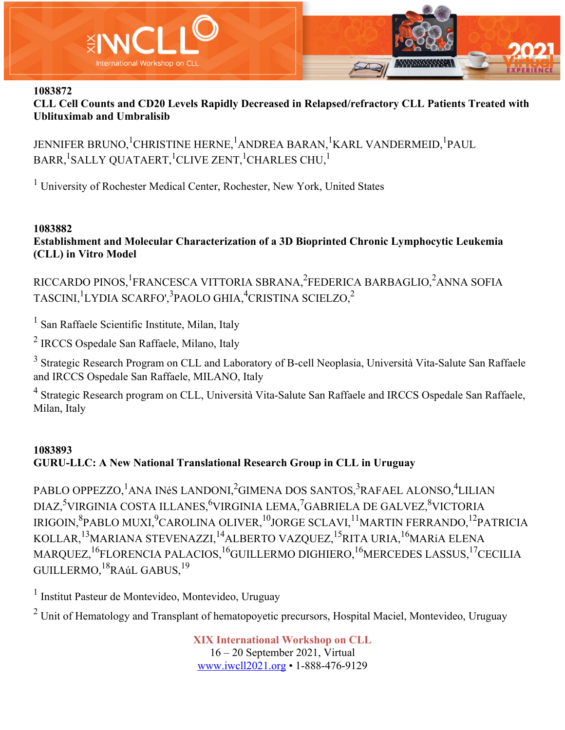**1083872**

**CLL Cell Counts and CD20 Levels Rapidly Decreased in Relapsed/refractory CLL Patients Treated with Ublituximab and Umbralisib**

JENNIFER BRUNO,[1] CHRISTINE HERNE,[1] ANDREA BARAN,[1] KARL VANDERMEID,[1] PAUL BARR,[1] SALLY QUATAERT,[1] CLIVE ZENT,[1] CHARLES CHU,[1]

[1] University of Rochester Medical Center, Rochester, New York, United States

**1083882**

**Establishment and Molecular Characterization of a 3D Bioprinted Chronic Lymphocytic Leukemia (CLL) in Vitro Model**

RICCARDO PINOS,[1] FRANCESCA VITTORIA SBRANA,[2] FEDERICA BARBAGLIO,[2] ANNA SOFIA TASCINI,[1] LYDIA SCARFO',[3] PAOLO GHIA,[4] CRISTINA SCIELZO,[2]

[1] San Raffaele Scientific Institute, Milan, Italy

[2] IRCCS Ospedale San Raffaele, Milano, Italy

[3] Strategic Research Program on CLL and Laboratory of B-cell Neoplasia, Università Vita-Salute San Raffaele and IRCCS Ospedale San Raffaele, MILANO, Italy

[4] Strategic Research program on CLL, Università Vita-Salute San Raffaele and IRCCS Ospedale San Raffaele, Milan, Italy

**1083893**

**GURU-LLC: A New National Translational Research Group in CLL in Uruguay**

PABLO OPPEZZO,[1] ANA INéS LANDONI,[2] GIMENA DOS SANTOS,[3] RAFAEL ALONSO,[4] LILIAN DIAZ,[5] VIRGINIA COSTA ILLANES,[6] VIRGINIA LEMA,[7] GABRIELA DE GALVEZ,[8] VICTORIA IRIGOIN,[8] PABLO MUXI,[9] CAROLINA OLIVER,[10] JORGE SCLAVI,[11] MARTIN FERRANDO,[12] PATRICIA KOLLAR,[13] MARIANA STEVENAZZI,[14] ALBERTO VAZQUEZ,[15] RITA URIA,[16] MARíA ELENA MARQUEZ,[16] FLORENCIA PALACIOS,[16] GUILLERMO DIGHIERO,[16] MERCEDES LASSUS,[17] CECILIA GUILLERMO,[18] RAúL GABUS,[19]

[1] Institut Pasteur de Montevideo, Montevideo, Uruguay

[2] Unit of Hematology and Transplant of hematopoyetic precursors, Hospital Maciel, Montevideo, Uruguay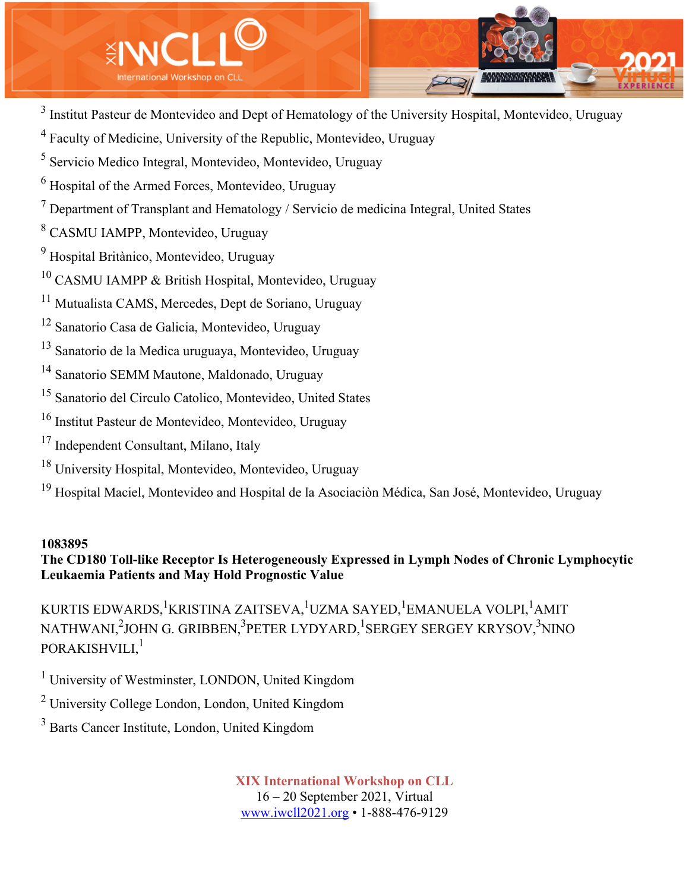[3] Institut Pasteur de Montevideo and Dept of Hematology of the University Hospital, Montevideo, Uruguay

[4] Faculty of Medicine, University of the Republic, Montevideo, Uruguay

[5] Servicio Medico Integral, Montevideo, Montevideo, Uruguay

[6] Hospital of the Armed Forces, Montevideo, Uruguay

[7] Department of Transplant and Hematology / Servicio de medicina Integral, United States

[8] CASMU IAMPP, Montevideo, Uruguay

[9] Hospital Britànico, Montevideo, Uruguay

[10] CASMU IAMPP & British Hospital, Montevideo, Uruguay

[11] Mutualista CAMS, Mercedes, Dept de Soriano, Uruguay

[12] Sanatorio Casa de Galicia, Montevideo, Uruguay

[13] Sanatorio de la Medica uruguaya, Montevideo, Uruguay

[14] Sanatorio SEMM Mautone, Maldonado, Uruguay

[15] Sanatorio del Circulo Catolico, Montevideo, United States

[16] Institut Pasteur de Montevideo, Montevideo, Uruguay

[17] Independent Consultant, Milano, Italy

[18] University Hospital, Montevideo, Montevideo, Uruguay

[19] Hospital Maciel, Montevideo and Hospital de la Asociaciòn Médica, San José, Montevideo, Uruguay

**1083895**

**The CD180 Toll-like Receptor Is Heterogeneously Expressed in Lymph Nodes of Chronic Lymphocytic Leukaemia Patients and May Hold Prognostic Value**

KURTIS EDWARDS,[1] KRISTINA ZAITSEVA,[1] UZMA SAYED,[1] EMANUELA VOLPI,[1] AMIT NATHWANI,[2] JOHN G. GRIBBEN,[3] PETER LYDYARD,[1] SERGEY SERGEY KRYSOV,[3] NINO PORAKISHVILI,[1]

[1] University of Westminster, LONDON, United Kingdom

[2] University College London, London, United Kingdom

[3] Barts Cancer Institute, London, United Kingdom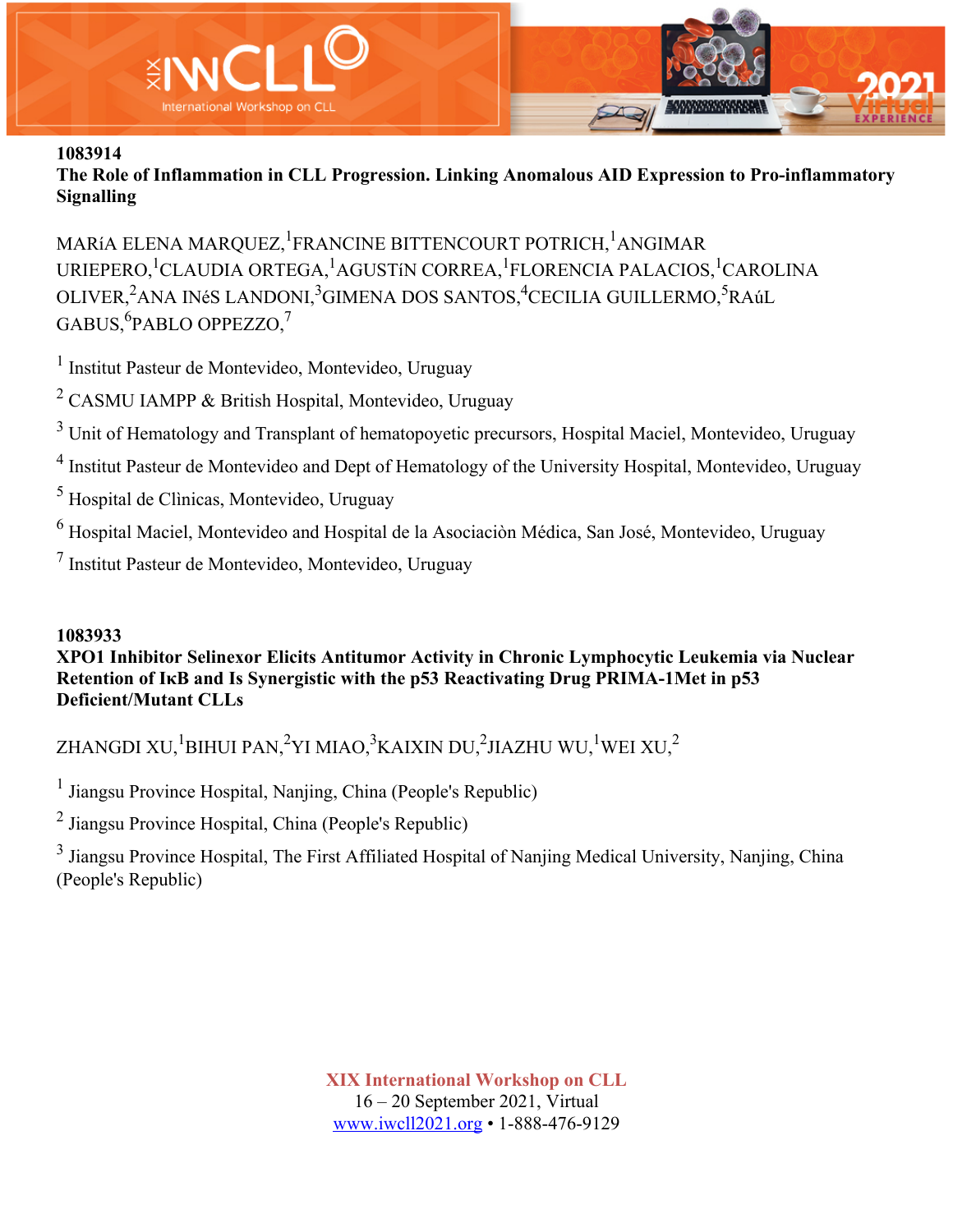**1083914**

**The Role of Inflammation in CLL Progression. Linking Anomalous AID Expression to Pro-inflammatory Signalling**

MARíA ELENA MARQUEZ,[1] FRANCINE BITTENCOURT POTRICH,[1] ANGIMAR URIEPERO,[1] CLAUDIA ORTEGA,[1] AGUSTíN CORREA,[1] FLORENCIA PALACIOS,[1] CAROLINA OLIVER,[2] ANA INéS LANDONI,[3] GIMENA DOS SANTOS,[4] CECILIA GUILLERMO,[5] RAúL GABUS,[6] PABLO OPPEZZO,[7]

[1] Institut Pasteur de Montevideo, Montevideo, Uruguay

[2] CASMU IAMPP & British Hospital, Montevideo, Uruguay

[3] Unit of Hematology and Transplant of hematopoyetic precursors, Hospital Maciel, Montevideo, Uruguay

[4] Institut Pasteur de Montevideo and Dept of Hematology of the University Hospital, Montevideo, Uruguay

[5] Hospital de Clìnicas, Montevideo, Uruguay

[6] Hospital Maciel, Montevideo and Hospital de la Asociaciòn Médica, San José, Montevideo, Uruguay

[7] Institut Pasteur de Montevideo, Montevideo, Uruguay

**1083933**

**XPO1 Inhibitor Selinexor Elicits Antitumor Activity in Chronic Lymphocytic Leukemia via Nuclear Retention of IκB and Is Synergistic with the p53 Reactivating Drug PRIMA-1Met in p53 Deficient/Mutant CLLs**

ZHANGDI XU,[1] BIHUI PAN,[2] YI MIAO,[3] KAIXIN DU,[2] JIAZHU WU,[1] WEI XU,[2]

[1] Jiangsu Province Hospital, Nanjing, China (People's Republic)

[2] Jiangsu Province Hospital, China (People's Republic)

[3] Jiangsu Province Hospital, The First Affiliated Hospital of Nanjing Medical University, Nanjing, China (People's Republic)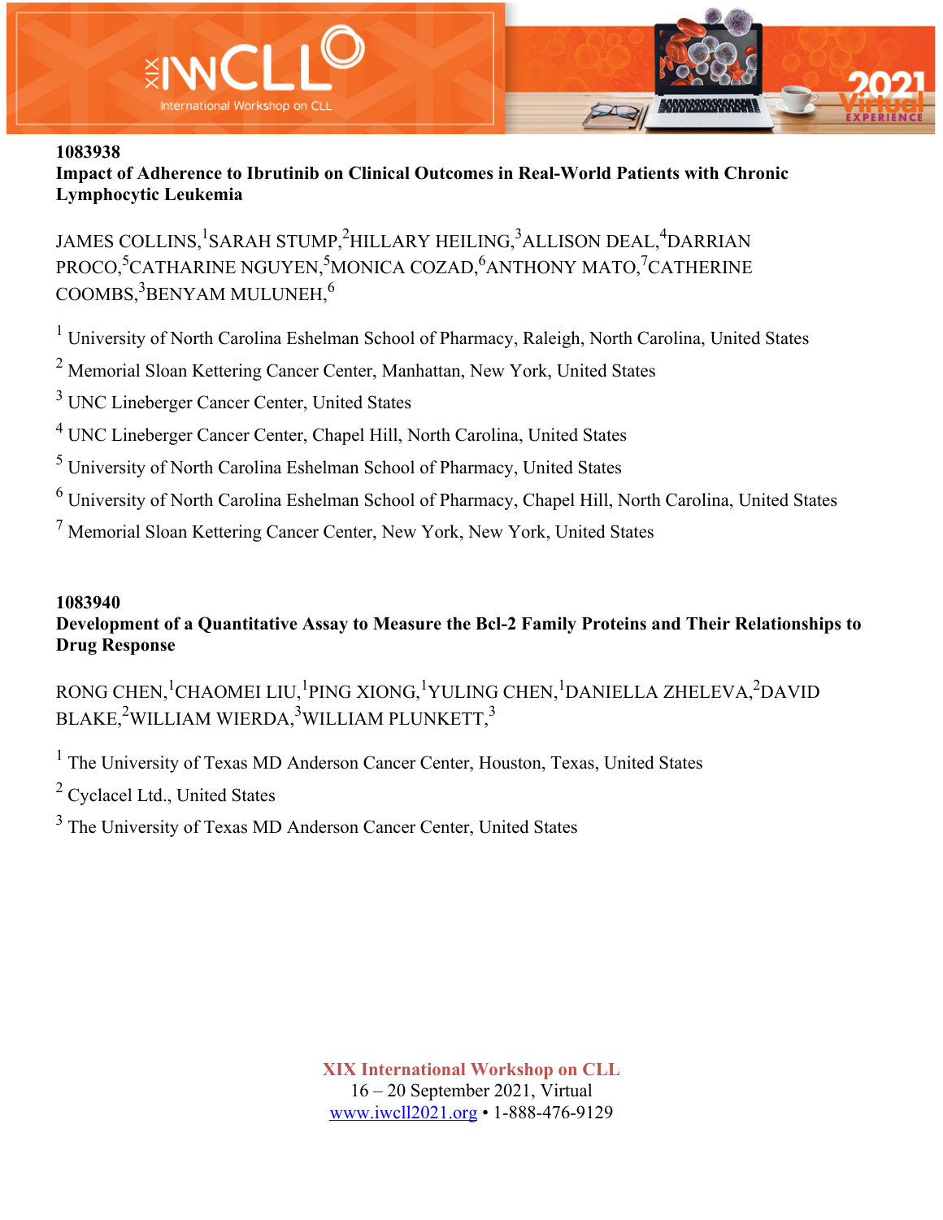**1083938**

**Impact of Adherence to Ibrutinib on Clinical Outcomes in Real-World Patients with Chronic Lymphocytic Leukemia**

JAMES COLLINS,[1] SARAH STUMP,[2] HILLARY HEILING,[3] ALLISON DEAL,[4] DARRIAN PROCO,[5] CATHARINE NGUYEN,[5] MONICA COZAD,[6] ANTHONY MATO,[7] CATHERINE COOMBS,[3] BENYAM MULUNEH,[6]

[1] University of North Carolina Eshelman School of Pharmacy, Raleigh, North Carolina, United States

[2] Memorial Sloan Kettering Cancer Center, Manhattan, New York, United States

[3] UNC Lineberger Cancer Center, United States

[4] UNC Lineberger Cancer Center, Chapel Hill, North Carolina, United States

[5] University of North Carolina Eshelman School of Pharmacy, United States

[6] University of North Carolina Eshelman School of Pharmacy, Chapel Hill, North Carolina, United States

[7] Memorial Sloan Kettering Cancer Center, New York, New York, United States

**1083940**

**Development of a Quantitative Assay to Measure the Bcl-2 Family Proteins and Their Relationships to Drug Response**

RONG CHEN,[1] CHAOMEI LIU,[1] PING XIONG,[1] YULING CHEN,[1] DANIELLA ZHELEVA,[2] DAVID BLAKE,[2] WILLIAM WIERDA,[3] WILLIAM PLUNKETT,[3]

[1] The University of Texas MD Anderson Cancer Center, Houston, Texas, United States

[2] Cyclacel Ltd., United States

[3] The University of Texas MD Anderson Cancer Center, United States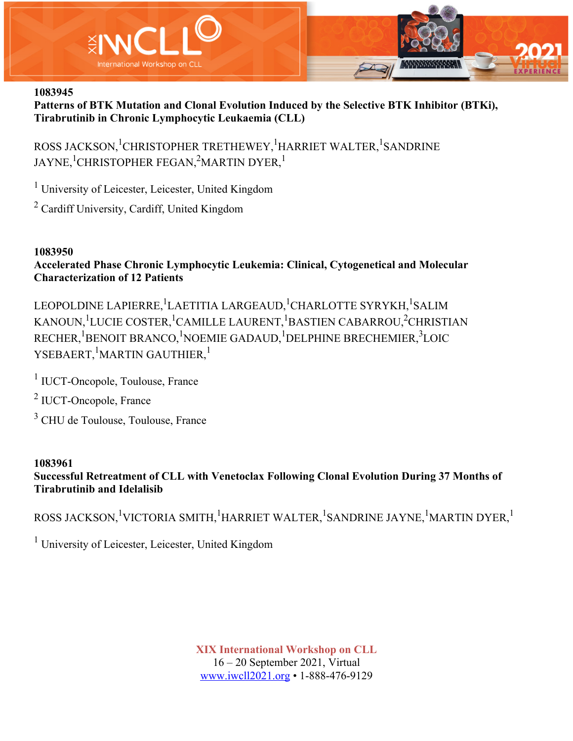**1083945**

**Patterns of BTK Mutation and Clonal Evolution Induced by the Selective BTK Inhibitor (BTKi), Tirabrutinib in Chronic Lymphocytic Leukaemia (CLL)**

ROSS JACKSON,[1] CHRISTOPHER TRETHEWEY,[1] HARRIET WALTER,[1] SANDRINE JAYNE,[1] CHRISTOPHER FEGAN,[2] MARTIN DYER,[1]

[1] University of Leicester, Leicester, United Kingdom

[2] Cardiff University, Cardiff, United Kingdom

**1083950**

**Accelerated Phase Chronic Lymphocytic Leukemia: Clinical, Cytogenetical and Molecular Characterization of 12 Patients**

LEOPOLDINE LAPIERRE,[1] LAETITIA LARGEAUD,[1] CHARLOTTE SYRYKH,[1] SALIM KANOUN,[1] LUCIE COSTER,[1] CAMILLE LAURENT,[1] BASTIEN CABARROU,[2] CHRISTIAN RECHER,[1] BENOIT BRANCO,[1] NOEMIE GADAUD,[1] DELPHINE BRECHEMIER,[3] LOIC YSEBAERT,[1] MARTIN GAUTHIER,[1]

[1] IUCT-Oncopole, Toulouse, France

[2] IUCT-Oncopole, France

[3] CHU de Toulouse, Toulouse, France

**1083961**

**Successful Retreatment of CLL with Venetoclax Following Clonal Evolution During 37 Months of Tirabrutinib and Idelalisib**

ROSS JACKSON,[1] VICTORIA SMITH,[1] HARRIET WALTER,[1] SANDRINE JAYNE,[1] MARTIN DYER,[1]

[1] University of Leicester, Leicester, United Kingdom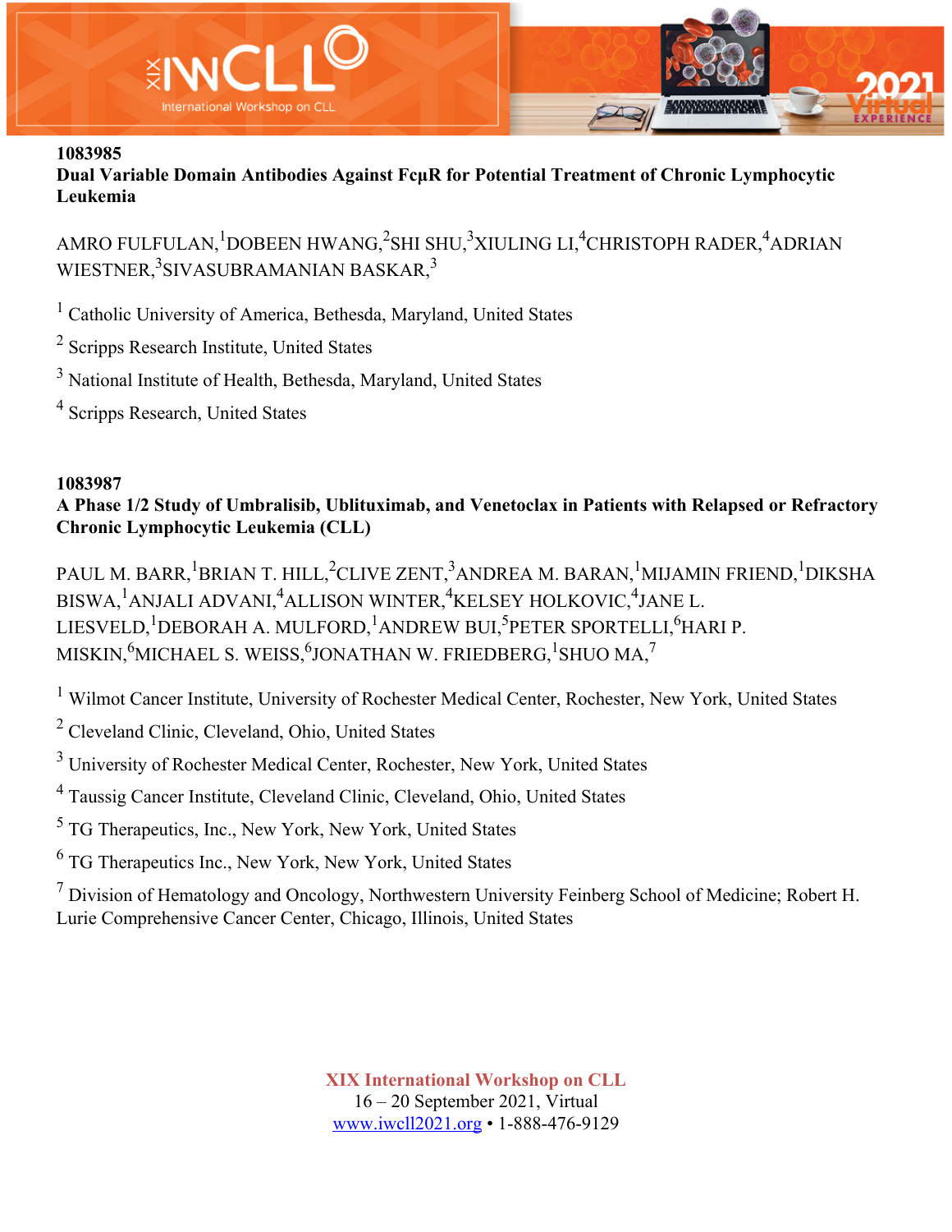**1083985**

**Dual Variable Domain Antibodies Against FcμR for Potential Treatment of Chronic Lymphocytic Leukemia**

AMRO FULFULAN,[1] DOBEEN HWANG,[2] SHI SHU,[3] XIULING LI,[4] CHRISTOPH RADER,[4] ADRIAN WIESTNER,[3] SIVASUBRAMANIAN BASKAR,[3]

[1] Catholic University of America, Bethesda, Maryland, United States

[2] Scripps Research Institute, United States

[3] National Institute of Health, Bethesda, Maryland, United States

[4] Scripps Research, United States

**1083987**

**A Phase 1/2 Study of Umbralisib, Ublituximab, and Venetoclax in Patients with Relapsed or Refractory Chronic Lymphocytic Leukemia (CLL)**

PAUL M. BARR,[1] BRIAN T. HILL,[2] CLIVE ZENT,[3] ANDREA M. BARAN,[1] MIJAMIN FRIEND,[1] DIKSHA BISWA,[1] ANJALI ADVANI,[4] ALLISON WINTER,[4] KELSEY HOLKOVIC,[4] JANE L. LIESVELD,[1] DEBORAH A. MULFORD,[1] ANDREW BUI,[5] PETER SPORTELLI,[6] HARI P. MISKIN,[6] MICHAEL S. WEISS,[6] JONATHAN W. FRIEDBERG,[1] SHUO MA,[7]

[1] Wilmot Cancer Institute, University of Rochester Medical Center, Rochester, New York, United States

[2] Cleveland Clinic, Cleveland, Ohio, United States

[3] University of Rochester Medical Center, Rochester, New York, United States

[4] Taussig Cancer Institute, Cleveland Clinic, Cleveland, Ohio, United States

[5] TG Therapeutics, Inc., New York, New York, United States

[6] TG Therapeutics Inc., New York, New York, United States

[7] Division of Hematology and Oncology, Northwestern University Feinberg School of Medicine; Robert H. Lurie Comprehensive Cancer Center, Chicago, Illinois, United States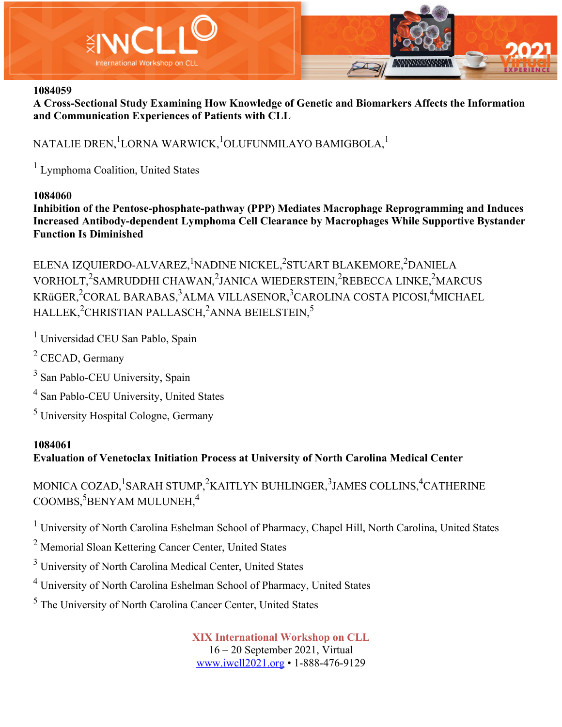**1084059**

**A Cross-Sectional Study Examining How Knowledge of Genetic and Biomarkers Affects the Information and Communication Experiences of Patients with CLL**

NATALIE DREN,[1] LORNA WARWICK,[1] OLUFUNMILAYO BAMIGBOLA,[1]

[1] Lymphoma Coalition, United States

**1084060**

**Inhibition of the Pentose-phosphate-pathway (PPP) Mediates Macrophage Reprogramming and Induces Increased Antibody-dependent Lymphoma Cell Clearance by Macrophages While Supportive Bystander Function Is Diminished**

ELENA IZQUIERDO-ALVAREZ,[1] NADINE NICKEL,[2] STUART BLAKEMORE,[2] DANIELA VORHOLT,[2] SAMRUDDHI CHAWAN,[2] JANICA WIEDERSTEIN,[2] REBECCA LINKE,[2] MARCUS KRüGER,[2] CORAL BARABAS,[3] ALMA VILLASENOR,[3] CAROLINA COSTA PICOSI,[4] MICHAEL HALLEK,[2] CHRISTIAN PALLASCH,[2] ANNA BEIELSTEIN,[5]

[1] Universidad CEU San Pablo, Spain

[2] CECAD, Germany

[3] San Pablo-CEU University, Spain

[4] San Pablo-CEU University, United States

[5] University Hospital Cologne, Germany

**1084061**

**Evaluation of Venetoclax Initiation Process at University of North Carolina Medical Center**

MONICA COZAD,[1] SARAH STUMP,[2] KAITLYN BUHLINGER,[3] JAMES COLLINS,[4] CATHERINE COOMBS,[5] BENYAM MULUNEH,[4]

[1] University of North Carolina Eshelman School of Pharmacy, Chapel Hill, North Carolina, United States

[2] Memorial Sloan Kettering Cancer Center, United States

[3] University of North Carolina Medical Center, United States

[4] University of North Carolina Eshelman School of Pharmacy, United States

[5] The University of North Carolina Cancer Center, United States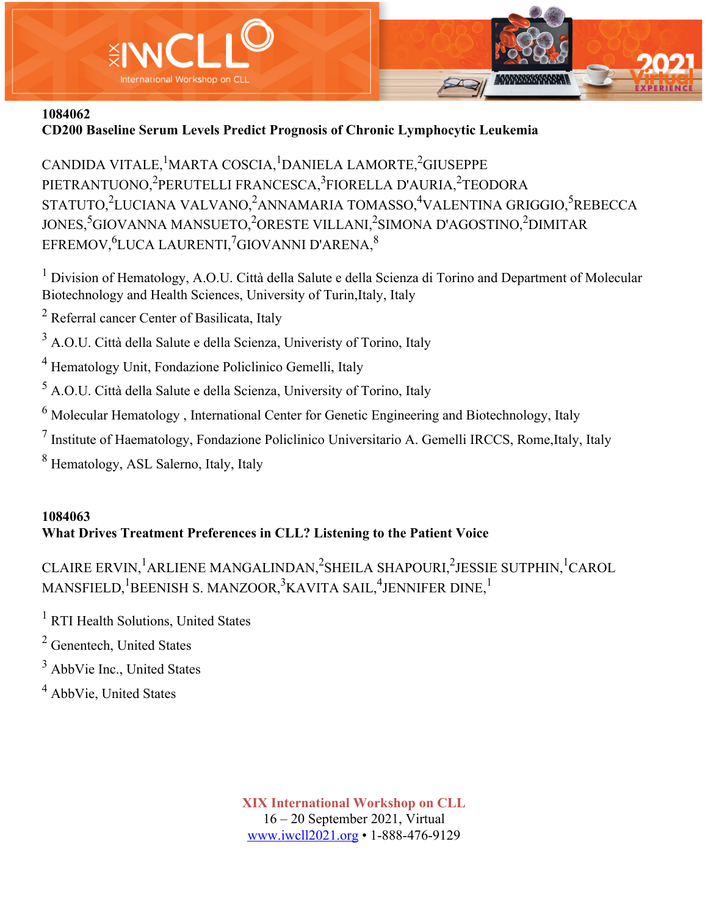**1084062**

**CD200 Baseline Serum Levels Predict Prognosis of Chronic Lymphocytic Leukemia**

CANDIDA VITALE,[1] MARTA COSCIA,[1] DANIELA LAMORTE,[2] GIUSEPPE PIETRANTUONO,[2] PERUTELLI FRANCESCA,[3] FIORELLA D'AURIA,[2] TEODORA STATUTO,[2] LUCIANA VALVANO,[2] ANNAMARIA TOMASSO,[4] VALENTINA GRIGGIO,[5] REBECCA JONES,[5] GIOVANNA MANSUETO,[2] ORESTE VILLANI,[2] SIMONA D'AGOSTINO,[2] DIMITAR EFREMOV,[6] LUCA LAURENTI,[7] GIOVANNI D'ARENA,[8]

[1] Division of Hematology, A.O.U. Città della Salute e della Scienza di Torino and Department of Molecular Biotechnology and Health Sciences, University of Turin,Italy, Italy

[2] Referral cancer Center of Basilicata, Italy

[3] A.O.U. Città della Salute e della Scienza, Univeristy of Torino, Italy

[4] Hematology Unit, Fondazione Policlinico Gemelli, Italy

[5] A.O.U. Città della Salute e della Scienza, University of Torino, Italy

[6] Molecular Hematology , International Center for Genetic Engineering and Biotechnology, Italy

[7] Institute of Haematology, Fondazione Policlinico Universitario A. Gemelli IRCCS, Rome,Italy, Italy

[8] Hematology, ASL Salerno, Italy, Italy

**1084063**

**What Drives Treatment Preferences in CLL? Listening to the Patient Voice**

CLAIRE ERVIN,[1] ARLIENE MANGALINDAN,[2] SHEILA SHAPOURI,[2] JESSIE SUTPHIN,[1] CAROL MANSFIELD,[1] BEENISH S. MANZOOR,[3] KAVITA SAIL,[4] JENNIFER DINE,[1]

[1] RTI Health Solutions, United States

[2] Genentech, United States

[3] AbbVie Inc., United States

[4] AbbVie, United States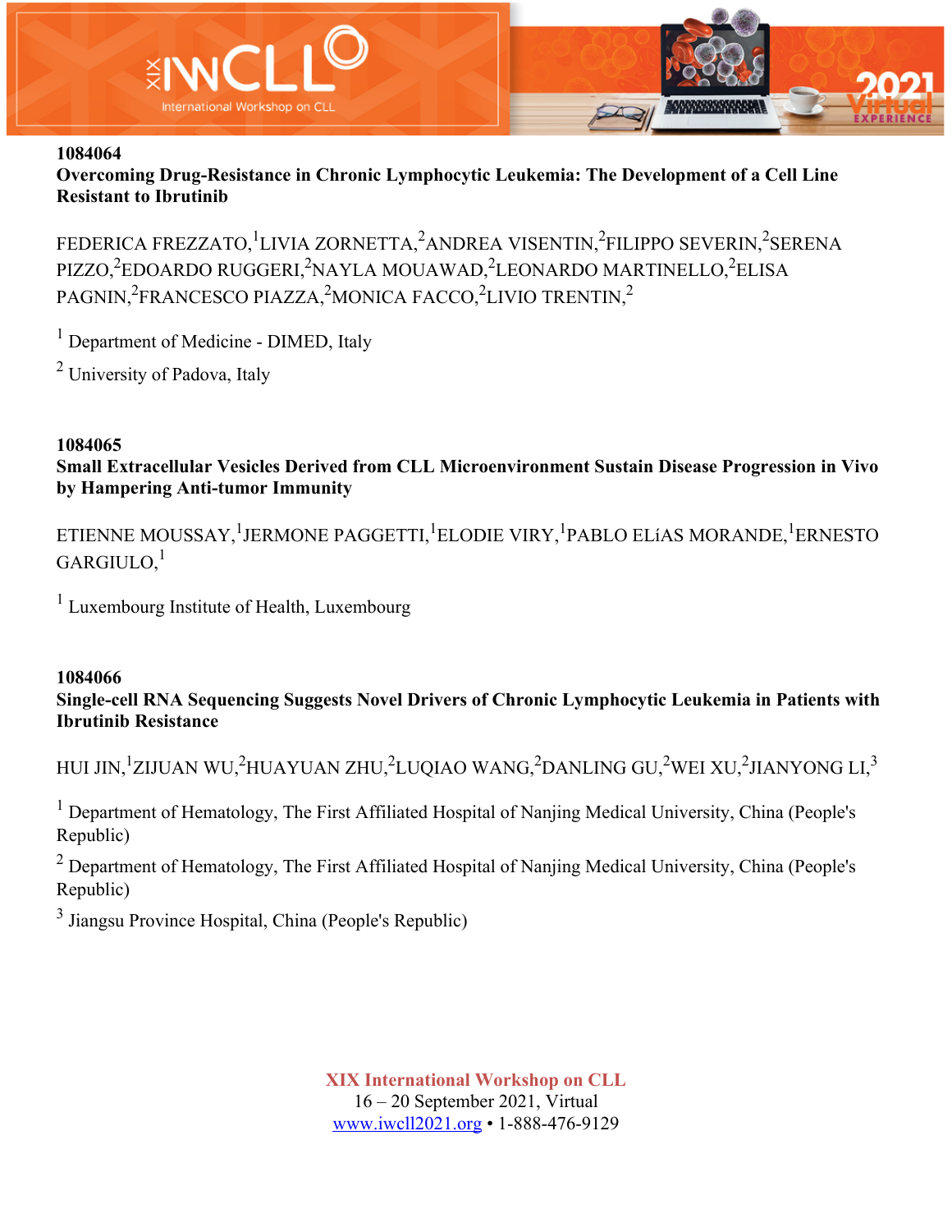**1084064**

**Overcoming Drug-Resistance in Chronic Lymphocytic Leukemia: The Development of a Cell Line Resistant to Ibrutinib**

FEDERICA FREZZATO,[1] LIVIA ZORNETTA,[2] ANDREA VISENTIN,[2] FILIPPO SEVERIN,[2] SERENA PIZZO,[2] EDOARDO RUGGERI,[2] NAYLA MOUAWAD,[2] LEONARDO MARTINELLO,[2] ELISA PAGNIN,[2] FRANCESCO PIAZZA,[2] MONICA FACCO,[2] LIVIO TRENTIN,[2]

[1] Department of Medicine - DIMED, Italy

[2] University of Padova, Italy

**1084065**

**Small Extracellular Vesicles Derived from CLL Microenvironment Sustain Disease Progression in Vivo by Hampering Anti-tumor Immunity**

ETIENNE MOUSSAY,[1] JERMONE PAGGETTI,[1] ELODIE VIRY,[1] PABLO ELíAS MORANDE,[1] ERNESTO GARGIULO,[1]

[1] Luxembourg Institute of Health, Luxembourg

**1084066**

**Single-cell RNA Sequencing Suggests Novel Drivers of Chronic Lymphocytic Leukemia in Patients with Ibrutinib Resistance**

HUI JIN,[1] ZIJUAN WU,[2] HUAYUAN ZHU,[2] LUQIAO WANG,[2] DANLING GU,[2] WEI XU,[2] JIANYONG LI,[3]

[1] Department of Hematology, The First Affiliated Hospital of Nanjing Medical University, China (People's Republic)

[2] Department of Hematology, The First Affiliated Hospital of Nanjing Medical University, China (People's Republic)

[3] Jiangsu Province Hospital, China (People's Republic)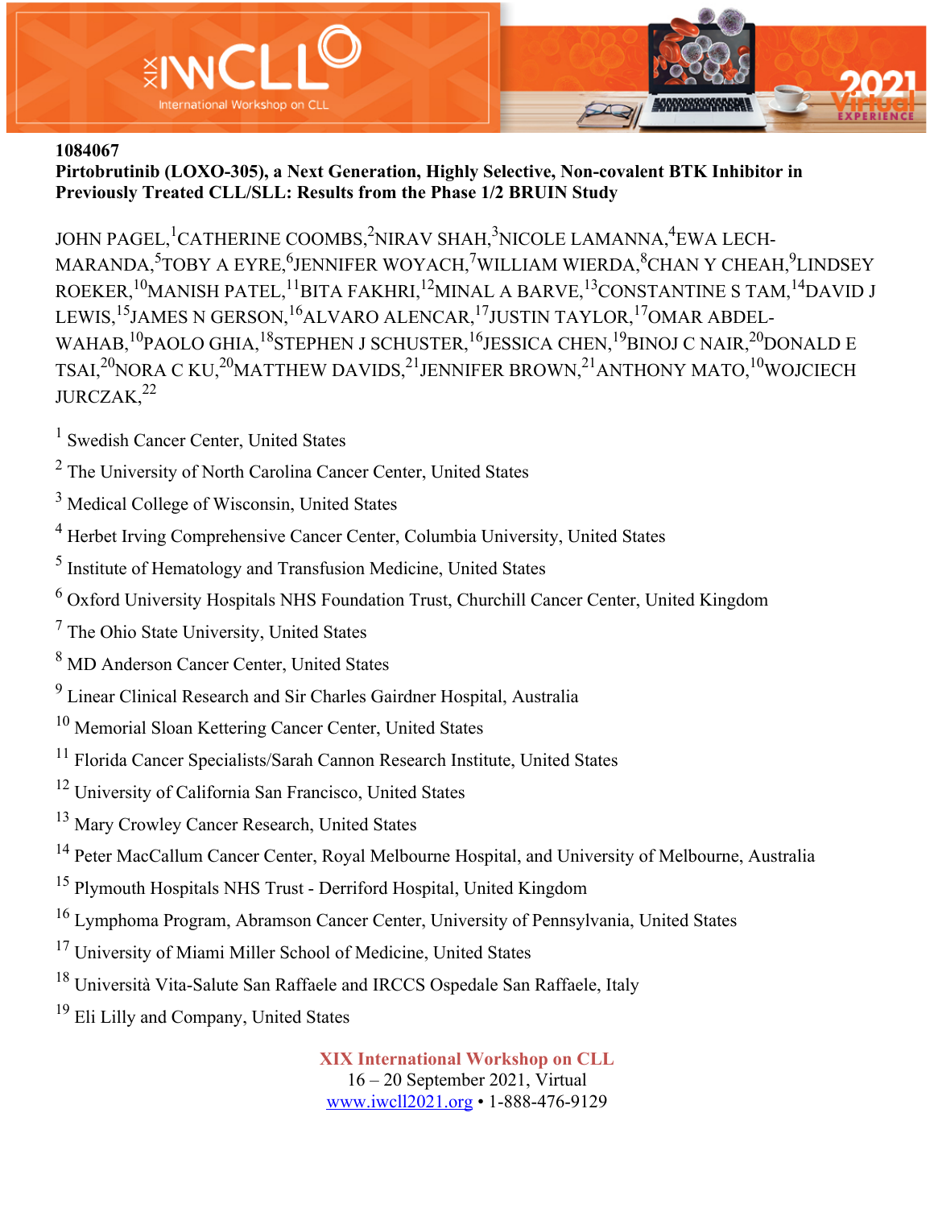1084067

**Pirtobrutinib (LOXO-305), a Next Generation, Highly Selective, Non-covalent BTK Inhibitor in Previously Treated CLL/SLL: Results from the Phase 1/2 BRUIN Study**

JOHN PAGEL,[1] CATHERINE COOMBS,[2] NIRAV SHAH,[3] NICOLE LAMANNA,[4] EWA LECH-MARANDA,[5] TOBY A EYRE,[6] JENNIFER WOYACH,[7] WILLIAM WIERDA,[8] CHAN Y CHEAH,[9] LINDSEY ROEKER,[10] MANISH PATEL,[11] BITA FAKHRI,[12] MINAL A BARVE,[13] CONSTANTINE S TAM,[14] DAVID J LEWIS,[15] JAMES N GERSON,[16] ALVARO ALENCAR,[17] JUSTIN TAYLOR,[17] OMAR ABDEL-WAHAB,[10] PAOLO GHIA,[18] STEPHEN J SCHUSTER,[16] JESSICA CHEN,[19] BINOJ C NAIR,[20] DONALD E TSAI,[20] NORA C KU,[20] MATTHEW DAVIDS,[21] JENNIFER BROWN,[21] ANTHONY MATO,[10] WOJCIECH JURCZAK,[22]

[1] Swedish Cancer Center, United States

[2] The University of North Carolina Cancer Center, United States

[3] Medical College of Wisconsin, United States

[4] Herbet Irving Comprehensive Cancer Center, Columbia University, United States

[5] Institute of Hematology and Transfusion Medicine, United States

[6] Oxford University Hospitals NHS Foundation Trust, Churchill Cancer Center, United Kingdom

[7] The Ohio State University, United States

[8] MD Anderson Cancer Center, United States

[9] Linear Clinical Research and Sir Charles Gairdner Hospital, Australia

[10] Memorial Sloan Kettering Cancer Center, United States

[11] Florida Cancer Specialists/Sarah Cannon Research Institute, United States

[12] University of California San Francisco, United States

[13] Mary Crowley Cancer Research, United States

[14] Peter MacCallum Cancer Center, Royal Melbourne Hospital, and University of Melbourne, Australia

[15] Plymouth Hospitals NHS Trust - Derriford Hospital, United Kingdom

[16] Lymphoma Program, Abramson Cancer Center, University of Pennsylvania, United States

[17] University of Miami Miller School of Medicine, United States

[18] Università Vita-Salute San Raffaele and IRCCS Ospedale San Raffaele, Italy

[19] Eli Lilly and Company, United States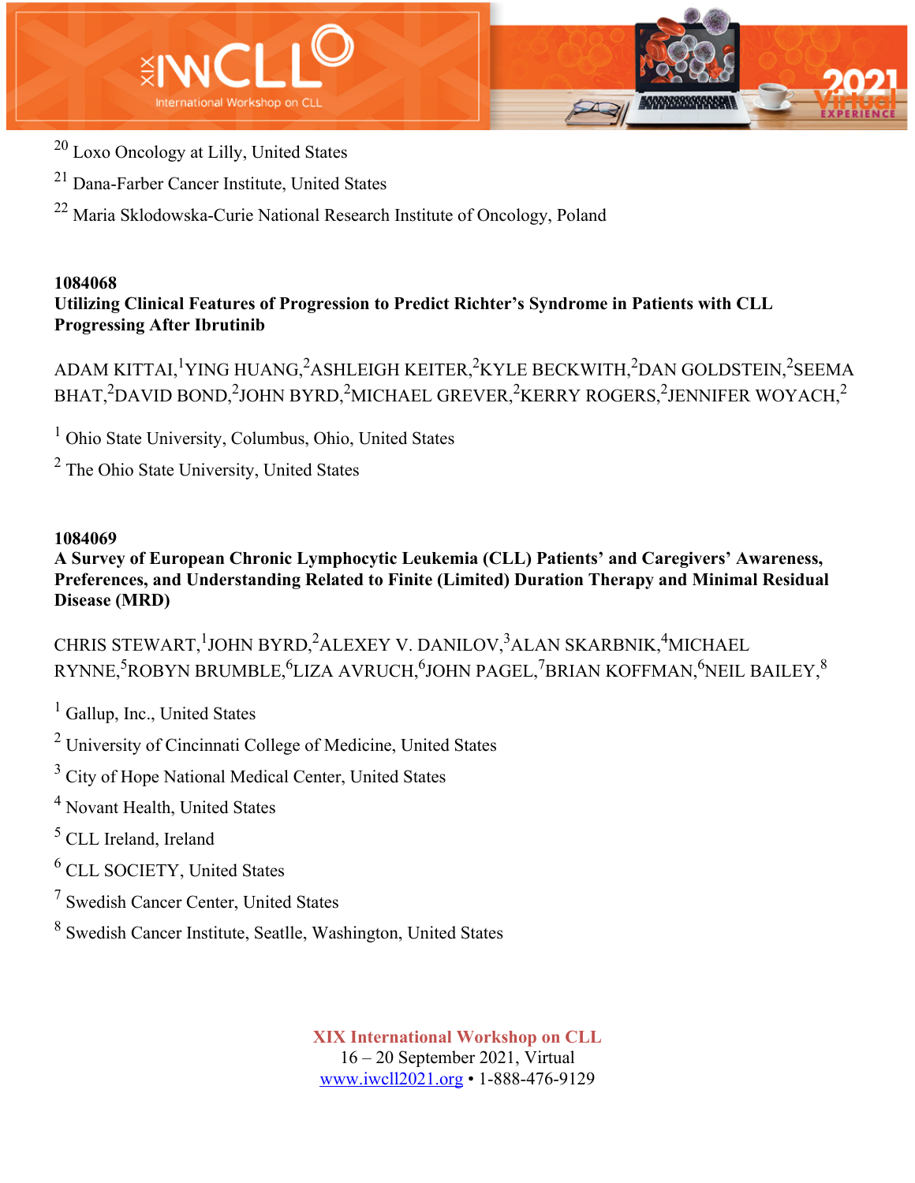[20] Loxo Oncology at Lilly, United States

[21] Dana-Farber Cancer Institute, United States

[22] Maria Sklodowska-Curie National Research Institute of Oncology, Poland

**1084068**

**Utilizing Clinical Features of Progression to Predict Richter's Syndrome in Patients with CLL Progressing After Ibrutinib**

ADAM KITTAI,[1] YING HUANG,[2] ASHLEIGH KEITER,[2] KYLE BECKWITH,[2] DAN GOLDSTEIN,[2] SEEMA BHAT,[2] DAVID BOND,[2] JOHN BYRD,[2] MICHAEL GREVER,[2] KERRY ROGERS,[2] JENNIFER WOYACH,[2]

[1] Ohio State University, Columbus, Ohio, United States

[2] The Ohio State University, United States

**1084069**

**A Survey of European Chronic Lymphocytic Leukemia (CLL) Patients' and Caregivers' Awareness, Preferences, and Understanding Related to Finite (Limited) Duration Therapy and Minimal Residual Disease (MRD)**

CHRIS STEWART,[1] JOHN BYRD,[2] ALEXEY V. DANILOV,[3] ALAN SKARBNIK,[4] MICHAEL RYNNE,[5] ROBYN BRUMBLE,[6] LIZA AVRUCH,[6] JOHN PAGEL,[7] BRIAN KOFFMAN,[6] NEIL BAILEY,[8]

[1] Gallup, Inc., United States

[2] University of Cincinnati College of Medicine, United States

[3] City of Hope National Medical Center, United States

[4] Novant Health, United States

[5] CLL Ireland, Ireland

[6] CLL SOCIETY, United States

[7] Swedish Cancer Center, United States

[8] Swedish Cancer Institute, Seatlle, Washington, United States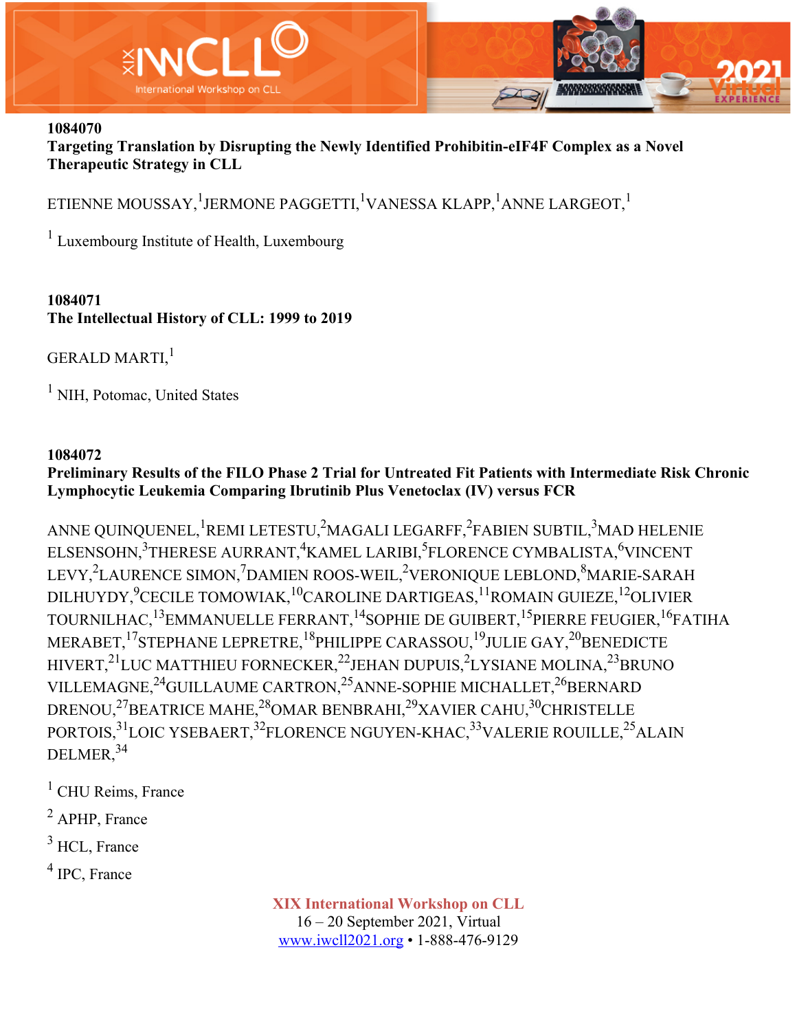**1084070**

**Targeting Translation by Disrupting the Newly Identified Prohibitin-eIF4F Complex as a Novel Therapeutic Strategy in CLL**

ETIENNE MOUSSAY,[1] JERMONE PAGGETTI,[1] VANESSA KLAPP,[1] ANNE LARGEOT,[1]

[1] Luxembourg Institute of Health, Luxembourg

**1084071**

**The Intellectual History of CLL: 1999 to 2019**

GERALD MARTI,[1]

[1] NIH, Potomac, United States

**1084072**

**Preliminary Results of the FILO Phase 2 Trial for Untreated Fit Patients with Intermediate Risk Chronic Lymphocytic Leukemia Comparing Ibrutinib Plus Venetoclax (IV) versus FCR**

ANNE QUINQUENEL,[1] REMI LETESTU,[2] MAGALI LEGARFF,[2] FABIEN SUBTIL,[3] MAD HELENIE ELSENSOHN,[3] THERESE AURRANT,[4] KAMEL LARIBI,[5] FLORENCE CYMBALISTA,[6] VINCENT LEVY,[2] LAURENCE SIMON,[7] DAMIEN ROOS-WEIL,[2] VERONIQUE LEBLOND,[8] MARIE-SARAH DILHUYDY,[9] CECILE TOMOWIAK,[10] CAROLINE DARTIGEAS,[11] ROMAIN GUIEZE,[12] OLIVIER TOURNILHAC,[13] EMMANUELLE FERRANT,[14] SOPHIE DE GUIBERT,[15] PIERRE FEUGIER,[16] FATIHA MERABET,[17] STEPHANE LEPRETRE,[18] PHILIPPE CARASSOU,[19] JULIE GAY,[20] BENEDICTE HIVERT,[21] LUC MATTHIEU FORNECKER,[22] JEHAN DUPUIS,[2] LYSIANE MOLINA,[23] BRUNO VILLEMAGNE,[24] GUILLAUME CARTRON,[25] ANNE-SOPHIE MICHALLET,[26] BERNARD DRENOU,[27] BEATRICE MAHE,[28] OMAR BENBRAHI,[29] XAVIER CAHU,[30] CHRISTELLE PORTOIS,[31] LOIC YSEBAERT,[32] FLORENCE NGUYEN-KHAC,[33] VALERIE ROUILLE,[25] ALAIN DELMER,[34]

[1] CHU Reims, France

[2] APHP, France

[3] HCL, France

[4] IPC, France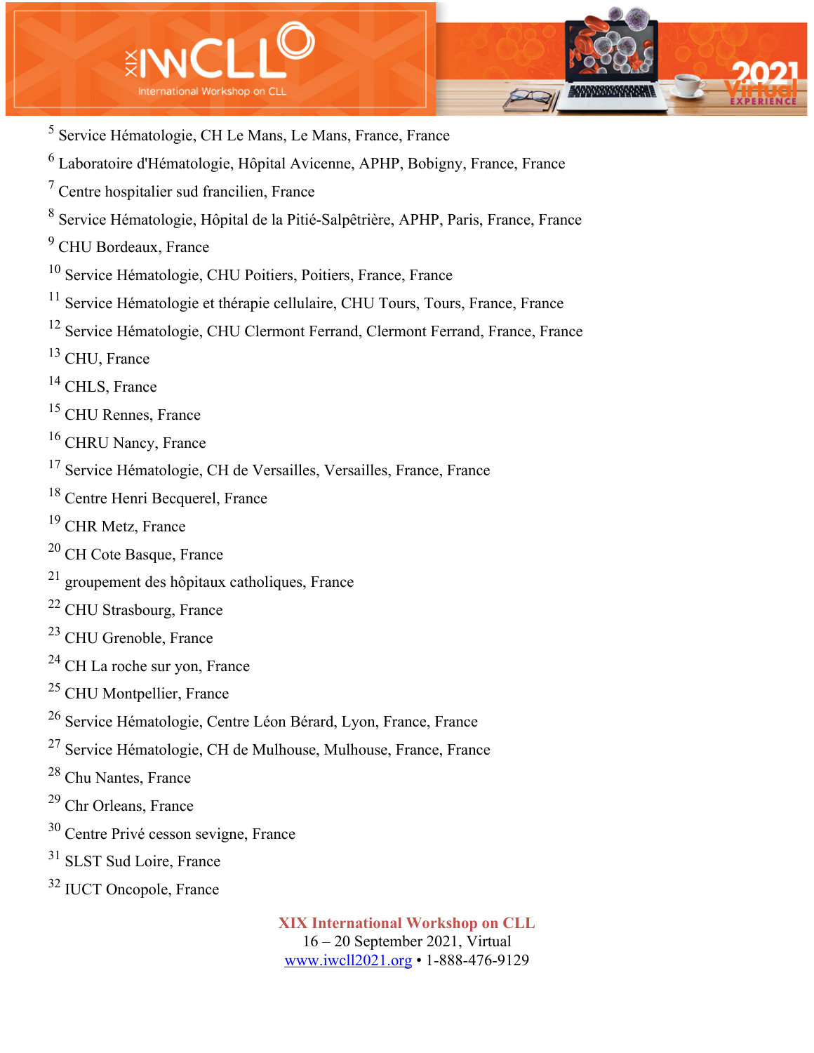[5] Service Hématologie, CH Le Mans, Le Mans, France, France

[6] Laboratoire d'Hématologie, Hôpital Avicenne, APHP, Bobigny, France, France

[7] Centre hospitalier sud francilien, France

[8] Service Hématologie, Hôpital de la Pitié-Salpêtrière, APHP, Paris, France, France

[9] CHU Bordeaux, France

[10] Service Hématologie, CHU Poitiers, Poitiers, France, France

[11] Service Hématologie et thérapie cellulaire, CHU Tours, Tours, France, France

[12] Service Hématologie, CHU Clermont Ferrand, Clermont Ferrand, France, France

[13] CHU, France

[14] CHLS, France

[15] CHU Rennes, France

[16] CHRU Nancy, France

[17] Service Hématologie, CH de Versailles, Versailles, France, France

[18] Centre Henri Becquerel, France

[19] CHR Metz, France

[20] CH Cote Basque, France

[21] groupement des hôpitaux catholiques, France

[22] CHU Strasbourg, France

[23] CHU Grenoble, France

[24] CH La roche sur yon, France

[25] CHU Montpellier, France

[26] Service Hématologie, Centre Léon Bérard, Lyon, France, France

[27] Service Hématologie, CH de Mulhouse, Mulhouse, France, France

[28] Chu Nantes, France

[29] Chr Orleans, France

[30] Centre Privé cesson sevigne, France

[31] SLST Sud Loire, France

[32] IUCT Oncopole, France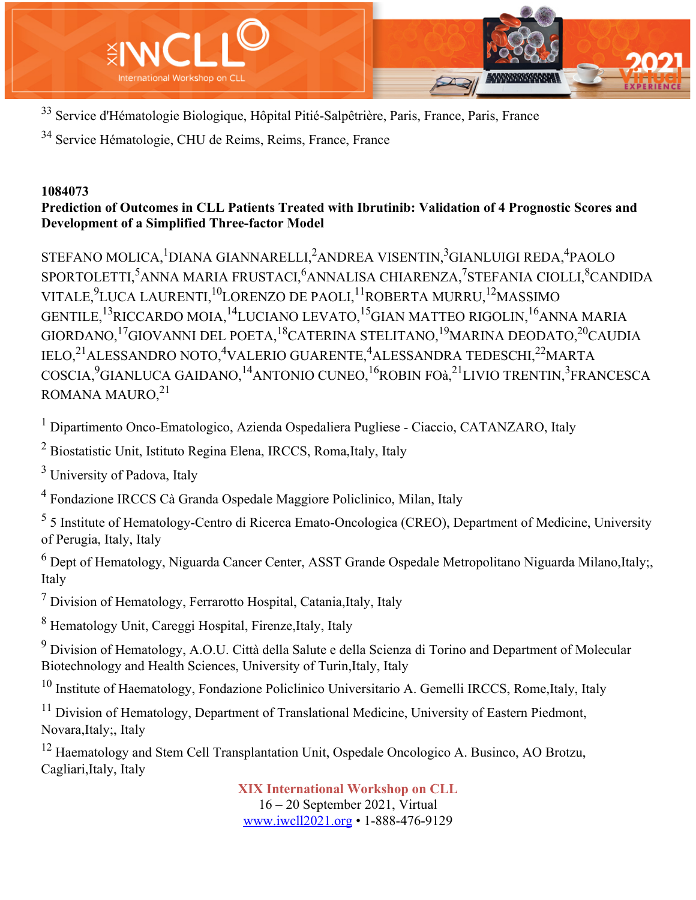[33] Service d'Hématologie Biologique, Hôpital Pitié-Salpêtrière, Paris, France, Paris, France

[34] Service Hématologie, CHU de Reims, Reims, France, France

**1084073**

**Prediction of Outcomes in CLL Patients Treated with Ibrutinib: Validation of 4 Prognostic Scores and Development of a Simplified Three-factor Model**

STEFANO MOLICA,[1]DIANA GIANNARELLI,[2]ANDREA VISENTIN,[3]GIANLUIGI REDA,[4]PAOLO SPORTOLETTI,[5]ANNA MARIA FRUSTACI,[6]ANNALISA CHIARENZA,[7]STEFANIA CIOLLI,[8]CANDIDA VITALE,[9]LUCA LAURENTI,[10]LORENZO DE PAOLI,[11]ROBERTA MURRU,[12]MASSIMO GENTILE,[13]RICCARDO MOIA,[14]LUCIANO LEVATO,[15]GIAN MATTEO RIGOLIN,[16]ANNA MARIA GIORDANO,[17]GIOVANNI DEL POETA,[18]CATERINA STELITANO,[19]MARINA DEODATO,[20]CAUDIA IELO,[21]ALESSANDRO NOTO,[4]VALERIO GUARENTE,[4]ALESSANDRA TEDESCHI,[22]MARTA COSCIA,[9]GIANLUCA GAIDANO,[14]ANTONIO CUNEO,[16]ROBIN FOà,[21]LIVIO TRENTIN,[3]FRANCESCA ROMANA MAURO,[21]

[1] Dipartimento Onco-Ematologico, Azienda Ospedaliera Pugliese - Ciaccio, CATANZARO, Italy

[2] Biostatistic Unit, Istituto Regina Elena, IRCCS, Roma,Italy, Italy

[3] University of Padova, Italy

[4] Fondazione IRCCS Cà Granda Ospedale Maggiore Policlinico, Milan, Italy

[5] 5 Institute of Hematology-Centro di Ricerca Emato-Oncologica (CREO), Department of Medicine, University of Perugia, Italy, Italy

[6] Dept of Hematology, Niguarda Cancer Center, ASST Grande Ospedale Metropolitano Niguarda Milano,Italy;, Italy

[7] Division of Hematology, Ferrarotto Hospital, Catania,Italy, Italy

[8] Hematology Unit, Careggi Hospital, Firenze,Italy, Italy

[9] Division of Hematology, A.O.U. Città della Salute e della Scienza di Torino and Department of Molecular Biotechnology and Health Sciences, University of Turin,Italy, Italy

[10] Institute of Haematology, Fondazione Policlinico Universitario A. Gemelli IRCCS, Rome,Italy, Italy

[11] Division of Hematology, Department of Translational Medicine, University of Eastern Piedmont, Novara,Italy;, Italy

[12] Haematology and Stem Cell Transplantation Unit, Ospedale Oncologico A. Businco, AO Brotzu, Cagliari,Italy, Italy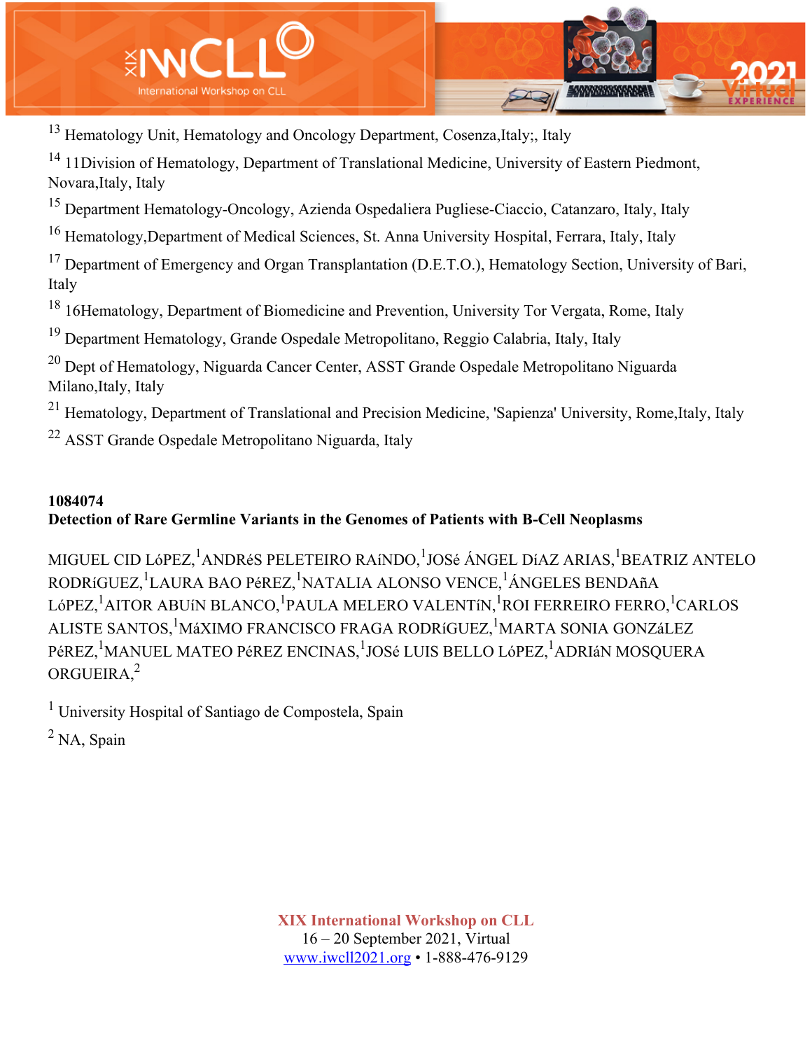[13] Hematology Unit, Hematology and Oncology Department, Cosenza,Italy;, Italy

[14] 11Division of Hematology, Department of Translational Medicine, University of Eastern Piedmont, Novara,Italy, Italy

[15] Department Hematology-Oncology, Azienda Ospedaliera Pugliese-Ciaccio, Catanzaro, Italy, Italy

[16] Hematology,Department of Medical Sciences, St. Anna University Hospital, Ferrara, Italy, Italy

[17] Department of Emergency and Organ Transplantation (D.E.T.O.), Hematology Section, University of Bari, Italy

[18] 16Hematology, Department of Biomedicine and Prevention, University Tor Vergata, Rome, Italy

[19] Department Hematology, Grande Ospedale Metropolitano, Reggio Calabria, Italy, Italy

[20] Dept of Hematology, Niguarda Cancer Center, ASST Grande Ospedale Metropolitano Niguarda Milano,Italy, Italy

[21] Hematology, Department of Translational and Precision Medicine, 'Sapienza' University, Rome,Italy, Italy

[22] ASST Grande Ospedale Metropolitano Niguarda, Italy

**1084074**
**Detection of Rare Germline Variants in the Genomes of Patients with B-Cell Neoplasms**

MIGUEL CID LóPEZ,[1] ANDRéS PELETEIRO RAíNDO,[1] JOSé ÁNGEL DíAZ ARIAS,[1] BEATRIZ ANTELO RODRíGUEZ,[1] LAURA BAO PéREZ,[1] NATALIA ALONSO VENCE,[1] ÁNGELES BENDAñA LóPEZ,[1] AITOR ABUíN BLANCO,[1] PAULA MELERO VALENTíN,[1] ROI FERREIRO FERRO,[1] CARLOS ALISTE SANTOS,[1] MáXIMO FRANCISCO FRAGA RODRíGUEZ,[1] MARTA SONIA GONZáLEZ PéREZ,[1] MANUEL MATEO PéREZ ENCINAS,[1] JOSé LUIS BELLO LóPEZ,[1] ADRIáN MOSQUERA ORGUEIRA,[2]

[1] University Hospital of Santiago de Compostela, Spain

[2] NA, Spain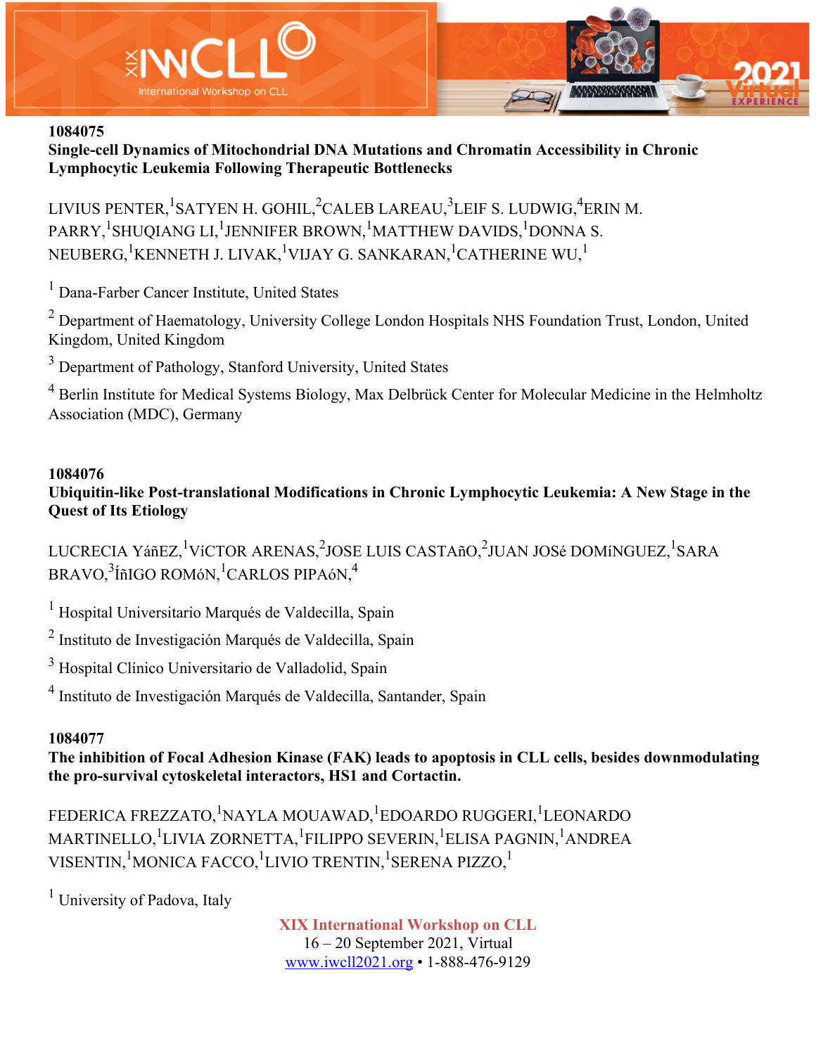**1084075**

**Single-cell Dynamics of Mitochondrial DNA Mutations and Chromatin Accessibility in Chronic Lymphocytic Leukemia Following Therapeutic Bottlenecks**

LIVIUS PENTER,[1] SATYEN H. GOHIL,[2] CALEB LAREAU,[3] LEIF S. LUDWIG,[4] ERIN M. PARRY,[1] SHUQIANG LI,[1] JENNIFER BROWN,[1] MATTHEW DAVIDS,[1] DONNA S. NEUBERG,[1] KENNETH J. LIVAK,[1] VIJAY G. SANKARAN,[1] CATHERINE WU,[1]

[1] Dana-Farber Cancer Institute, United States

[2] Department of Haematology, University College London Hospitals NHS Foundation Trust, London, United Kingdom, United Kingdom

[3] Department of Pathology, Stanford University, United States

[4] Berlin Institute for Medical Systems Biology, Max Delbrück Center for Molecular Medicine in the Helmholtz Association (MDC), Germany

**1084076**

**Ubiquitin-like Post-translational Modifications in Chronic Lymphocytic Leukemia: A New Stage in the Quest of Its Etiology**

LUCRECIA YáñEZ,[1] VíCTOR ARENAS,[2] JOSE LUIS CASTAñO,[2] JUAN JOSé DOMíNGUEZ,[1] SARA BRAVO,[3] ÍñIGO ROMóN,[1] CARLOS PIPAóN,[4]

[1] Hospital Universitario Marqués de Valdecilla, Spain

[2] Instituto de Investigación Marqués de Valdecilla, Spain

[3] Hospital Clínico Universitario de Valladolid, Spain

[4] Instituto de Investigación Marqués de Valdecilla, Santander, Spain

**1084077**

**The inhibition of Focal Adhesion Kinase (FAK) leads to apoptosis in CLL cells, besides downmodulating the pro-survival cytoskeletal interactors, HS1 and Cortactin.**

FEDERICA FREZZATO,[1] NAYLA MOUAWAD,[1] EDOARDO RUGGERI,[1] LEONARDO MARTINELLO,[1] LIVIA ZORNETTA,[1] FILIPPO SEVERIN,[1] ELISA PAGNIN,[1] ANDREA VISENTIN,[1] MONICA FACCO,[1] LIVIO TRENTIN,[1] SERENA PIZZO,[1]

[1] University of Padova, Italy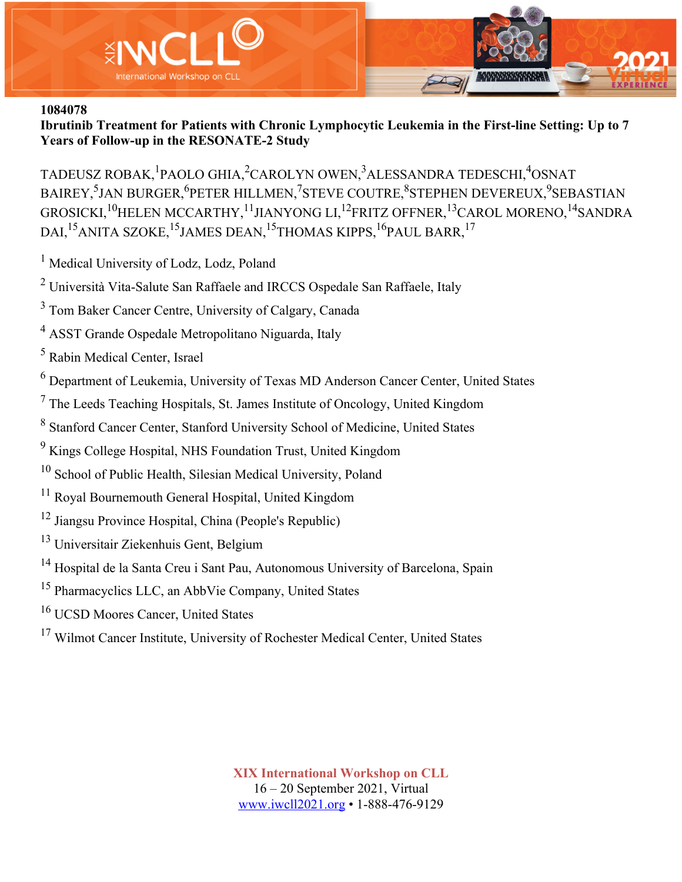1084078

**Ibrutinib Treatment for Patients with Chronic Lymphocytic Leukemia in the First-line Setting: Up to 7 Years of Follow-up in the RESONATE-2 Study**

TADEUSZ ROBAK,[1] PAOLO GHIA,[2] CAROLYN OWEN,[3] ALESSANDRA TEDESCHI,[4] OSNAT BAIREY,[5] JAN BURGER,[6] PETER HILLMEN,[7] STEVE COUTRE,[8] STEPHEN DEVEREUX,[9] SEBASTIAN GROSICKI,[10] HELEN MCCARTHY,[11] JIANYONG LI,[12] FRITZ OFFNER,[13] CAROL MORENO,[14] SANDRA DAI,[15] ANITA SZOKE,[15] JAMES DEAN,[15] THOMAS KIPPS,[16] PAUL BARR,[17]

[1] Medical University of Lodz, Lodz, Poland

[2] Università Vita-Salute San Raffaele and IRCCS Ospedale San Raffaele, Italy

[3] Tom Baker Cancer Centre, University of Calgary, Canada

[4] ASST Grande Ospedale Metropolitano Niguarda, Italy

[5] Rabin Medical Center, Israel

[6] Department of Leukemia, University of Texas MD Anderson Cancer Center, United States

[7] The Leeds Teaching Hospitals, St. James Institute of Oncology, United Kingdom

[8] Stanford Cancer Center, Stanford University School of Medicine, United States

[9] Kings College Hospital, NHS Foundation Trust, United Kingdom

[10] School of Public Health, Silesian Medical University, Poland

[11] Royal Bournemouth General Hospital, United Kingdom

[12] Jiangsu Province Hospital, China (People's Republic)

[13] Universitair Ziekenhuis Gent, Belgium

[14] Hospital de la Santa Creu i Sant Pau, Autonomous University of Barcelona, Spain

[15] Pharmacyclics LLC, an AbbVie Company, United States

[16] UCSD Moores Cancer, United States

[17] Wilmot Cancer Institute, University of Rochester Medical Center, United States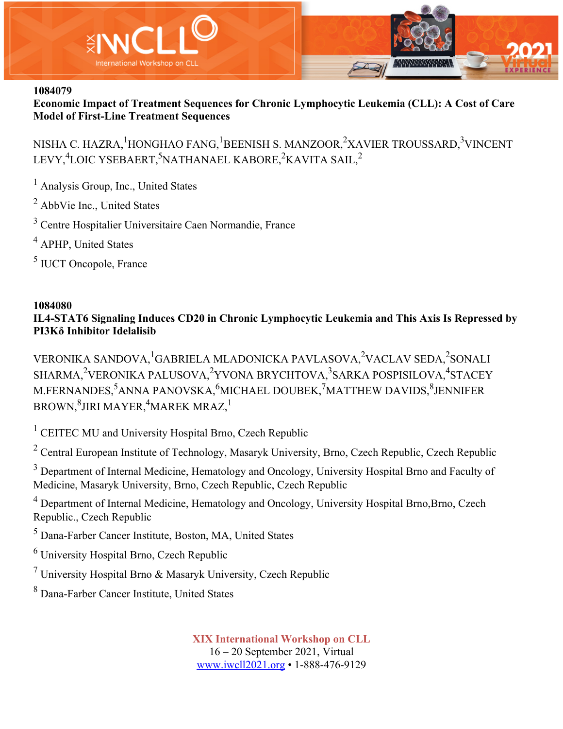**1084079**

**Economic Impact of Treatment Sequences for Chronic Lymphocytic Leukemia (CLL): A Cost of Care Model of First-Line Treatment Sequences**

NISHA C. HAZRA,[1] HONGHAO FANG,[1] BEENISH S. MANZOOR,[2] XAVIER TROUSSARD,[3] VINCENT LEVY,[4] LOIC YSEBAERT,[5] NATHANAEL KABORE,[2] KAVITA SAIL,[2]

[1] Analysis Group, Inc., United States

[2] AbbVie Inc., United States

[3] Centre Hospitalier Universitaire Caen Normandie, France

[4] APHP, United States

[5] IUCT Oncopole, France

**1084080**

**IL4-STAT6 Signaling Induces CD20 in Chronic Lymphocytic Leukemia and This Axis Is Repressed by PI3Kδ Inhibitor Idelalisib**

VERONIKA SANDOVA,[1] GABRIELA MLADONICKA PAVLASOVA,[2] VACLAV SEDA,[2] SONALI SHARMA,[2] VERONIKA PALUSOVA,[2] YVONA BRYCHTOVA,[3] SARKA POSPISILOVA,[4] STACEY M.FERNANDES,[5] ANNA PANOVSKA,[6] MICHAEL DOUBEK,[7] MATTHEW DAVIDS,[8] JENNIFER BROWN,[8] JIRI MAYER,[4] MAREK MRAZ,[1]

[1] CEITEC MU and University Hospital Brno, Czech Republic

[2] Central European Institute of Technology, Masaryk University, Brno, Czech Republic, Czech Republic

[3] Department of Internal Medicine, Hematology and Oncology, University Hospital Brno and Faculty of Medicine, Masaryk University, Brno, Czech Republic, Czech Republic

[4] Department of Internal Medicine, Hematology and Oncology, University Hospital Brno,Brno, Czech Republic., Czech Republic

[5] Dana-Farber Cancer Institute, Boston, MA, United States

[6] University Hospital Brno, Czech Republic

[7] University Hospital Brno & Masaryk University, Czech Republic

[8] Dana-Farber Cancer Institute, United States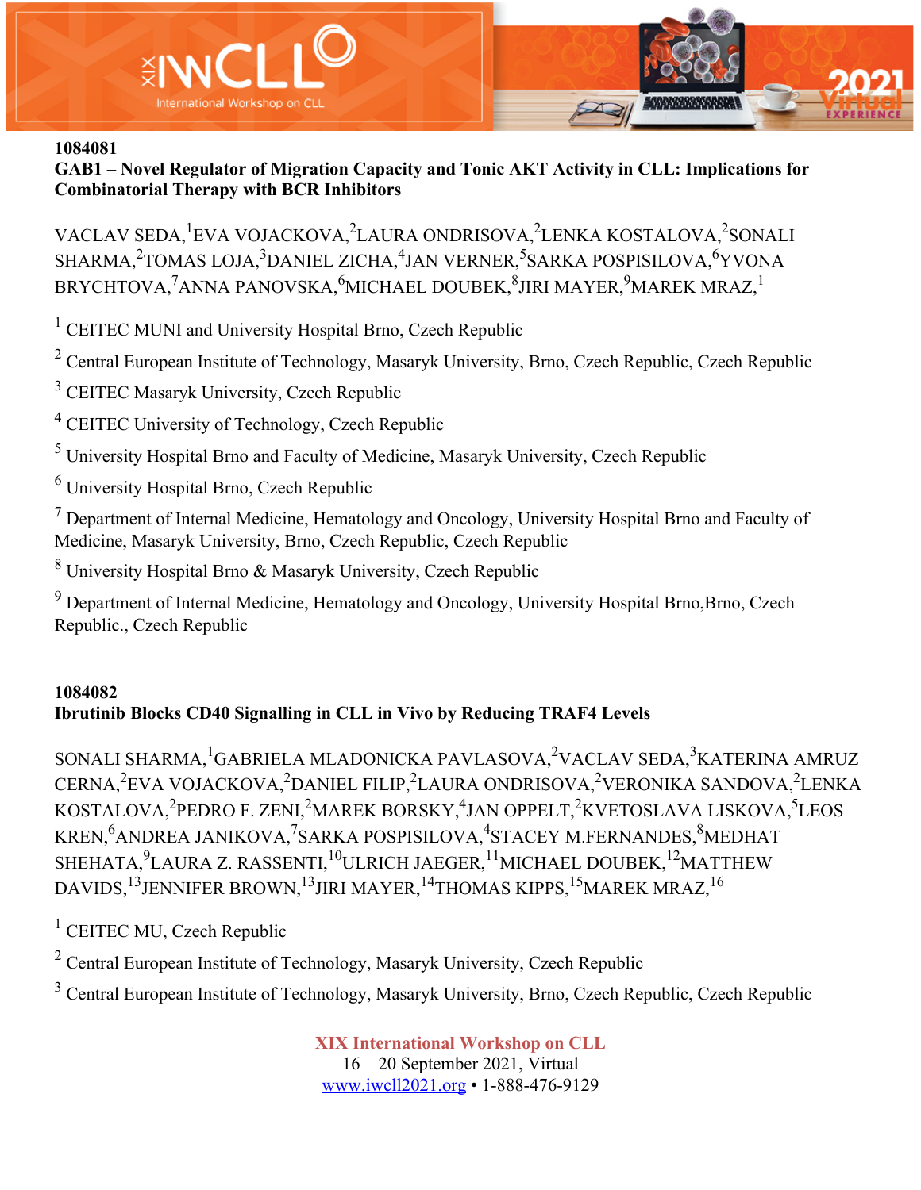**1084081**

**GAB1 – Novel Regulator of Migration Capacity and Tonic AKT Activity in CLL: Implications for Combinatorial Therapy with BCR Inhibitors**

VACLAV SEDA,[1] EVA VOJACKOVA,[2] LAURA ONDRISOVA,[2] LENKA KOSTALOVA,[2] SONALI SHARMA,[2] TOMAS LOJA,[3] DANIEL ZICHA,[4] JAN VERNER,[5] SARKA POSPISILOVA,[6] YVONA BRYCHTOVA,[7] ANNA PANOVSKA,[6] MICHAEL DOUBEK,[8] JIRI MAYER,[9] MAREK MRAZ,[1]

[1] CEITEC MUNI and University Hospital Brno, Czech Republic

[2] Central European Institute of Technology, Masaryk University, Brno, Czech Republic, Czech Republic

[3] CEITEC Masaryk University, Czech Republic

[4] CEITEC University of Technology, Czech Republic

[5] University Hospital Brno and Faculty of Medicine, Masaryk University, Czech Republic

[6] University Hospital Brno, Czech Republic

[7] Department of Internal Medicine, Hematology and Oncology, University Hospital Brno and Faculty of Medicine, Masaryk University, Brno, Czech Republic, Czech Republic

[8] University Hospital Brno & Masaryk University, Czech Republic

[9] Department of Internal Medicine, Hematology and Oncology, University Hospital Brno,Brno, Czech Republic., Czech Republic

**1084082**

**Ibrutinib Blocks CD40 Signalling in CLL in Vivo by Reducing TRAF4 Levels**

SONALI SHARMA,[1] GABRIELA MLADONICKA PAVLASOVA,[2] VACLAV SEDA,[3] KATERINA AMRUZ CERNA,[2] EVA VOJACKOVA,[2] DANIEL FILIP,[2] LAURA ONDRISOVA,[2] VERONIKA SANDOVA,[2] LENKA KOSTALOVA,[2] PEDRO F. ZENI,[2] MAREK BORSKY,[4] JAN OPPELT,[2] KVETOSLAVA LISKOVA,[5] LEOS KREN,[6] ANDREA JANIKOVA,[7] SARKA POSPISILOVA,[4] STACEY M.FERNANDES,[8] MEDHAT SHEHATA,[9] LAURA Z. RASSENTI,[10] ULRICH JAEGER,[11] MICHAEL DOUBEK,[12] MATTHEW DAVIDS,[13] JENNIFER BROWN,[13] JIRI MAYER,[14] THOMAS KIPPS,[15] MAREK MRAZ,[16]

[1] CEITEC MU, Czech Republic

[2] Central European Institute of Technology, Masaryk University, Czech Republic

[3] Central European Institute of Technology, Masaryk University, Brno, Czech Republic, Czech Republic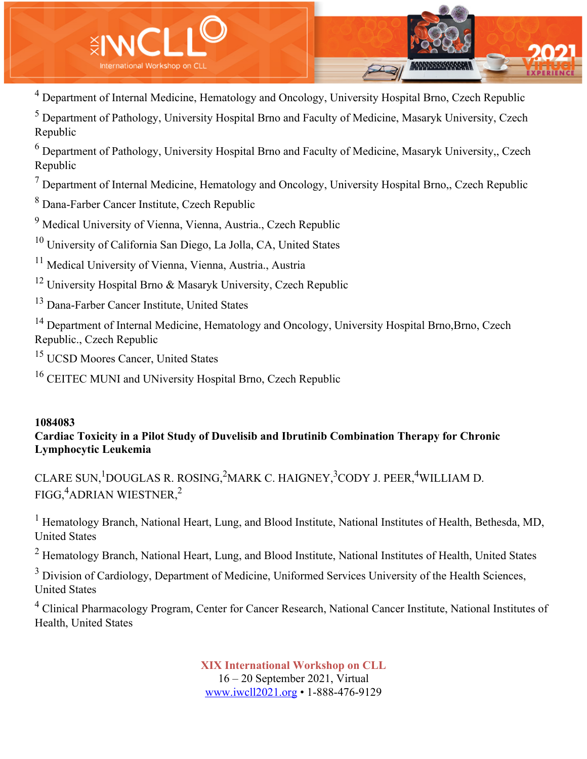[4] Department of Internal Medicine, Hematology and Oncology, University Hospital Brno, Czech Republic

[5] Department of Pathology, University Hospital Brno and Faculty of Medicine, Masaryk University, Czech Republic

[6] Department of Pathology, University Hospital Brno and Faculty of Medicine, Masaryk University,, Czech Republic

[7] Department of Internal Medicine, Hematology and Oncology, University Hospital Brno,, Czech Republic

[8] Dana-Farber Cancer Institute, Czech Republic

[9] Medical University of Vienna, Vienna, Austria., Czech Republic

[10] University of California San Diego, La Jolla, CA, United States

[11] Medical University of Vienna, Vienna, Austria., Austria

[12] University Hospital Brno & Masaryk University, Czech Republic

[13] Dana-Farber Cancer Institute, United States

[14] Department of Internal Medicine, Hematology and Oncology, University Hospital Brno,Brno, Czech Republic., Czech Republic

[15] UCSD Moores Cancer, United States

[16] CEITEC MUNI and UNiversity Hospital Brno, Czech Republic

**1084083**

**Cardiac Toxicity in a Pilot Study of Duvelisib and Ibrutinib Combination Therapy for Chronic Lymphocytic Leukemia**

CLARE SUN,[1] DOUGLAS R. ROSING,[2] MARK C. HAIGNEY,[3] CODY J. PEER,[4] WILLIAM D. FIGG,[4] ADRIAN WIESTNER,[2]

[1] Hematology Branch, National Heart, Lung, and Blood Institute, National Institutes of Health, Bethesda, MD, United States

[2] Hematology Branch, National Heart, Lung, and Blood Institute, National Institutes of Health, United States

[3] Division of Cardiology, Department of Medicine, Uniformed Services University of the Health Sciences, United States

[4] Clinical Pharmacology Program, Center for Cancer Research, National Cancer Institute, National Institutes of Health, United States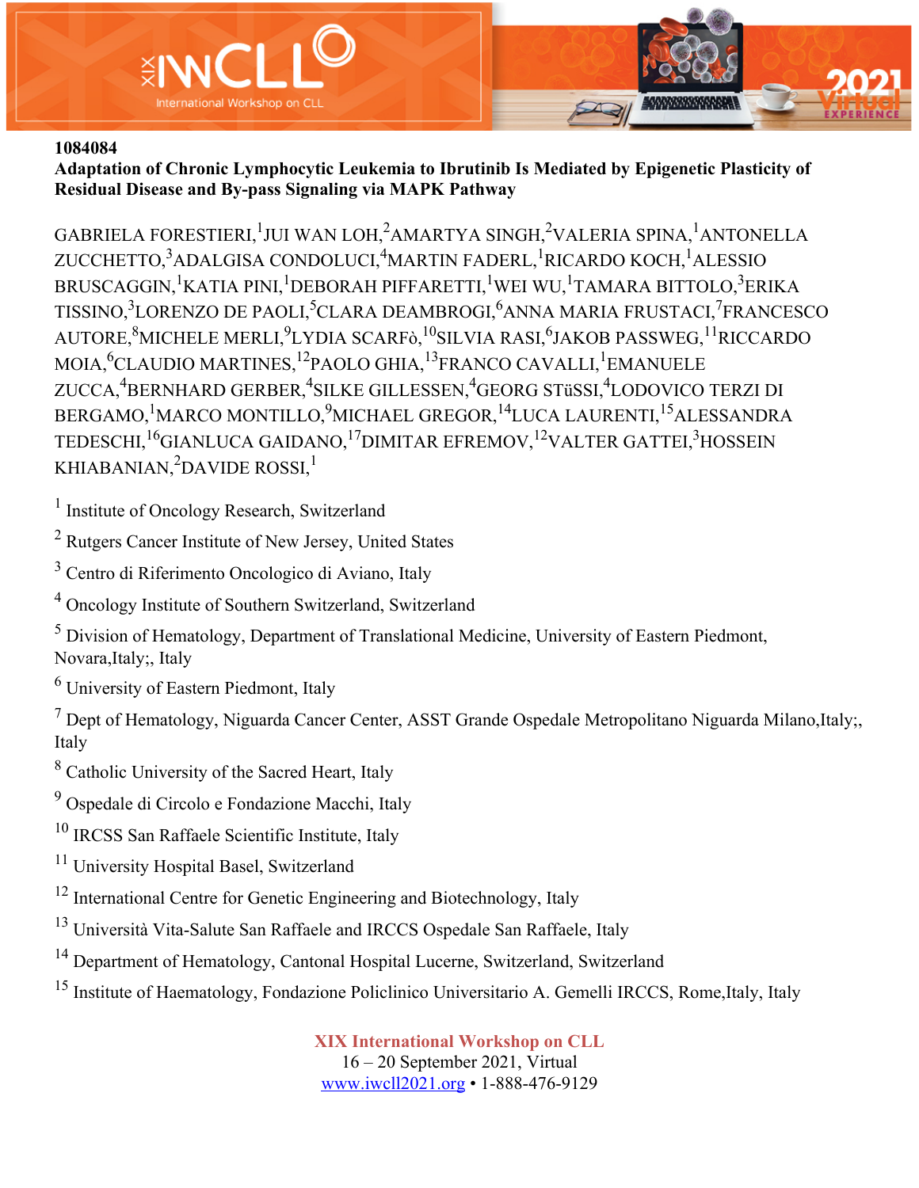1084084

**Adaptation of Chronic Lymphocytic Leukemia to Ibrutinib Is Mediated by Epigenetic Plasticity of Residual Disease and By-pass Signaling via MAPK Pathway**

GABRIELA FORESTIERI,[1] JUI WAN LOH,[2] AMARTYA SINGH,[2] VALERIA SPINA,[1] ANTONELLA ZUCCHETTO,[3] ADALGISA CONDOLUCI,[4] MARTIN FADERL,[1] RICARDO KOCH,[1] ALESSIO BRUSCAGGIN,[1] KATIA PINI,[1] DEBORAH PIFFARETTI,[1] WEI WU,[1] TAMARA BITTOLO,[3] ERIKA TISSINO,[3] LORENZO DE PAOLI,[5] CLARA DEAMBROGI,[6] ANNA MARIA FRUSTACI,[7] FRANCESCO AUTORE,[8] MICHELE MERLI,[9] LYDIA SCARFò,[10] SILVIA RASI,[6] JAKOB PASSWEG,[11] RICCARDO MOIA,[6] CLAUDIO MARTINES,[12] PAOLO GHIA,[13] FRANCO CAVALLI,[1] EMANUELE ZUCCA,[4] BERNHARD GERBER,[4] SILKE GILLESSEN,[4] GEORG STüSSI,[4] LODOVICO TERZI DI BERGAMO,[1] MARCO MONTILLO,[9] MICHAEL GREGOR,[14] LUCA LAURENTI,[15] ALESSANDRA TEDESCHI,[16] GIANLUCA GAIDANO,[17] DIMITAR EFREMOV,[12] VALTER GATTEI,[3] HOSSEIN KHIABANIAN,[2] DAVIDE ROSSI,[1]

[1] Institute of Oncology Research, Switzerland

[2] Rutgers Cancer Institute of New Jersey, United States

[3] Centro di Riferimento Oncologico di Aviano, Italy

[4] Oncology Institute of Southern Switzerland, Switzerland

[5] Division of Hematology, Department of Translational Medicine, University of Eastern Piedmont, Novara,Italy;, Italy

[6] University of Eastern Piedmont, Italy

[7] Dept of Hematology, Niguarda Cancer Center, ASST Grande Ospedale Metropolitano Niguarda Milano,Italy;, Italy

[8] Catholic University of the Sacred Heart, Italy

[9] Ospedale di Circolo e Fondazione Macchi, Italy

[10] IRCSS San Raffaele Scientific Institute, Italy

[11] University Hospital Basel, Switzerland

[12] International Centre for Genetic Engineering and Biotechnology, Italy

[13] Università Vita-Salute San Raffaele and IRCCS Ospedale San Raffaele, Italy

[14] Department of Hematology, Cantonal Hospital Lucerne, Switzerland, Switzerland

[15] Institute of Haematology, Fondazione Policlinico Universitario A. Gemelli IRCCS, Rome,Italy, Italy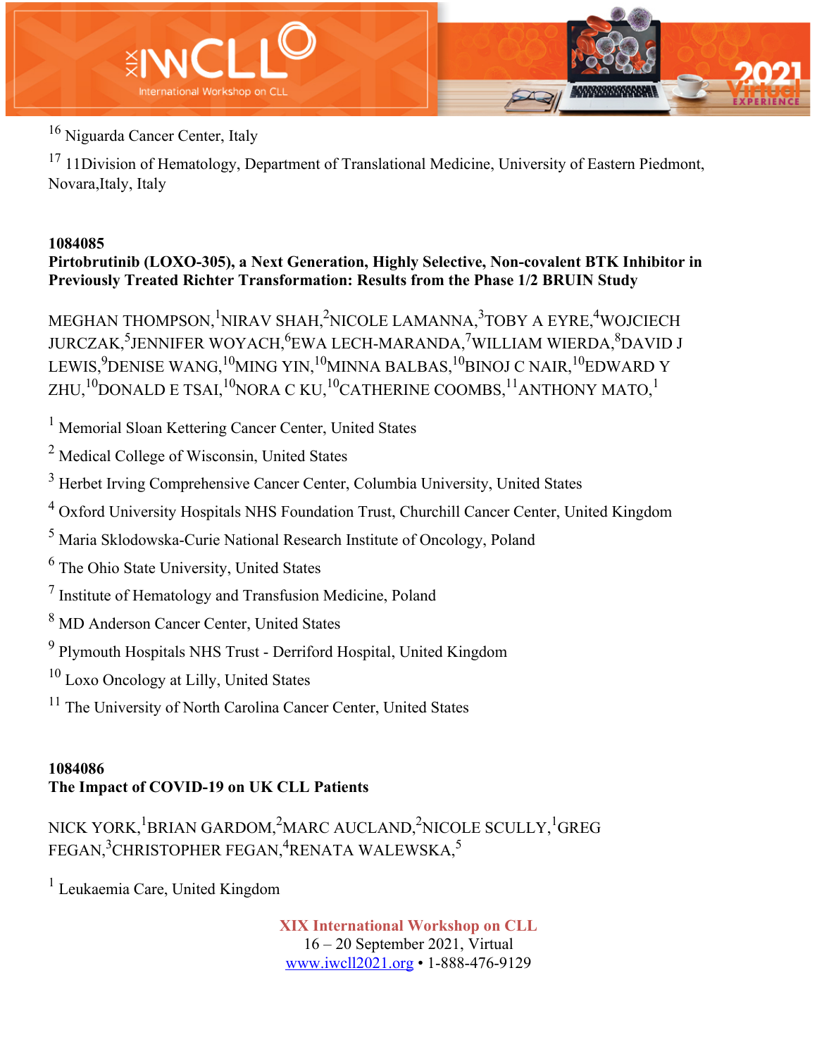[16] Niguarda Cancer Center, Italy

[17] 11Division of Hematology, Department of Translational Medicine, University of Eastern Piedmont, Novara,Italy, Italy

**1084085**

**Pirtobrutinib (LOXO-305), a Next Generation, Highly Selective, Non-covalent BTK Inhibitor in Previously Treated Richter Transformation: Results from the Phase 1/2 BRUIN Study**

MEGHAN THOMPSON,[1] NIRAV SHAH,[2] NICOLE LAMANNA,[3] TOBY A EYRE,[4] WOJCIECH JURCZAK,[5] JENNIFER WOYACH,[6] EWA LECH-MARANDA,[7] WILLIAM WIERDA,[8] DAVID J LEWIS,[9] DENISE WANG,[10] MING YIN,[10] MINNA BALBAS,[10] BINOJ C NAIR,[10] EDWARD Y ZHU,[10] DONALD E TSAI,[10] NORA C KU,[10] CATHERINE COOMBS,[11] ANTHONY MATO,[1]

[1] Memorial Sloan Kettering Cancer Center, United States

[2] Medical College of Wisconsin, United States

[3] Herbet Irving Comprehensive Cancer Center, Columbia University, United States

[4] Oxford University Hospitals NHS Foundation Trust, Churchill Cancer Center, United Kingdom

[5] Maria Sklodowska-Curie National Research Institute of Oncology, Poland

[6] The Ohio State University, United States

[7] Institute of Hematology and Transfusion Medicine, Poland

[8] MD Anderson Cancer Center, United States

[9] Plymouth Hospitals NHS Trust - Derriford Hospital, United Kingdom

[10] Loxo Oncology at Lilly, United States

[11] The University of North Carolina Cancer Center, United States

**1084086**

**The Impact of COVID-19 on UK CLL Patients**

NICK YORK,[1] BRIAN GARDOM,[2] MARC AUCLAND,[2] NICOLE SCULLY,[1] GREG FEGAN,[3] CHRISTOPHER FEGAN,[4] RENATA WALEWSKA,[5]

[1] Leukaemia Care, United Kingdom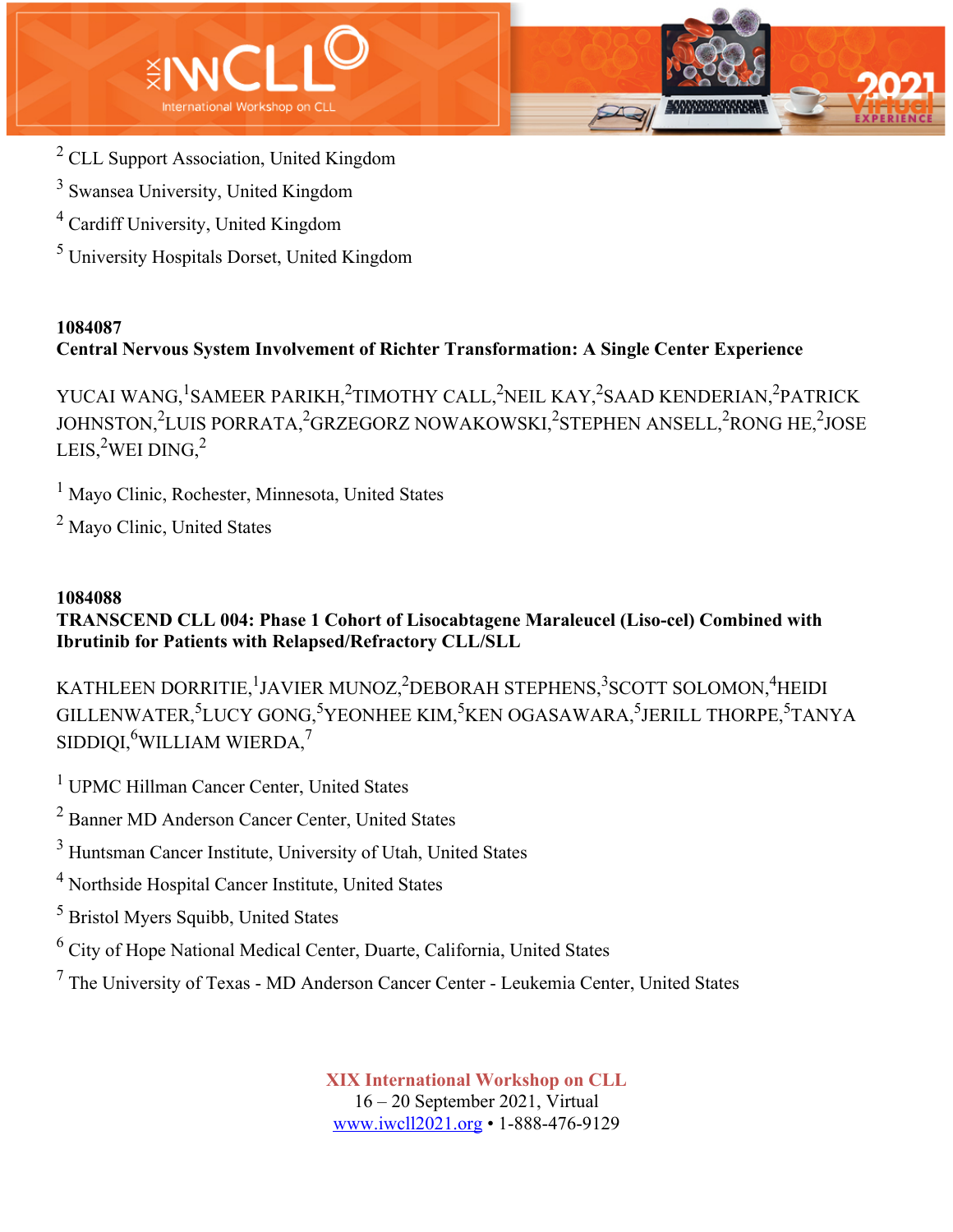[2] CLL Support Association, United Kingdom

[3] Swansea University, United Kingdom

[4] Cardiff University, United Kingdom

[5] University Hospitals Dorset, United Kingdom

**1084087**

**Central Nervous System Involvement of Richter Transformation: A Single Center Experience**

YUCAI WANG,[1] SAMEER PARIKH,[2] TIMOTHY CALL,[2] NEIL KAY,[2] SAAD KENDERIAN,[2] PATRICK JOHNSTON,[2] LUIS PORRATA,[2] GRZEGORZ NOWAKOWSKI,[2] STEPHEN ANSELL,[2] RONG HE,[2] JOSE LEIS,[2] WEI DING,[2]

[1] Mayo Clinic, Rochester, Minnesota, United States

[2] Mayo Clinic, United States

**1084088**

**TRANSCEND CLL 004: Phase 1 Cohort of Lisocabtagene Maraleucel (Liso-cel) Combined with Ibrutinib for Patients with Relapsed/Refractory CLL/SLL**

KATHLEEN DORRITIE,[1] JAVIER MUNOZ,[2] DEBORAH STEPHENS,[3] SCOTT SOLOMON,[4] HEIDI GILLENWATER,[5] LUCY GONG,[5] YEONHEE KIM,[5] KEN OGASAWARA,[5] JERILL THORPE,[5] TANYA SIDDIQI,[6] WILLIAM WIERDA,[7]

[1] UPMC Hillman Cancer Center, United States

[2] Banner MD Anderson Cancer Center, United States

[3] Huntsman Cancer Institute, University of Utah, United States

[4] Northside Hospital Cancer Institute, United States

[5] Bristol Myers Squibb, United States

[6] City of Hope National Medical Center, Duarte, California, United States

[7] The University of Texas - MD Anderson Cancer Center - Leukemia Center, United States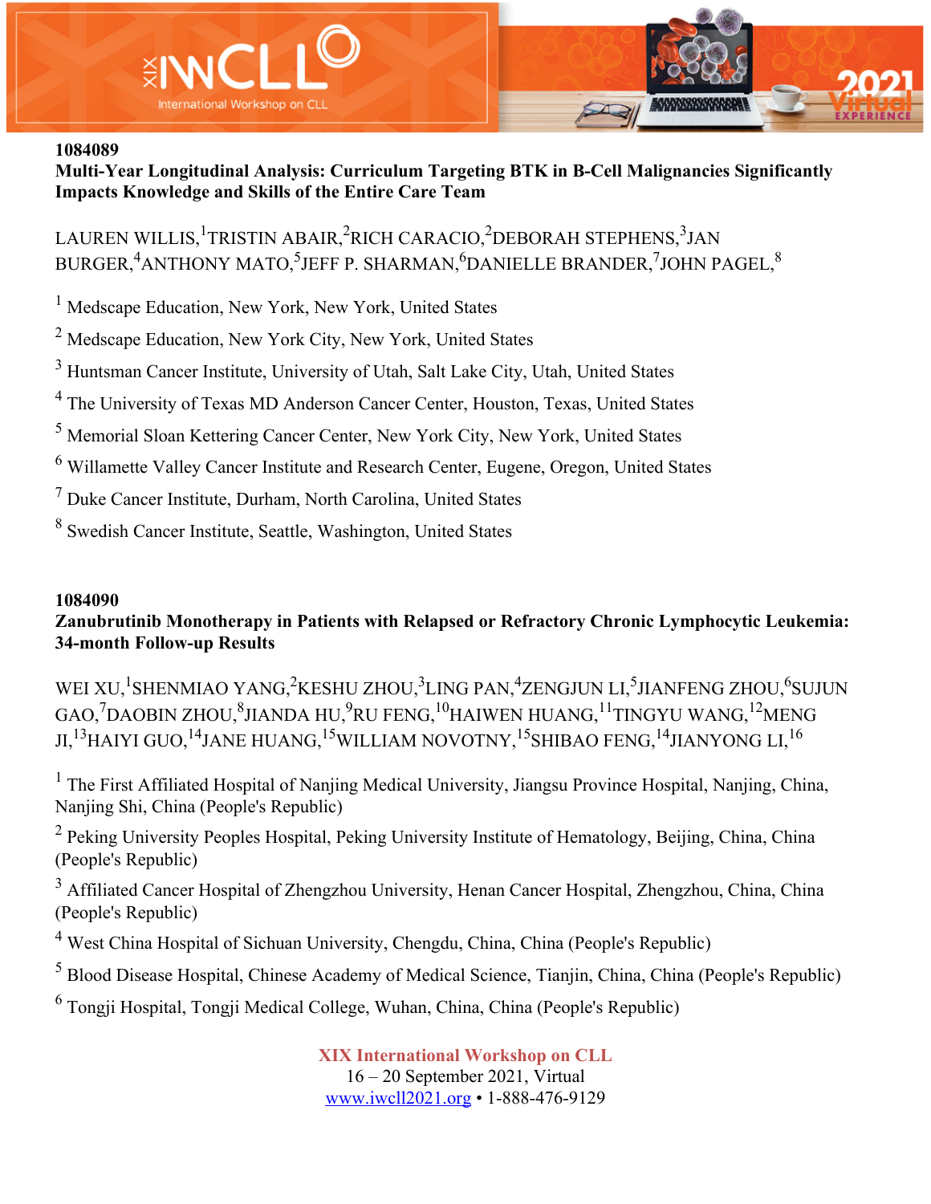1084089

**Multi-Year Longitudinal Analysis: Curriculum Targeting BTK in B-Cell Malignancies Significantly Impacts Knowledge and Skills of the Entire Care Team**

LAUREN WILLIS,[1] TRISTIN ABAIR,[2] RICH CARACIO,[2] DEBORAH STEPHENS,[3] JAN BURGER,[4] ANTHONY MATO,[5] JEFF P. SHARMAN,[6] DANIELLE BRANDER,[7] JOHN PAGEL,[8]

[1] Medscape Education, New York, New York, United States

[2] Medscape Education, New York City, New York, United States

[3] Huntsman Cancer Institute, University of Utah, Salt Lake City, Utah, United States

[4] The University of Texas MD Anderson Cancer Center, Houston, Texas, United States

[5] Memorial Sloan Kettering Cancer Center, New York City, New York, United States

[6] Willamette Valley Cancer Institute and Research Center, Eugene, Oregon, United States

[7] Duke Cancer Institute, Durham, North Carolina, United States

[8] Swedish Cancer Institute, Seattle, Washington, United States

1084090

**Zanubrutinib Monotherapy in Patients with Relapsed or Refractory Chronic Lymphocytic Leukemia: 34-month Follow-up Results**

WEI XU,[1] SHENMIAO YANG,[2] KESHU ZHOU,[3] LING PAN,[4] ZENGJUN LI,[5] JIANFENG ZHOU,[6] SUJUN GAO,[7] DAOBIN ZHOU,[8] JIANDA HU,[9] RU FENG,[10] HAIWEN HUANG,[11] TINGYU WANG,[12] MENG JI,[13] HAIYI GUO,[14] JANE HUANG,[15] WILLIAM NOVOTNY,[15] SHIBAO FENG,[14] JIANYONG LI,[16]

[1] The First Affiliated Hospital of Nanjing Medical University, Jiangsu Province Hospital, Nanjing, China, Nanjing Shi, China (People's Republic)

[2] Peking University Peoples Hospital, Peking University Institute of Hematology, Beijing, China, China (People's Republic)

[3] Affiliated Cancer Hospital of Zhengzhou University, Henan Cancer Hospital, Zhengzhou, China, China (People's Republic)

[4] West China Hospital of Sichuan University, Chengdu, China, China (People's Republic)

[5] Blood Disease Hospital, Chinese Academy of Medical Science, Tianjin, China, China (People's Republic)

[6] Tongji Hospital, Tongji Medical College, Wuhan, China, China (People's Republic)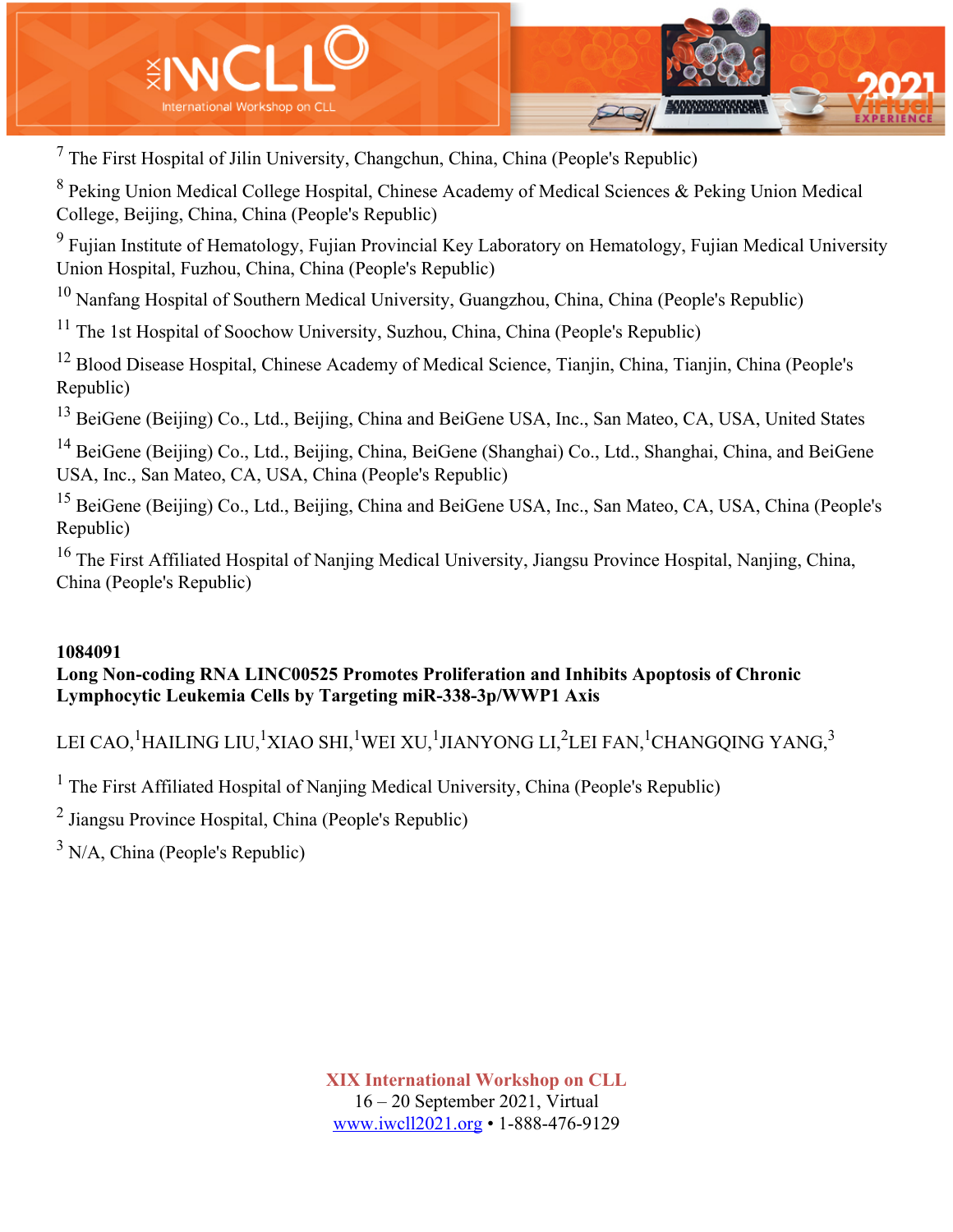[7] The First Hospital of Jilin University, Changchun, China, China (People's Republic)

[8] Peking Union Medical College Hospital, Chinese Academy of Medical Sciences & Peking Union Medical College, Beijing, China, China (People's Republic)

[9] Fujian Institute of Hematology, Fujian Provincial Key Laboratory on Hematology, Fujian Medical University Union Hospital, Fuzhou, China, China (People's Republic)

[10] Nanfang Hospital of Southern Medical University, Guangzhou, China, China (People's Republic)

[11] The 1st Hospital of Soochow University, Suzhou, China, China (People's Republic)

[12] Blood Disease Hospital, Chinese Academy of Medical Science, Tianjin, China, Tianjin, China (People's Republic)

[13] BeiGene (Beijing) Co., Ltd., Beijing, China and BeiGene USA, Inc., San Mateo, CA, USA, United States

[14] BeiGene (Beijing) Co., Ltd., Beijing, China, BeiGene (Shanghai) Co., Ltd., Shanghai, China, and BeiGene USA, Inc., San Mateo, CA, USA, China (People's Republic)

[15] BeiGene (Beijing) Co., Ltd., Beijing, China and BeiGene USA, Inc., San Mateo, CA, USA, China (People's Republic)

[16] The First Affiliated Hospital of Nanjing Medical University, Jiangsu Province Hospital, Nanjing, China, China (People's Republic)

**1084091**

**Long Non-coding RNA LINC00525 Promotes Proliferation and Inhibits Apoptosis of Chronic Lymphocytic Leukemia Cells by Targeting miR-338-3p/WWP1 Axis**

LEI CAO,[1] HAILING LIU,[1] XIAO SHI,[1] WEI XU,[1] JIANYONG LI,[2] LEI FAN,[1] CHANGQING YANG,[3]

[1] The First Affiliated Hospital of Nanjing Medical University, China (People's Republic)

[2] Jiangsu Province Hospital, China (People's Republic)

[3] N/A, China (People's Republic)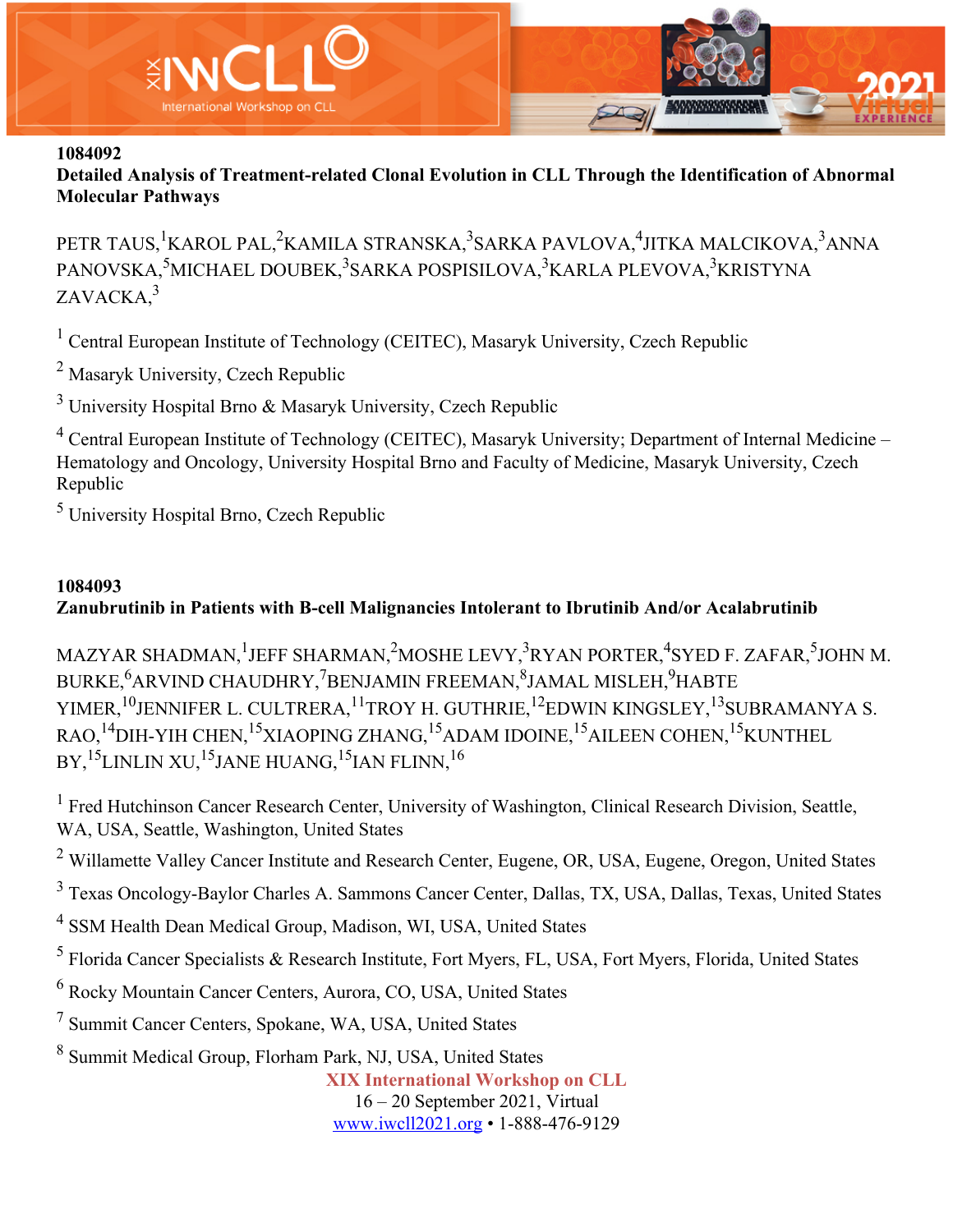**1084092**

**Detailed Analysis of Treatment-related Clonal Evolution in CLL Through the Identification of Abnormal Molecular Pathways**

PETR TAUS,[1] KAROL PAL,[2] KAMILA STRANSKA,[3] SARKA PAVLOVA,[4] JITKA MALCIKOVA,[3] ANNA PANOVSKA,[5] MICHAEL DOUBEK,[3] SARKA POSPISILOVA,[3] KARLA PLEVOVA,[3] KRISTYNA ZAVACKA,[3]

[1] Central European Institute of Technology (CEITEC), Masaryk University, Czech Republic

[2] Masaryk University, Czech Republic

[3] University Hospital Brno & Masaryk University, Czech Republic

[4] Central European Institute of Technology (CEITEC), Masaryk University; Department of Internal Medicine – Hematology and Oncology, University Hospital Brno and Faculty of Medicine, Masaryk University, Czech Republic

[5] University Hospital Brno, Czech Republic

**1084093**

**Zanubrutinib in Patients with B-cell Malignancies Intolerant to Ibrutinib And/or Acalabrutinib**

MAZYAR SHADMAN,[1] JEFF SHARMAN,[2] MOSHE LEVY,[3] RYAN PORTER,[4] SYED F. ZAFAR,[5] JOHN M. BURKE,[6] ARVIND CHAUDHRY,[7] BENJAMIN FREEMAN,[8] JAMAL MISLEH,[9] HABTE YIMER,[10] JENNIFER L. CULTRERA,[11] TROY H. GUTHRIE,[12] EDWIN KINGSLEY,[13] SUBRAMANYA S. RAO,[14] DIH-YIH CHEN,[15] XIAOPING ZHANG,[15] ADAM IDOINE,[15] AILEEN COHEN,[15] KUNTHEL BY,[15] LINLIN XU,[15] JANE HUANG,[15] IAN FLINN,[16]

[1] Fred Hutchinson Cancer Research Center, University of Washington, Clinical Research Division, Seattle, WA, USA, Seattle, Washington, United States

[2] Willamette Valley Cancer Institute and Research Center, Eugene, OR, USA, Eugene, Oregon, United States

[3] Texas Oncology-Baylor Charles A. Sammons Cancer Center, Dallas, TX, USA, Dallas, Texas, United States

[4] SSM Health Dean Medical Group, Madison, WI, USA, United States

[5] Florida Cancer Specialists & Research Institute, Fort Myers, FL, USA, Fort Myers, Florida, United States

[6] Rocky Mountain Cancer Centers, Aurora, CO, USA, United States

[7] Summit Cancer Centers, Spokane, WA, USA, United States

[8] Summit Medical Group, Florham Park, NJ, USA, United States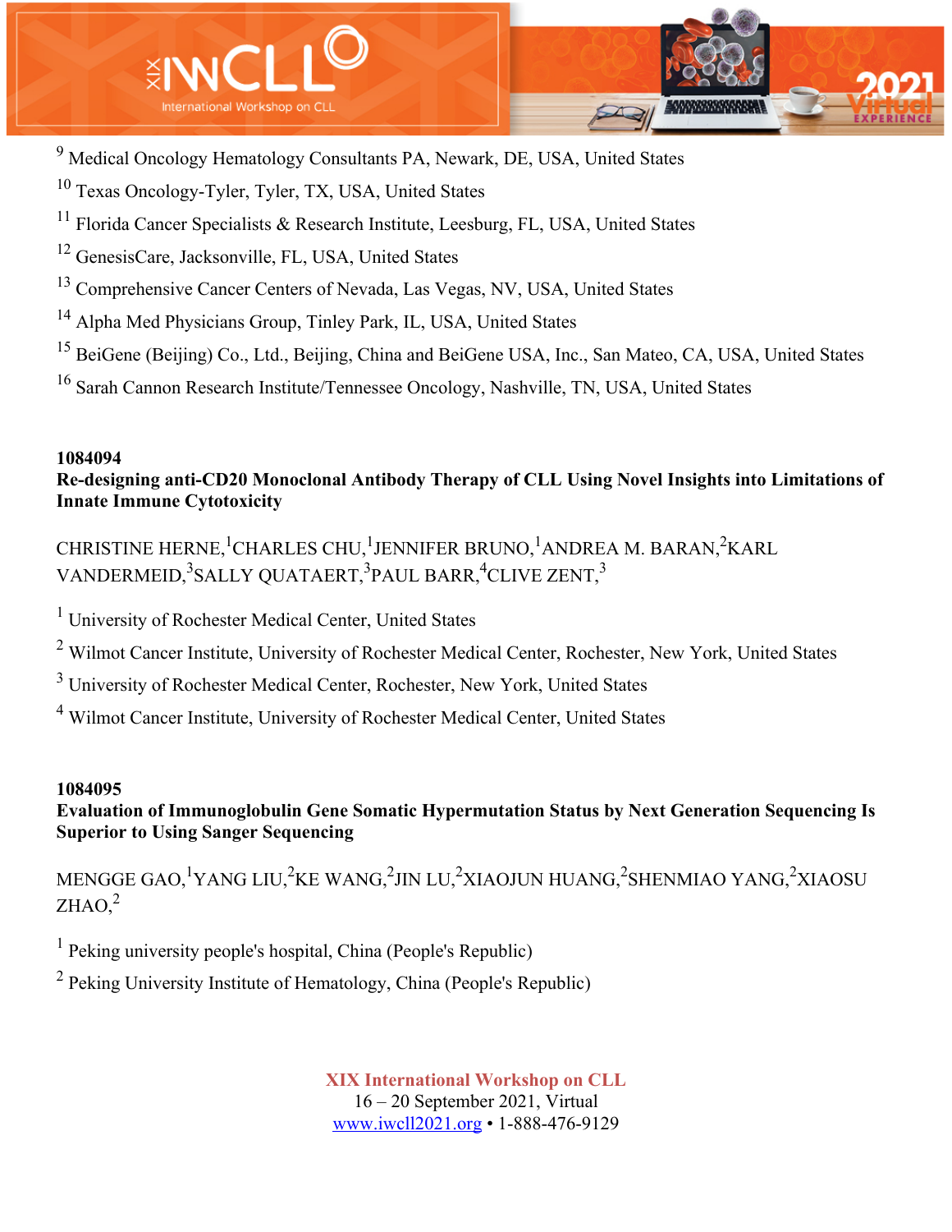[9] Medical Oncology Hematology Consultants PA, Newark, DE, USA, United States

[10] Texas Oncology-Tyler, Tyler, TX, USA, United States

[11] Florida Cancer Specialists & Research Institute, Leesburg, FL, USA, United States

[12] GenesisCare, Jacksonville, FL, USA, United States

[13] Comprehensive Cancer Centers of Nevada, Las Vegas, NV, USA, United States

[14] Alpha Med Physicians Group, Tinley Park, IL, USA, United States

[15] BeiGene (Beijing) Co., Ltd., Beijing, China and BeiGene USA, Inc., San Mateo, CA, USA, United States

[16] Sarah Cannon Research Institute/Tennessee Oncology, Nashville, TN, USA, United States

**1084094**
**Re-designing anti-CD20 Monoclonal Antibody Therapy of CLL Using Novel Insights into Limitations of Innate Immune Cytotoxicity**

CHRISTINE HERNE,[1] CHARLES CHU,[1] JENNIFER BRUNO,[1] ANDREA M. BARAN,[2] KARL VANDERMEID,[3] SALLY QUATAERT,[3] PAUL BARR,[4] CLIVE ZENT,[3]

[1] University of Rochester Medical Center, United States

[2] Wilmot Cancer Institute, University of Rochester Medical Center, Rochester, New York, United States

[3] University of Rochester Medical Center, Rochester, New York, United States

[4] Wilmot Cancer Institute, University of Rochester Medical Center, United States

**1084095**
**Evaluation of Immunoglobulin Gene Somatic Hypermutation Status by Next Generation Sequencing Is Superior to Using Sanger Sequencing**

MENGGE GAO,[1] YANG LIU,[2] KE WANG,[2] JIN LU,[2] XIAOJUN HUANG,[2] SHENMIAO YANG,[2] XIAOSU ZHAO,[2]

[1] Peking university people's hospital, China (People's Republic)

[2] Peking University Institute of Hematology, China (People's Republic)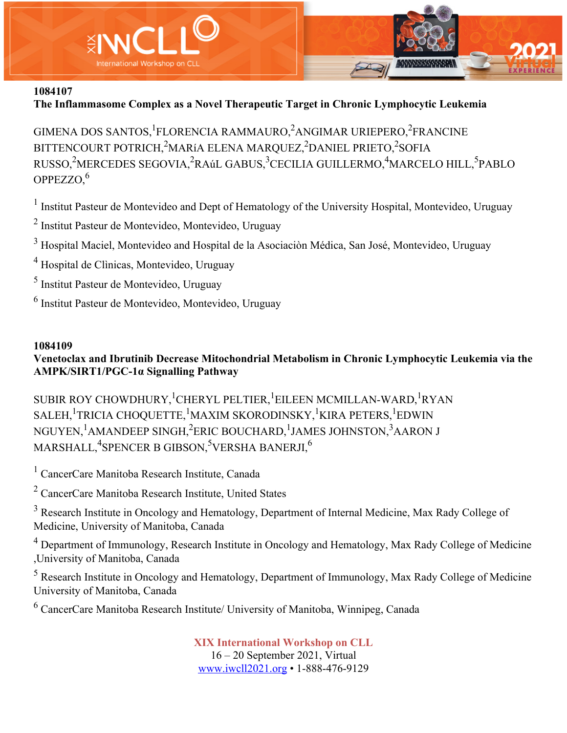1084107

**The Inflammasome Complex as a Novel Therapeutic Target in Chronic Lymphocytic Leukemia**

GIMENA DOS SANTOS,[1] FLORENCIA RAMMAURO,[2] ANGIMAR URIEPERO,[2] FRANCINE BITTENCOURT POTRICH,[2] MARíA ELENA MARQUEZ,[2] DANIEL PRIETO,[2] SOFIA RUSSO,[2] MERCEDES SEGOVIA,[2] RAúL GABUS,[3] CECILIA GUILLERMO,[4] MARCELO HILL,[5] PABLO OPPEZZO,[6]

[1] Institut Pasteur de Montevideo and Dept of Hematology of the University Hospital, Montevideo, Uruguay

[2] Institut Pasteur de Montevideo, Montevideo, Uruguay

[3] Hospital Maciel, Montevideo and Hospital de la Asociaciòn Médica, San José, Montevideo, Uruguay

[4] Hospital de Clìnicas, Montevideo, Uruguay

[5] Institut Pasteur de Montevideo, Uruguay

[6] Institut Pasteur de Montevideo, Montevideo, Uruguay

1084109

**Venetoclax and Ibrutinib Decrease Mitochondrial Metabolism in Chronic Lymphocytic Leukemia via the AMPK/SIRT1/PGC-1α Signalling Pathway**

SUBIR ROY CHOWDHURY,[1] CHERYL PELTIER,[1] EILEEN MCMILLAN-WARD,[1] RYAN SALEH,[1] TRICIA CHOQUETTE,[1] MAXIM SKORODINSKY,[1] KIRA PETERS,[1] EDWIN NGUYEN,[1] AMANDEEP SINGH,[2] ERIC BOUCHARD,[1] JAMES JOHNSTON,[3] AARON J MARSHALL,[4] SPENCER B GIBSON,[5] VERSHA BANERJI,[6]

[1] CancerCare Manitoba Research Institute, Canada

[2] CancerCare Manitoba Research Institute, United States

[3] Research Institute in Oncology and Hematology, Department of Internal Medicine, Max Rady College of Medicine, University of Manitoba, Canada

[4] Department of Immunology, Research Institute in Oncology and Hematology, Max Rady College of Medicine ,University of Manitoba, Canada

[5] Research Institute in Oncology and Hematology, Department of Immunology, Max Rady College of Medicine University of Manitoba, Canada

[6] CancerCare Manitoba Research Institute/ University of Manitoba, Winnipeg, Canada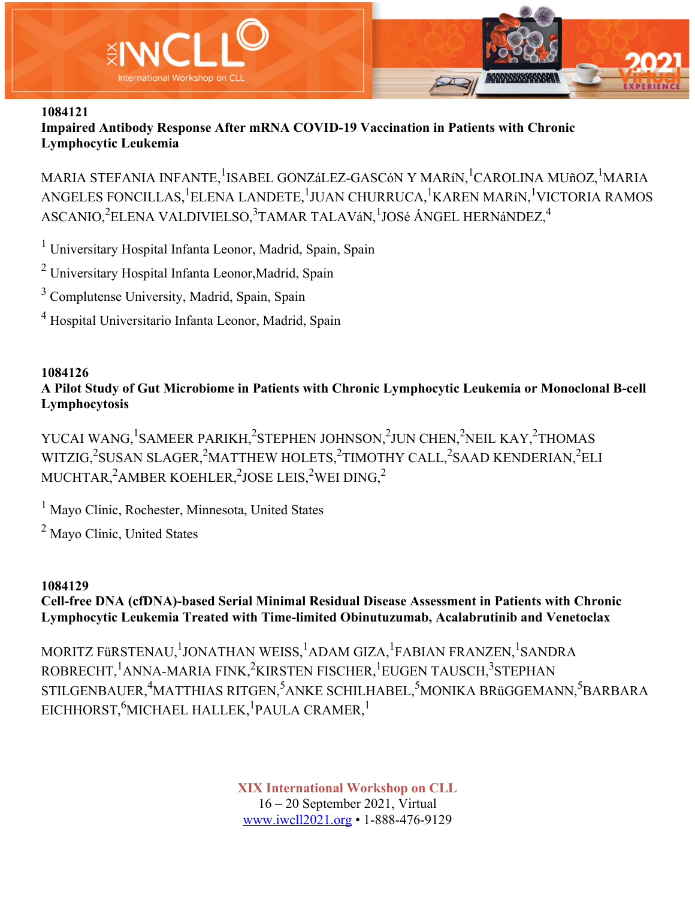**1084121**

**Impaired Antibody Response After mRNA COVID-19 Vaccination in Patients with Chronic Lymphocytic Leukemia**

MARIA STEFANIA INFANTE,[1]ISABEL GONZáLEZ-GASCóN Y MARíN,[1]CAROLINA MUñOZ,[1]MARIA ANGELES FONCILLAS,[1]ELENA LANDETE,[1]JUAN CHURRUCA,[1]KAREN MARíN,[1]VICTORIA RAMOS ASCANIO,[2]ELENA VALDIVIELSO,[3]TAMAR TALAVáN,[1]JOSé ÁNGEL HERNáNDEZ,[4]

[1] Universitary Hospital Infanta Leonor, Madrid, Spain, Spain

[2] Universitary Hospital Infanta Leonor,Madrid, Spain

[3] Complutense University, Madrid, Spain, Spain

[4] Hospital Universitario Infanta Leonor, Madrid, Spain

**1084126**

**A Pilot Study of Gut Microbiome in Patients with Chronic Lymphocytic Leukemia or Monoclonal B-cell Lymphocytosis**

YUCAI WANG,[1]SAMEER PARIKH,[2]STEPHEN JOHNSON,[2]JUN CHEN,[2]NEIL KAY,[2]THOMAS WITZIG,[2]SUSAN SLAGER,[2]MATTHEW HOLETS,[2]TIMOTHY CALL,[2]SAAD KENDERIAN,[2]ELI MUCHTAR,[2]AMBER KOEHLER,[2]JOSE LEIS,[2]WEI DING,[2]

[1] Mayo Clinic, Rochester, Minnesota, United States

[2] Mayo Clinic, United States

**1084129**

**Cell-free DNA (cfDNA)-based Serial Minimal Residual Disease Assessment in Patients with Chronic Lymphocytic Leukemia Treated with Time-limited Obinutuzumab, Acalabrutinib and Venetoclax**

MORITZ FüRSTENAU,[1]JONATHAN WEISS,[1]ADAM GIZA,[1]FABIAN FRANZEN,[1]SANDRA ROBRECHT,[1]ANNA-MARIA FINK,[2]KIRSTEN FISCHER,[1]EUGEN TAUSCH,[3]STEPHAN STILGENBAUER,[4]MATTHIAS RITGEN,[5]ANKE SCHILHABEL,[5]MONIKA BRüGGEMANN,[5]BARBARA EICHHORST,[6]MICHAEL HALLEK,[1]PAULA CRAMER,[1]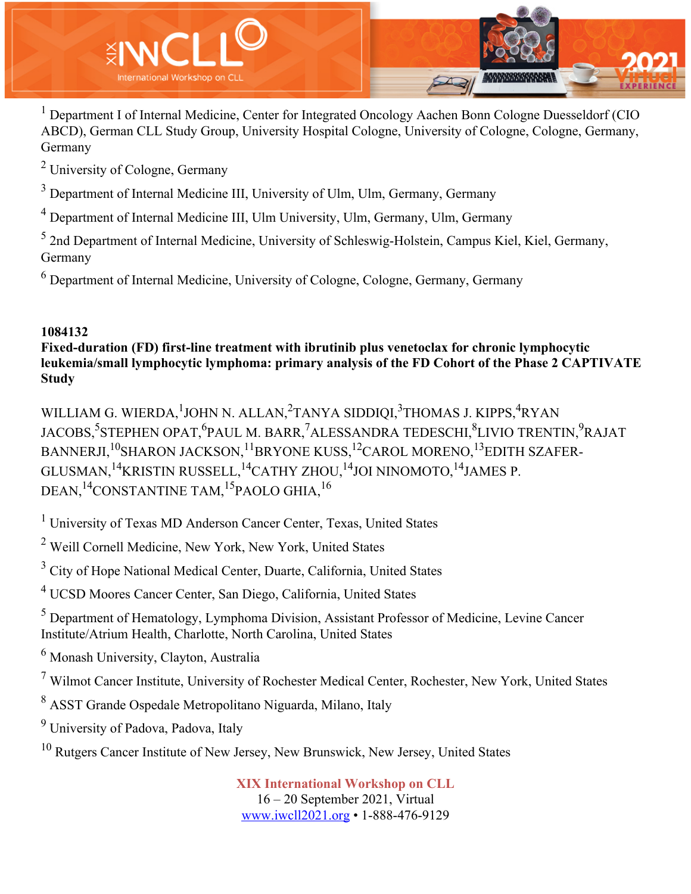[1] Department I of Internal Medicine, Center for Integrated Oncology Aachen Bonn Cologne Duesseldorf (CIO ABCD), German CLL Study Group, University Hospital Cologne, University of Cologne, Cologne, Germany, Germany

[2] University of Cologne, Germany

[3] Department of Internal Medicine III, University of Ulm, Ulm, Germany, Germany

[4] Department of Internal Medicine III, Ulm University, Ulm, Germany, Ulm, Germany

[5] 2nd Department of Internal Medicine, University of Schleswig-Holstein, Campus Kiel, Kiel, Germany, Germany

[6] Department of Internal Medicine, University of Cologne, Cologne, Germany, Germany

**1084132**

**Fixed-duration (FD) first-line treatment with ibrutinib plus venetoclax for chronic lymphocytic leukemia/small lymphocytic lymphoma: primary analysis of the FD Cohort of the Phase 2 CAPTIVATE Study**

WILLIAM G. WIERDA,[1] JOHN N. ALLAN,[2] TANYA SIDDIQI,[3] THOMAS J. KIPPS,[4] RYAN JACOBS,[5] STEPHEN OPAT,[6] PAUL M. BARR,[7] ALESSANDRA TEDESCHI,[8] LIVIO TRENTIN,[9] RAJAT BANNERJI,[10] SHARON JACKSON,[11] BRYONE KUSS,[12] CAROL MORENO,[13] EDITH SZAFER-GLUSMAN,[14] KRISTIN RUSSELL,[14] CATHY ZHOU,[14] JOI NINOMOTO,[14] JAMES P. DEAN,[14] CONSTANTINE TAM,[15] PAOLO GHIA,[16]

[1] University of Texas MD Anderson Cancer Center, Texas, United States

[2] Weill Cornell Medicine, New York, New York, United States

[3] City of Hope National Medical Center, Duarte, California, United States

[4] UCSD Moores Cancer Center, San Diego, California, United States

[5] Department of Hematology, Lymphoma Division, Assistant Professor of Medicine, Levine Cancer Institute/Atrium Health, Charlotte, North Carolina, United States

[6] Monash University, Clayton, Australia

[7] Wilmot Cancer Institute, University of Rochester Medical Center, Rochester, New York, United States

[8] ASST Grande Ospedale Metropolitano Niguarda, Milano, Italy

[9] University of Padova, Padova, Italy

[10] Rutgers Cancer Institute of New Jersey, New Brunswick, New Jersey, United States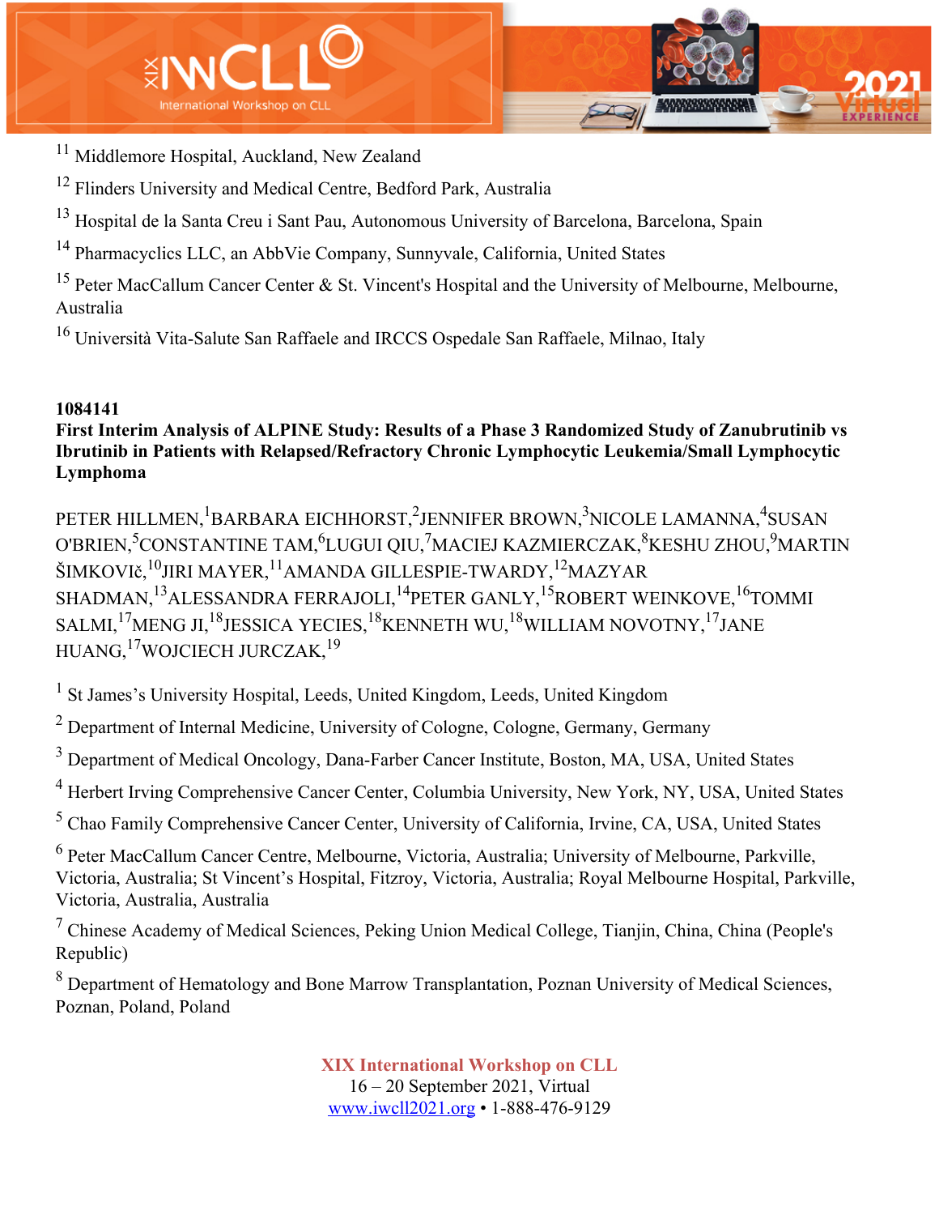[11] Middlemore Hospital, Auckland, New Zealand

[12] Flinders University and Medical Centre, Bedford Park, Australia

[13] Hospital de la Santa Creu i Sant Pau, Autonomous University of Barcelona, Barcelona, Spain

[14] Pharmacyclics LLC, an AbbVie Company, Sunnyvale, California, United States

[15] Peter MacCallum Cancer Center & St. Vincent's Hospital and the University of Melbourne, Melbourne, Australia

[16] Università Vita-Salute San Raffaele and IRCCS Ospedale San Raffaele, Milnao, Italy

**1084141**

**First Interim Analysis of ALPINE Study: Results of a Phase 3 Randomized Study of Zanubrutinib vs Ibrutinib in Patients with Relapsed/Refractory Chronic Lymphocytic Leukemia/Small Lymphocytic Lymphoma**

PETER HILLMEN,[1] BARBARA EICHHORST,[2] JENNIFER BROWN,[3] NICOLE LAMANNA,[4] SUSAN O'BRIEN,[5] CONSTANTINE TAM,[6] LUGUI QIU,[7] MACIEJ KAZMIERCZAK,[8] KESHU ZHOU,[9] MARTIN ŠIMKOVIč,[10] JIRI MAYER,[11] AMANDA GILLESPIE-TWARDY,[12] MAZYAR SHADMAN,[13] ALESSANDRA FERRAJOLI,[14] PETER GANLY,[15] ROBERT WEINKOVE,[16] TOMMI SALMI,[17] MENG JI,[18] JESSICA YECIES,[18] KENNETH WU,[18] WILLIAM NOVOTNY,[17] JANE HUANG,[17] WOJCIECH JURCZAK,[19]

[1] St James's University Hospital, Leeds, United Kingdom, Leeds, United Kingdom

[2] Department of Internal Medicine, University of Cologne, Cologne, Germany, Germany

[3] Department of Medical Oncology, Dana-Farber Cancer Institute, Boston, MA, USA, United States

[4] Herbert Irving Comprehensive Cancer Center, Columbia University, New York, NY, USA, United States

[5] Chao Family Comprehensive Cancer Center, University of California, Irvine, CA, USA, United States

[6] Peter MacCallum Cancer Centre, Melbourne, Victoria, Australia; University of Melbourne, Parkville, Victoria, Australia; St Vincent's Hospital, Fitzroy, Victoria, Australia; Royal Melbourne Hospital, Parkville, Victoria, Australia, Australia

[7] Chinese Academy of Medical Sciences, Peking Union Medical College, Tianjin, China, China (People's Republic)

[8] Department of Hematology and Bone Marrow Transplantation, Poznan University of Medical Sciences, Poznan, Poland, Poland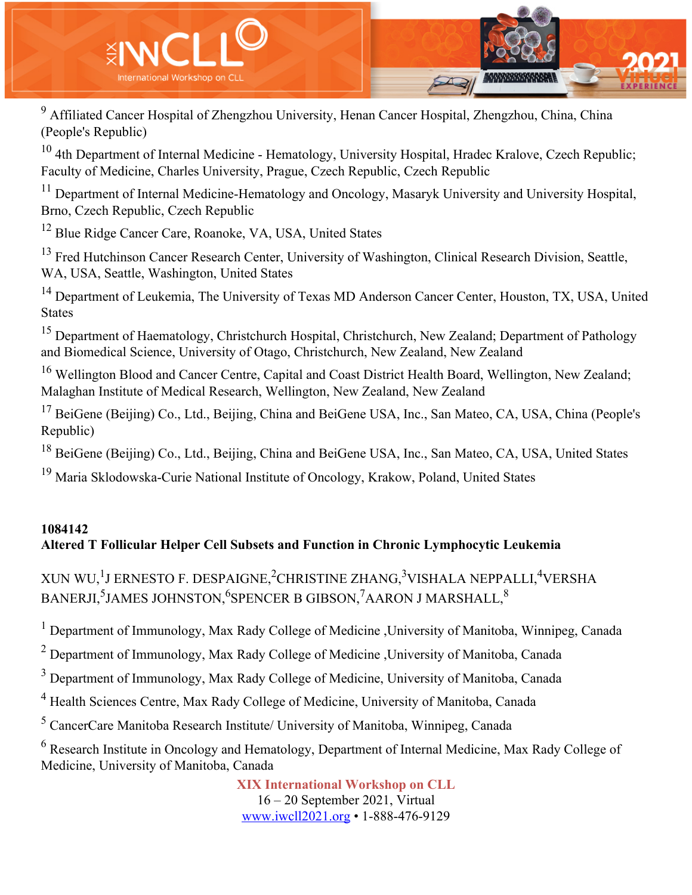[9] Affiliated Cancer Hospital of Zhengzhou University, Henan Cancer Hospital, Zhengzhou, China, China (People's Republic)

[10] 4th Department of Internal Medicine - Hematology, University Hospital, Hradec Kralove, Czech Republic; Faculty of Medicine, Charles University, Prague, Czech Republic, Czech Republic

[11] Department of Internal Medicine-Hematology and Oncology, Masaryk University and University Hospital, Brno, Czech Republic, Czech Republic

[12] Blue Ridge Cancer Care, Roanoke, VA, USA, United States

[13] Fred Hutchinson Cancer Research Center, University of Washington, Clinical Research Division, Seattle, WA, USA, Seattle, Washington, United States

[14] Department of Leukemia, The University of Texas MD Anderson Cancer Center, Houston, TX, USA, United States

[15] Department of Haematology, Christchurch Hospital, Christchurch, New Zealand; Department of Pathology and Biomedical Science, University of Otago, Christchurch, New Zealand, New Zealand

[16] Wellington Blood and Cancer Centre, Capital and Coast District Health Board, Wellington, New Zealand; Malaghan Institute of Medical Research, Wellington, New Zealand, New Zealand

[17] BeiGene (Beijing) Co., Ltd., Beijing, China and BeiGene USA, Inc., San Mateo, CA, USA, China (People's Republic)

[18] BeiGene (Beijing) Co., Ltd., Beijing, China and BeiGene USA, Inc., San Mateo, CA, USA, United States

[19] Maria Sklodowska-Curie National Institute of Oncology, Krakow, Poland, United States

**1084142**

**Altered T Follicular Helper Cell Subsets and Function in Chronic Lymphocytic Leukemia**

XUN WU,[1] J ERNESTO F. DESPAIGNE,[2] CHRISTINE ZHANG,[3] VISHALA NEPPALLI,[4] VERSHA BANERJI,[5] JAMES JOHNSTON,[6] SPENCER B GIBSON,[7] AARON J MARSHALL,[8]

[1] Department of Immunology, Max Rady College of Medicine ,University of Manitoba, Winnipeg, Canada

[2] Department of Immunology, Max Rady College of Medicine ,University of Manitoba, Canada

[3] Department of Immunology, Max Rady College of Medicine, University of Manitoba, Canada

[4] Health Sciences Centre, Max Rady College of Medicine, University of Manitoba, Canada

[5] CancerCare Manitoba Research Institute/ University of Manitoba, Winnipeg, Canada

[6] Research Institute in Oncology and Hematology, Department of Internal Medicine, Max Rady College of Medicine, University of Manitoba, Canada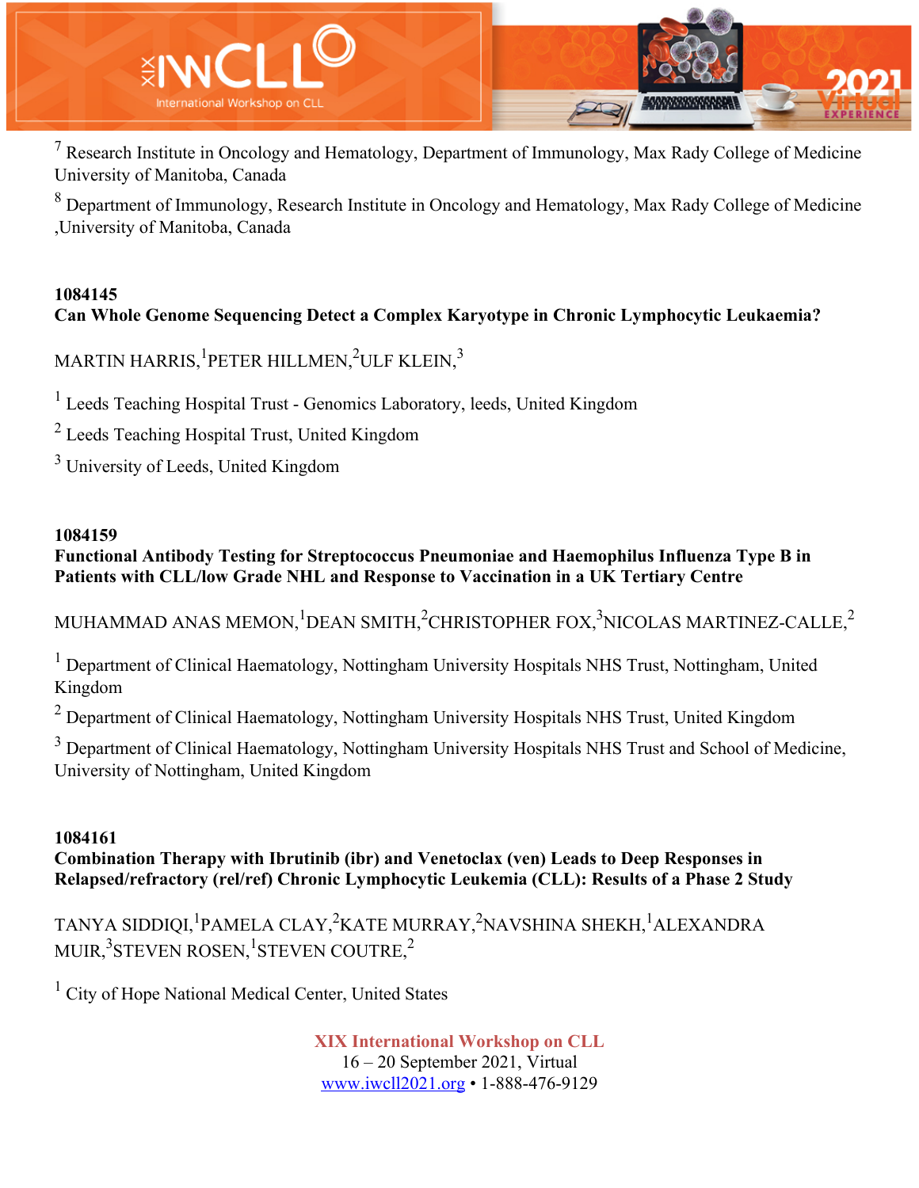[7] Research Institute in Oncology and Hematology, Department of Immunology, Max Rady College of Medicine University of Manitoba, Canada

[8] Department of Immunology, Research Institute in Oncology and Hematology, Max Rady College of Medicine ,University of Manitoba, Canada

**1084145**
**Can Whole Genome Sequencing Detect a Complex Karyotype in Chronic Lymphocytic Leukaemia?**

MARTIN HARRIS,[1] PETER HILLMEN,[2] ULF KLEIN,[3]

[1] Leeds Teaching Hospital Trust - Genomics Laboratory, leeds, United Kingdom

[2] Leeds Teaching Hospital Trust, United Kingdom

[3] University of Leeds, United Kingdom

**1084159**
**Functional Antibody Testing for Streptococcus Pneumoniae and Haemophilus Influenza Type B in Patients with CLL/low Grade NHL and Response to Vaccination in a UK Tertiary Centre**

MUHAMMAD ANAS MEMON,[1] DEAN SMITH,[2] CHRISTOPHER FOX,[3] NICOLAS MARTINEZ-CALLE,[2]

[1] Department of Clinical Haematology, Nottingham University Hospitals NHS Trust, Nottingham, United Kingdom

[2] Department of Clinical Haematology, Nottingham University Hospitals NHS Trust, United Kingdom

[3] Department of Clinical Haematology, Nottingham University Hospitals NHS Trust and School of Medicine, University of Nottingham, United Kingdom

**1084161**
**Combination Therapy with Ibrutinib (ibr) and Venetoclax (ven) Leads to Deep Responses in Relapsed/refractory (rel/ref) Chronic Lymphocytic Leukemia (CLL): Results of a Phase 2 Study**

TANYA SIDDIQI,[1] PAMELA CLAY,[2] KATE MURRAY,[2] NAVSHINA SHEKH,[1] ALEXANDRA MUIR,[3] STEVEN ROSEN,[1] STEVEN COUTRE,[2]

[1] City of Hope National Medical Center, United States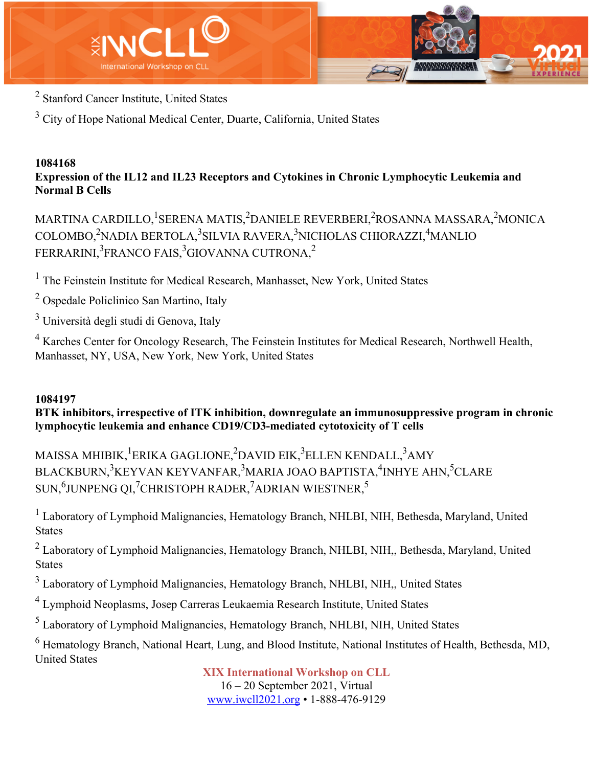[2] Stanford Cancer Institute, United States

[3] City of Hope National Medical Center, Duarte, California, United States

**1084168**

**Expression of the IL12 and IL23 Receptors and Cytokines in Chronic Lymphocytic Leukemia and Normal B Cells**

MARTINA CARDILLO,[1] SERENA MATIS,[2] DANIELE REVERBERI,[2] ROSANNA MASSARA,[2] MONICA COLOMBO,[2] NADIA BERTOLA,[3] SILVIA RAVERA,[3] NICHOLAS CHIORAZZI,[4] MANLIO FERRARINI,[3] FRANCO FAIS,[3] GIOVANNA CUTRONA,[2]

[1] The Feinstein Institute for Medical Research, Manhasset, New York, United States

[2] Ospedale Policlinico San Martino, Italy

[3] Università degli studi di Genova, Italy

[4] Karches Center for Oncology Research, The Feinstein Institutes for Medical Research, Northwell Health, Manhasset, NY, USA, New York, New York, United States

**1084197**

**BTK inhibitors, irrespective of ITK inhibition, downregulate an immunosuppressive program in chronic lymphocytic leukemia and enhance CD19/CD3-mediated cytotoxicity of T cells**

MAISSA MHIBIK,[1] ERIKA GAGLIONE,[2] DAVID EIK,[3] ELLEN KENDALL,[3] AMY BLACKBURN,[3] KEYVAN KEYVANFAR,[3] MARIA JOAO BAPTISTA,[4] INHYE AHN,[5] CLARE SUN,[6] JUNPENG QI,[7] CHRISTOPH RADER,[7] ADRIAN WIESTNER,[5]

[1] Laboratory of Lymphoid Malignancies, Hematology Branch, NHLBI, NIH, Bethesda, Maryland, United States

[2] Laboratory of Lymphoid Malignancies, Hematology Branch, NHLBI, NIH,, Bethesda, Maryland, United States

[3] Laboratory of Lymphoid Malignancies, Hematology Branch, NHLBI, NIH,, United States

[4] Lymphoid Neoplasms, Josep Carreras Leukaemia Research Institute, United States

[5] Laboratory of Lymphoid Malignancies, Hematology Branch, NHLBI, NIH, United States

[6] Hematology Branch, National Heart, Lung, and Blood Institute, National Institutes of Health, Bethesda, MD, United States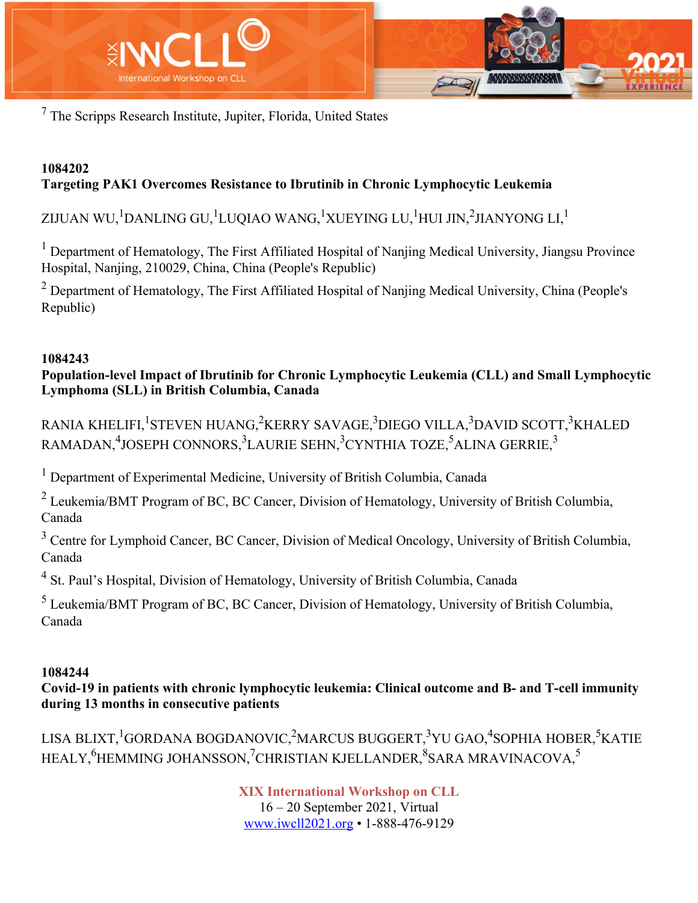[7] The Scripps Research Institute, Jupiter, Florida, United States

**1084202**
**Targeting PAK1 Overcomes Resistance to Ibrutinib in Chronic Lymphocytic Leukemia**

ZIJUAN WU,[1] DANLING GU,[1] LUQIAO WANG,[1] XUEYING LU,[1] HUI JIN,[2] JIANYONG LI,[1]

[1] Department of Hematology, The First Affiliated Hospital of Nanjing Medical University, Jiangsu Province Hospital, Nanjing, 210029, China, China (People's Republic)

[2] Department of Hematology, The First Affiliated Hospital of Nanjing Medical University, China (People's Republic)

**1084243**
**Population-level Impact of Ibrutinib for Chronic Lymphocytic Leukemia (CLL) and Small Lymphocytic Lymphoma (SLL) in British Columbia, Canada**

RANIA KHELIFI,[1] STEVEN HUANG,[2] KERRY SAVAGE,[3] DIEGO VILLA,[3] DAVID SCOTT,[3] KHALED RAMADAN,[4] JOSEPH CONNORS,[3] LAURIE SEHN,[3] CYNTHIA TOZE,[5] ALINA GERRIE,[3]

[1] Department of Experimental Medicine, University of British Columbia, Canada

[2] Leukemia/BMT Program of BC, BC Cancer, Division of Hematology, University of British Columbia, Canada

[3] Centre for Lymphoid Cancer, BC Cancer, Division of Medical Oncology, University of British Columbia, Canada

[4] St. Paul's Hospital, Division of Hematology, University of British Columbia, Canada

[5] Leukemia/BMT Program of BC, BC Cancer, Division of Hematology, University of British Columbia, Canada

**1084244**
**Covid-19 in patients with chronic lymphocytic leukemia: Clinical outcome and B- and T-cell immunity during 13 months in consecutive patients**

LISA BLIXT,[1] GORDANA BOGDANOVIC,[2] MARCUS BUGGERT,[3] YU GAO,[4] SOPHIA HOBER,[5] KATIE HEALY,[6] HEMMING JOHANSSON,[7] CHRISTIAN KJELLANDER,[8] SARA MRAVINACOVA,[5]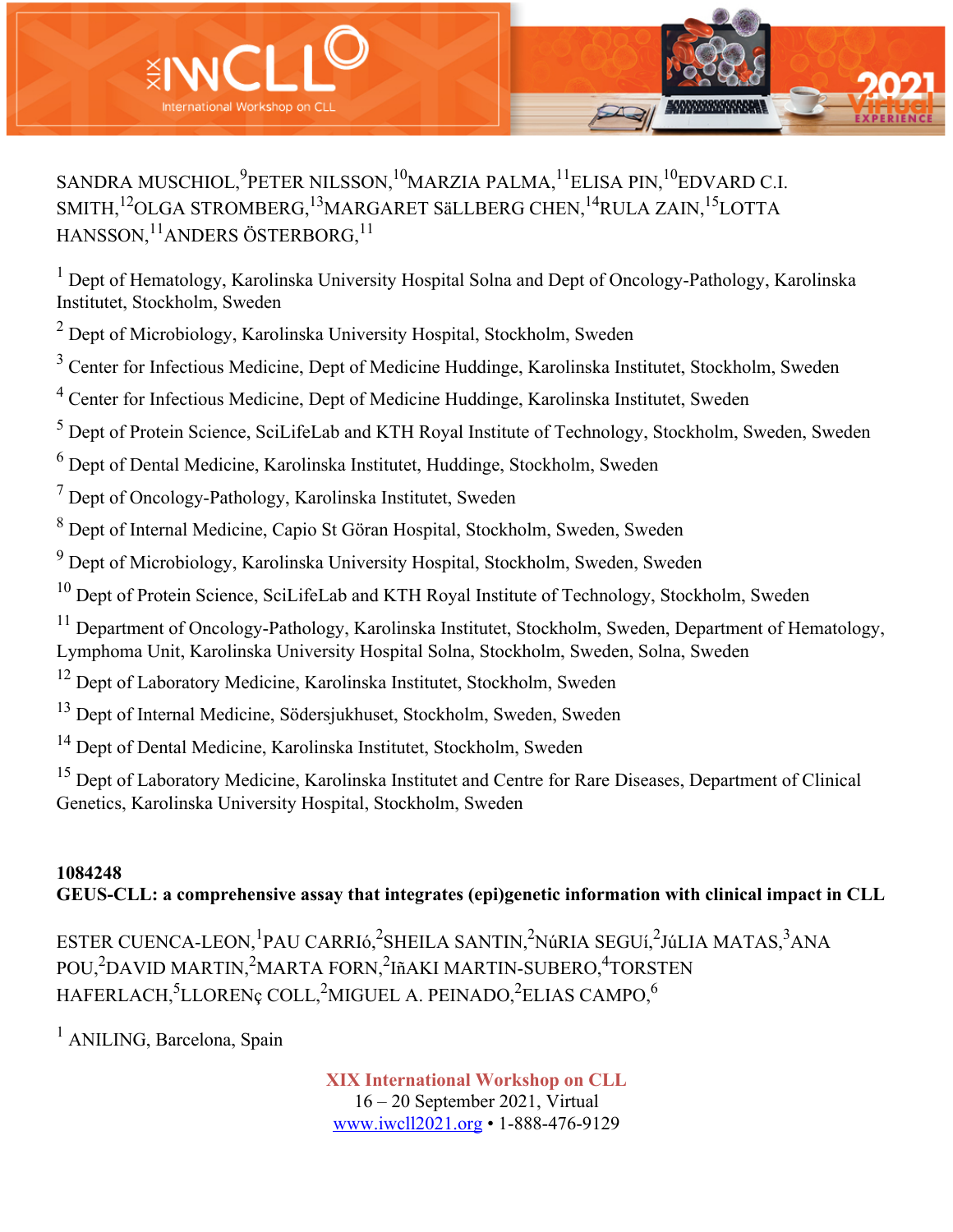SANDRA MUSCHIOL,[9]PETER NILSSON,[10]MARZIA PALMA,[11]ELISA PIN,[10]EDVARD C.I. SMITH,[12]OLGA STROMBERG,[13]MARGARET SäLLBERG CHEN,[14]RULA ZAIN,[15]LOTTA HANSSON,[11]ANDERS ÖSTERBORG,[11]

[1] Dept of Hematology, Karolinska University Hospital Solna and Dept of Oncology-Pathology, Karolinska Institutet, Stockholm, Sweden

[2] Dept of Microbiology, Karolinska University Hospital, Stockholm, Sweden

[3] Center for Infectious Medicine, Dept of Medicine Huddinge, Karolinska Institutet, Stockholm, Sweden

[4] Center for Infectious Medicine, Dept of Medicine Huddinge, Karolinska Institutet, Sweden

[5] Dept of Protein Science, SciLifeLab and KTH Royal Institute of Technology, Stockholm, Sweden, Sweden

[6] Dept of Dental Medicine, Karolinska Institutet, Huddinge, Stockholm, Sweden

[7] Dept of Oncology-Pathology, Karolinska Institutet, Sweden

[8] Dept of Internal Medicine, Capio St Göran Hospital, Stockholm, Sweden, Sweden

[9] Dept of Microbiology, Karolinska University Hospital, Stockholm, Sweden, Sweden

[10] Dept of Protein Science, SciLifeLab and KTH Royal Institute of Technology, Stockholm, Sweden

[11] Department of Oncology-Pathology, Karolinska Institutet, Stockholm, Sweden, Department of Hematology, Lymphoma Unit, Karolinska University Hospital Solna, Stockholm, Sweden, Solna, Sweden

[12] Dept of Laboratory Medicine, Karolinska Institutet, Stockholm, Sweden

[13] Dept of Internal Medicine, Södersjukhuset, Stockholm, Sweden, Sweden

[14] Dept of Dental Medicine, Karolinska Institutet, Stockholm, Sweden

[15] Dept of Laboratory Medicine, Karolinska Institutet and Centre for Rare Diseases, Department of Clinical Genetics, Karolinska University Hospital, Stockholm, Sweden

**1084248**

**GEUS-CLL: a comprehensive assay that integrates (epi)genetic information with clinical impact in CLL**

ESTER CUENCA-LEON,[1]PAU CARRIó,[2]SHEILA SANTIN,[2]NúRIA SEGUí,[2]JúLIA MATAS,[3]ANA POU,[2]DAVID MARTIN,[2]MARTA FORN,[2]IñAKI MARTIN-SUBERO,[4]TORSTEN HAFERLACH,[5]LLORENç COLL,[2]MIGUEL A. PEINADO,[2]ELIAS CAMPO,[6]

[1] ANILING, Barcelona, Spain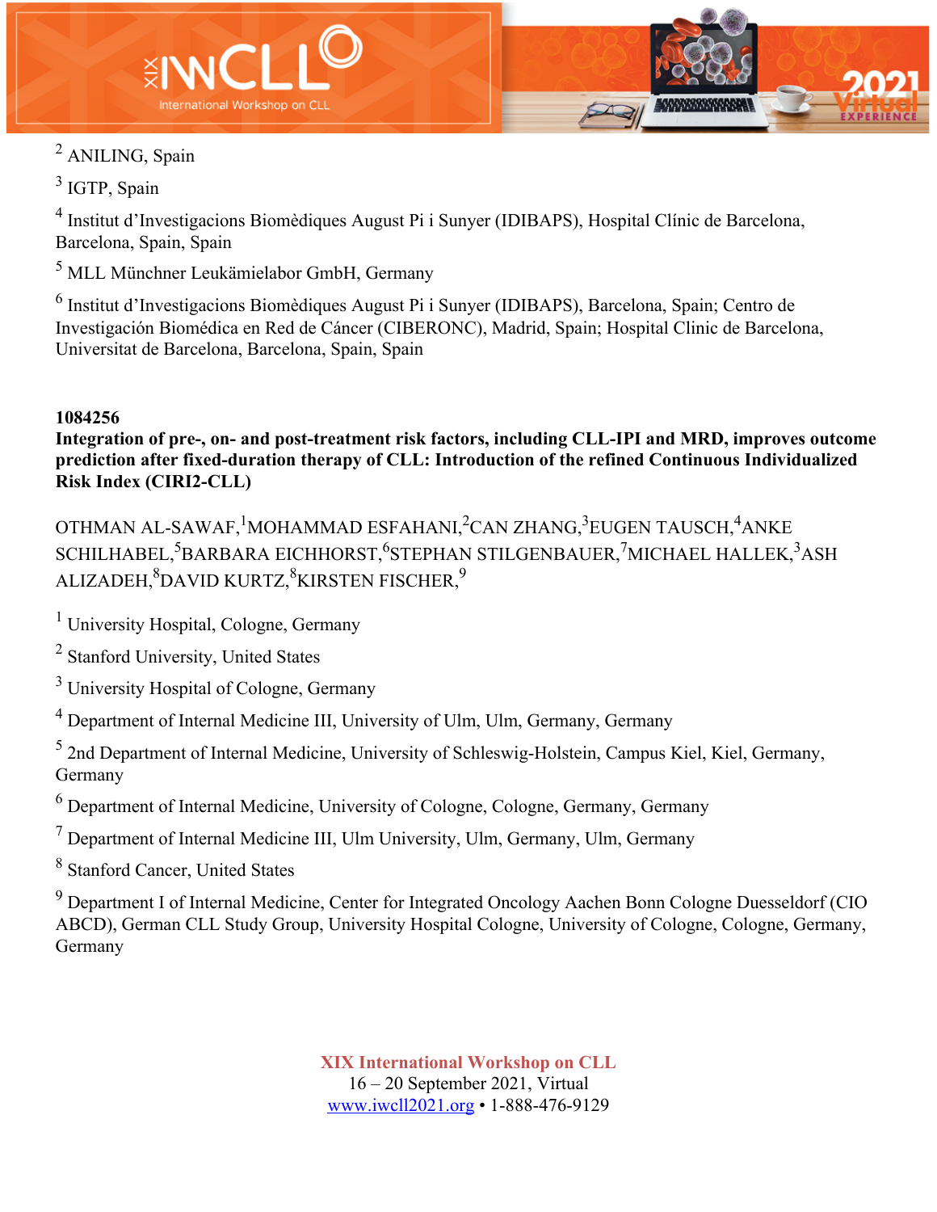[2] ANILING, Spain

[3] IGTP, Spain

[4] Institut d'Investigacions Biomèdiques August Pi i Sunyer (IDIBAPS), Hospital Clínic de Barcelona, Barcelona, Spain, Spain

[5] MLL Münchner Leukämielabor GmbH, Germany

[6] Institut d'Investigacions Biomèdiques August Pi i Sunyer (IDIBAPS), Barcelona, Spain; Centro de Investigación Biomédica en Red de Cáncer (CIBERONC), Madrid, Spain; Hospital Clinic de Barcelona, Universitat de Barcelona, Barcelona, Spain, Spain

**1084256**

**Integration of pre-, on- and post-treatment risk factors, including CLL-IPI and MRD, improves outcome prediction after fixed-duration therapy of CLL: Introduction of the refined Continuous Individualized Risk Index (CIRI2-CLL)**

OTHMAN AL-SAWAF,[1] MOHAMMAD ESFAHANI,[2] CAN ZHANG,[3] EUGEN TAUSCH,[4] ANKE SCHILHABEL,[5] BARBARA EICHHORST,[6] STEPHAN STILGENBAUER,[7] MICHAEL HALLEK,[3] ASH ALIZADEH,[8] DAVID KURTZ,[8] KIRSTEN FISCHER,[9]

[1] University Hospital, Cologne, Germany

[2] Stanford University, United States

[3] University Hospital of Cologne, Germany

[4] Department of Internal Medicine III, University of Ulm, Ulm, Germany, Germany

[5] 2nd Department of Internal Medicine, University of Schleswig-Holstein, Campus Kiel, Kiel, Germany, Germany

[6] Department of Internal Medicine, University of Cologne, Cologne, Germany, Germany

[7] Department of Internal Medicine III, Ulm University, Ulm, Germany, Ulm, Germany

[8] Stanford Cancer, United States

[9] Department I of Internal Medicine, Center for Integrated Oncology Aachen Bonn Cologne Duesseldorf (CIO ABCD), German CLL Study Group, University Hospital Cologne, University of Cologne, Cologne, Germany, Germany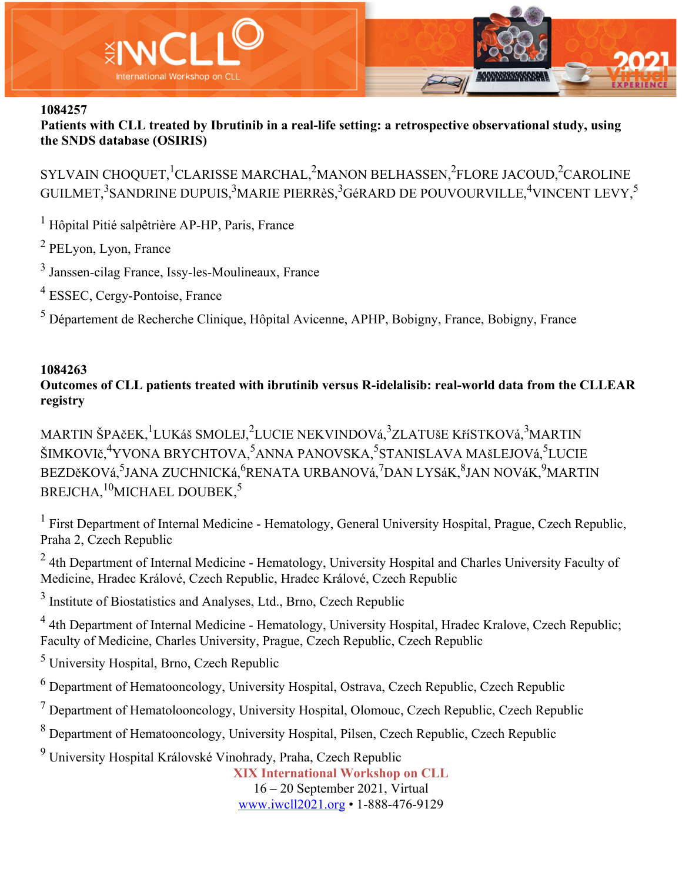1084257

**Patients with CLL treated by Ibrutinib in a real-life setting: a retrospective observational study, using the SNDS database (OSIRIS)**

SYLVAIN CHOQUET,[1] CLARISSE MARCHAL,[2] MANON BELHASSEN,[2] FLORE JACOUD,[2] CAROLINE GUILMET,[3] SANDRINE DUPUIS,[3] MARIE PIERRèS,[3] GéRARD DE POUVOURVILLE,[4] VINCENT LEVY,[5]

[1] Hôpital Pitié salpêtrière AP-HP, Paris, France

[2] PELyon, Lyon, France

[3] Janssen-cilag France, Issy-les-Moulineaux, France

[4] ESSEC, Cergy-Pontoise, France

[5] Département de Recherche Clinique, Hôpital Avicenne, APHP, Bobigny, France, Bobigny, France

1084263

**Outcomes of CLL patients treated with ibrutinib versus R-idelalisib: real-world data from the CLLEAR registry**

MARTIN ŠPAčEK,[1] LUKáš SMOLEJ,[2] LUCIE NEKVINDOVá,[3] ZLATUšE KříSTKOVá,[3] MARTIN ŠIMKOVIč,[4] YVONA BRYCHTOVA,[5] ANNA PANOVSKA,[5] STANISLAVA MAšLEJOVá,[5] LUCIE BEZDěKOVá,[5] JANA ZUCHNICKá,[6] RENATA URBANOVá,[7] DAN LYSáK,[8] JAN NOVáK,[9] MARTIN BREJCHA,[10] MICHAEL DOUBEK,[5]

[1] First Department of Internal Medicine - Hematology, General University Hospital, Prague, Czech Republic, Praha 2, Czech Republic

[2] 4th Department of Internal Medicine - Hematology, University Hospital and Charles University Faculty of Medicine, Hradec Králové, Czech Republic, Hradec Králové, Czech Republic

[3] Institute of Biostatistics and Analyses, Ltd., Brno, Czech Republic

[4] 4th Department of Internal Medicine - Hematology, University Hospital, Hradec Kralove, Czech Republic; Faculty of Medicine, Charles University, Prague, Czech Republic, Czech Republic

[5] University Hospital, Brno, Czech Republic

[6] Department of Hematooncology, University Hospital, Ostrava, Czech Republic, Czech Republic

[7] Department of Hematolooncology, University Hospital, Olomouc, Czech Republic, Czech Republic

[8] Department of Hematooncology, University Hospital, Pilsen, Czech Republic, Czech Republic

[9] University Hospital Královské Vinohrady, Praha, Czech Republic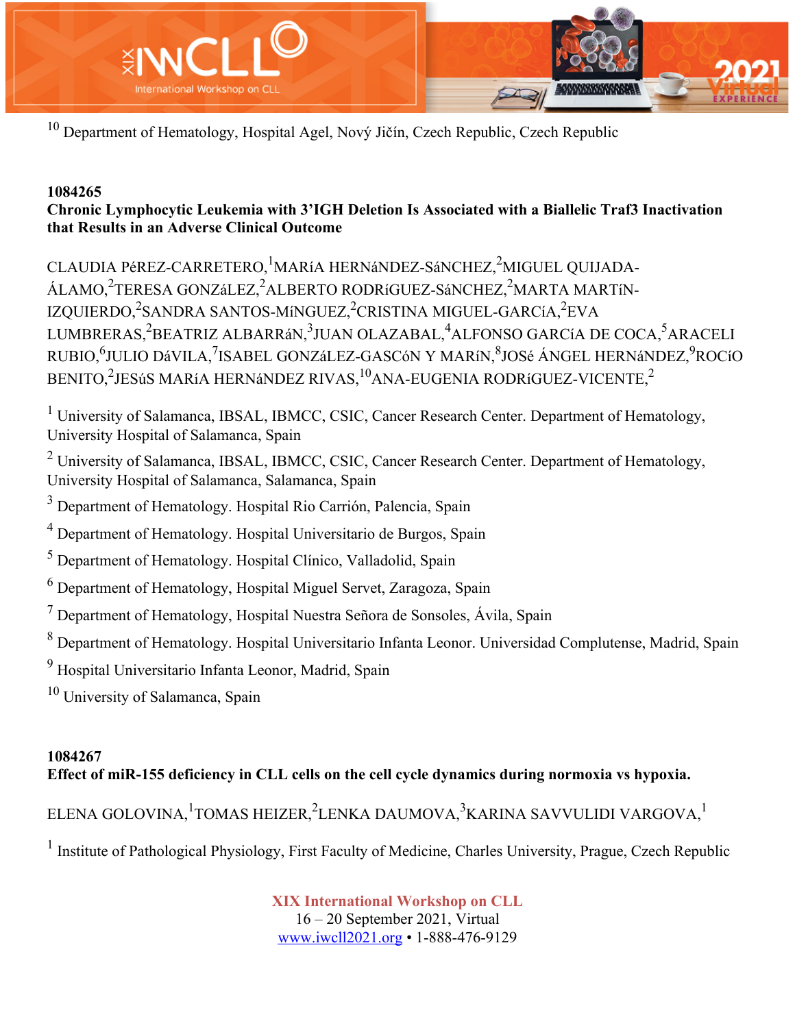[10] Department of Hematology, Hospital Agel, Nový Jičín, Czech Republic, Czech Republic

**1084265**

**Chronic Lymphocytic Leukemia with 3'IGH Deletion Is Associated with a Biallelic Traf3 Inactivation that Results in an Adverse Clinical Outcome**

CLAUDIA PéREZ-CARRETERO,[1] MARíA HERNáNDEZ-SáNCHEZ,[2] MIGUEL QUIJADA-ÁLAMO,[2] TERESA GONZáLEZ,[2] ALBERTO RODRíGUEZ-SáNCHEZ,[2] MARTA MARTíN-IZQUIERDO,[2] SANDRA SANTOS-MíNGUEZ,[2] CRISTINA MIGUEL-GARCíA,[2] EVA LUMBRERAS,[2] BEATRIZ ALBARRáN,[3] JUAN OLAZABAL,[4] ALFONSO GARCíA DE COCA,[5] ARACELI RUBIO,[6] JULIO DáVILA,[7] ISABEL GONZáLEZ-GASCóN Y MARíN,[8] JOSé ÁNGEL HERNáNDEZ,[9] ROCíO BENITO,[2] JESúS MARíA HERNáNDEZ RIVAS,[10] ANA-EUGENIA RODRíGUEZ-VICENTE,[2]

[1] University of Salamanca, IBSAL, IBMCC, CSIC, Cancer Research Center. Department of Hematology, University Hospital of Salamanca, Spain

[2] University of Salamanca, IBSAL, IBMCC, CSIC, Cancer Research Center. Department of Hematology, University Hospital of Salamanca, Salamanca, Spain

[3] Department of Hematology. Hospital Rio Carrión, Palencia, Spain

[4] Department of Hematology. Hospital Universitario de Burgos, Spain

[5] Department of Hematology. Hospital Clínico, Valladolid, Spain

[6] Department of Hematology, Hospital Miguel Servet, Zaragoza, Spain

[7] Department of Hematology, Hospital Nuestra Señora de Sonsoles, Ávila, Spain

[8] Department of Hematology. Hospital Universitario Infanta Leonor. Universidad Complutense, Madrid, Spain

[9] Hospital Universitario Infanta Leonor, Madrid, Spain

[10] University of Salamanca, Spain

**1084267**

**Effect of miR-155 deficiency in CLL cells on the cell cycle dynamics during normoxia vs hypoxia.**

ELENA GOLOVINA,[1] TOMAS HEIZER,[2] LENKA DAUMOVA,[3] KARINA SAVVULIDI VARGOVA,[1]

[1] Institute of Pathological Physiology, First Faculty of Medicine, Charles University, Prague, Czech Republic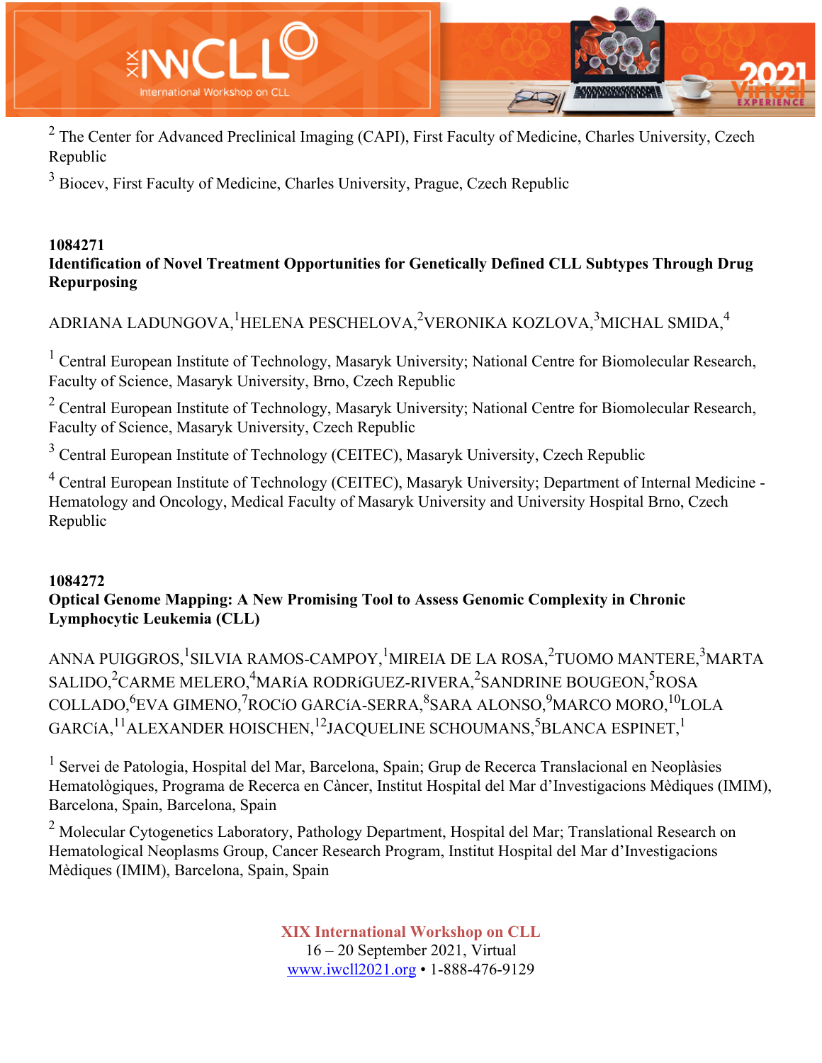[2] The Center for Advanced Preclinical Imaging (CAPI), First Faculty of Medicine, Charles University, Czech Republic

[3] Biocev, First Faculty of Medicine, Charles University, Prague, Czech Republic

**1084271**

**Identification of Novel Treatment Opportunities for Genetically Defined CLL Subtypes Through Drug Repurposing**

ADRIANA LADUNGOVA,[1]HELENA PESCHELOVA,[2]VERONIKA KOZLOVA,[3]MICHAL SMIDA,[4]

[1] Central European Institute of Technology, Masaryk University; National Centre for Biomolecular Research, Faculty of Science, Masaryk University, Brno, Czech Republic

[2] Central European Institute of Technology, Masaryk University; National Centre for Biomolecular Research, Faculty of Science, Masaryk University, Czech Republic

[3] Central European Institute of Technology (CEITEC), Masaryk University, Czech Republic

[4] Central European Institute of Technology (CEITEC), Masaryk University; Department of Internal Medicine - Hematology and Oncology, Medical Faculty of Masaryk University and University Hospital Brno, Czech Republic

**1084272**

**Optical Genome Mapping: A New Promising Tool to Assess Genomic Complexity in Chronic Lymphocytic Leukemia (CLL)**

ANNA PUIGGROS,[1]SILVIA RAMOS-CAMPOY,[1]MIREIA DE LA ROSA,[2]TUOMO MANTERE,[3]MARTA SALIDO,[2]CARME MELERO,[4]MARíA RODRíGUEZ-RIVERA,[2]SANDRINE BOUGEON,[5]ROSA COLLADO,[6]EVA GIMENO,[7]ROCíO GARCíA-SERRA,[8]SARA ALONSO,[9]MARCO MORO,[10]LOLA GARCíA,[11]ALEXANDER HOISCHEN,[12]JACQUELINE SCHOUMANS,[5]BLANCA ESPINET,[1]

[1] Servei de Patologia, Hospital del Mar, Barcelona, Spain; Grup de Recerca Translacional en Neoplàsies Hematològiques, Programa de Recerca en Càncer, Institut Hospital del Mar d'Investigacions Mèdiques (IMIM), Barcelona, Spain, Barcelona, Spain

[2] Molecular Cytogenetics Laboratory, Pathology Department, Hospital del Mar; Translational Research on Hematological Neoplasms Group, Cancer Research Program, Institut Hospital del Mar d'Investigacions Mèdiques (IMIM), Barcelona, Spain, Spain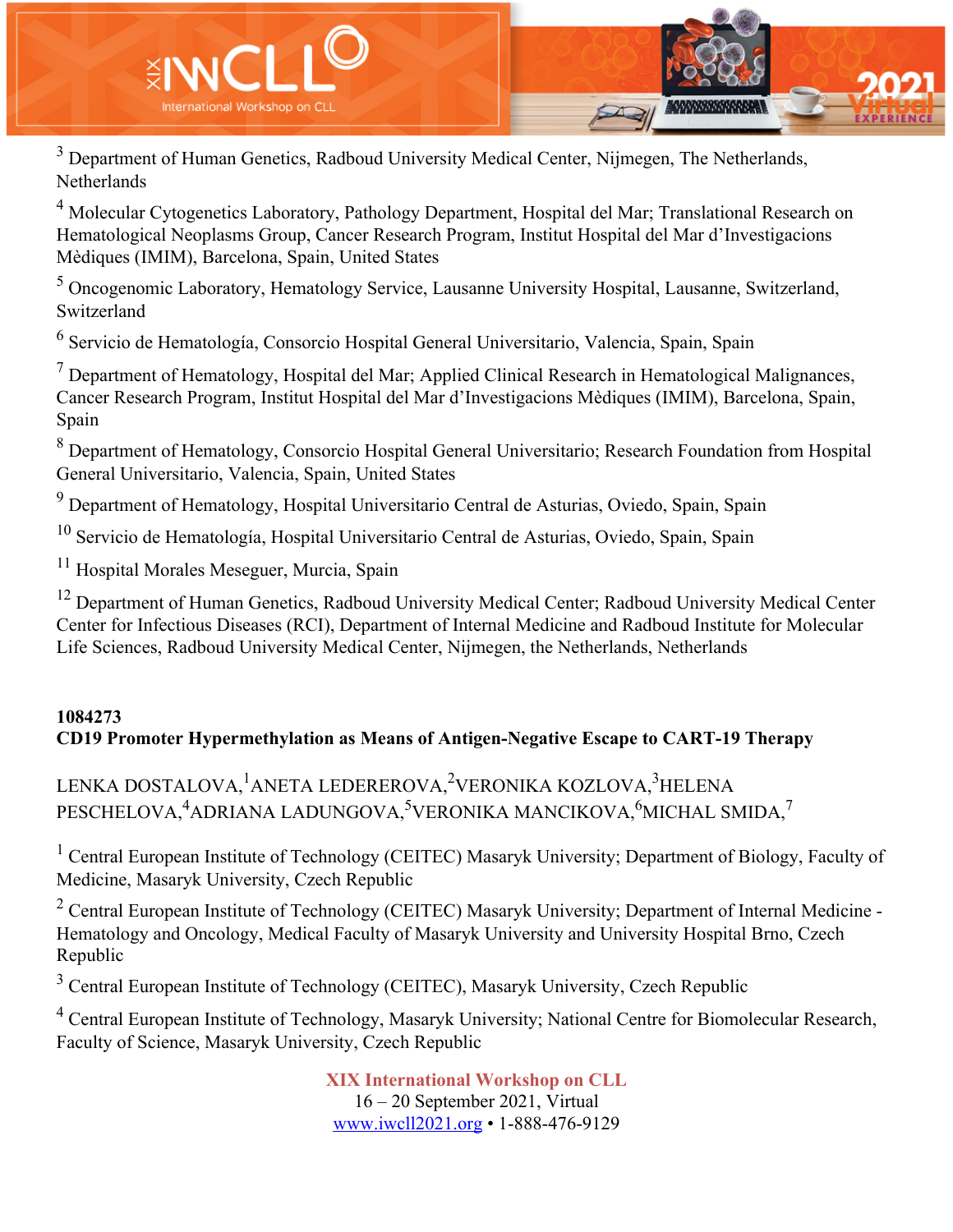[3] Department of Human Genetics, Radboud University Medical Center, Nijmegen, The Netherlands, Netherlands

[4] Molecular Cytogenetics Laboratory, Pathology Department, Hospital del Mar; Translational Research on Hematological Neoplasms Group, Cancer Research Program, Institut Hospital del Mar d'Investigacions Mèdiques (IMIM), Barcelona, Spain, United States

[5] Oncogenomic Laboratory, Hematology Service, Lausanne University Hospital, Lausanne, Switzerland, Switzerland

[6] Servicio de Hematología, Consorcio Hospital General Universitario, Valencia, Spain, Spain

[7] Department of Hematology, Hospital del Mar; Applied Clinical Research in Hematological Malignances, Cancer Research Program, Institut Hospital del Mar d'Investigacions Mèdiques (IMIM), Barcelona, Spain, Spain

[8] Department of Hematology, Consorcio Hospital General Universitario; Research Foundation from Hospital General Universitario, Valencia, Spain, United States

[9] Department of Hematology, Hospital Universitario Central de Asturias, Oviedo, Spain, Spain

[10] Servicio de Hematología, Hospital Universitario Central de Asturias, Oviedo, Spain, Spain

[11] Hospital Morales Meseguer, Murcia, Spain

[12] Department of Human Genetics, Radboud University Medical Center; Radboud University Medical Center Center for Infectious Diseases (RCI), Department of Internal Medicine and Radboud Institute for Molecular Life Sciences, Radboud University Medical Center, Nijmegen, the Netherlands, Netherlands

**1084273**
**CD19 Promoter Hypermethylation as Means of Antigen-Negative Escape to CART-19 Therapy**

LENKA DOSTALOVA,[1]ANETA LEDEREROVA,[2]VERONIKA KOZLOVA,[3]HELENA PESCHELOVA,[4]ADRIANA LADUNGOVA,[5]VERONIKA MANCIKOVA,[6]MICHAL SMIDA,[7]

[1] Central European Institute of Technology (CEITEC) Masaryk University; Department of Biology, Faculty of Medicine, Masaryk University, Czech Republic

[2] Central European Institute of Technology (CEITEC) Masaryk University; Department of Internal Medicine - Hematology and Oncology, Medical Faculty of Masaryk University and University Hospital Brno, Czech Republic

[3] Central European Institute of Technology (CEITEC), Masaryk University, Czech Republic

[4] Central European Institute of Technology, Masaryk University; National Centre for Biomolecular Research, Faculty of Science, Masaryk University, Czech Republic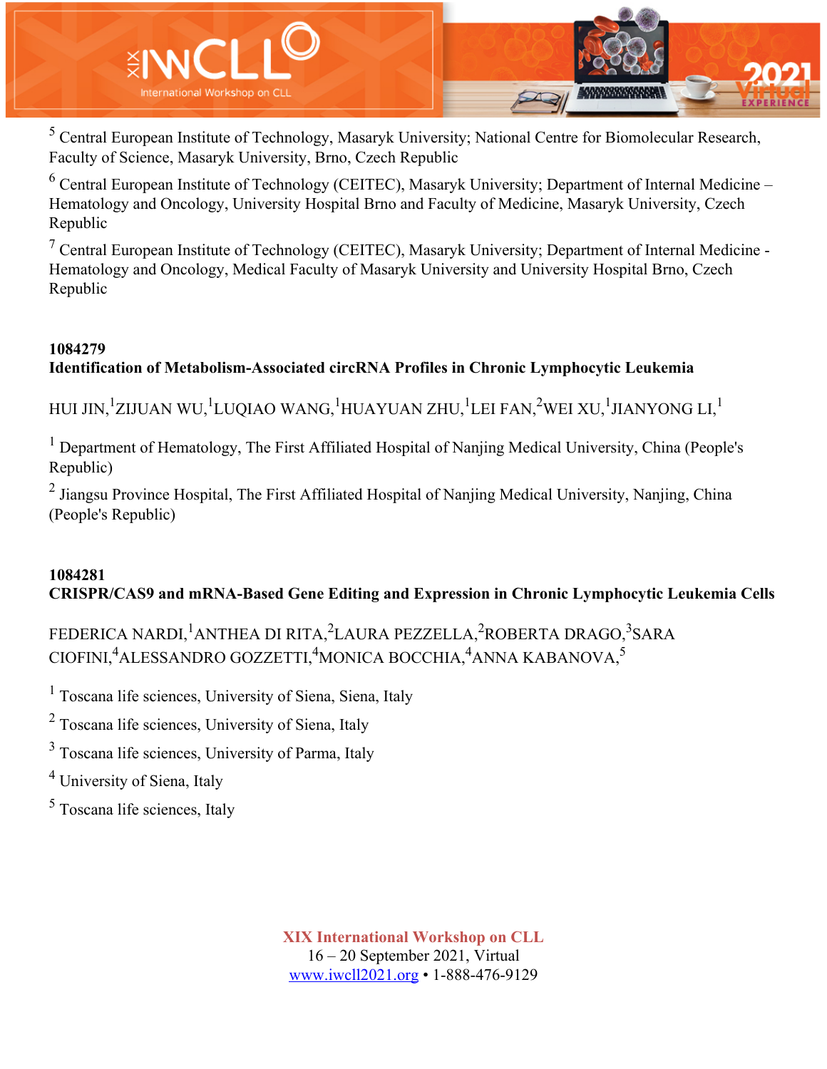[5] Central European Institute of Technology, Masaryk University; National Centre for Biomolecular Research, Faculty of Science, Masaryk University, Brno, Czech Republic

[6] Central European Institute of Technology (CEITEC), Masaryk University; Department of Internal Medicine – Hematology and Oncology, University Hospital Brno and Faculty of Medicine, Masaryk University, Czech Republic

[7] Central European Institute of Technology (CEITEC), Masaryk University; Department of Internal Medicine - Hematology and Oncology, Medical Faculty of Masaryk University and University Hospital Brno, Czech Republic

**1084279**

**Identification of Metabolism-Associated circRNA Profiles in Chronic Lymphocytic Leukemia**

HUI JIN,[1] ZIJUAN WU,[1] LUQIAO WANG,[1] HUAYUAN ZHU,[1] LEI FAN,[2] WEI XU,[1] JIANYONG LI,[1]

[1] Department of Hematology, The First Affiliated Hospital of Nanjing Medical University, China (People's Republic)

[2] Jiangsu Province Hospital, The First Affiliated Hospital of Nanjing Medical University, Nanjing, China (People's Republic)

**1084281**

**CRISPR/CAS9 and mRNA-Based Gene Editing and Expression in Chronic Lymphocytic Leukemia Cells**

FEDERICA NARDI,[1] ANTHEA DI RITA,[2] LAURA PEZZELLA,[2] ROBERTA DRAGO,[3] SARA CIOFINI,[4] ALESSANDRO GOZZETTI,[4] MONICA BOCCHIA,[4] ANNA KABANOVA,[5]

[1] Toscana life sciences, University of Siena, Siena, Italy

[2] Toscana life sciences, University of Siena, Italy

[3] Toscana life sciences, University of Parma, Italy

[4] University of Siena, Italy

[5] Toscana life sciences, Italy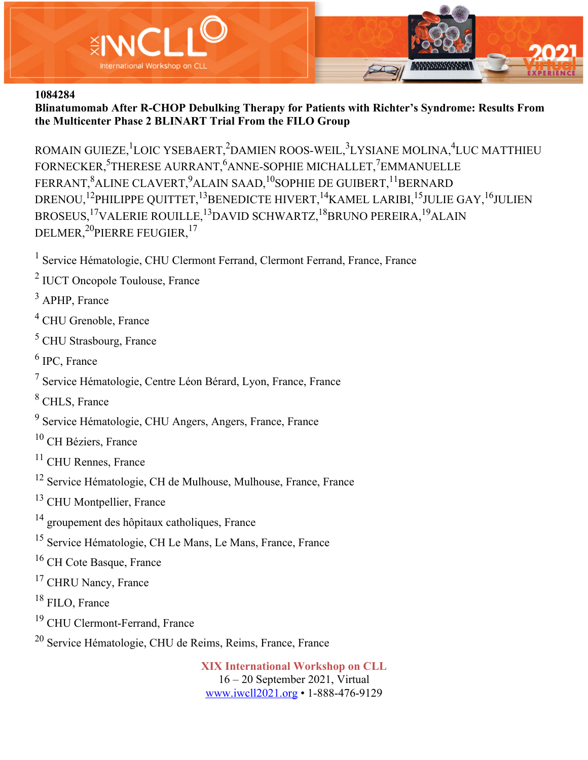1084284

**Blinatumomab After R-CHOP Debulking Therapy for Patients with Richter's Syndrome: Results From the Multicenter Phase 2 BLINART Trial From the FILO Group**

ROMAIN GUIEZE,[1] LOIC YSEBAERT,[2] DAMIEN ROOS-WEIL,[3] LYSIANE MOLINA,[4] LUC MATTHIEU FORNECKER,[5] THERESE AURRANT,[6] ANNE-SOPHIE MICHALLET,[7] EMMANUELLE FERRANT,[8] ALINE CLAVERT,[9] ALAIN SAAD,[10] SOPHIE DE GUIBERT,[11] BERNARD DRENOU,[12] PHILIPPE QUITTET,[13] BENEDICTE HIVERT,[14] KAMEL LARIBI,[15] JULIE GAY,[16] JULIEN BROSEUS,[17] VALERIE ROUILLE,[13] DAVID SCHWARTZ,[18] BRUNO PEREIRA,[19] ALAIN DELMER,[20] PIERRE FEUGIER,[17]

[1] Service Hématologie, CHU Clermont Ferrand, Clermont Ferrand, France, France

[2] IUCT Oncopole Toulouse, France

[3] APHP, France

[4] CHU Grenoble, France

[5] CHU Strasbourg, France

[6] IPC, France

[7] Service Hématologie, Centre Léon Bérard, Lyon, France, France

[8] CHLS, France

[9] Service Hématologie, CHU Angers, Angers, France, France

[10] CH Béziers, France

[11] CHU Rennes, France

[12] Service Hématologie, CH de Mulhouse, Mulhouse, France, France

[13] CHU Montpellier, France

[14] groupement des hôpitaux catholiques, France

[15] Service Hématologie, CH Le Mans, Le Mans, France, France

[16] CH Cote Basque, France

[17] CHRU Nancy, France

[18] FILO, France

[19] CHU Clermont-Ferrand, France

[20] Service Hématologie, CHU de Reims, Reims, France, France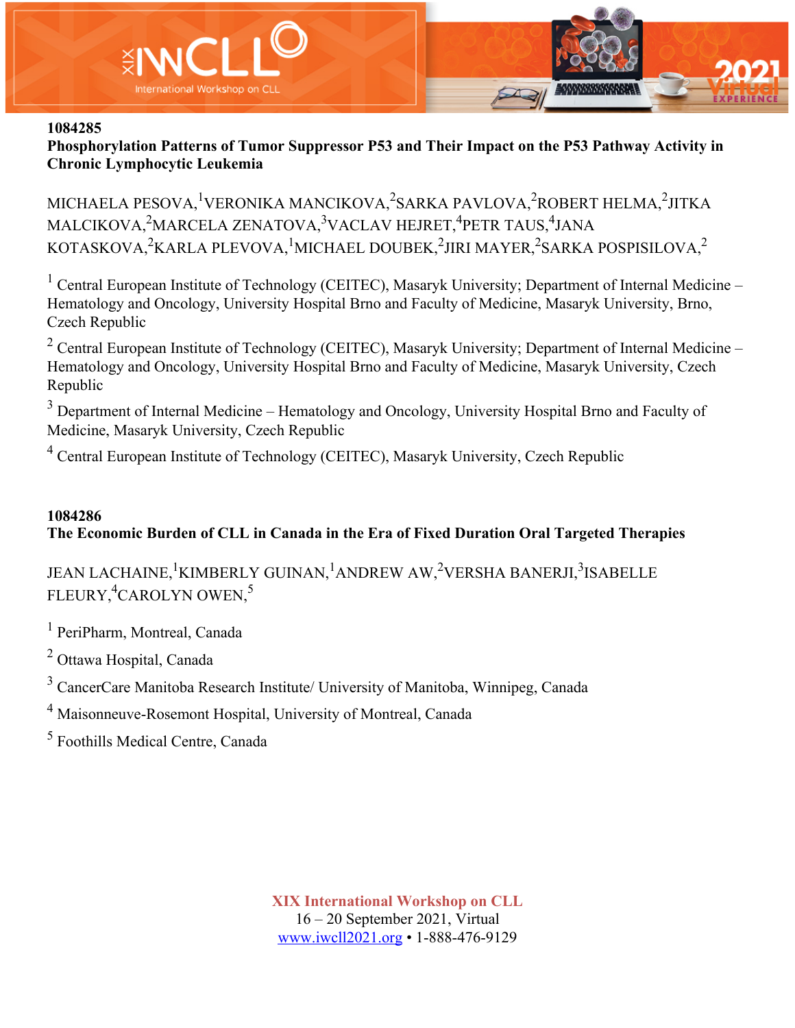**1084285**

**Phosphorylation Patterns of Tumor Suppressor P53 and Their Impact on the P53 Pathway Activity in Chronic Lymphocytic Leukemia**

MICHAELA PESOVA,[1] VERONIKA MANCIKOVA,[2] SARKA PAVLOVA,[2] ROBERT HELMA,[2] JITKA MALCIKOVA,[2] MARCELA ZENATOVA,[3] VACLAV HEJRET,[4] PETR TAUS,[4] JANA KOTASKOVA,[2] KARLA PLEVOVA,[1] MICHAEL DOUBEK,[2] JIRI MAYER,[2] SARKA POSPISILOVA,[2]

[1] Central European Institute of Technology (CEITEC), Masaryk University; Department of Internal Medicine – Hematology and Oncology, University Hospital Brno and Faculty of Medicine, Masaryk University, Brno, Czech Republic

[2] Central European Institute of Technology (CEITEC), Masaryk University; Department of Internal Medicine – Hematology and Oncology, University Hospital Brno and Faculty of Medicine, Masaryk University, Czech Republic

[3] Department of Internal Medicine – Hematology and Oncology, University Hospital Brno and Faculty of Medicine, Masaryk University, Czech Republic

[4] Central European Institute of Technology (CEITEC), Masaryk University, Czech Republic

**1084286**

**The Economic Burden of CLL in Canada in the Era of Fixed Duration Oral Targeted Therapies**

JEAN LACHAINE,[1] KIMBERLY GUINAN,[1] ANDREW AW,[2] VERSHA BANERJI,[3] ISABELLE FLEURY,[4] CAROLYN OWEN,[5]

[1] PeriPharm, Montreal, Canada

[2] Ottawa Hospital, Canada

[3] CancerCare Manitoba Research Institute/ University of Manitoba, Winnipeg, Canada

[4] Maisonneuve-Rosemont Hospital, University of Montreal, Canada

[5] Foothills Medical Centre, Canada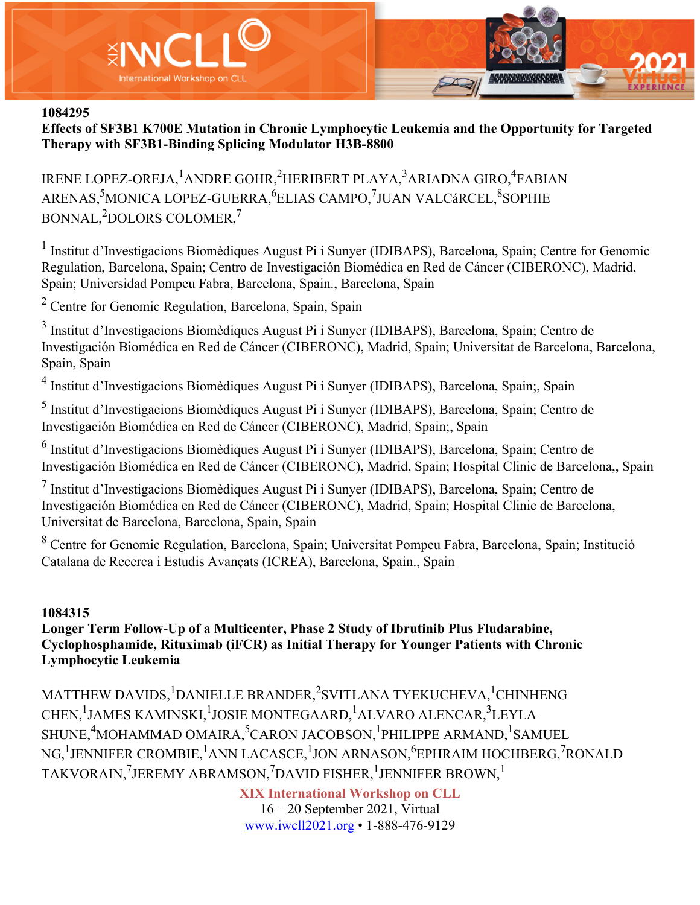**1084295**

**Effects of SF3B1 K700E Mutation in Chronic Lymphocytic Leukemia and the Opportunity for Targeted Therapy with SF3B1-Binding Splicing Modulator H3B-8800**

IRENE LOPEZ-OREJA,[1] ANDRE GOHR,[2] HERIBERT PLAYA,[3] ARIADNA GIRO,[4] FABIAN ARENAS,[5] MONICA LOPEZ-GUERRA,[6] ELIAS CAMPO,[7] JUAN VALCáRCEL,[8] SOPHIE BONNAL,[2] DOLORS COLOMER,[7]

[1] Institut d'Investigacions Biomèdiques August Pi i Sunyer (IDIBAPS), Barcelona, Spain; Centre for Genomic Regulation, Barcelona, Spain; Centro de Investigación Biomédica en Red de Cáncer (CIBERONC), Madrid, Spain; Universidad Pompeu Fabra, Barcelona, Spain., Barcelona, Spain

[2] Centre for Genomic Regulation, Barcelona, Spain, Spain

[3] Institut d'Investigacions Biomèdiques August Pi i Sunyer (IDIBAPS), Barcelona, Spain; Centro de Investigación Biomédica en Red de Cáncer (CIBERONC), Madrid, Spain; Universitat de Barcelona, Barcelona, Spain, Spain

[4] Institut d'Investigacions Biomèdiques August Pi i Sunyer (IDIBAPS), Barcelona, Spain;, Spain

[5] Institut d'Investigacions Biomèdiques August Pi i Sunyer (IDIBAPS), Barcelona, Spain; Centro de Investigación Biomédica en Red de Cáncer (CIBERONC), Madrid, Spain;, Spain

[6] Institut d'Investigacions Biomèdiques August Pi i Sunyer (IDIBAPS), Barcelona, Spain; Centro de Investigación Biomédica en Red de Cáncer (CIBERONC), Madrid, Spain; Hospital Clinic de Barcelona,, Spain

[7] Institut d'Investigacions Biomèdiques August Pi i Sunyer (IDIBAPS), Barcelona, Spain; Centro de Investigación Biomédica en Red de Cáncer (CIBERONC), Madrid, Spain; Hospital Clinic de Barcelona, Universitat de Barcelona, Barcelona, Spain, Spain

[8] Centre for Genomic Regulation, Barcelona, Spain; Universitat Pompeu Fabra, Barcelona, Spain; Institució Catalana de Recerca i Estudis Avançats (ICREA), Barcelona, Spain., Spain

**1084315**

**Longer Term Follow-Up of a Multicenter, Phase 2 Study of Ibrutinib Plus Fludarabine, Cyclophosphamide, Rituximab (iFCR) as Initial Therapy for Younger Patients with Chronic Lymphocytic Leukemia**

MATTHEW DAVIDS,[1] DANIELLE BRANDER,[2] SVITLANA TYEKUCHEVA,[1] CHINHENG CHEN,[1] JAMES KAMINSKI,[1] JOSIE MONTEGAARD,[1] ALVARO ALENCAR,[3] LEYLA SHUNE,[4] MOHAMMAD OMAIRA,[5] CARON JACOBSON,[1] PHILIPPE ARMAND,[1] SAMUEL NG,[1] JENNIFER CROMBIE,[1] ANN LACASCE,[1] JON ARNASON,[6] EPHRAIM HOCHBERG,[7] RONALD TAKVORAIN,[7] JEREMY ABRAMSON,[7] DAVID FISHER,[1] JENNIFER BROWN,[1]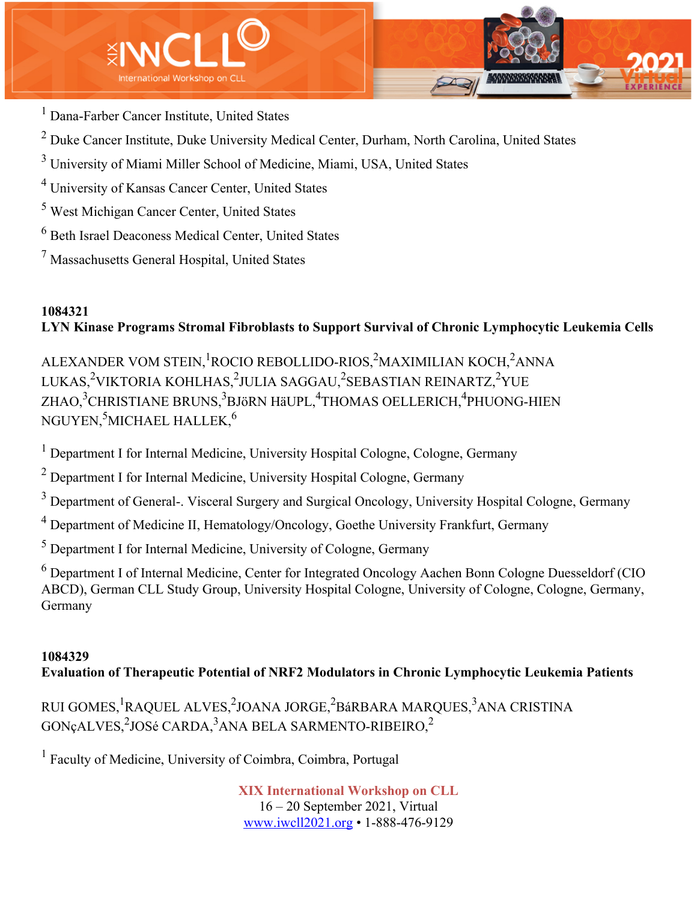[1] Dana-Farber Cancer Institute, United States

[2] Duke Cancer Institute, Duke University Medical Center, Durham, North Carolina, United States

[3] University of Miami Miller School of Medicine, Miami, USA, United States

[4] University of Kansas Cancer Center, United States

[5] West Michigan Cancer Center, United States

[6] Beth Israel Deaconess Medical Center, United States

[7] Massachusetts General Hospital, United States

**1084321**
**LYN Kinase Programs Stromal Fibroblasts to Support Survival of Chronic Lymphocytic Leukemia Cells**

ALEXANDER VOM STEIN,[1] ROCIO REBOLLIDO-RIOS,[2] MAXIMILIAN KOCH,[2] ANNA LUKAS,[2] VIKTORIA KOHLHAS,[2] JULIA SAGGAU,[2] SEBASTIAN REINARTZ,[2] YUE ZHAO,[3] CHRISTIANE BRUNS,[3] BJöRN HäUPL,[4] THOMAS OELLERICH,[4] PHUONG-HIEN NGUYEN,[5] MICHAEL HALLEK,[6]

[1] Department I for Internal Medicine, University Hospital Cologne, Cologne, Germany

[2] Department I for Internal Medicine, University Hospital Cologne, Germany

[3] Department of General-. Visceral Surgery and Surgical Oncology, University Hospital Cologne, Germany

[4] Department of Medicine II, Hematology/Oncology, Goethe University Frankfurt, Germany

[5] Department I for Internal Medicine, University of Cologne, Germany

[6] Department I of Internal Medicine, Center for Integrated Oncology Aachen Bonn Cologne Duesseldorf (CIO ABCD), German CLL Study Group, University Hospital Cologne, University of Cologne, Cologne, Germany, Germany

**1084329**
**Evaluation of Therapeutic Potential of NRF2 Modulators in Chronic Lymphocytic Leukemia Patients**

RUI GOMES,[1] RAQUEL ALVES,[2] JOANA JORGE,[2] BáRBARA MARQUES,[3] ANA CRISTINA GONçALVES,[2] JOSé CARDA,[3] ANA BELA SARMENTO-RIBEIRO,[2]

[1] Faculty of Medicine, University of Coimbra, Coimbra, Portugal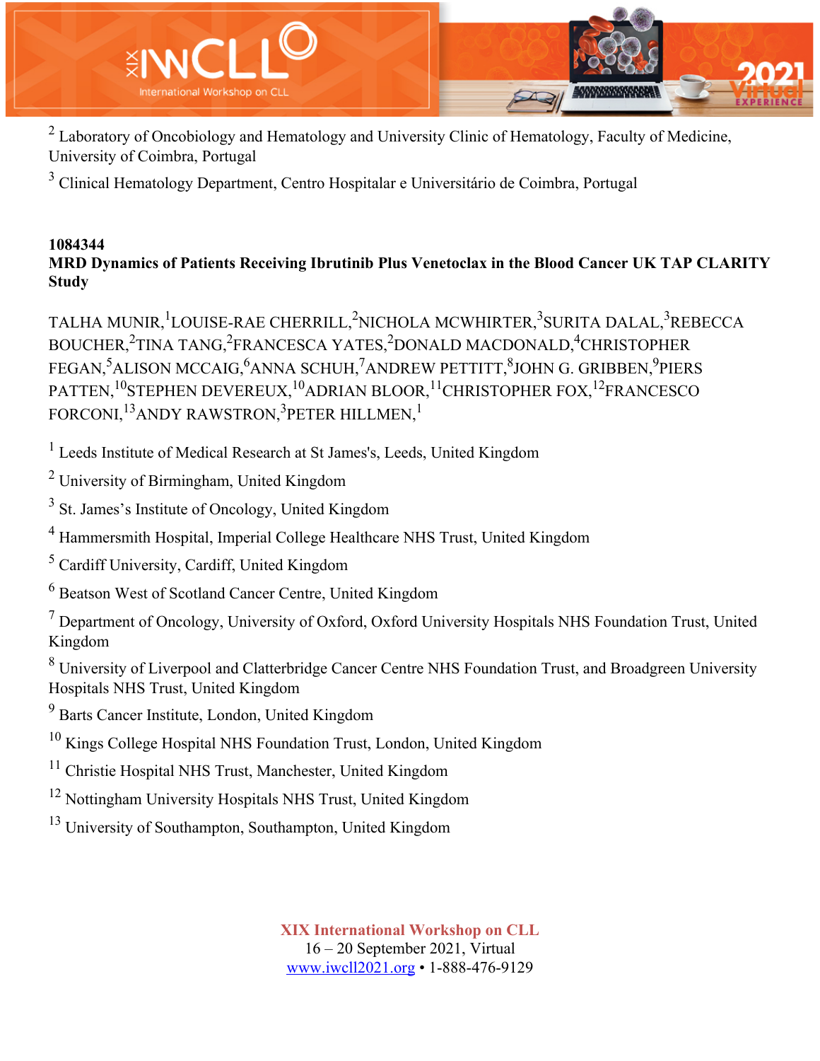[2] Laboratory of Oncobiology and Hematology and University Clinic of Hematology, Faculty of Medicine, University of Coimbra, Portugal

[3] Clinical Hematology Department, Centro Hospitalar e Universitário de Coimbra, Portugal

**1084344**

**MRD Dynamics of Patients Receiving Ibrutinib Plus Venetoclax in the Blood Cancer UK TAP CLARITY Study**

TALHA MUNIR,[1] LOUISE-RAE CHERRILL,[2] NICHOLA MCWHIRTER,[3] SURITA DALAL,[3] REBECCA BOUCHER,[2] TINA TANG,[2] FRANCESCA YATES,[2] DONALD MACDONALD,[4] CHRISTOPHER FEGAN,[5] ALISON MCCAIG,[6] ANNA SCHUH,[7] ANDREW PETTITT,[8] JOHN G. GRIBBEN,[9] PIERS PATTEN,[10] STEPHEN DEVEREUX,[10] ADRIAN BLOOR,[11] CHRISTOPHER FOX,[12] FRANCESCO FORCONI,[13] ANDY RAWSTRON,[3] PETER HILLMEN,[1]

[1] Leeds Institute of Medical Research at St James's, Leeds, United Kingdom

[2] University of Birmingham, United Kingdom

[3] St. James's Institute of Oncology, United Kingdom

[4] Hammersmith Hospital, Imperial College Healthcare NHS Trust, United Kingdom

[5] Cardiff University, Cardiff, United Kingdom

[6] Beatson West of Scotland Cancer Centre, United Kingdom

[7] Department of Oncology, University of Oxford, Oxford University Hospitals NHS Foundation Trust, United Kingdom

[8] University of Liverpool and Clatterbridge Cancer Centre NHS Foundation Trust, and Broadgreen University Hospitals NHS Trust, United Kingdom

[9] Barts Cancer Institute, London, United Kingdom

[10] Kings College Hospital NHS Foundation Trust, London, United Kingdom

[11] Christie Hospital NHS Trust, Manchester, United Kingdom

[12] Nottingham University Hospitals NHS Trust, United Kingdom

[13] University of Southampton, Southampton, United Kingdom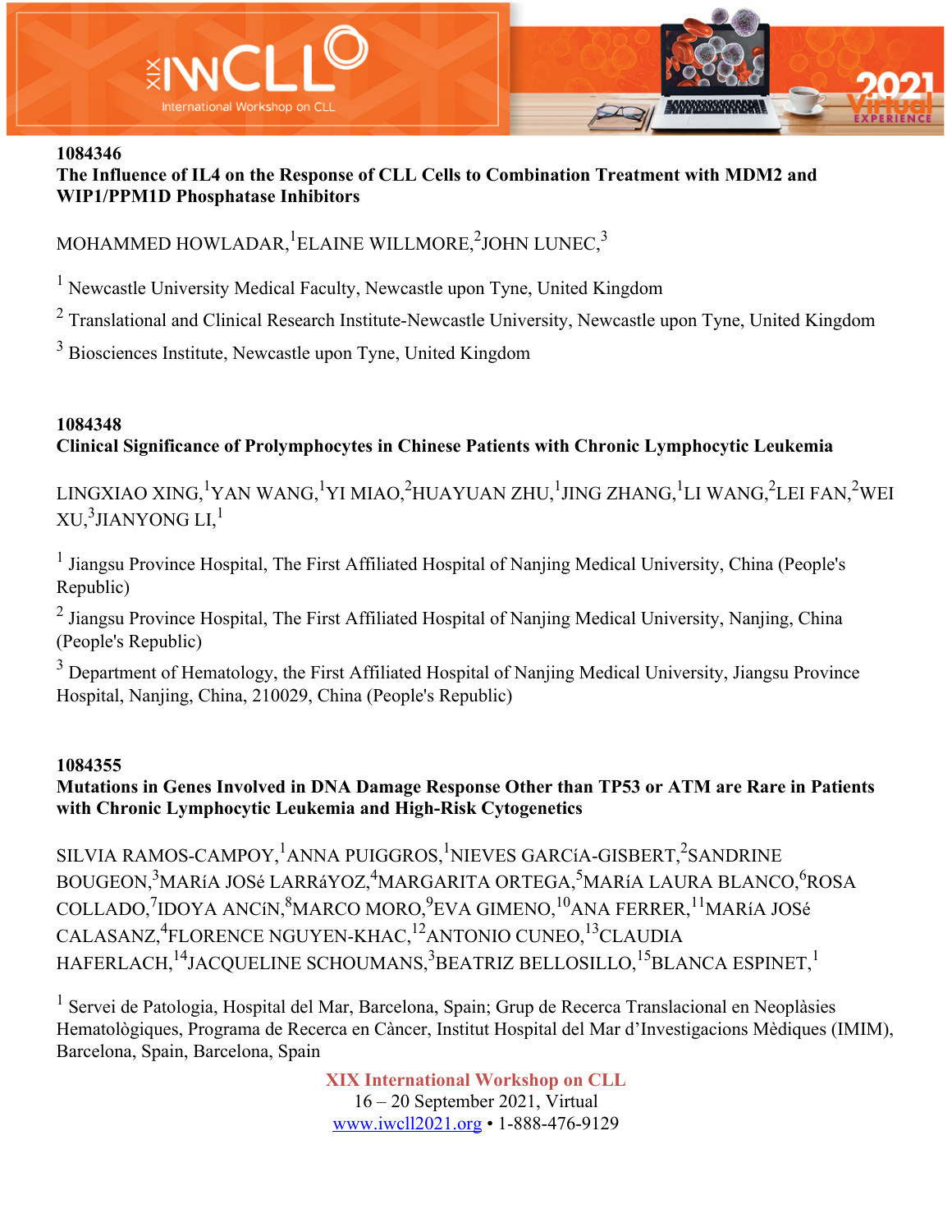**1084346**

**The Influence of IL4 on the Response of CLL Cells to Combination Treatment with MDM2 and WIP1/PPM1D Phosphatase Inhibitors**

MOHAMMED HOWLADAR,[1] ELAINE WILLMORE,[2] JOHN LUNEC,[3]

[1] Newcastle University Medical Faculty, Newcastle upon Tyne, United Kingdom

[2] Translational and Clinical Research Institute-Newcastle University, Newcastle upon Tyne, United Kingdom

[3] Biosciences Institute, Newcastle upon Tyne, United Kingdom

**1084348**

**Clinical Significance of Prolymphocytes in Chinese Patients with Chronic Lymphocytic Leukemia**

LINGXIAO XING,[1] YAN WANG,[1] YI MIAO,[2] HUAYUAN ZHU,[1] JING ZHANG,[1] LI WANG,[2] LEI FAN,[2] WEI XU,[3] JIANYONG LI,[1]

[1] Jiangsu Province Hospital, The First Affiliated Hospital of Nanjing Medical University, China (People's Republic)

[2] Jiangsu Province Hospital, The First Affiliated Hospital of Nanjing Medical University, Nanjing, China (People's Republic)

[3] Department of Hematology, the First Affiliated Hospital of Nanjing Medical University, Jiangsu Province Hospital, Nanjing, China, 210029, China (People's Republic)

**1084355**

**Mutations in Genes Involved in DNA Damage Response Other than TP53 or ATM are Rare in Patients with Chronic Lymphocytic Leukemia and High-Risk Cytogenetics**

SILVIA RAMOS-CAMPOY,[1] ANNA PUIGGROS,[1] NIEVES GARCíA-GISBERT,[2] SANDRINE BOUGEON,[3] MARíA JOSé LARRáYOZ,[4] MARGARITA ORTEGA,[5] MARíA LAURA BLANCO,[6] ROSA COLLADO,[7] IDOYA ANCíN,[8] MARCO MORO,[9] EVA GIMENO,[10] ANA FERRER,[11] MARíA JOSé CALASANZ,[4] FLORENCE NGUYEN-KHAC,[12] ANTONIO CUNEO,[13] CLAUDIA HAFERLACH,[14] JACQUELINE SCHOUMANS,[3] BEATRIZ BELLOSILLO,[15] BLANCA ESPINET,[1]

[1] Servei de Patologia, Hospital del Mar, Barcelona, Spain; Grup de Recerca Translacional en Neoplàsies Hematològiques, Programa de Recerca en Càncer, Institut Hospital del Mar d'Investigacions Mèdiques (IMIM), Barcelona, Spain, Barcelona, Spain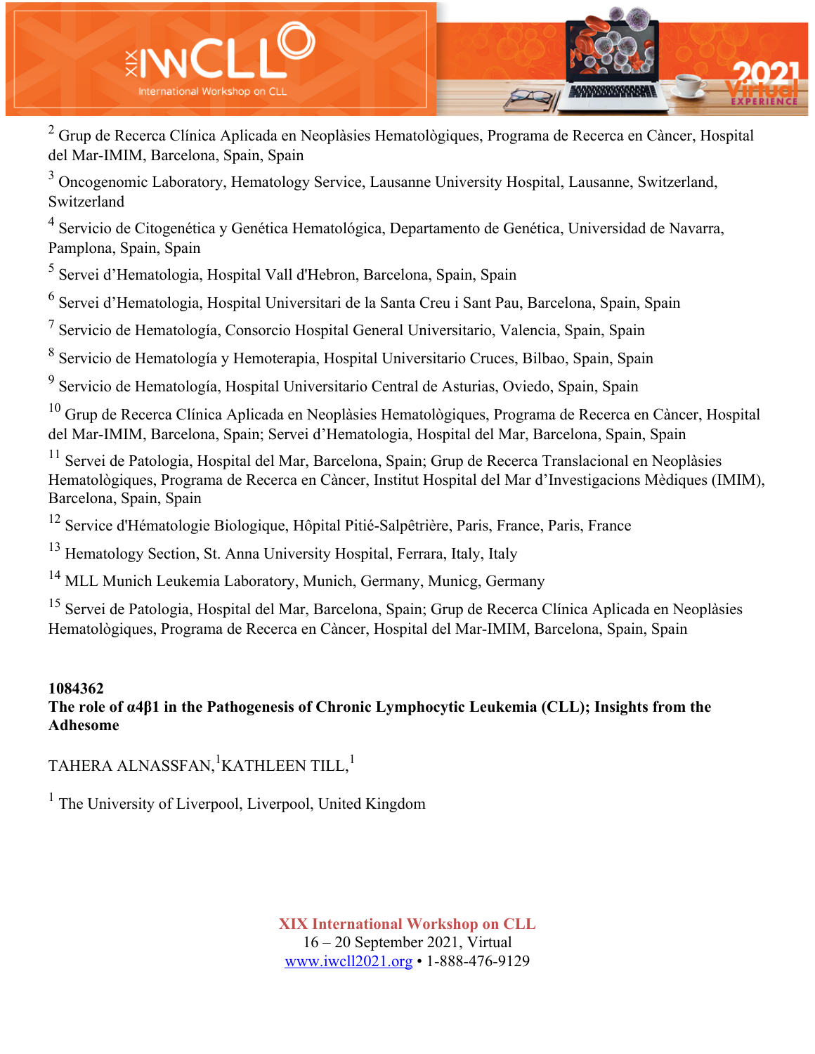[2] Grup de Recerca Clínica Aplicada en Neoplàsies Hematològiques, Programa de Recerca en Càncer, Hospital del Mar-IMIM, Barcelona, Spain, Spain

[3] Oncogenomic Laboratory, Hematology Service, Lausanne University Hospital, Lausanne, Switzerland, Switzerland

[4] Servicio de Citogenética y Genética Hematológica, Departamento de Genética, Universidad de Navarra, Pamplona, Spain, Spain

[5] Servei d'Hematologia, Hospital Vall d'Hebron, Barcelona, Spain, Spain

[6] Servei d'Hematologia, Hospital Universitari de la Santa Creu i Sant Pau, Barcelona, Spain, Spain

[7] Servicio de Hematología, Consorcio Hospital General Universitario, Valencia, Spain, Spain

[8] Servicio de Hematología y Hemoterapia, Hospital Universitario Cruces, Bilbao, Spain, Spain

[9] Servicio de Hematología, Hospital Universitario Central de Asturias, Oviedo, Spain, Spain

[10] Grup de Recerca Clínica Aplicada en Neoplàsies Hematològiques, Programa de Recerca en Càncer, Hospital del Mar-IMIM, Barcelona, Spain; Servei d'Hematologia, Hospital del Mar, Barcelona, Spain, Spain

[11] Servei de Patologia, Hospital del Mar, Barcelona, Spain; Grup de Recerca Translacional en Neoplàsies Hematològiques, Programa de Recerca en Càncer, Institut Hospital del Mar d'Investigacions Mèdiques (IMIM), Barcelona, Spain, Spain

[12] Service d'Hématologie Biologique, Hôpital Pitié-Salpêtrière, Paris, France, Paris, France

[13] Hematology Section, St. Anna University Hospital, Ferrara, Italy, Italy

[14] MLL Munich Leukemia Laboratory, Munich, Germany, Municg, Germany

[15] Servei de Patologia, Hospital del Mar, Barcelona, Spain; Grup de Recerca Clínica Aplicada en Neoplàsies Hematològiques, Programa de Recerca en Càncer, Hospital del Mar-IMIM, Barcelona, Spain, Spain

**1084362**

**The role of α4β1 in the Pathogenesis of Chronic Lymphocytic Leukemia (CLL); Insights from the Adhesome**

TAHERA ALNASSFAN,[1] KATHLEEN TILL,[1]

[1] The University of Liverpool, Liverpool, United Kingdom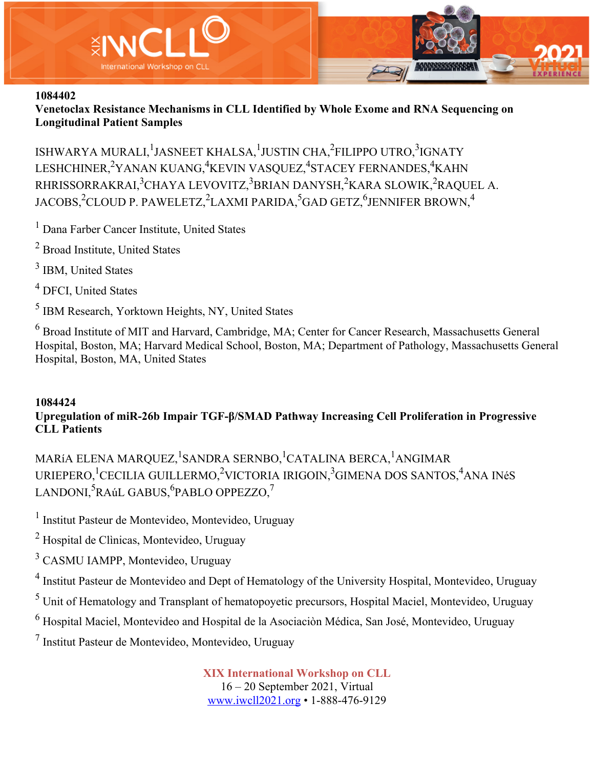**1084402**

**Venetoclax Resistance Mechanisms in CLL Identified by Whole Exome and RNA Sequencing on Longitudinal Patient Samples**

ISHWARYA MURALI,[1] JASNEET KHALSA,[1] JUSTIN CHA,[2] FILIPPO UTRO,[3] IGNATY LESHCHINER,[2] YANAN KUANG,[4] KEVIN VASQUEZ,[4] STACEY FERNANDES,[4] KAHN RHRISSORRAKRAI,[3] CHAYA LEVOVITZ,[3] BRIAN DANYSH,[2] KARA SLOWIK,[2] RAQUEL A. JACOBS,[2] CLOUD P. PAWELETZ,[2] LAXMI PARIDA,[5] GAD GETZ,[6] JENNIFER BROWN,[4]

[1] Dana Farber Cancer Institute, United States

[2] Broad Institute, United States

[3] IBM, United States

[4] DFCI, United States

[5] IBM Research, Yorktown Heights, NY, United States

[6] Broad Institute of MIT and Harvard, Cambridge, MA; Center for Cancer Research, Massachusetts General Hospital, Boston, MA; Harvard Medical School, Boston, MA; Department of Pathology, Massachusetts General Hospital, Boston, MA, United States

**1084424**

**Upregulation of miR-26b Impair TGF-β/SMAD Pathway Increasing Cell Proliferation in Progressive CLL Patients**

MARíA ELENA MARQUEZ,[1] SANDRA SERNBO,[1] CATALINA BERCA,[1] ANGIMAR URIEPERO,[1] CECILIA GUILLERMO,[2] VICTORIA IRIGOIN,[3] GIMENA DOS SANTOS,[4] ANA INéS LANDONI,[5] RAúL GABUS,[6] PABLO OPPEZZO,[7]

[1] Institut Pasteur de Montevideo, Montevideo, Uruguay

[2] Hospital de Clìnicas, Montevideo, Uruguay

[3] CASMU IAMPP, Montevideo, Uruguay

[4] Institut Pasteur de Montevideo and Dept of Hematology of the University Hospital, Montevideo, Uruguay

[5] Unit of Hematology and Transplant of hematopoyetic precursors, Hospital Maciel, Montevideo, Uruguay

[6] Hospital Maciel, Montevideo and Hospital de la Asociaciòn Médica, San José, Montevideo, Uruguay

[7] Institut Pasteur de Montevideo, Montevideo, Uruguay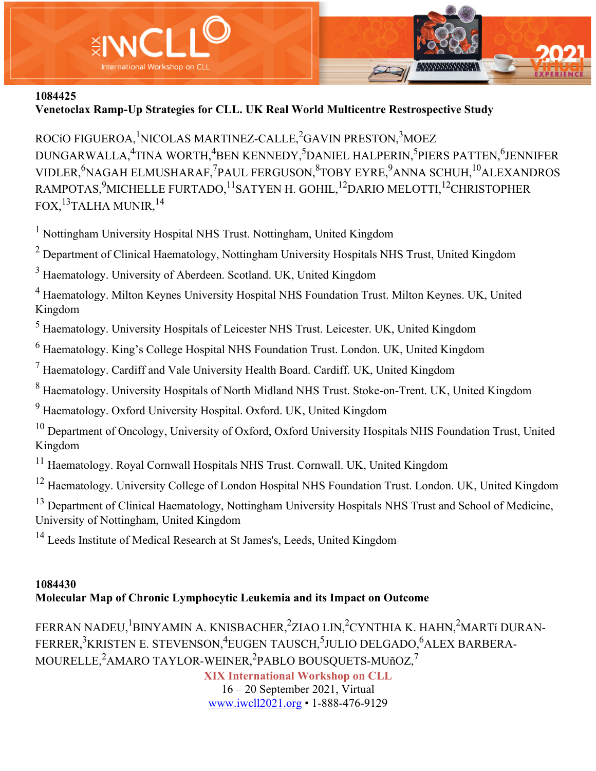**1084425**

**Venetoclax Ramp-Up Strategies for CLL. UK Real World Multicentre Restrospective Study**

ROCíO FIGUEROA,[1]NICOLAS MARTINEZ-CALLE,[2]GAVIN PRESTON,[3]MOEZ DUNGARWALLA,[4]TINA WORTH,[4]BEN KENNEDY,[5]DANIEL HALPERIN,[5]PIERS PATTEN,[6]JENNIFER VIDLER,[6]NAGAH ELMUSHARAF,[7]PAUL FERGUSON,[8]TOBY EYRE,[9]ANNA SCHUH,[10]ALEXANDROS RAMPOTAS,[9]MICHELLE FURTADO,[11]SATYEN H. GOHIL,[12]DARIO MELOTTI,[12]CHRISTOPHER FOX,[13]TALHA MUNIR,[14]

[1] Nottingham University Hospital NHS Trust. Nottingham, United Kingdom

[2] Department of Clinical Haematology, Nottingham University Hospitals NHS Trust, United Kingdom

[3] Haematology. University of Aberdeen. Scotland. UK, United Kingdom

[4] Haematology. Milton Keynes University Hospital NHS Foundation Trust. Milton Keynes. UK, United Kingdom

[5] Haematology. University Hospitals of Leicester NHS Trust. Leicester. UK, United Kingdom

[6] Haematology. King's College Hospital NHS Foundation Trust. London. UK, United Kingdom

[7] Haematology. Cardiff and Vale University Health Board. Cardiff. UK, United Kingdom

[8] Haematology. University Hospitals of North Midland NHS Trust. Stoke-on-Trent. UK, United Kingdom

[9] Haematology. Oxford University Hospital. Oxford. UK, United Kingdom

[10] Department of Oncology, University of Oxford, Oxford University Hospitals NHS Foundation Trust, United Kingdom

[11] Haematology. Royal Cornwall Hospitals NHS Trust. Cornwall. UK, United Kingdom

[12] Haematology. University College of London Hospital NHS Foundation Trust. London. UK, United Kingdom

[13] Department of Clinical Haematology, Nottingham University Hospitals NHS Trust and School of Medicine, University of Nottingham, United Kingdom

[14] Leeds Institute of Medical Research at St James's, Leeds, United Kingdom

**1084430**

**Molecular Map of Chronic Lymphocytic Leukemia and its Impact on Outcome**

FERRAN NADEU,[1]BINYAMIN A. KNISBACHER,[2]ZIAO LIN,[2]CYNTHIA K. HAHN,[2]MARTí DURAN-FERRER,[3]KRISTEN E. STEVENSON,[4]EUGEN TAUSCH,[5]JULIO DELGADO,[6]ALEX BARBERA-MOURELLE,[2]AMARO TAYLOR-WEINER,[2]PABLO BOUSQUETS-MUñOZ,[7]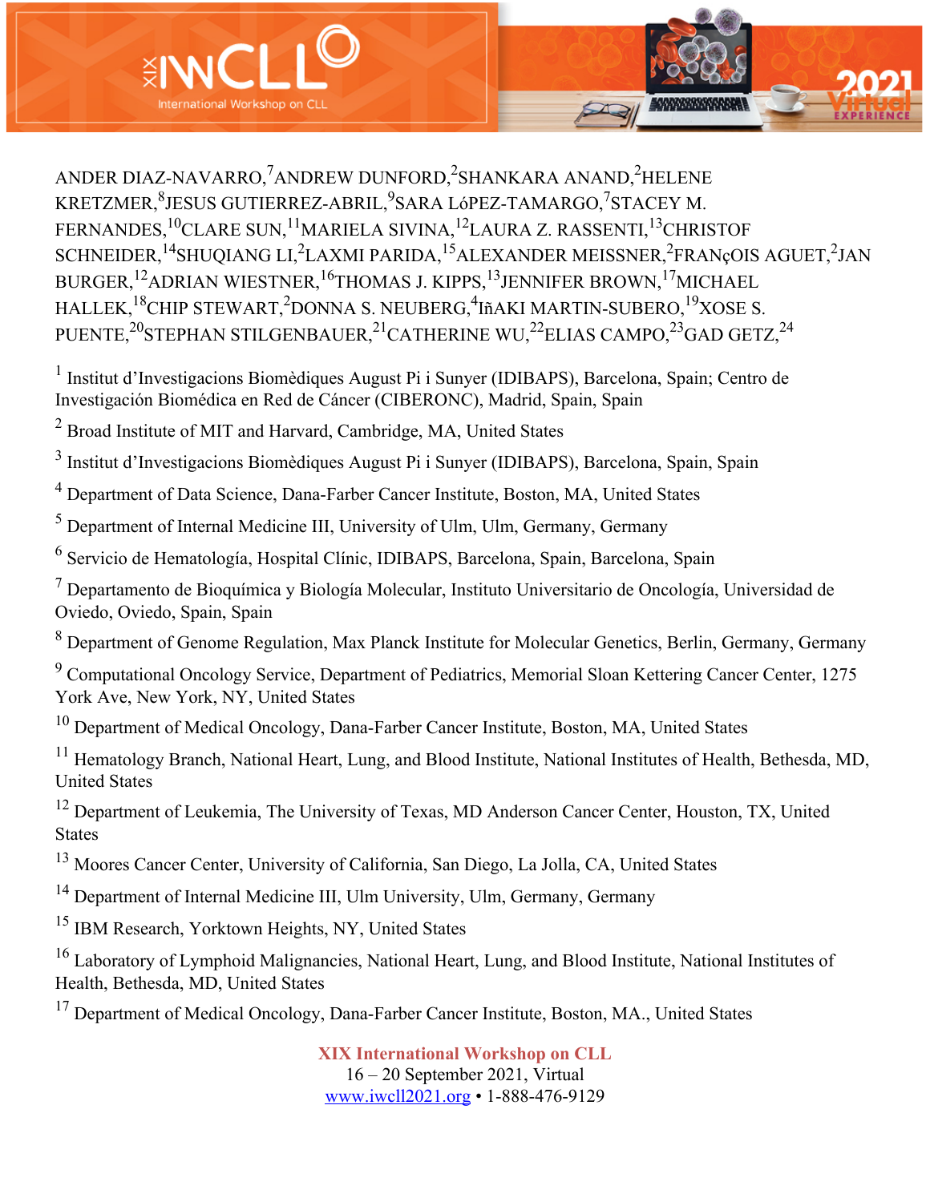ANDER DIAZ-NAVARRO,[7]ANDREW DUNFORD,[2]SHANKARA ANAND,[2]HELENE KRETZMER,[8]JESUS GUTIERREZ-ABRIL,[9]SARA LóPEZ-TAMARGO,[7]STACEY M. FERNANDES,[10]CLARE SUN,[11]MARIELA SIVINA,[12]LAURA Z. RASSENTI,[13]CHRISTOF SCHNEIDER,[14]SHUQIANG LI,[2]LAXMI PARIDA,[15]ALEXANDER MEISSNER,[2]FRANçOIS AGUET,[2]JAN BURGER,[12]ADRIAN WIESTNER,[16]THOMAS J. KIPPS,[13]JENNIFER BROWN,[17]MICHAEL HALLEK,[18]CHIP STEWART,[2]DONNA S. NEUBERG,[4]IñAKI MARTIN-SUBERO,[19]XOSE S. PUENTE,[20]STEPHAN STILGENBAUER,[21]CATHERINE WU,[22]ELIAS CAMPO,[23]GAD GETZ,[24]

[1] Institut d'Investigacions Biomèdiques August Pi i Sunyer (IDIBAPS), Barcelona, Spain; Centro de Investigación Biomédica en Red de Cáncer (CIBERONC), Madrid, Spain, Spain

[2] Broad Institute of MIT and Harvard, Cambridge, MA, United States

[3] Institut d'Investigacions Biomèdiques August Pi i Sunyer (IDIBAPS), Barcelona, Spain, Spain

[4] Department of Data Science, Dana-Farber Cancer Institute, Boston, MA, United States

[5] Department of Internal Medicine III, University of Ulm, Ulm, Germany, Germany

[6] Servicio de Hematología, Hospital Clínic, IDIBAPS, Barcelona, Spain, Barcelona, Spain

[7] Departamento de Bioquímica y Biología Molecular, Instituto Universitario de Oncología, Universidad de Oviedo, Oviedo, Spain, Spain

[8] Department of Genome Regulation, Max Planck Institute for Molecular Genetics, Berlin, Germany, Germany

[9] Computational Oncology Service, Department of Pediatrics, Memorial Sloan Kettering Cancer Center, 1275 York Ave, New York, NY, United States

[10] Department of Medical Oncology, Dana-Farber Cancer Institute, Boston, MA, United States

[11] Hematology Branch, National Heart, Lung, and Blood Institute, National Institutes of Health, Bethesda, MD, United States

[12] Department of Leukemia, The University of Texas, MD Anderson Cancer Center, Houston, TX, United States

[13] Moores Cancer Center, University of California, San Diego, La Jolla, CA, United States

[14] Department of Internal Medicine III, Ulm University, Ulm, Germany, Germany

[15] IBM Research, Yorktown Heights, NY, United States

[16] Laboratory of Lymphoid Malignancies, National Heart, Lung, and Blood Institute, National Institutes of Health, Bethesda, MD, United States

[17] Department of Medical Oncology, Dana-Farber Cancer Institute, Boston, MA., United States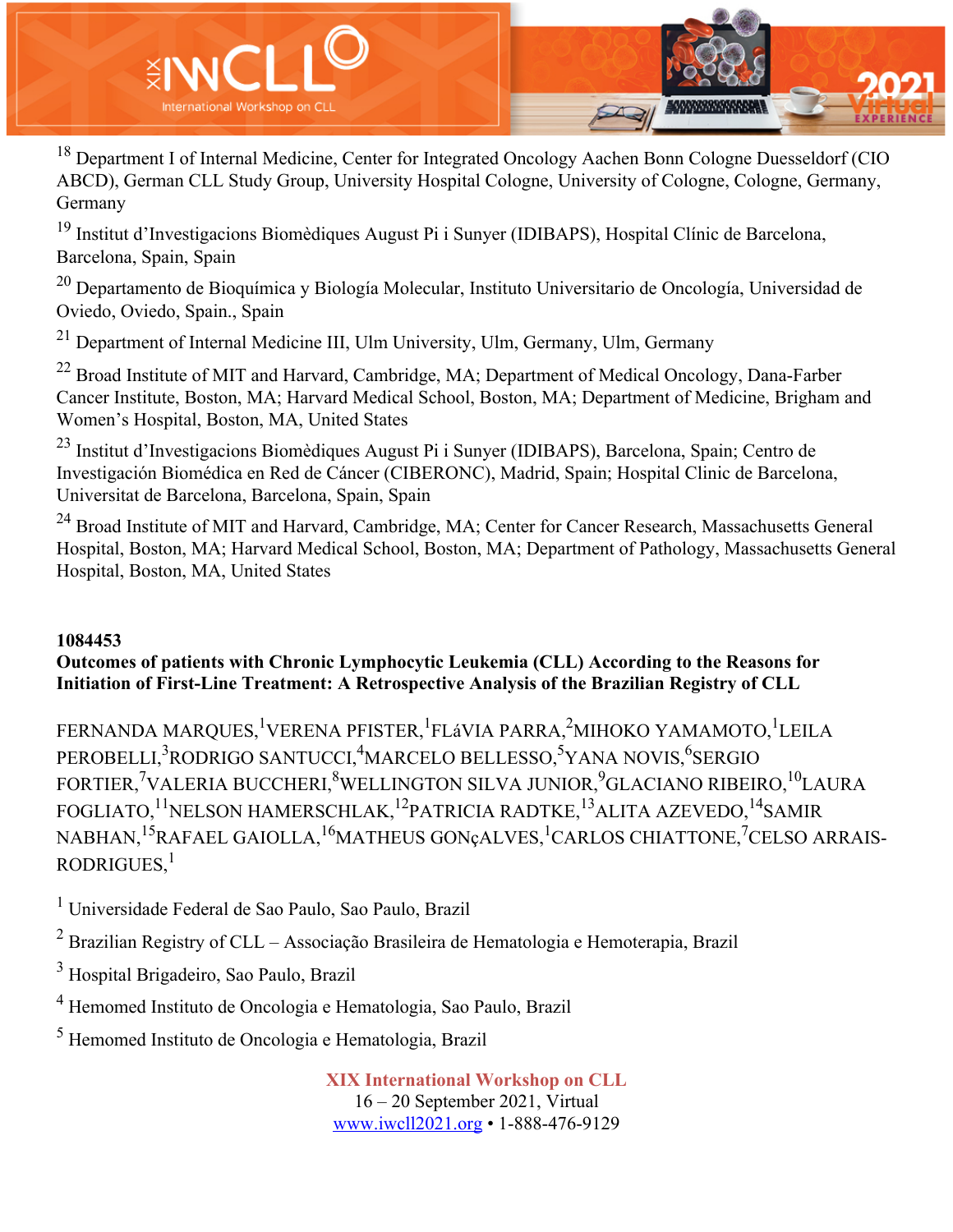[18] Department I of Internal Medicine, Center for Integrated Oncology Aachen Bonn Cologne Duesseldorf (CIO ABCD), German CLL Study Group, University Hospital Cologne, University of Cologne, Cologne, Germany, Germany

[19] Institut d'Investigacions Biomèdiques August Pi i Sunyer (IDIBAPS), Hospital Clínic de Barcelona, Barcelona, Spain, Spain

[20] Departamento de Bioquímica y Biología Molecular, Instituto Universitario de Oncología, Universidad de Oviedo, Oviedo, Spain., Spain

[21] Department of Internal Medicine III, Ulm University, Ulm, Germany, Ulm, Germany

[22] Broad Institute of MIT and Harvard, Cambridge, MA; Department of Medical Oncology, Dana-Farber Cancer Institute, Boston, MA; Harvard Medical School, Boston, MA; Department of Medicine, Brigham and Women's Hospital, Boston, MA, United States

[23] Institut d'Investigacions Biomèdiques August Pi i Sunyer (IDIBAPS), Barcelona, Spain; Centro de Investigación Biomédica en Red de Cáncer (CIBERONC), Madrid, Spain; Hospital Clinic de Barcelona, Universitat de Barcelona, Barcelona, Spain, Spain

[24] Broad Institute of MIT and Harvard, Cambridge, MA; Center for Cancer Research, Massachusetts General Hospital, Boston, MA; Harvard Medical School, Boston, MA; Department of Pathology, Massachusetts General Hospital, Boston, MA, United States

**1084453**

**Outcomes of patients with Chronic Lymphocytic Leukemia (CLL) According to the Reasons for Initiation of First-Line Treatment: A Retrospective Analysis of the Brazilian Registry of CLL**

FERNANDA MARQUES,[1] VERENA PFISTER,[1] FLáVIA PARRA,[2] MIHOKO YAMAMOTO,[1] LEILA PEROBELLI,[3] RODRIGO SANTUCCI,[4] MARCELO BELLESSO,[5] YANA NOVIS,[6] SERGIO FORTIER,[7] VALERIA BUCCHERI,[8] WELLINGTON SILVA JUNIOR,[9] GLACIANO RIBEIRO,[10] LAURA FOGLIATO,[11] NELSON HAMERSCHLAK,[12] PATRICIA RADTKE,[13] ALITA AZEVEDO,[14] SAMIR NABHAN,[15] RAFAEL GAIOLLA,[16] MATHEUS GONçALVES,[1] CARLOS CHIATTONE,[7] CELSO ARRAIS-RODRIGUES,[1]

[1] Universidade Federal de Sao Paulo, Sao Paulo, Brazil

[2] Brazilian Registry of CLL – Associação Brasileira de Hematologia e Hemoterapia, Brazil

[3] Hospital Brigadeiro, Sao Paulo, Brazil

[4] Hemomed Instituto de Oncologia e Hematologia, Sao Paulo, Brazil

[5] Hemomed Instituto de Oncologia e Hematologia, Brazil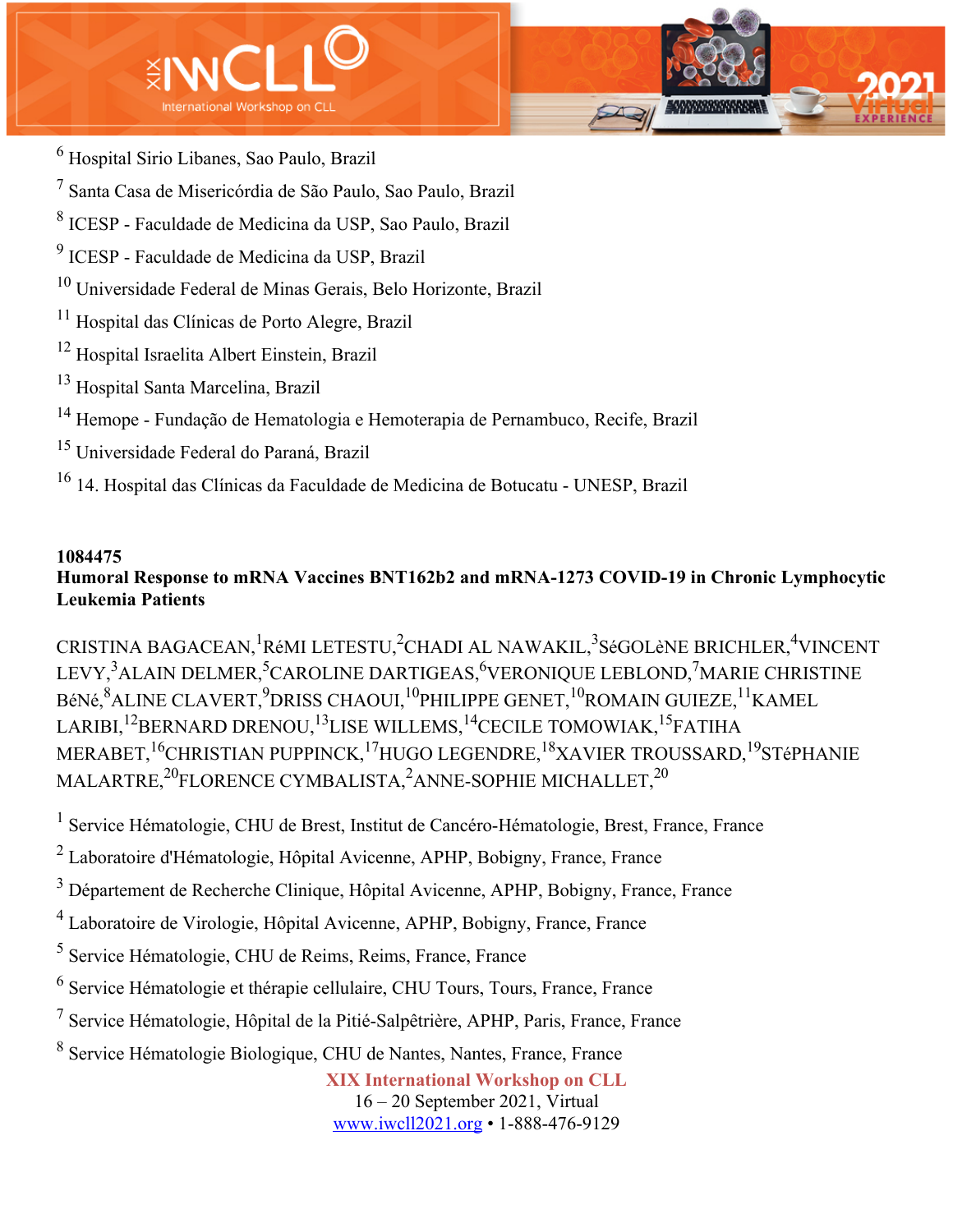[6] Hospital Sirio Libanes, Sao Paulo, Brazil

[7] Santa Casa de Misericórdia de São Paulo, Sao Paulo, Brazil

[8] ICESP - Faculdade de Medicina da USP, Sao Paulo, Brazil

[9] ICESP - Faculdade de Medicina da USP, Brazil

[10] Universidade Federal de Minas Gerais, Belo Horizonte, Brazil

[11] Hospital das Clínicas de Porto Alegre, Brazil

[12] Hospital Israelita Albert Einstein, Brazil

[13] Hospital Santa Marcelina, Brazil

[14] Hemope - Fundação de Hematologia e Hemoterapia de Pernambuco, Recife, Brazil

[15] Universidade Federal do Paraná, Brazil

[16] 14. Hospital das Clínicas da Faculdade de Medicina de Botucatu - UNESP, Brazil

**1084475**

**Humoral Response to mRNA Vaccines BNT162b2 and mRNA-1273 COVID-19 in Chronic Lymphocytic Leukemia Patients**

CRISTINA BAGACEAN,[1] RéMI LETESTU,[2] CHADI AL NAWAKIL,[3] SéGOLèNE BRICHLER,[4] VINCENT LEVY,[3] ALAIN DELMER,[5] CAROLINE DARTIGEAS,[6] VERONIQUE LEBLOND,[7] MARIE CHRISTINE BéNé,[8] ALINE CLAVERT,[9] DRISS CHAOUI,[10] PHILIPPE GENET,[10] ROMAIN GUIEZE,[11] KAMEL LARIBI,[12] BERNARD DRENOU,[13] LISE WILLEMS,[14] CECILE TOMOWIAK,[15] FATIHA MERABET,[16] CHRISTIAN PUPPINCK,[17] HUGO LEGENDRE,[18] XAVIER TROUSSARD,[19] STéPHANIE MALARTRE,[20] FLORENCE CYMBALISTA,[2] ANNE-SOPHIE MICHALLET,[20]

[1] Service Hématologie, CHU de Brest, Institut de Cancéro-Hématologie, Brest, France, France

[2] Laboratoire d'Hématologie, Hôpital Avicenne, APHP, Bobigny, France, France

[3] Département de Recherche Clinique, Hôpital Avicenne, APHP, Bobigny, France, France

[4] Laboratoire de Virologie, Hôpital Avicenne, APHP, Bobigny, France, France

[5] Service Hématologie, CHU de Reims, Reims, France, France

[6] Service Hématologie et thérapie cellulaire, CHU Tours, Tours, France, France

[7] Service Hématologie, Hôpital de la Pitié-Salpêtrière, APHP, Paris, France, France

[8] Service Hématologie Biologique, CHU de Nantes, Nantes, France, France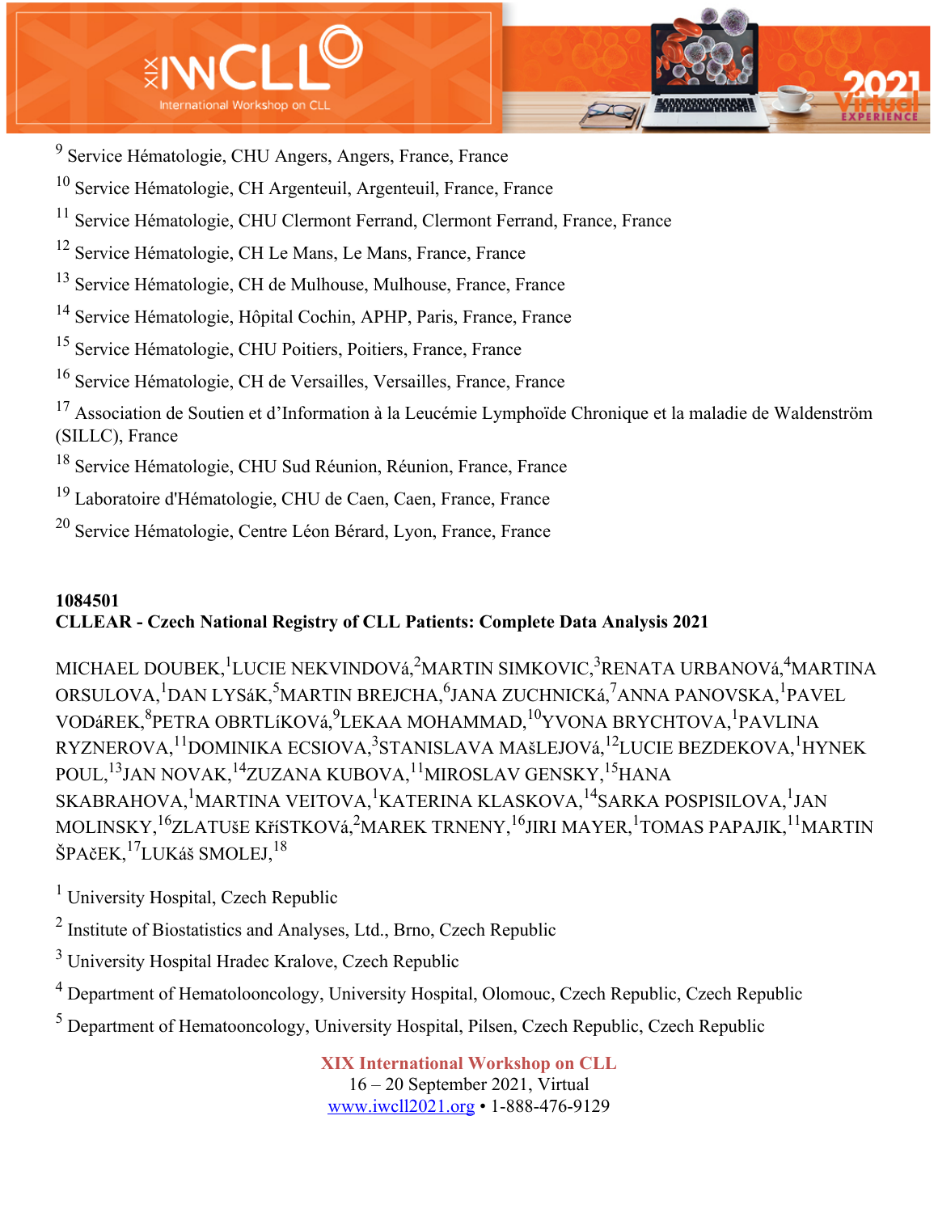[9] Service Hématologie, CHU Angers, Angers, France, France

[10] Service Hématologie, CH Argenteuil, Argenteuil, France, France

[11] Service Hématologie, CHU Clermont Ferrand, Clermont Ferrand, France, France

[12] Service Hématologie, CH Le Mans, Le Mans, France, France

[13] Service Hématologie, CH de Mulhouse, Mulhouse, France, France

[14] Service Hématologie, Hôpital Cochin, APHP, Paris, France, France

[15] Service Hématologie, CHU Poitiers, Poitiers, France, France

[16] Service Hématologie, CH de Versailles, Versailles, France, France

[17] Association de Soutien et d'Information à la Leucémie Lymphoïde Chronique et la maladie de Waldenström (SILLC), France

[18] Service Hématologie, CHU Sud Réunion, Réunion, France, France

[19] Laboratoire d'Hématologie, CHU de Caen, Caen, France, France

[20] Service Hématologie, Centre Léon Bérard, Lyon, France, France

**1084501**
**CLLEAR - Czech National Registry of CLL Patients: Complete Data Analysis 2021**

MICHAEL DOUBEK,[1] LUCIE NEKVINDOVá,[2] MARTIN SIMKOVIC,[3] RENATA URBANOVá,[4] MARTINA ORSULOVA,[1] DAN LYSáK,[5] MARTIN BREJCHA,[6] JANA ZUCHNICKá,[7] ANNA PANOVSKA,[1] PAVEL VODáREK,[8] PETRA OBRTLíKOVá,[9] LEKAA MOHAMMAD,[10] YVONA BRYCHTOVA,[1] PAVLINA RYZNEROVA,[11] DOMINIKA ECSIOVA,[3] STANISLAVA MAšLEJOVá,[12] LUCIE BEZDEKOVA,[1] HYNEK POUL,[13] JAN NOVAK,[14] ZUZANA KUBOVA,[11] MIROSLAV GENSKY,[15] HANA SKABRAHOVA,[1] MARTINA VEITOVA,[1] KATERINA KLASKOVA,[14] SARKA POSPISILOVA,[1] JAN MOLINSKY,[16] ZLATUšE KříSTKOVá,[2] MAREK TRNENY,[16] JIRI MAYER,[1] TOMAS PAPAJIK,[11] MARTIN ŠPAčEK,[17] LUKáš SMOLEJ,[18]

[1] University Hospital, Czech Republic

[2] Institute of Biostatistics and Analyses, Ltd., Brno, Czech Republic

[3] University Hospital Hradec Kralove, Czech Republic

[4] Department of Hematolooncology, University Hospital, Olomouc, Czech Republic, Czech Republic

[5] Department of Hematooncology, University Hospital, Pilsen, Czech Republic, Czech Republic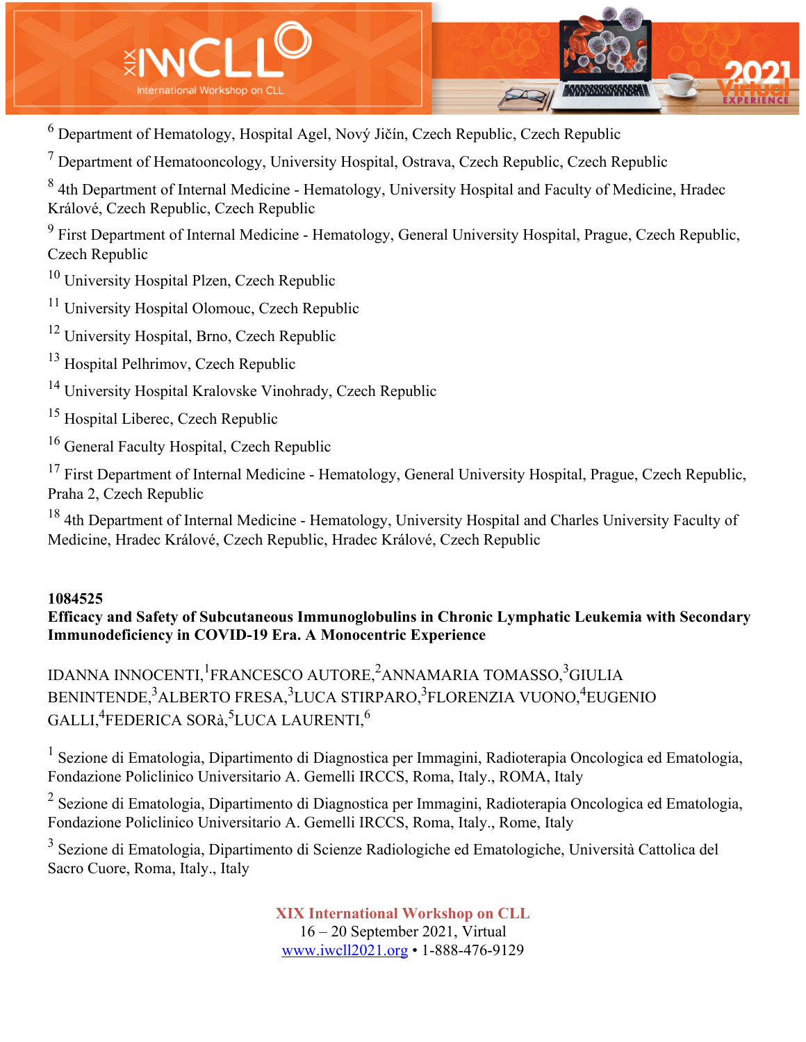[6] Department of Hematology, Hospital Agel, Nový Jičín, Czech Republic, Czech Republic

[7] Department of Hematooncology, University Hospital, Ostrava, Czech Republic, Czech Republic

[8] 4th Department of Internal Medicine - Hematology, University Hospital and Faculty of Medicine, Hradec Králové, Czech Republic, Czech Republic

[9] First Department of Internal Medicine - Hematology, General University Hospital, Prague, Czech Republic, Czech Republic

[10] University Hospital Plzen, Czech Republic

[11] University Hospital Olomouc, Czech Republic

[12] University Hospital, Brno, Czech Republic

[13] Hospital Pelhrimov, Czech Republic

[14] University Hospital Kralovske Vinohrady, Czech Republic

[15] Hospital Liberec, Czech Republic

[16] General Faculty Hospital, Czech Republic

[17] First Department of Internal Medicine - Hematology, General University Hospital, Prague, Czech Republic, Praha 2, Czech Republic

[18] 4th Department of Internal Medicine - Hematology, University Hospital and Charles University Faculty of Medicine, Hradec Králové, Czech Republic, Hradec Králové, Czech Republic

**1084525**

**Efficacy and Safety of Subcutaneous Immunoglobulins in Chronic Lymphatic Leukemia with Secondary Immunodeficiency in COVID-19 Era. A Monocentric Experience**

IDANNA INNOCENTI,[1] FRANCESCO AUTORE,[2] ANNAMARIA TOMASSO,[3] GIULIA BENINTENDE,[3] ALBERTO FRESA,[3] LUCA STIRPARO,[3] FLORENZIA VUONO,[4] EUGENIO GALLI,[4] FEDERICA SORà,[5] LUCA LAURENTI,[6]

[1] Sezione di Ematologia, Dipartimento di Diagnostica per Immagini, Radioterapia Oncologica ed Ematologia, Fondazione Policlinico Universitario A. Gemelli IRCCS, Roma, Italy., ROMA, Italy

[2] Sezione di Ematologia, Dipartimento di Diagnostica per Immagini, Radioterapia Oncologica ed Ematologia, Fondazione Policlinico Universitario A. Gemelli IRCCS, Roma, Italy., Rome, Italy

[3] Sezione di Ematologia, Dipartimento di Scienze Radiologiche ed Ematologiche, Università Cattolica del Sacro Cuore, Roma, Italy., Italy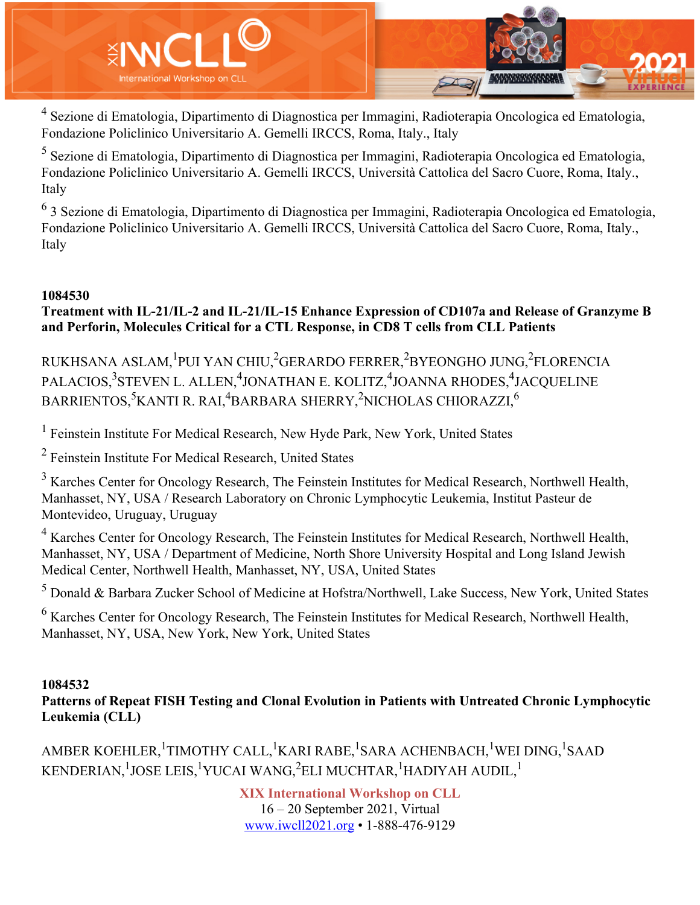[4] Sezione di Ematologia, Dipartimento di Diagnostica per Immagini, Radioterapia Oncologica ed Ematologia, Fondazione Policlinico Universitario A. Gemelli IRCCS, Roma, Italy., Italy

[5] Sezione di Ematologia, Dipartimento di Diagnostica per Immagini, Radioterapia Oncologica ed Ematologia, Fondazione Policlinico Universitario A. Gemelli IRCCS, Università Cattolica del Sacro Cuore, Roma, Italy., Italy

[6] 3 Sezione di Ematologia, Dipartimento di Diagnostica per Immagini, Radioterapia Oncologica ed Ematologia, Fondazione Policlinico Universitario A. Gemelli IRCCS, Università Cattolica del Sacro Cuore, Roma, Italy., Italy

**1084530**

**Treatment with IL-21/IL-2 and IL-21/IL-15 Enhance Expression of CD107a and Release of Granzyme B and Perforin, Molecules Critical for a CTL Response, in CD8 T cells from CLL Patients**

RUKHSANA ASLAM,[1] PUI YAN CHIU,[2] GERARDO FERRER,[2] BYEONGHO JUNG,[2] FLORENCIA PALACIOS,[3] STEVEN L. ALLEN,[4] JONATHAN E. KOLITZ,[4] JOANNA RHODES,[4] JACQUELINE BARRIENTOS,[5] KANTI R. RAI,[4] BARBARA SHERRY,[2] NICHOLAS CHIORAZZI,[6]

[1] Feinstein Institute For Medical Research, New Hyde Park, New York, United States

[2] Feinstein Institute For Medical Research, United States

[3] Karches Center for Oncology Research, The Feinstein Institutes for Medical Research, Northwell Health, Manhasset, NY, USA / Research Laboratory on Chronic Lymphocytic Leukemia, Institut Pasteur de Montevideo, Uruguay, Uruguay

[4] Karches Center for Oncology Research, The Feinstein Institutes for Medical Research, Northwell Health, Manhasset, NY, USA / Department of Medicine, North Shore University Hospital and Long Island Jewish Medical Center, Northwell Health, Manhasset, NY, USA, United States

[5] Donald & Barbara Zucker School of Medicine at Hofstra/Northwell, Lake Success, New York, United States

[6] Karches Center for Oncology Research, The Feinstein Institutes for Medical Research, Northwell Health, Manhasset, NY, USA, New York, New York, United States

**1084532**

**Patterns of Repeat FISH Testing and Clonal Evolution in Patients with Untreated Chronic Lymphocytic Leukemia (CLL)**

AMBER KOEHLER,[1] TIMOTHY CALL,[1] KARI RABE,[1] SARA ACHENBACH,[1] WEI DING,[1] SAAD KENDERIAN,[1] JOSE LEIS,[1] YUCAI WANG,[2] ELI MUCHTAR,[1] HADIYAH AUDIL,[1]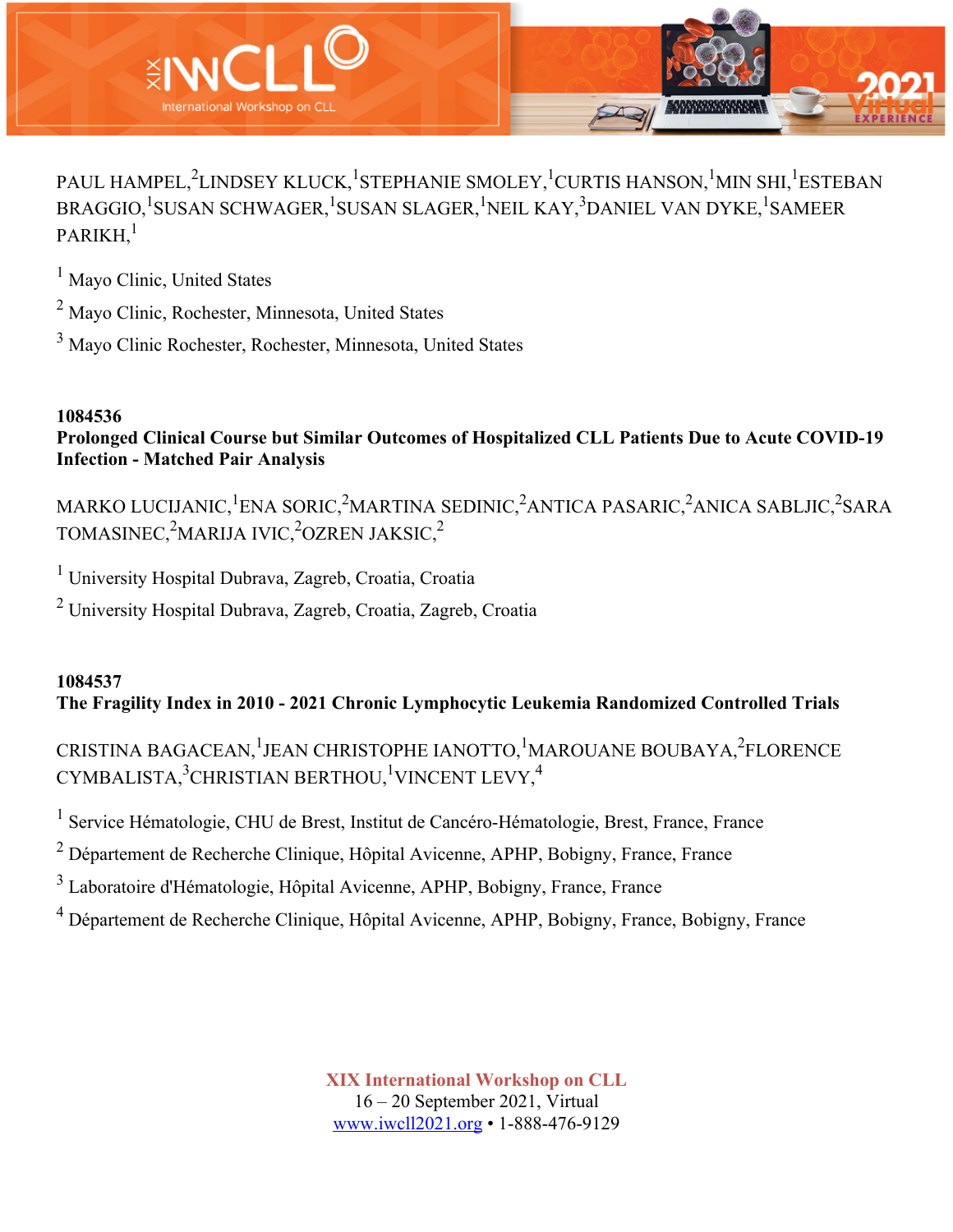PAUL HAMPEL,[2] LINDSEY KLUCK,[1] STEPHANIE SMOLEY,[1] CURTIS HANSON,[1] MIN SHI,[1] ESTEBAN BRAGGIO,[1] SUSAN SCHWAGER,[1] SUSAN SLAGER,[1] NEIL KAY,[3] DANIEL VAN DYKE,[1] SAMEER PARIKH,[1]

[1] Mayo Clinic, United States

[2] Mayo Clinic, Rochester, Minnesota, United States

[3] Mayo Clinic Rochester, Rochester, Minnesota, United States

**1084536**

**Prolonged Clinical Course but Similar Outcomes of Hospitalized CLL Patients Due to Acute COVID-19 Infection - Matched Pair Analysis**

MARKO LUCIJANIC,[1] ENA SORIC,[2] MARTINA SEDINIC,[2] ANTICA PASARIC,[2] ANICA SABLJIC,[2] SARA TOMASINEC,[2] MARIJA IVIC,[2] OZREN JAKSIC,[2]

[1] University Hospital Dubrava, Zagreb, Croatia, Croatia

[2] University Hospital Dubrava, Zagreb, Croatia, Zagreb, Croatia

**1084537**

**The Fragility Index in 2010 - 2021 Chronic Lymphocytic Leukemia Randomized Controlled Trials**

CRISTINA BAGACEAN,[1] JEAN CHRISTOPHE IANOTTO,[1] MAROUANE BOUBAYA,[2] FLORENCE CYMBALISTA,[3] CHRISTIAN BERTHOU,[1] VINCENT LEVY,[4]

[1] Service Hématologie, CHU de Brest, Institut de Cancéro-Hématologie, Brest, France, France

[2] Département de Recherche Clinique, Hôpital Avicenne, APHP, Bobigny, France, France

[3] Laboratoire d'Hématologie, Hôpital Avicenne, APHP, Bobigny, France, France

[4] Département de Recherche Clinique, Hôpital Avicenne, APHP, Bobigny, France, Bobigny, France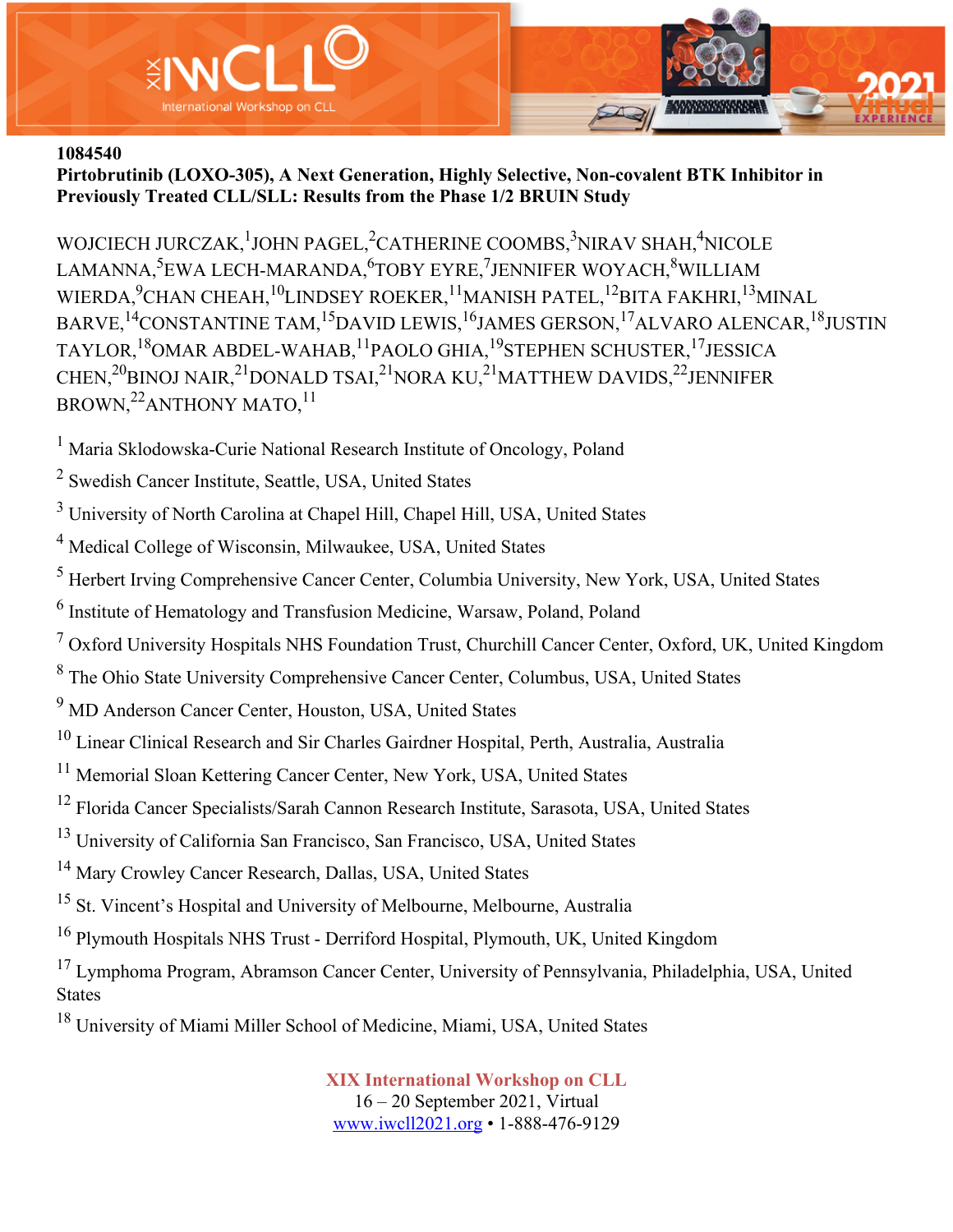1084540

**Pirtobrutinib (LOXO-305), A Next Generation, Highly Selective, Non-covalent BTK Inhibitor in Previously Treated CLL/SLL: Results from the Phase 1/2 BRUIN Study**

WOJCIECH JURCZAK,[1] JOHN PAGEL,[2] CATHERINE COOMBS,[3] NIRAV SHAH,[4] NICOLE LAMANNA,[5] EWA LECH-MARANDA,[6] TOBY EYRE,[7] JENNIFER WOYACH,[8] WILLIAM WIERDA,[9] CHAN CHEAH,[10] LINDSEY ROEKER,[11] MANISH PATEL,[12] BITA FAKHRI,[13] MINAL BARVE,[14] CONSTANTINE TAM,[15] DAVID LEWIS,[16] JAMES GERSON,[17] ALVARO ALENCAR,[18] JUSTIN TAYLOR,[18] OMAR ABDEL-WAHAB,[11] PAOLO GHIA,[19] STEPHEN SCHUSTER,[17] JESSICA CHEN,[20] BINOJ NAIR,[21] DONALD TSAI,[21] NORA KU,[21] MATTHEW DAVIDS,[22] JENNIFER BROWN,[22] ANTHONY MATO,[11]

[1] Maria Sklodowska-Curie National Research Institute of Oncology, Poland

[2] Swedish Cancer Institute, Seattle, USA, United States

[3] University of North Carolina at Chapel Hill, Chapel Hill, USA, United States

[4] Medical College of Wisconsin, Milwaukee, USA, United States

[5] Herbert Irving Comprehensive Cancer Center, Columbia University, New York, USA, United States

[6] Institute of Hematology and Transfusion Medicine, Warsaw, Poland, Poland

[7] Oxford University Hospitals NHS Foundation Trust, Churchill Cancer Center, Oxford, UK, United Kingdom

[8] The Ohio State University Comprehensive Cancer Center, Columbus, USA, United States

[9] MD Anderson Cancer Center, Houston, USA, United States

[10] Linear Clinical Research and Sir Charles Gairdner Hospital, Perth, Australia, Australia

[11] Memorial Sloan Kettering Cancer Center, New York, USA, United States

[12] Florida Cancer Specialists/Sarah Cannon Research Institute, Sarasota, USA, United States

[13] University of California San Francisco, San Francisco, USA, United States

[14] Mary Crowley Cancer Research, Dallas, USA, United States

[15] St. Vincent's Hospital and University of Melbourne, Melbourne, Australia

[16] Plymouth Hospitals NHS Trust - Derriford Hospital, Plymouth, UK, United Kingdom

[17] Lymphoma Program, Abramson Cancer Center, University of Pennsylvania, Philadelphia, USA, United States

[18] University of Miami Miller School of Medicine, Miami, USA, United States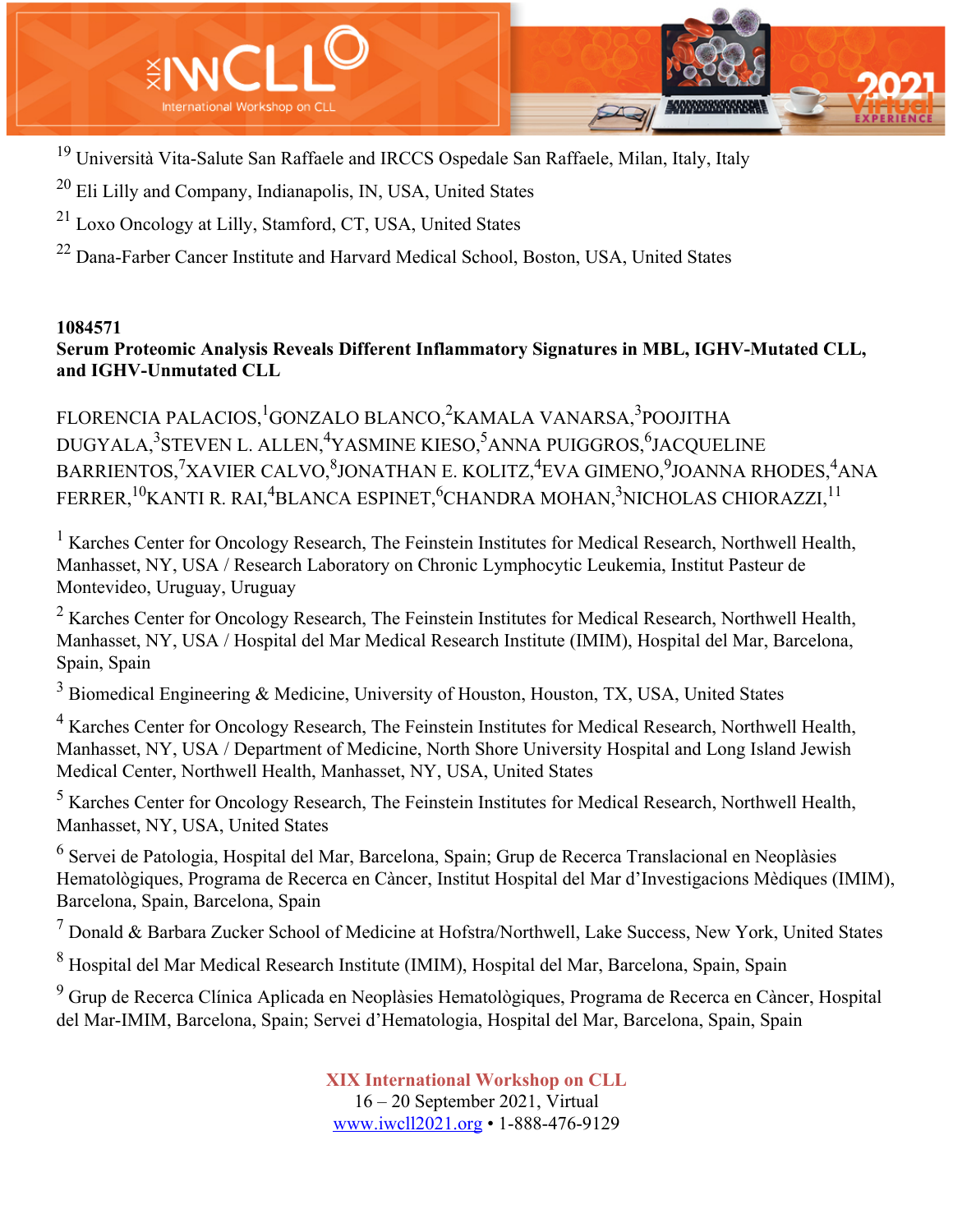[19] Università Vita-Salute San Raffaele and IRCCS Ospedale San Raffaele, Milan, Italy, Italy

[20] Eli Lilly and Company, Indianapolis, IN, USA, United States

[21] Loxo Oncology at Lilly, Stamford, CT, USA, United States

[22] Dana-Farber Cancer Institute and Harvard Medical School, Boston, USA, United States

**1084571**

**Serum Proteomic Analysis Reveals Different Inflammatory Signatures in MBL, IGHV-Mutated CLL, and IGHV-Unmutated CLL**

FLORENCIA PALACIOS,[1] GONZALO BLANCO,[2] KAMALA VANARSA,[3] POOJITHA DUGYALA,[3] STEVEN L. ALLEN,[4] YASMINE KIESO,[5] ANNA PUIGGROS,[6] JACQUELINE BARRIENTOS,[7] XAVIER CALVO,[8] JONATHAN E. KOLITZ,[4] EVA GIMENO,[9] JOANNA RHODES,[4] ANA FERRER,[10] KANTI R. RAI,[4] BLANCA ESPINET,[6] CHANDRA MOHAN,[3] NICHOLAS CHIORAZZI,[11]

[1] Karches Center for Oncology Research, The Feinstein Institutes for Medical Research, Northwell Health, Manhasset, NY, USA / Research Laboratory on Chronic Lymphocytic Leukemia, Institut Pasteur de Montevideo, Uruguay, Uruguay

[2] Karches Center for Oncology Research, The Feinstein Institutes for Medical Research, Northwell Health, Manhasset, NY, USA / Hospital del Mar Medical Research Institute (IMIM), Hospital del Mar, Barcelona, Spain, Spain

[3] Biomedical Engineering & Medicine, University of Houston, Houston, TX, USA, United States

[4] Karches Center for Oncology Research, The Feinstein Institutes for Medical Research, Northwell Health, Manhasset, NY, USA / Department of Medicine, North Shore University Hospital and Long Island Jewish Medical Center, Northwell Health, Manhasset, NY, USA, United States

[5] Karches Center for Oncology Research, The Feinstein Institutes for Medical Research, Northwell Health, Manhasset, NY, USA, United States

[6] Servei de Patologia, Hospital del Mar, Barcelona, Spain; Grup de Recerca Translacional en Neoplàsies Hematològiques, Programa de Recerca en Càncer, Institut Hospital del Mar d'Investigacions Mèdiques (IMIM), Barcelona, Spain, Barcelona, Spain

[7] Donald & Barbara Zucker School of Medicine at Hofstra/Northwell, Lake Success, New York, United States

[8] Hospital del Mar Medical Research Institute (IMIM), Hospital del Mar, Barcelona, Spain, Spain

[9] Grup de Recerca Clínica Aplicada en Neoplàsies Hematològiques, Programa de Recerca en Càncer, Hospital del Mar-IMIM, Barcelona, Spain; Servei d'Hematologia, Hospital del Mar, Barcelona, Spain, Spain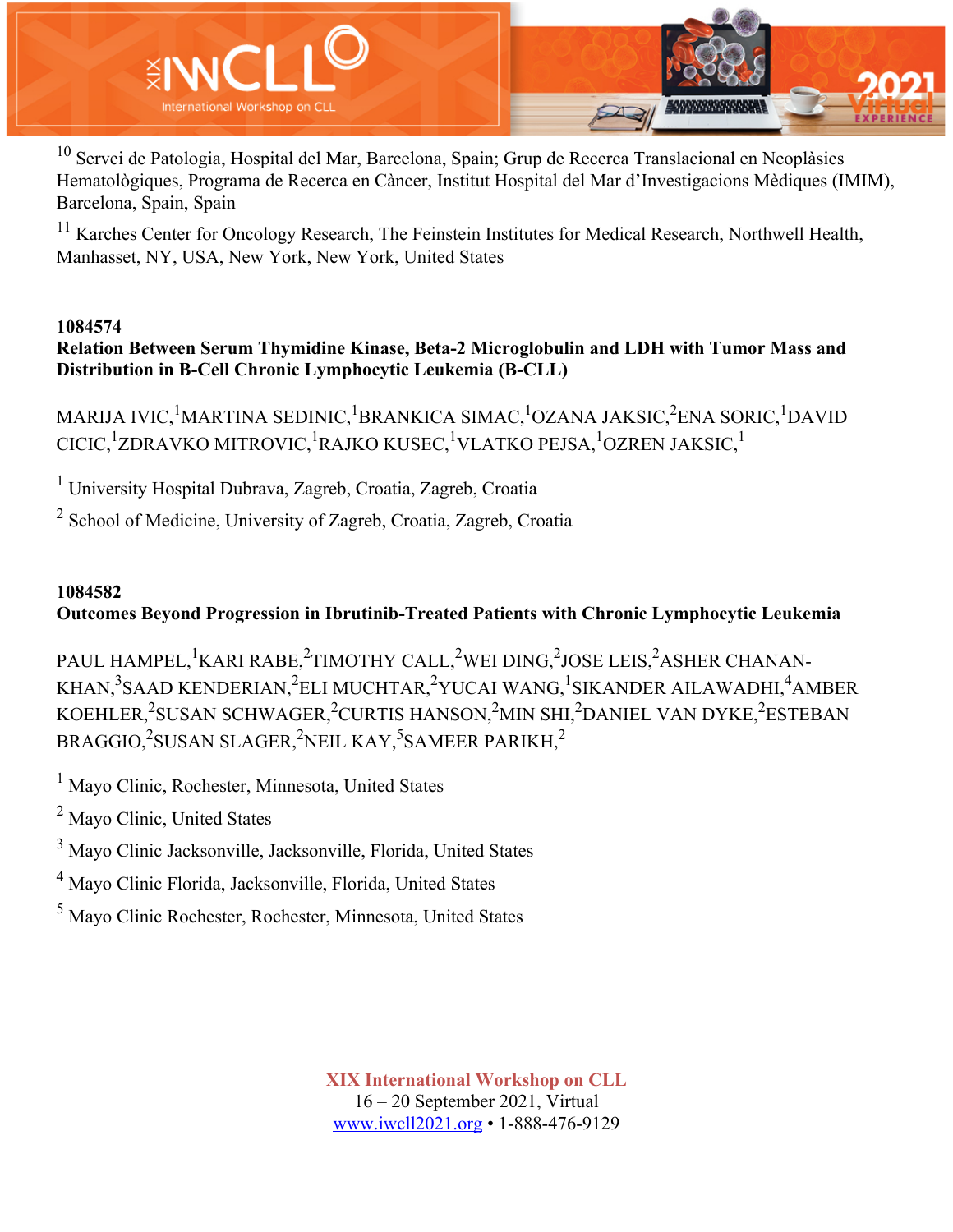[10] Servei de Patologia, Hospital del Mar, Barcelona, Spain; Grup de Recerca Translacional en Neoplàsies Hematològiques, Programa de Recerca en Càncer, Institut Hospital del Mar d'Investigacions Mèdiques (IMIM), Barcelona, Spain, Spain

[11] Karches Center for Oncology Research, The Feinstein Institutes for Medical Research, Northwell Health, Manhasset, NY, USA, New York, New York, United States

**1084574**
**Relation Between Serum Thymidine Kinase, Beta-2 Microglobulin and LDH with Tumor Mass and Distribution in B-Cell Chronic Lymphocytic Leukemia (B-CLL)**

MARIJA IVIC,[1] MARTINA SEDINIC,[1] BRANKICA SIMAC,[1] OZANA JAKSIC,[2] ENA SORIC,[1] DAVID CICIC,[1] ZDRAVKO MITROVIC,[1] RAJKO KUSEC,[1] VLATKO PEJSA,[1] OZREN JAKSIC,[1]

[1] University Hospital Dubrava, Zagreb, Croatia, Zagreb, Croatia

[2] School of Medicine, University of Zagreb, Croatia, Zagreb, Croatia

**1084582**
**Outcomes Beyond Progression in Ibrutinib-Treated Patients with Chronic Lymphocytic Leukemia**

PAUL HAMPEL,[1] KARI RABE,[2] TIMOTHY CALL,[2] WEI DING,[2] JOSE LEIS,[2] ASHER CHANAN-KHAN,[3] SAAD KENDERIAN,[2] ELI MUCHTAR,[2] YUCAI WANG,[1] SIKANDER AILAWADHI,[4] AMBER KOEHLER,[2] SUSAN SCHWAGER,[2] CURTIS HANSON,[2] MIN SHI,[2] DANIEL VAN DYKE,[2] ESTEBAN BRAGGIO,[2] SUSAN SLAGER,[2] NEIL KAY,[5] SAMEER PARIKH,[2]

[1] Mayo Clinic, Rochester, Minnesota, United States

[2] Mayo Clinic, United States

[3] Mayo Clinic Jacksonville, Jacksonville, Florida, United States

[4] Mayo Clinic Florida, Jacksonville, Florida, United States

[5] Mayo Clinic Rochester, Rochester, Minnesota, United States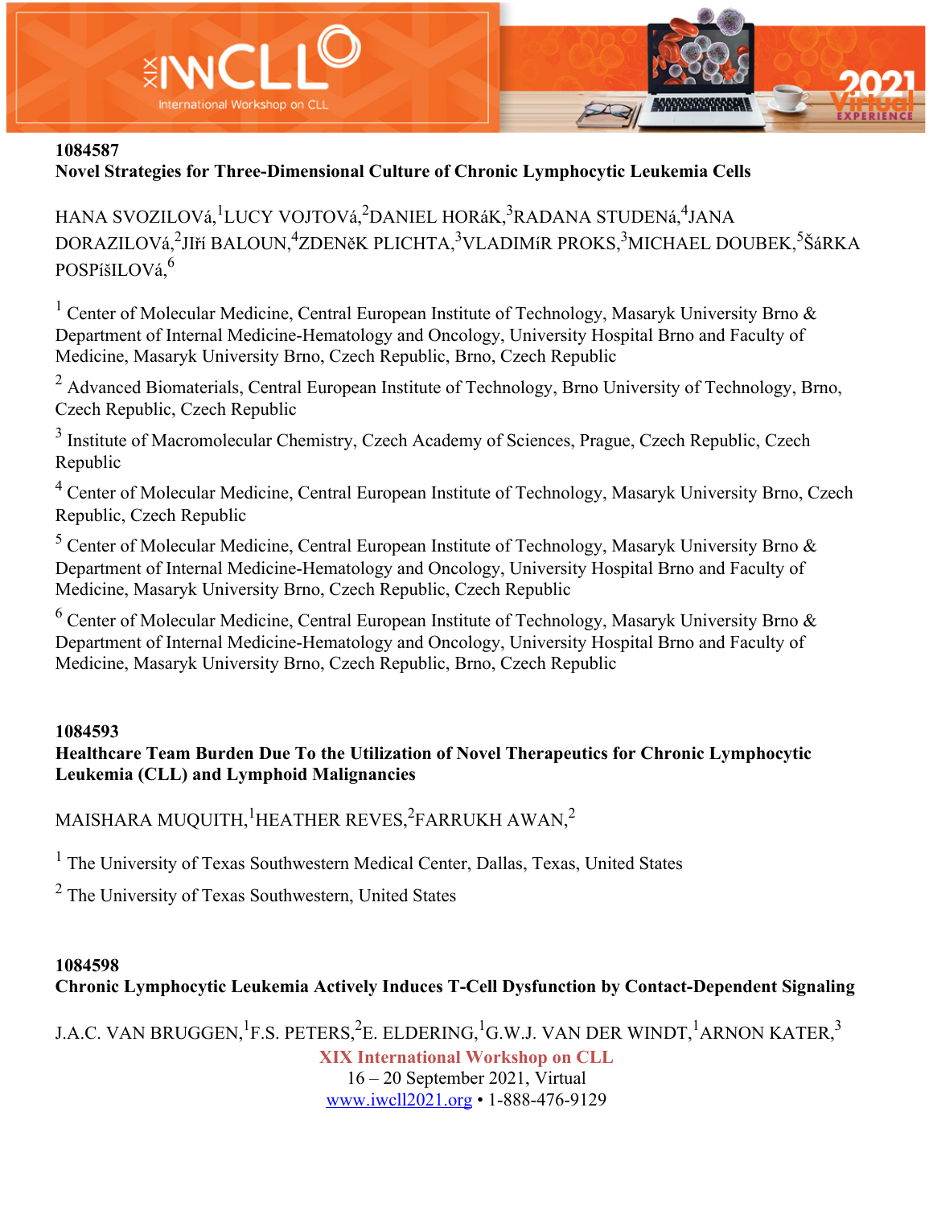**1084587**

**Novel Strategies for Three-Dimensional Culture of Chronic Lymphocytic Leukemia Cells**

HANA SVOZILOVá,[1]LUCY VOJTOVá,[2]DANIEL HORáK,[3]RADANA STUDENá,[4]JANA DORAZILOVá,[2]JIří BALOUN,[4]ZDENěK PLICHTA,[3]VLADIMíR PROKS,[3]MICHAEL DOUBEK,[5]ŠáRKA POSPíšILOVá,[6]

[1] Center of Molecular Medicine, Central European Institute of Technology, Masaryk University Brno & Department of Internal Medicine-Hematology and Oncology, University Hospital Brno and Faculty of Medicine, Masaryk University Brno, Czech Republic, Brno, Czech Republic

[2] Advanced Biomaterials, Central European Institute of Technology, Brno University of Technology, Brno, Czech Republic, Czech Republic

[3] Institute of Macromolecular Chemistry, Czech Academy of Sciences, Prague, Czech Republic, Czech Republic

[4] Center of Molecular Medicine, Central European Institute of Technology, Masaryk University Brno, Czech Republic, Czech Republic

[5] Center of Molecular Medicine, Central European Institute of Technology, Masaryk University Brno & Department of Internal Medicine-Hematology and Oncology, University Hospital Brno and Faculty of Medicine, Masaryk University Brno, Czech Republic, Czech Republic

[6] Center of Molecular Medicine, Central European Institute of Technology, Masaryk University Brno & Department of Internal Medicine-Hematology and Oncology, University Hospital Brno and Faculty of Medicine, Masaryk University Brno, Czech Republic, Brno, Czech Republic

**1084593**

**Healthcare Team Burden Due To the Utilization of Novel Therapeutics for Chronic Lymphocytic Leukemia (CLL) and Lymphoid Malignancies**

MAISHARA MUQUITH,[1]HEATHER REVES,[2]FARRUKH AWAN,[2]

[1] The University of Texas Southwestern Medical Center, Dallas, Texas, United States

[2] The University of Texas Southwestern, United States

**1084598**

**Chronic Lymphocytic Leukemia Actively Induces T-Cell Dysfunction by Contact-Dependent Signaling**

J.A.C. VAN BRUGGEN,[1]F.S. PETERS,[2]E. ELDERING,[1]G.W.J. VAN DER WINDT,[1]ARNON KATER,[3]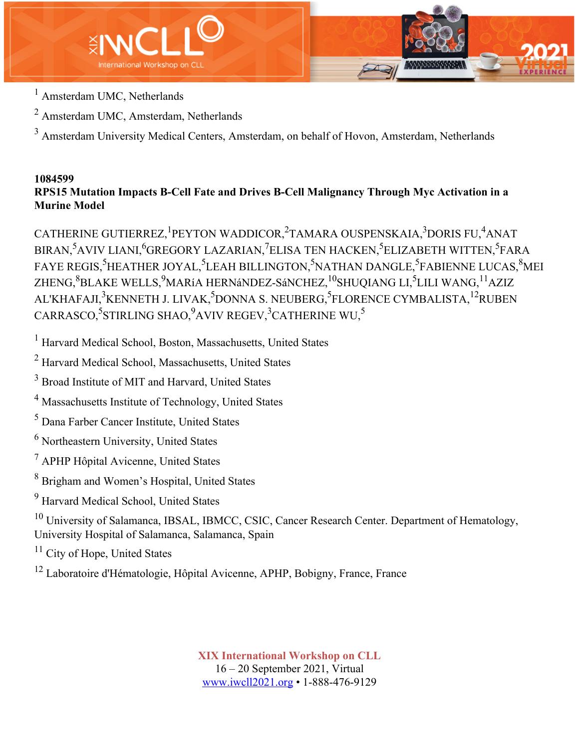[1] Amsterdam UMC, Netherlands

[2] Amsterdam UMC, Amsterdam, Netherlands

[3] Amsterdam University Medical Centers, Amsterdam, on behalf of Hovon, Amsterdam, Netherlands

**1084599**

**RPS15 Mutation Impacts B-Cell Fate and Drives B-Cell Malignancy Through Myc Activation in a Murine Model**

CATHERINE GUTIERREZ,[1] PEYTON WADDICOR,[2] TAMARA OUSPENSKAIA,[3] DORIS FU,[4] ANAT BIRAN,[5] AVIV LIANI,[6] GREGORY LAZARIAN,[7] ELISA TEN HACKEN,[5] ELIZABETH WITTEN,[5] FARA FAYE REGIS,[5] HEATHER JOYAL,[5] LEAH BILLINGTON,[5] NATHAN DANGLE,[5] FABIENNE LUCAS,[8] MEI ZHENG,[8] BLAKE WELLS,[9] MARíA HERNáNDEZ-SáNCHEZ,[10] SHUQIANG LI,[5] LILI WANG,[11] AZIZ AL'KHAFAJI,[3] KENNETH J. LIVAK,[5] DONNA S. NEUBERG,[5] FLORENCE CYMBALISTA,[12] RUBEN CARRASCO,[5] STIRLING SHAO,[9] AVIV REGEV,[3] CATHERINE WU,[5]

[1] Harvard Medical School, Boston, Massachusetts, United States

[2] Harvard Medical School, Massachusetts, United States

[3] Broad Institute of MIT and Harvard, United States

[4] Massachusetts Institute of Technology, United States

[5] Dana Farber Cancer Institute, United States

[6] Northeastern University, United States

[7] APHP Hôpital Avicenne, United States

[8] Brigham and Women's Hospital, United States

[9] Harvard Medical School, United States

[10] University of Salamanca, IBSAL, IBMCC, CSIC, Cancer Research Center. Department of Hematology, University Hospital of Salamanca, Salamanca, Spain

[11] City of Hope, United States

[12] Laboratoire d'Hématologie, Hôpital Avicenne, APHP, Bobigny, France, France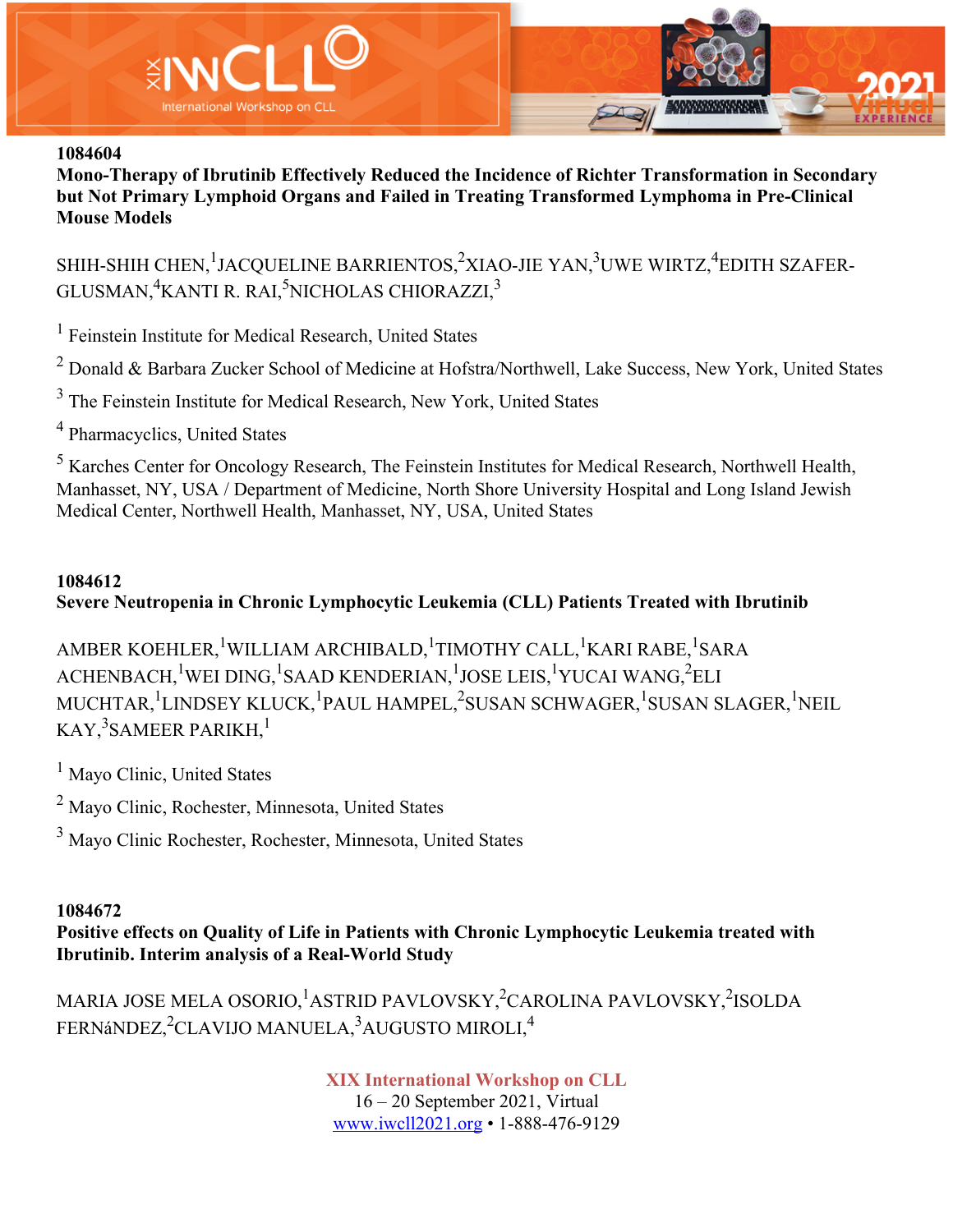**1084604**

**Mono-Therapy of Ibrutinib Effectively Reduced the Incidence of Richter Transformation in Secondary but Not Primary Lymphoid Organs and Failed in Treating Transformed Lymphoma in Pre-Clinical Mouse Models**

SHIH-SHIH CHEN,[1] JACQUELINE BARRIENTOS,[2] XIAO-JIE YAN,[3] UWE WIRTZ,[4] EDITH SZAFER-GLUSMAN,[4] KANTI R. RAI,[5] NICHOLAS CHIORAZZI,[3]

[1] Feinstein Institute for Medical Research, United States

[2] Donald & Barbara Zucker School of Medicine at Hofstra/Northwell, Lake Success, New York, United States

[3] The Feinstein Institute for Medical Research, New York, United States

[4] Pharmacyclics, United States

[5] Karches Center for Oncology Research, The Feinstein Institutes for Medical Research, Northwell Health, Manhasset, NY, USA / Department of Medicine, North Shore University Hospital and Long Island Jewish Medical Center, Northwell Health, Manhasset, NY, USA, United States

**1084612**

**Severe Neutropenia in Chronic Lymphocytic Leukemia (CLL) Patients Treated with Ibrutinib**

AMBER KOEHLER,[1] WILLIAM ARCHIBALD,[1] TIMOTHY CALL,[1] KARI RABE,[1] SARA ACHENBACH,[1] WEI DING,[1] SAAD KENDERIAN,[1] JOSE LEIS,[1] YUCAI WANG,[2] ELI MUCHTAR,[1] LINDSEY KLUCK,[1] PAUL HAMPEL,[2] SUSAN SCHWAGER,[1] SUSAN SLAGER,[1] NEIL KAY,[3] SAMEER PARIKH,[1]

[1] Mayo Clinic, United States

[2] Mayo Clinic, Rochester, Minnesota, United States

[3] Mayo Clinic Rochester, Rochester, Minnesota, United States

**1084672**

**Positive effects on Quality of Life in Patients with Chronic Lymphocytic Leukemia treated with Ibrutinib. Interim analysis of a Real-World Study**

MARIA JOSE MELA OSORIO,[1] ASTRID PAVLOVSKY,[2] CAROLINA PAVLOVSKY,[2] ISOLDA FERNáNDEZ,[2] CLAVIJO MANUELA,[3] AUGUSTO MIROLI,[4]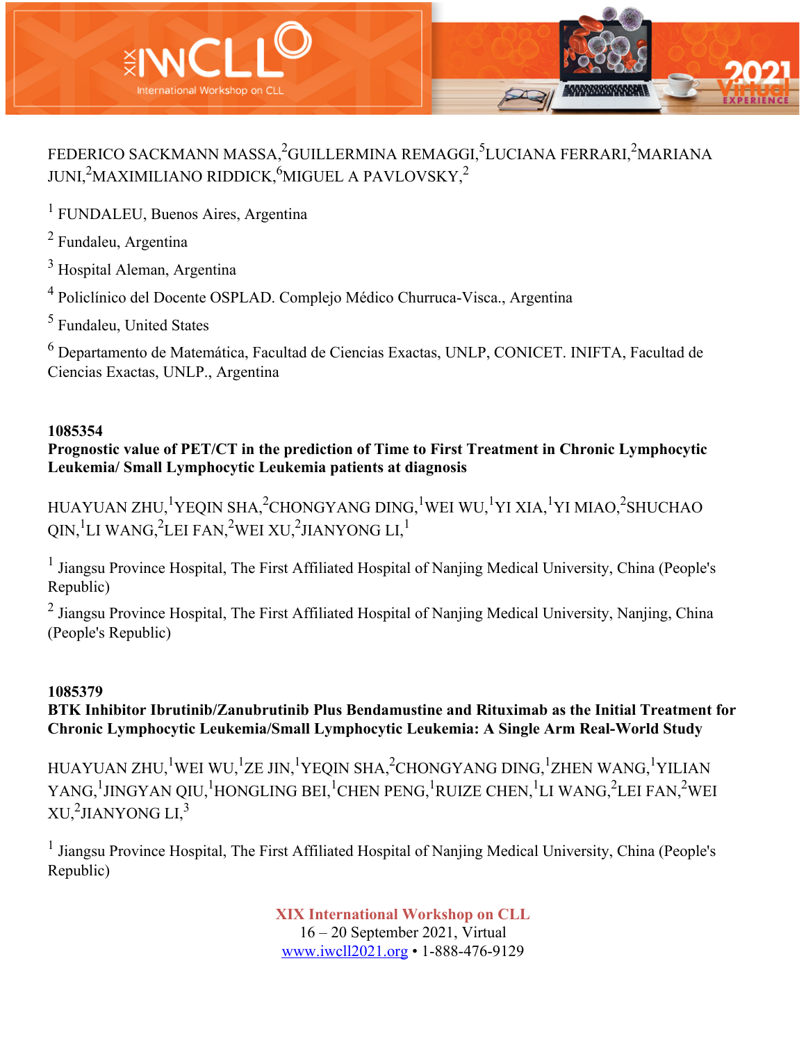FEDERICO SACKMANN MASSA,[2]GUILLERMINA REMAGGI,[5]LUCIANA FERRARI,[2]MARIANA JUNI,[2]MAXIMILIANO RIDDICK,[6]MIGUEL A PAVLOVSKY,[2]

[1] FUNDALEU, Buenos Aires, Argentina

[2] Fundaleu, Argentina

[3] Hospital Aleman, Argentina

[4] Policlínico del Docente OSPLAD. Complejo Médico Churruca-Visca., Argentina

[5] Fundaleu, United States

[6] Departamento de Matemática, Facultad de Ciencias Exactas, UNLP, CONICET. INIFTA, Facultad de Ciencias Exactas, UNLP., Argentina

**1085354**

**Prognostic value of PET/CT in the prediction of Time to First Treatment in Chronic Lymphocytic Leukemia/ Small Lymphocytic Leukemia patients at diagnosis**

HUAYUAN ZHU,[1]YEQIN SHA,[2]CHONGYANG DING,[1]WEI WU,[1]YI XIA,[1]YI MIAO,[2]SHUCHAO QIN,[1]LI WANG,[2]LEI FAN,[2]WEI XU,[2]JIANYONG LI,[1]

[1] Jiangsu Province Hospital, The First Affiliated Hospital of Nanjing Medical University, China (People's Republic)

[2] Jiangsu Province Hospital, The First Affiliated Hospital of Nanjing Medical University, Nanjing, China (People's Republic)

**1085379**

**BTK Inhibitor Ibrutinib/Zanubrutinib Plus Bendamustine and Rituximab as the Initial Treatment for Chronic Lymphocytic Leukemia/Small Lymphocytic Leukemia: A Single Arm Real-World Study**

HUAYUAN ZHU,[1]WEI WU,[1]ZE JIN,[1]YEQIN SHA,[2]CHONGYANG DING,[1]ZHEN WANG,[1]YILIAN YANG,[1]JINGYAN QIU,[1]HONGLING BEI,[1]CHEN PENG,[1]RUIZE CHEN,[1]LI WANG,[2]LEI FAN,[2]WEI XU,[2]JIANYONG LI,[3]

[1] Jiangsu Province Hospital, The First Affiliated Hospital of Nanjing Medical University, China (People's Republic)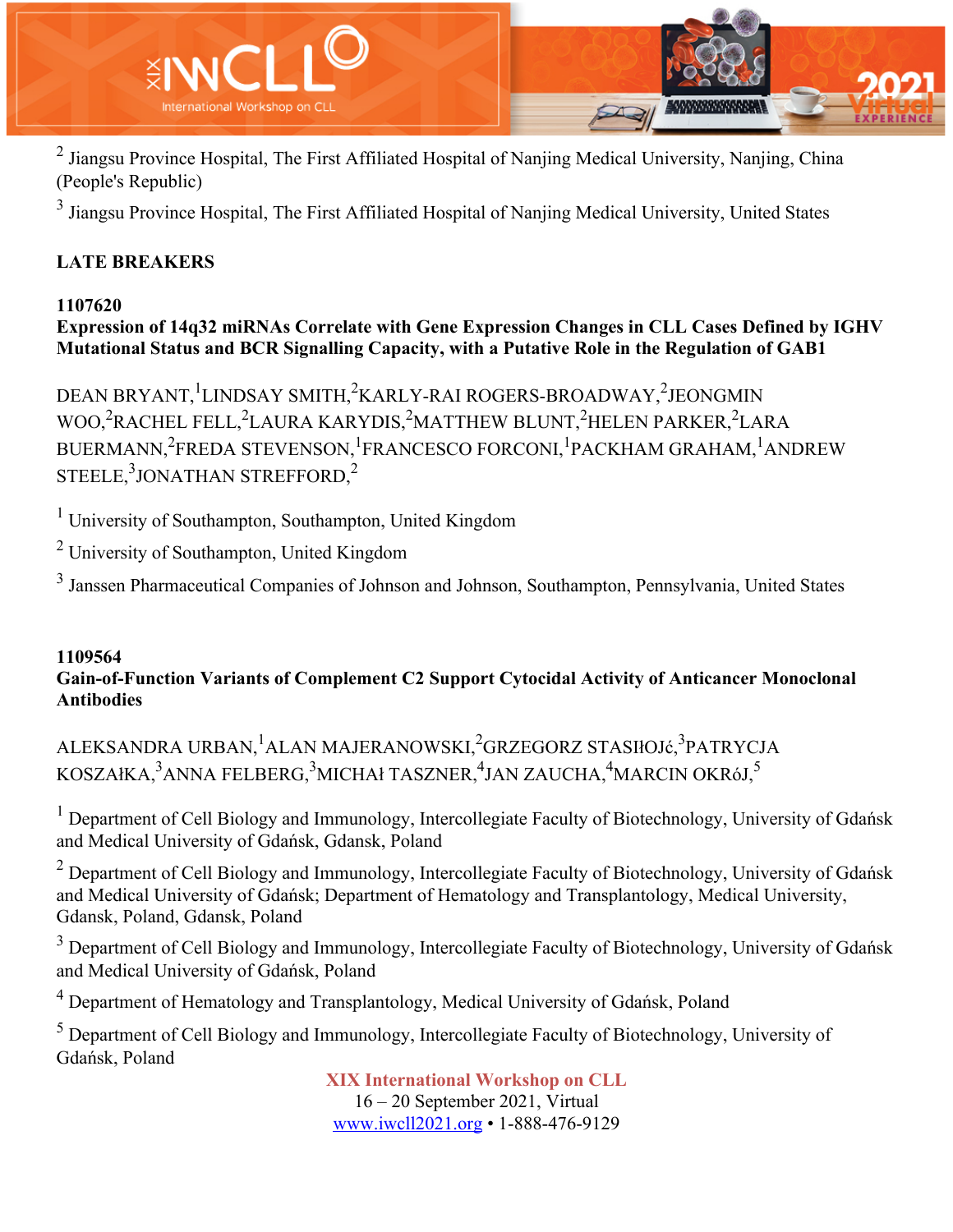[2] Jiangsu Province Hospital, The First Affiliated Hospital of Nanjing Medical University, Nanjing, China (People's Republic)

[3] Jiangsu Province Hospital, The First Affiliated Hospital of Nanjing Medical University, United States

## LATE BREAKERS

### 1107620
### Expression of 14q32 miRNAs Correlate with Gene Expression Changes in CLL Cases Defined by IGHV Mutational Status and BCR Signalling Capacity, with a Putative Role in the Regulation of GAB1

DEAN BRYANT,[1] LINDSAY SMITH,[2] KARLY-RAI ROGERS-BROADWAY,[2] JEONGMIN WOO,[2] RACHEL FELL,[2] LAURA KARYDIS,[2] MATTHEW BLUNT,[2] HELEN PARKER,[2] LARA BUERMANN,[2] FREDA STEVENSON,[1] FRANCESCO FORCONI,[1] PACKHAM GRAHAM,[1] ANDREW STEELE,[3] JONATHAN STREFFORD,[2]

[1] University of Southampton, Southampton, United Kingdom

[2] University of Southampton, United Kingdom

[3] Janssen Pharmaceutical Companies of Johnson and Johnson, Southampton, Pennsylvania, United States

### 1109564
### Gain-of-Function Variants of Complement C2 Support Cytocidal Activity of Anticancer Monoclonal Antibodies

ALEKSANDRA URBAN,[1] ALAN MAJERANOWSKI,[2] GRZEGORZ STASIłOJć,[3] PATRYCJA KOSZAłKA,[3] ANNA FELBERG,[3] MICHAł TASZNER,[4] JAN ZAUCHA,[4] MARCIN OKRóJ,[5]

[1] Department of Cell Biology and Immunology, Intercollegiate Faculty of Biotechnology, University of Gdańsk and Medical University of Gdańsk, Gdansk, Poland

[2] Department of Cell Biology and Immunology, Intercollegiate Faculty of Biotechnology, University of Gdańsk and Medical University of Gdańsk; Department of Hematology and Transplantology, Medical University, Gdansk, Poland, Gdansk, Poland

[3] Department of Cell Biology and Immunology, Intercollegiate Faculty of Biotechnology, University of Gdańsk and Medical University of Gdańsk, Poland

[4] Department of Hematology and Transplantology, Medical University of Gdańsk, Poland

[5] Department of Cell Biology and Immunology, Intercollegiate Faculty of Biotechnology, University of Gdańsk, Poland